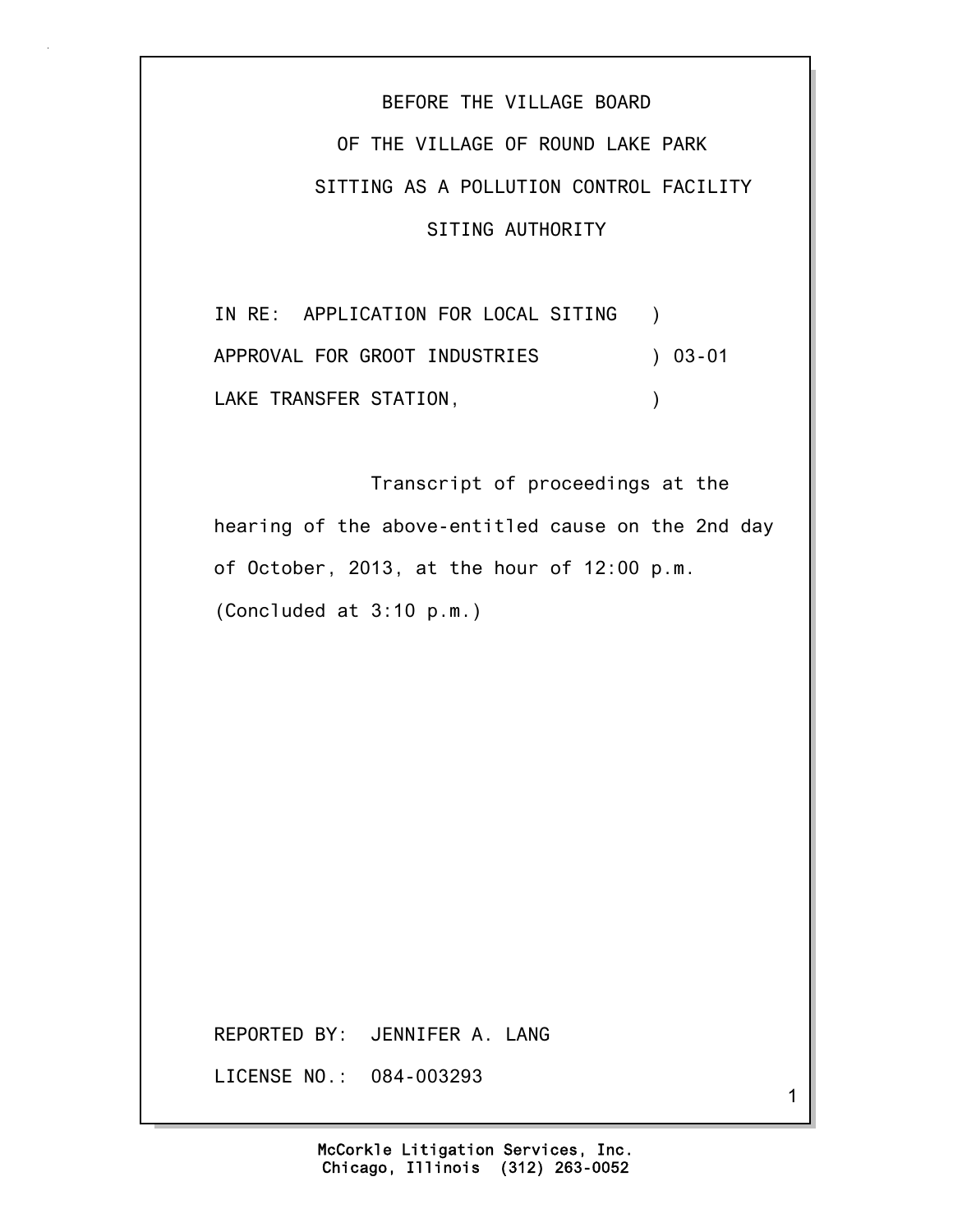BEFORE THE VILLAGE BOARD

OF THE VILLAGE OF ROUND LAKE PARK

SITTING AS A POLLUTION CONTROL FACILITY

SITING AUTHORITY

IN RE: APPLICATION FOR LOCAL SITING )
APPROVAL FOR GROOT INDUSTRIES ) 03-01
LAKE TRANSFER STATION, )

Transcript of proceedings at the hearing of the above-entitled cause on the 2nd day of October, 2013, at the hour of 12:00 p.m. (Concluded at 3:10 p.m.)

REPORTED BY: JENNIFER A. LANG

LICENSE NO.: 084-003293

McCorkle Litigation Services, Inc.
Chicago, Illinois (312) 263-0052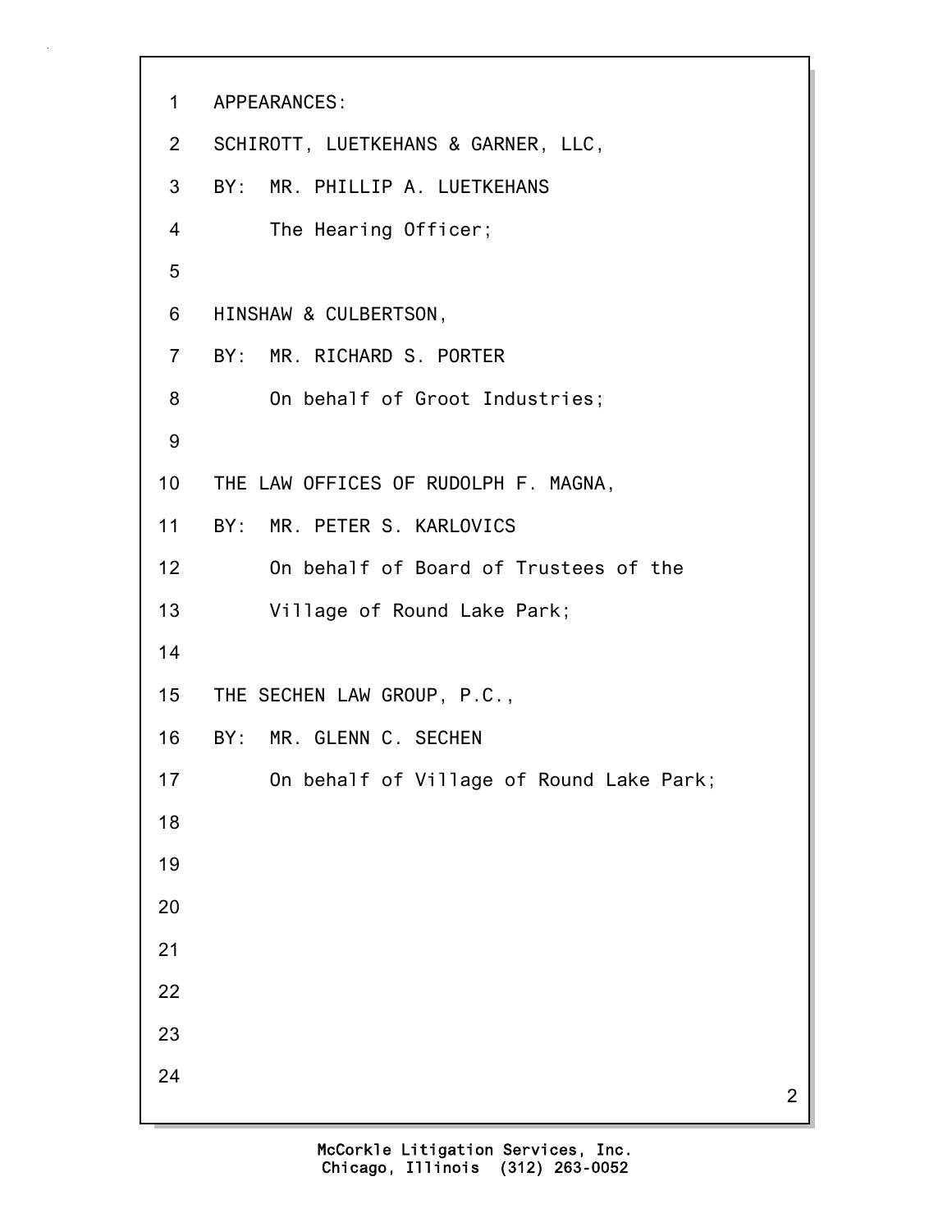APPEARANCES:

SCHIROTT, LUETKEHANS & GARNER, LLC,
BY: MR. PHILLIP A. LUETKEHANS
The Hearing Officer;

HINSHAW & CULBERTSON,
BY: MR. RICHARD S. PORTER
On behalf of Groot Industries;

THE LAW OFFICES OF RUDOLPH F. MAGNA,
BY: MR. PETER S. KARLOVICS
On behalf of Board of Trustees of the
Village of Round Lake Park;

THE SECHEN LAW GROUP, P.C.,
BY: MR. GLENN C. SECHEN
On behalf of Village of Round Lake Park;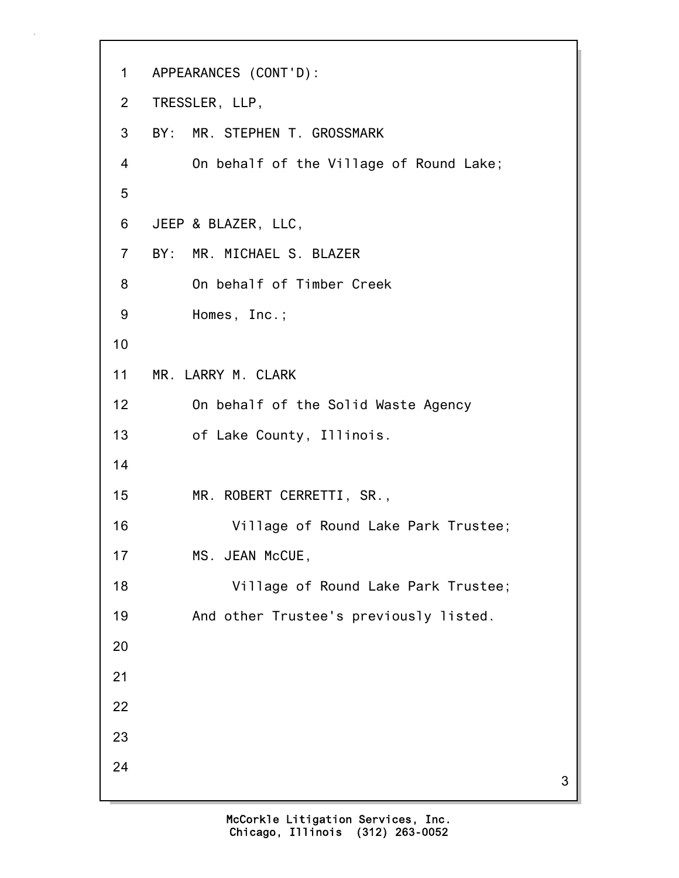APPEARANCES (CONT'D):

TRESSLER, LLP,
BY: MR. STEPHEN T. GROSSMARK
On behalf of the Village of Round Lake;

JEEP & BLAZER, LLC,
BY: MR. MICHAEL S. BLAZER
On behalf of Timber Creek
Homes, Inc.;

MR. LARRY M. CLARK
On behalf of the Solid Waste Agency
of Lake County, Illinois.

MR. ROBERT CERRETTI, SR.,
Village of Round Lake Park Trustee;
MS. JEAN McCUE,
Village of Round Lake Park Trustee;
And other Trustee's previously listed.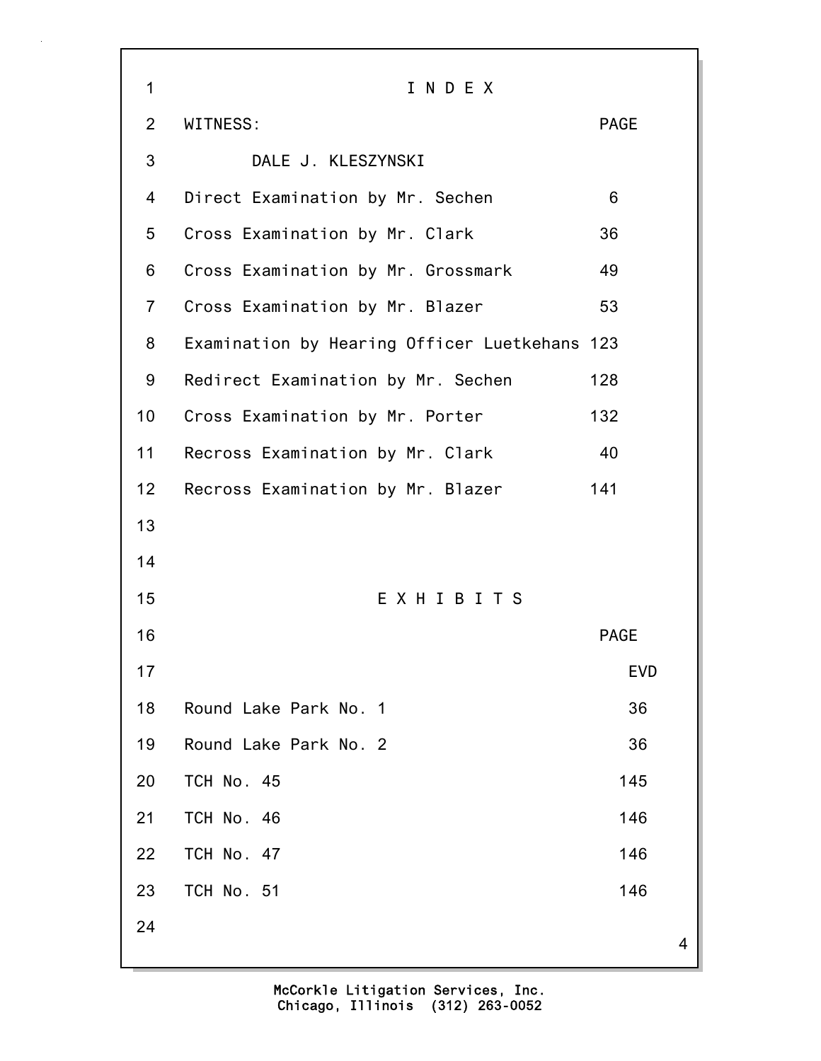# I N D E X

| WITNESS: | PAGE |
|---|---|
| DALE J. KLESZYNSKI | |
| Direct Examination by Mr. Sechen | 6 |
| Cross Examination by Mr. Clark | 36 |
| Cross Examination by Mr. Grossmark | 49 |
| Cross Examination by Mr. Blazer | 53 |
| Examination by Hearing Officer Luetkehans | 123 |
| Redirect Examination by Mr. Sechen | 128 |
| Cross Examination by Mr. Porter | 132 |
| Recross Examination by Mr. Clark | 40 |
| Recross Examination by Mr. Blazer | 141 |

# E X H I B I T S

| | PAGE EVD |
|---|---|
| Round Lake Park No. 1 | 36 |
| Round Lake Park No. 2 | 36 |
| TCH No. 45 | 145 |
| TCH No. 46 | 146 |
| TCH No. 47 | 146 |
| TCH No. 51 | 146 |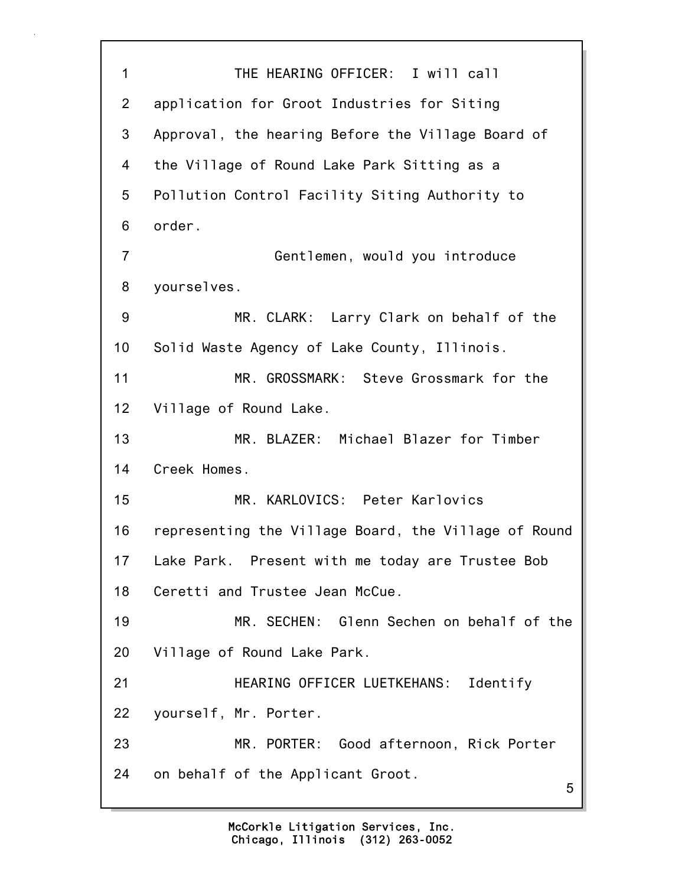THE HEARING OFFICER: I will call application for Groot Industries for Siting Approval, the hearing Before the Village Board of the Village of Round Lake Park Sitting as a Pollution Control Facility Siting Authority to order.

Gentlemen, would you introduce yourselves.

MR. CLARK: Larry Clark on behalf of the Solid Waste Agency of Lake County, Illinois.

MR. GROSSMARK: Steve Grossmark for the Village of Round Lake.

MR. BLAZER: Michael Blazer for Timber Creek Homes.

MR. KARLOVICS: Peter Karlovics representing the Village Board, the Village of Round Lake Park. Present with me today are Trustee Bob Ceretti and Trustee Jean McCue.

MR. SECHEN: Glenn Sechen on behalf of the Village of Round Lake Park.

HEARING OFFICER LUETKEHANS: Identify yourself, Mr. Porter.

MR. PORTER: Good afternoon, Rick Porter on behalf of the Applicant Groot.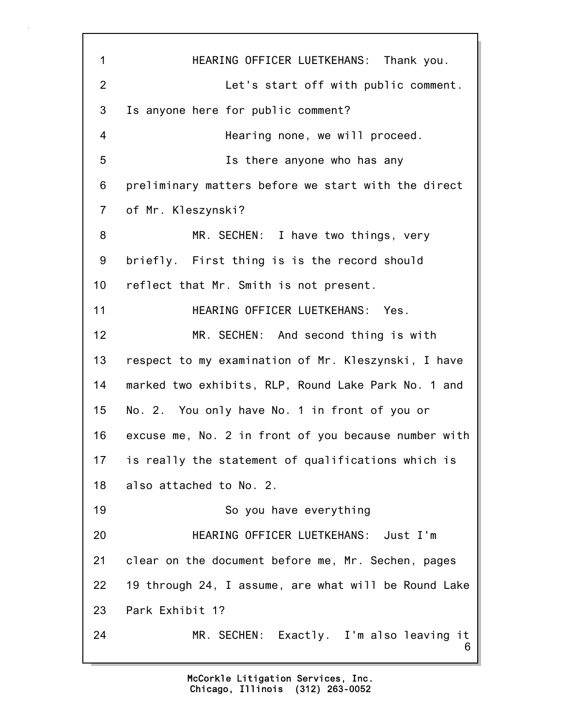1 HEARING OFFICER LUETKEHANS: Thank you.
2 Let's start off with public comment.
3 Is anyone here for public comment?
4 Hearing none, we will proceed.
5 Is there anyone who has any
6 preliminary matters before we start with the direct
7 of Mr. Kleszynski?
8 MR. SECHEN: I have two things, very
9 briefly. First thing is is the record should
10 reflect that Mr. Smith is not present.
11 HEARING OFFICER LUETKEHANS: Yes.
12 MR. SECHEN: And second thing is with
13 respect to my examination of Mr. Kleszynski, I have
14 marked two exhibits, RLP, Round Lake Park No. 1 and
15 No. 2. You only have No. 1 in front of you or
16 excuse me, No. 2 in front of you because number with
17 is really the statement of qualifications which is
18 also attached to No. 2.
19 So you have everything
20 HEARING OFFICER LUETKEHANS: Just I'm
21 clear on the document before me, Mr. Sechen, pages
22 19 through 24, I assume, are what will be Round Lake
23 Park Exhibit 1?
24 MR. SECHEN: Exactly. I'm also leaving it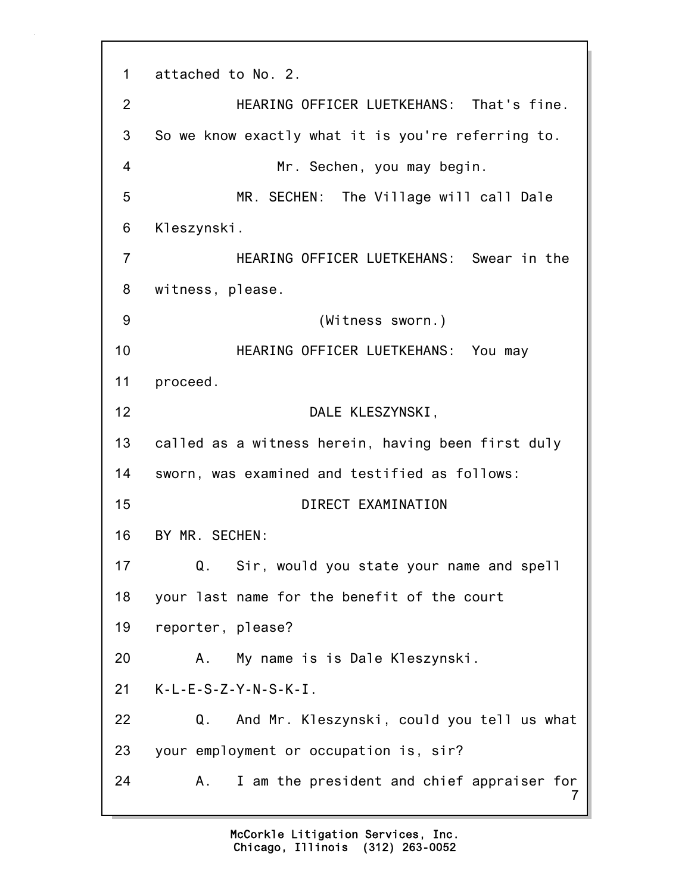attached to No. 2.

HEARING OFFICER LUETKEHANS: That's fine. So we know exactly what it is you're referring to.

Mr. Sechen, you may begin.

MR. SECHEN: The Village will call Dale Kleszynski.

HEARING OFFICER LUETKEHANS: Swear in the witness, please.

(Witness sworn.)

HEARING OFFICER LUETKEHANS: You may proceed.

DALE KLESZYNSKI,

called as a witness herein, having been first duly sworn, was examined and testified as follows:

DIRECT EXAMINATION

BY MR. SECHEN:

Q. Sir, would you state your name and spell your last name for the benefit of the court reporter, please?

A. My name is is Dale Kleszynski. K-L-E-S-Z-Y-N-S-K-I.

Q. And Mr. Kleszynski, could you tell us what your employment or occupation is, sir?

A. I am the president and chief appraiser for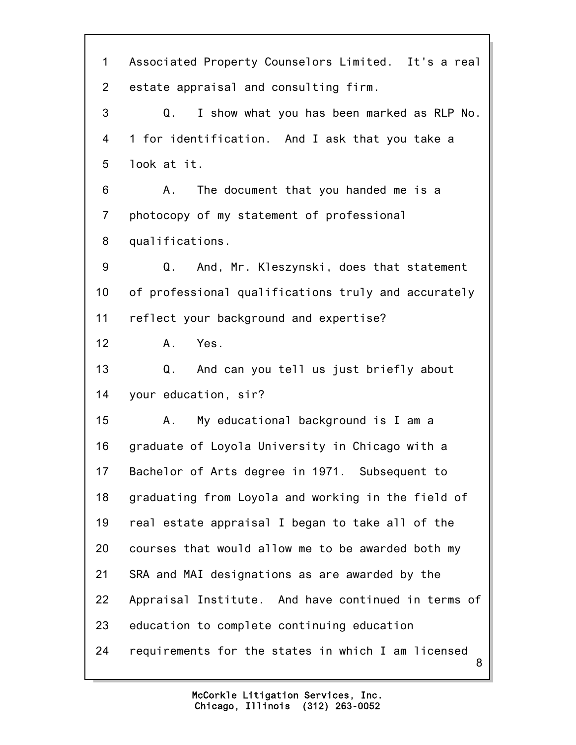1 Associated Property Counselors Limited. It's a real
2 estate appraisal and consulting firm.
3 Q. I show what you has been marked as RLP No.
4 1 for identification. And I ask that you take a
5 look at it.
6 A. The document that you handed me is a
7 photocopy of my statement of professional
8 qualifications.
9 Q. And, Mr. Kleszynski, does that statement
10 of professional qualifications truly and accurately
11 reflect your background and expertise?
12 A. Yes.
13 Q. And can you tell us just briefly about
14 your education, sir?
15 A. My educational background is I am a
16 graduate of Loyola University in Chicago with a
17 Bachelor of Arts degree in 1971. Subsequent to
18 graduating from Loyola and working in the field of
19 real estate appraisal I began to take all of the
20 courses that would allow me to be awarded both my
21 SRA and MAI designations as are awarded by the
22 Appraisal Institute. And have continued in terms of
23 education to complete continuing education
24 requirements for the states in which I am licensed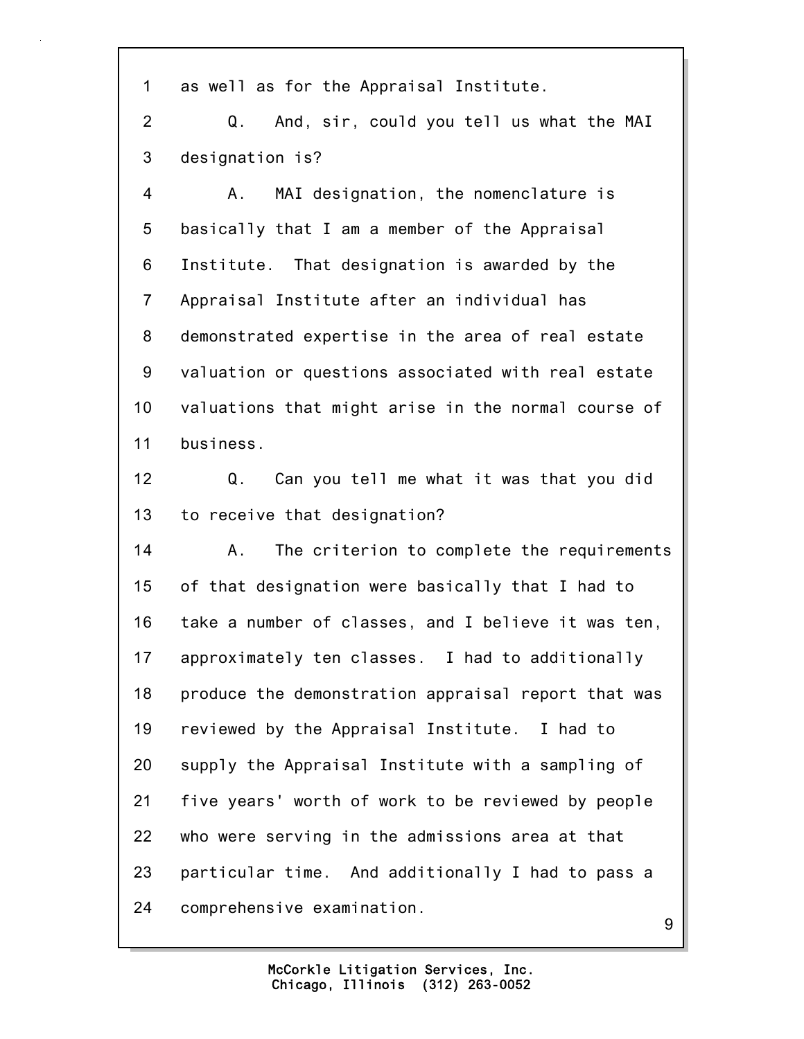1 as well as for the Appraisal Institute.

2 Q. And, sir, could you tell us what the MAI

3 designation is?

4 A. MAI designation, the nomenclature is

5 basically that I am a member of the Appraisal

6 Institute. That designation is awarded by the

7 Appraisal Institute after an individual has

8 demonstrated expertise in the area of real estate

9 valuation or questions associated with real estate

10 valuations that might arise in the normal course of

11 business.

12 Q. Can you tell me what it was that you did

13 to receive that designation?

14 A. The criterion to complete the requirements

15 of that designation were basically that I had to

16 take a number of classes, and I believe it was ten,

17 approximately ten classes. I had to additionally

18 produce the demonstration appraisal report that was

19 reviewed by the Appraisal Institute. I had to

20 supply the Appraisal Institute with a sampling of

21 five years' worth of work to be reviewed by people

22 who were serving in the admissions area at that

23 particular time. And additionally I had to pass a

24 comprehensive examination.

McCorkle Litigation Services, Inc.
Chicago, Illinois (312) 263-0052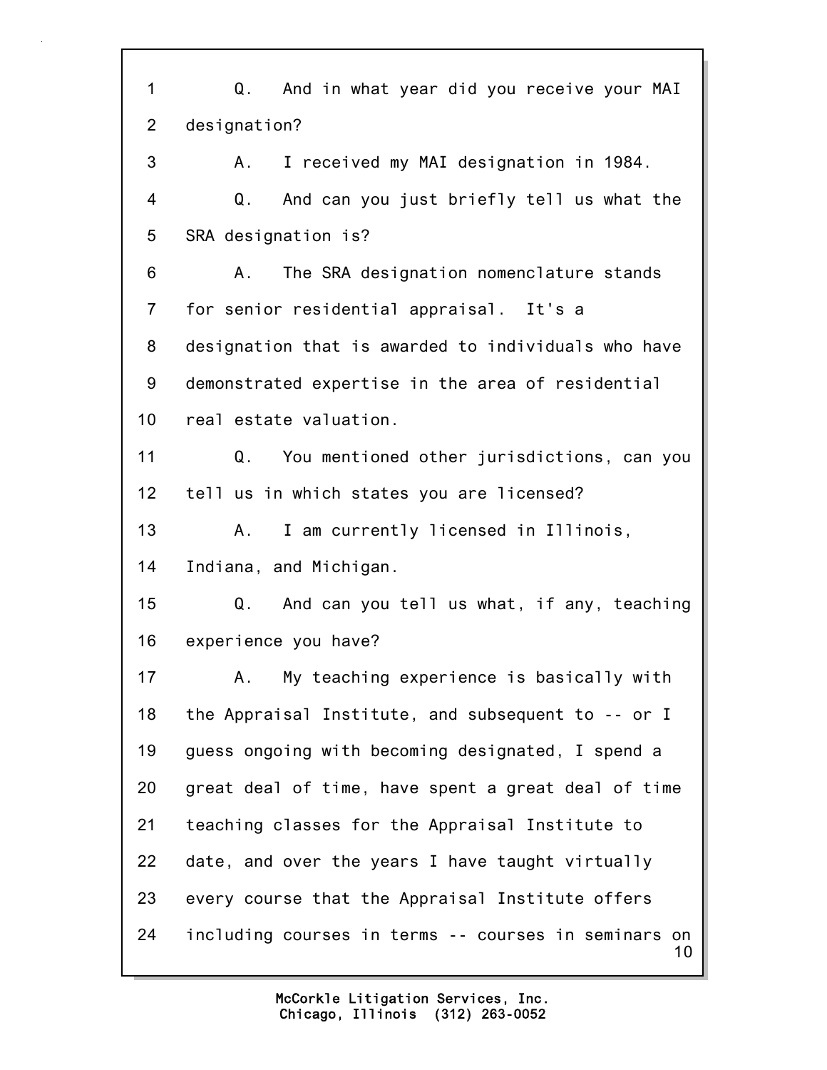1 Q. And in what year did you receive your MAI
2 designation?
3 A. I received my MAI designation in 1984.
4 Q. And can you just briefly tell us what the
5 SRA designation is?
6 A. The SRA designation nomenclature stands
7 for senior residential appraisal. It's a
8 designation that is awarded to individuals who have
9 demonstrated expertise in the area of residential
10 real estate valuation.
11 Q. You mentioned other jurisdictions, can you
12 tell us in which states you are licensed?
13 A. I am currently licensed in Illinois,
14 Indiana, and Michigan.
15 Q. And can you tell us what, if any, teaching
16 experience you have?
17 A. My teaching experience is basically with
18 the Appraisal Institute, and subsequent to -- or I
19 guess ongoing with becoming designated, I spend a
20 great deal of time, have spent a great deal of time
21 teaching classes for the Appraisal Institute to
22 date, and over the years I have taught virtually
23 every course that the Appraisal Institute offers
24 including courses in terms -- courses in seminars on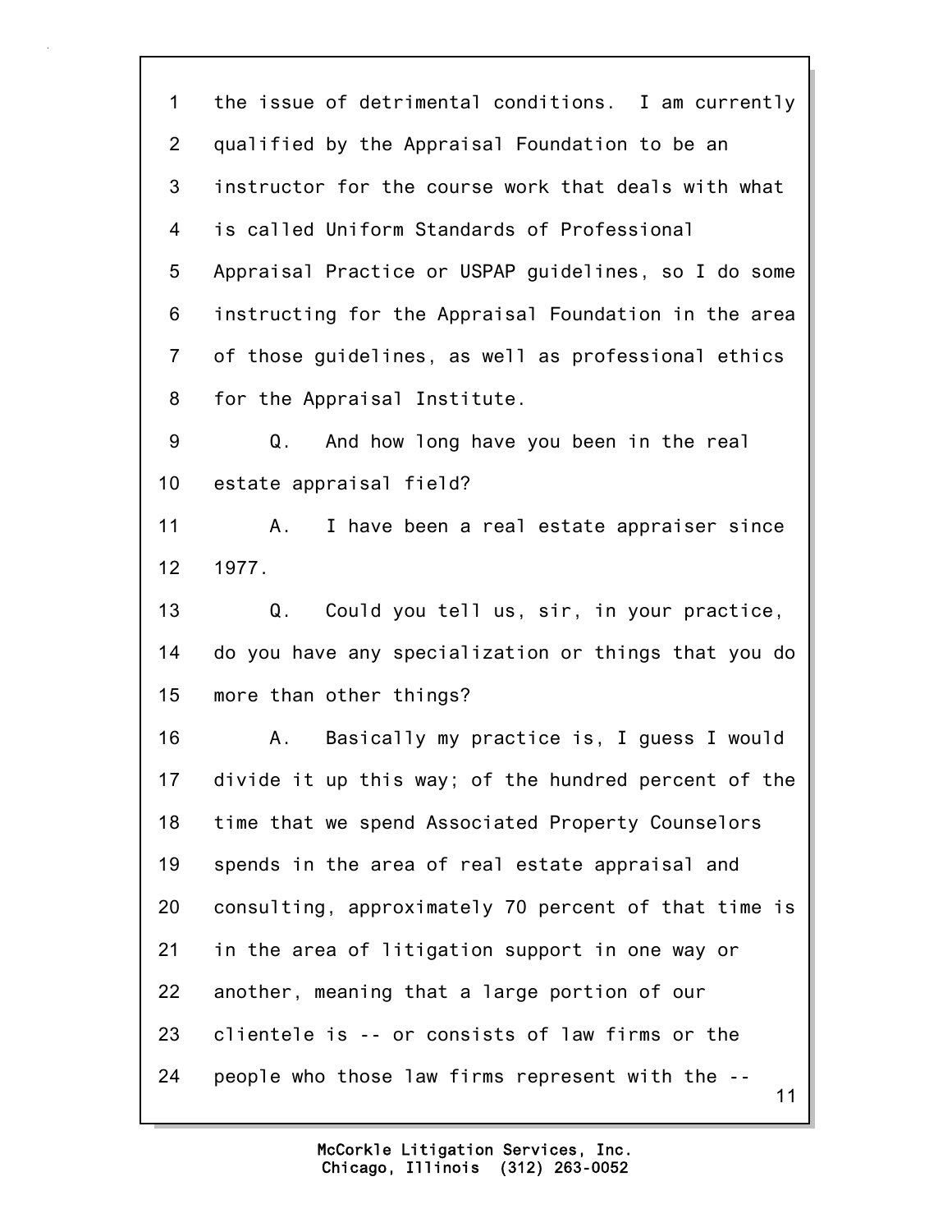1 the issue of detrimental conditions. I am currently
2 qualified by the Appraisal Foundation to be an
3 instructor for the course work that deals with what
4 is called Uniform Standards of Professional
5 Appraisal Practice or USPAP guidelines, so I do some
6 instructing for the Appraisal Foundation in the area
7 of those guidelines, as well as professional ethics
8 for the Appraisal Institute.
9 Q. And how long have you been in the real
10 estate appraisal field?
11 A. I have been a real estate appraiser since
12 1977.
13 Q. Could you tell us, sir, in your practice,
14 do you have any specialization or things that you do
15 more than other things?
16 A. Basically my practice is, I guess I would
17 divide it up this way; of the hundred percent of the
18 time that we spend Associated Property Counselors
19 spends in the area of real estate appraisal and
20 consulting, approximately 70 percent of that time is
21 in the area of litigation support in one way or
22 another, meaning that a large portion of our
23 clientele is -- or consists of law firms or the
24 people who those law firms represent with the --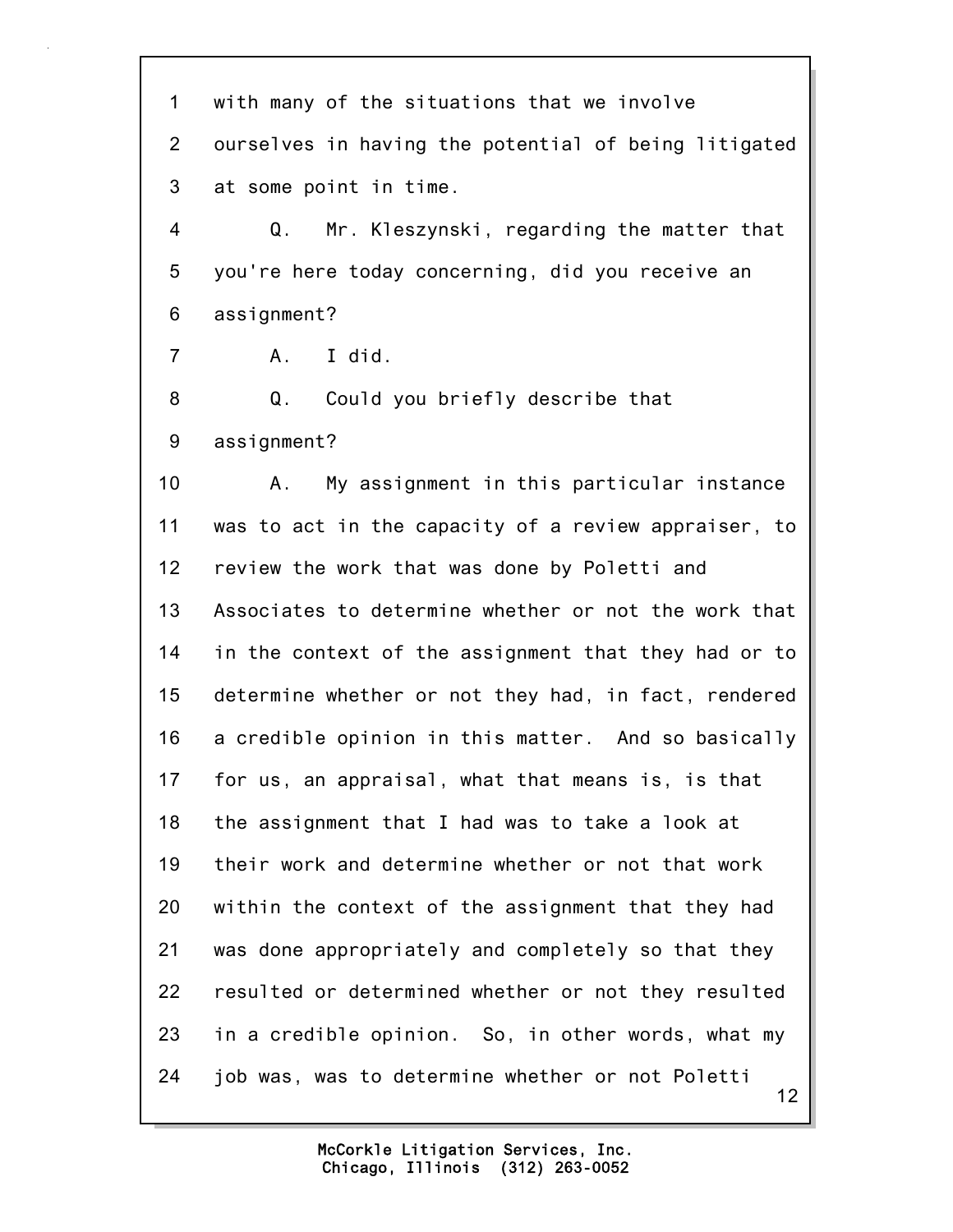1 with many of the situations that we involve
2 ourselves in having the potential of being litigated
3 at some point in time.
4 Q. Mr. Kleszynski, regarding the matter that
5 you're here today concerning, did you receive an
6 assignment?
7 A. I did.
8 Q. Could you briefly describe that
9 assignment?
10 A. My assignment in this particular instance
11 was to act in the capacity of a review appraiser, to
12 review the work that was done by Poletti and
13 Associates to determine whether or not the work that
14 in the context of the assignment that they had or to
15 determine whether or not they had, in fact, rendered
16 a credible opinion in this matter. And so basically
17 for us, an appraisal, what that means is, is that
18 the assignment that I had was to take a look at
19 their work and determine whether or not that work
20 within the context of the assignment that they had
21 was done appropriately and completely so that they
22 resulted or determined whether or not they resulted
23 in a credible opinion. So, in other words, what my
24 job was, was to determine whether or not Poletti

McCorkle Litigation Services, Inc.
Chicago, Illinois (312) 263-0052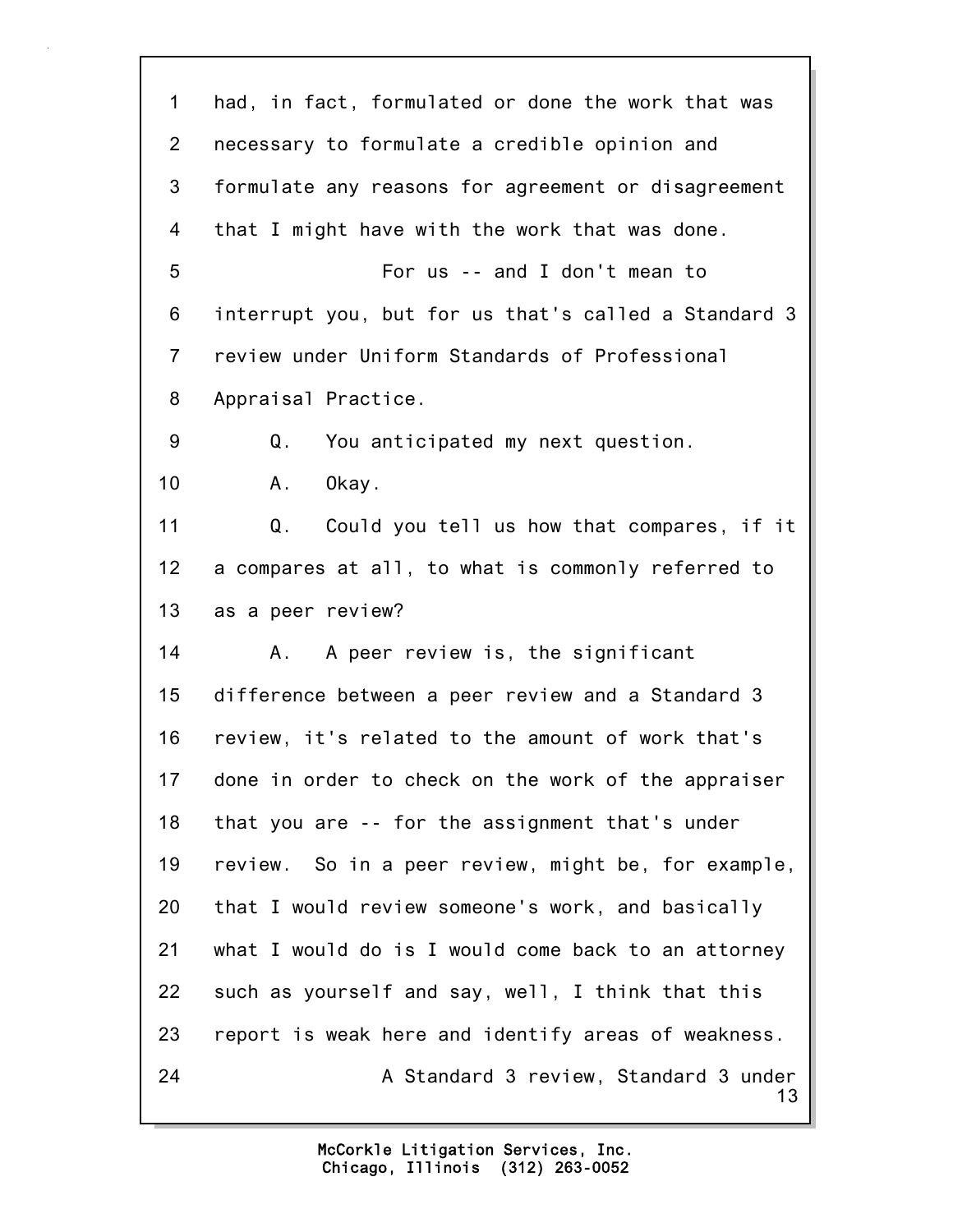1 had, in fact, formulated or done the work that was
2 necessary to formulate a credible opinion and
3 formulate any reasons for agreement or disagreement
4 that I might have with the work that was done.

5 For us -- and I don't mean to
6 interrupt you, but for us that's called a Standard 3
7 review under Uniform Standards of Professional
8 Appraisal Practice.

9 Q. You anticipated my next question.

10 A. Okay.

11 Q. Could you tell us how that compares, if it
12 a compares at all, to what is commonly referred to
13 as a peer review?

14 A. A peer review is, the significant
15 difference between a peer review and a Standard 3
16 review, it's related to the amount of work that's
17 done in order to check on the work of the appraiser
18 that you are -- for the assignment that's under
19 review. So in a peer review, might be, for example,
20 that I would review someone's work, and basically
21 what I would do is I would come back to an attorney
22 such as yourself and say, well, I think that this
23 report is weak here and identify areas of weakness.

24 A Standard 3 review, Standard 3 under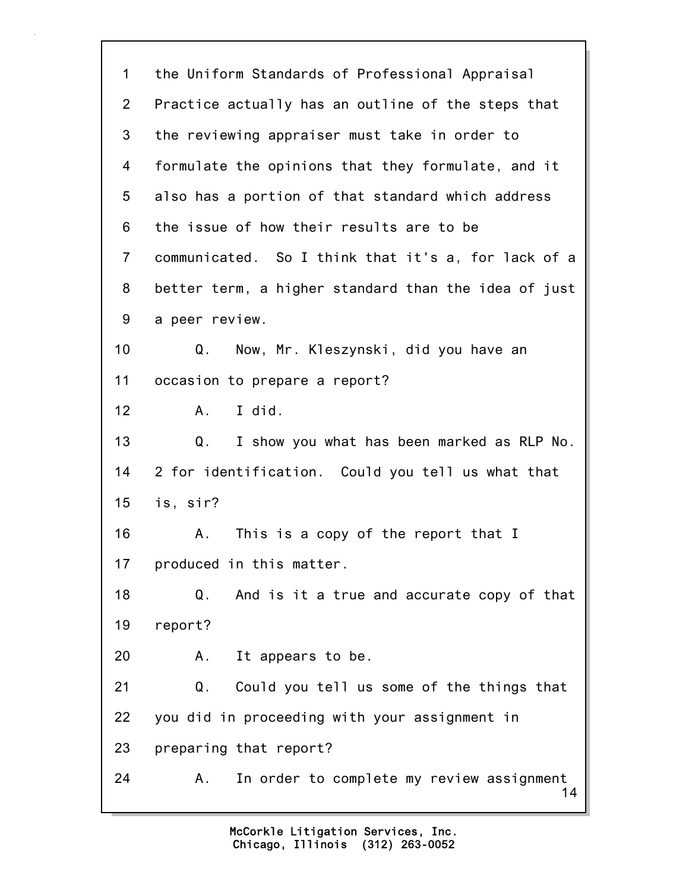the Uniform Standards of Professional Appraisal Practice actually has an outline of the steps that the reviewing appraiser must take in order to formulate the opinions that they formulate, and it also has a portion of that standard which address the issue of how their results are to be communicated. So I think that it's a, for lack of a better term, a higher standard than the idea of just a peer review.

Q. Now, Mr. Kleszynski, did you have an occasion to prepare a report?

A. I did.

Q. I show you what has been marked as RLP No. 2 for identification. Could you tell us what that is, sir?

A. This is a copy of the report that I produced in this matter.

Q. And is it a true and accurate copy of that report?

A. It appears to be.

Q. Could you tell us some of the things that you did in proceeding with your assignment in preparing that report?

A. In order to complete my review assignment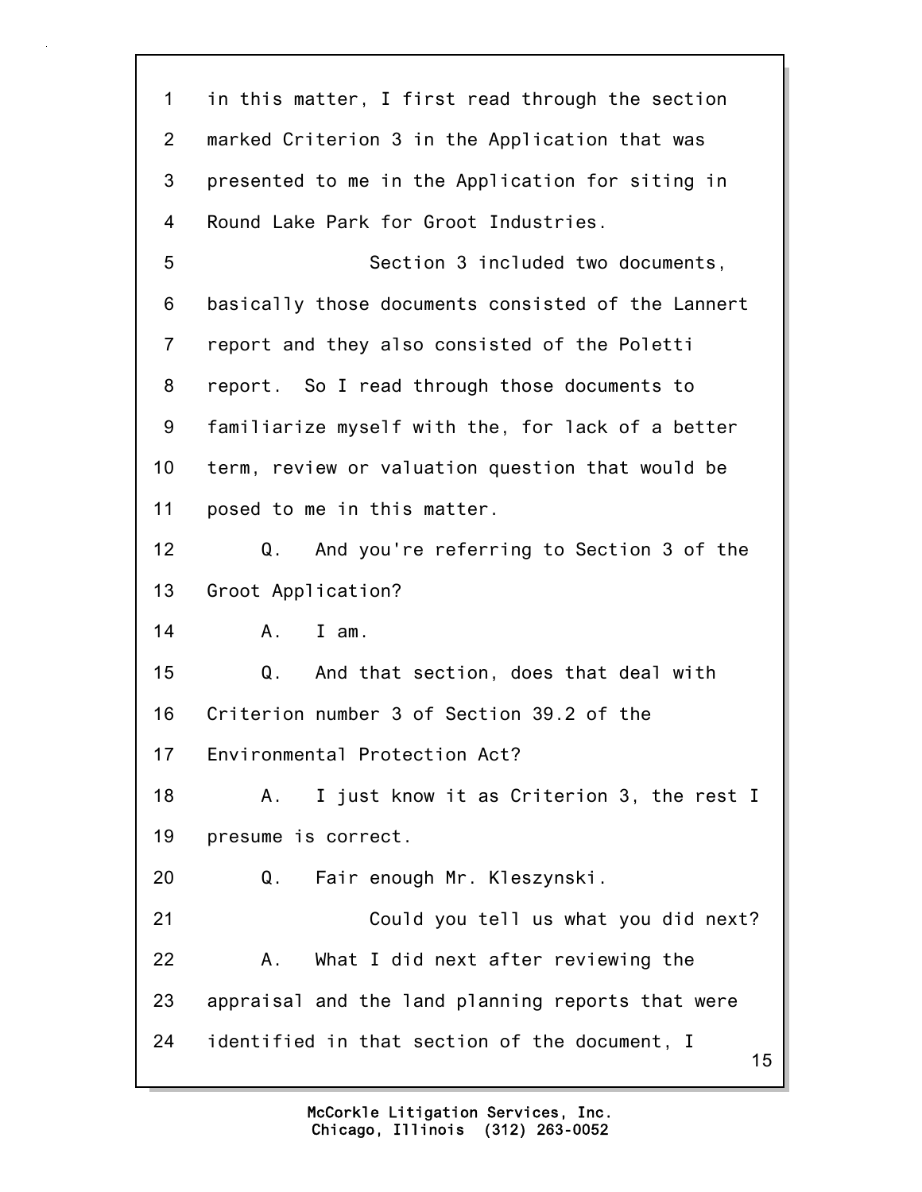in this matter, I first read through the section marked Criterion 3 in the Application that was presented to me in the Application for siting in Round Lake Park for Groot Industries.

Section 3 included two documents, basically those documents consisted of the Lannert report and they also consisted of the Poletti report. So I read through those documents to familiarize myself with the, for lack of a better term, review or valuation question that would be posed to me in this matter.

Q. And you're referring to Section 3 of the Groot Application?

A. I am.

Q. And that section, does that deal with Criterion number 3 of Section 39.2 of the Environmental Protection Act?

A. I just know it as Criterion 3, the rest I presume is correct.

Q. Fair enough Mr. Kleszynski.

Could you tell us what you did next?

A. What I did next after reviewing the appraisal and the land planning reports that were identified in that section of the document, I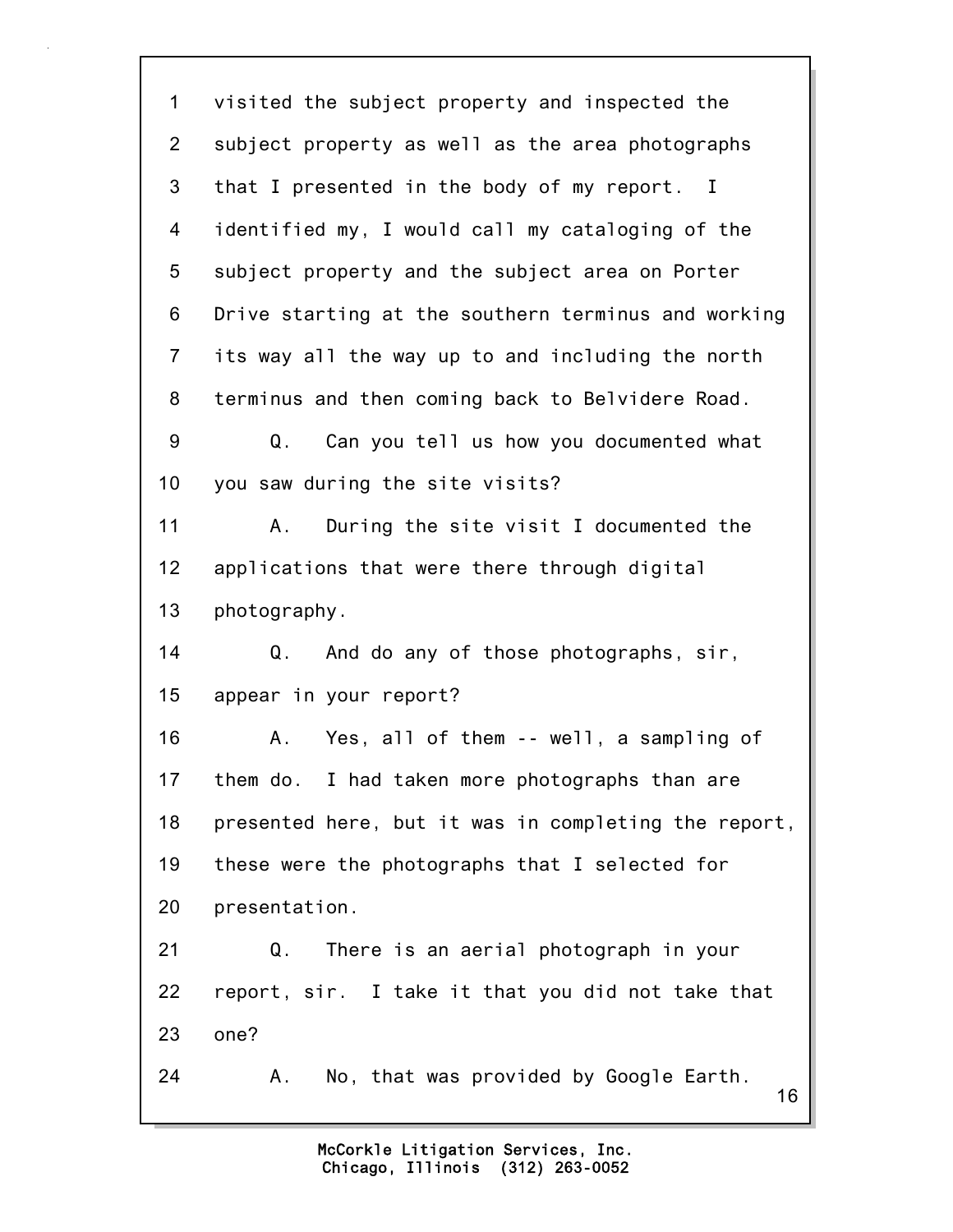visited the subject property and inspected the subject property as well as the area photographs that I presented in the body of my report. I identified my, I would call my cataloging of the subject property and the subject area on Porter Drive starting at the southern terminus and working its way all the way up to and including the north terminus and then coming back to Belvidere Road.

Q. Can you tell us how you documented what you saw during the site visits?

A. During the site visit I documented the applications that were there through digital photography.

Q. And do any of those photographs, sir, appear in your report?

A. Yes, all of them -- well, a sampling of them do. I had taken more photographs than are presented here, but it was in completing the report, these were the photographs that I selected for presentation.

Q. There is an aerial photograph in your report, sir. I take it that you did not take that one?

A. No, that was provided by Google Earth.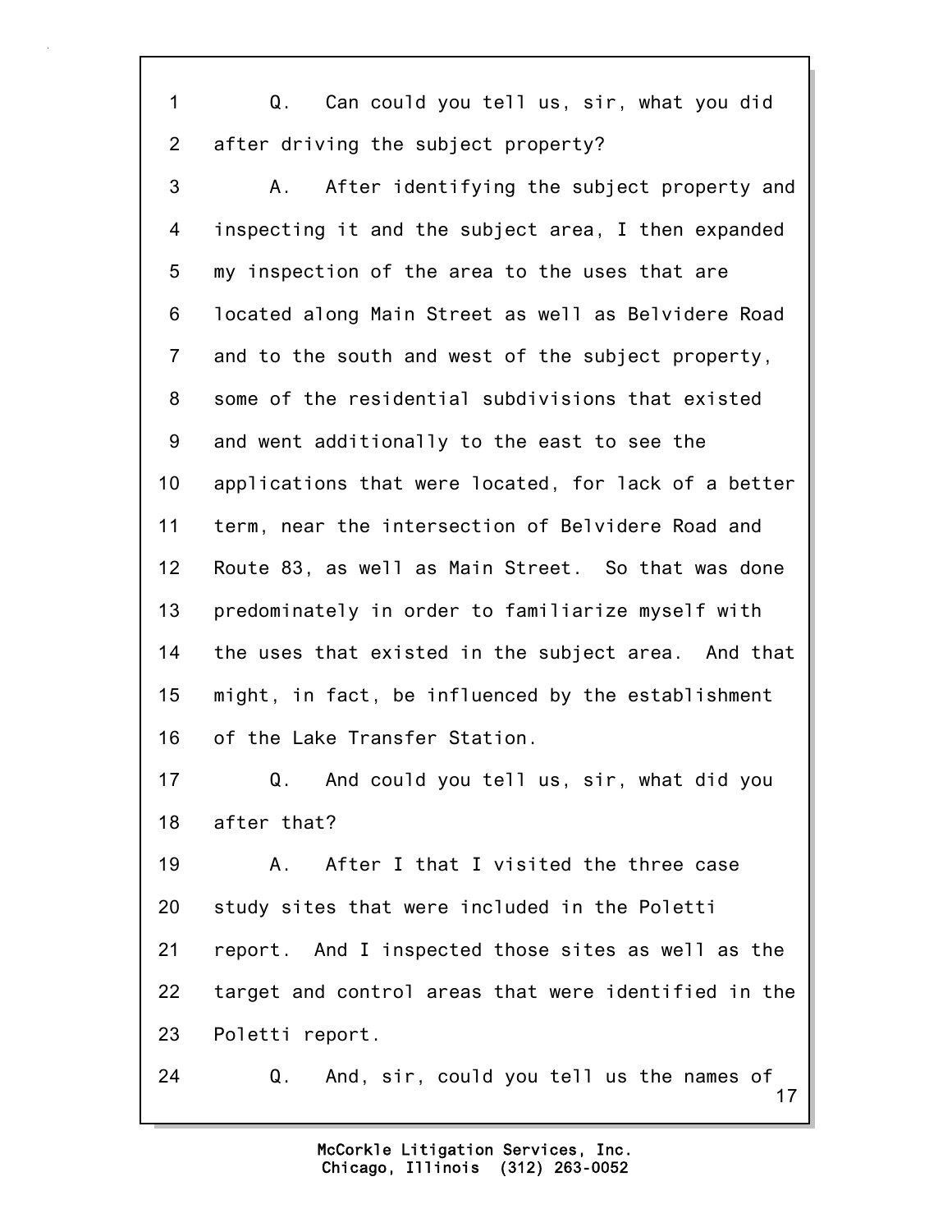1 Q. Can could you tell us, sir, what you did
2 after driving the subject property?
3 A. After identifying the subject property and
4 inspecting it and the subject area, I then expanded
5 my inspection of the area to the uses that are
6 located along Main Street as well as Belvidere Road
7 and to the south and west of the subject property,
8 some of the residential subdivisions that existed
9 and went additionally to the east to see the
10 applications that were located, for lack of a better
11 term, near the intersection of Belvidere Road and
12 Route 83, as well as Main Street. So that was done
13 predominately in order to familiarize myself with
14 the uses that existed in the subject area. And that
15 might, in fact, be influenced by the establishment
16 of the Lake Transfer Station.
17 Q. And could you tell us, sir, what did you
18 after that?
19 A. After I that I visited the three case
20 study sites that were included in the Poletti
21 report. And I inspected those sites as well as the
22 target and control areas that were identified in the
23 Poletti report.
24 Q. And, sir, could you tell us the names of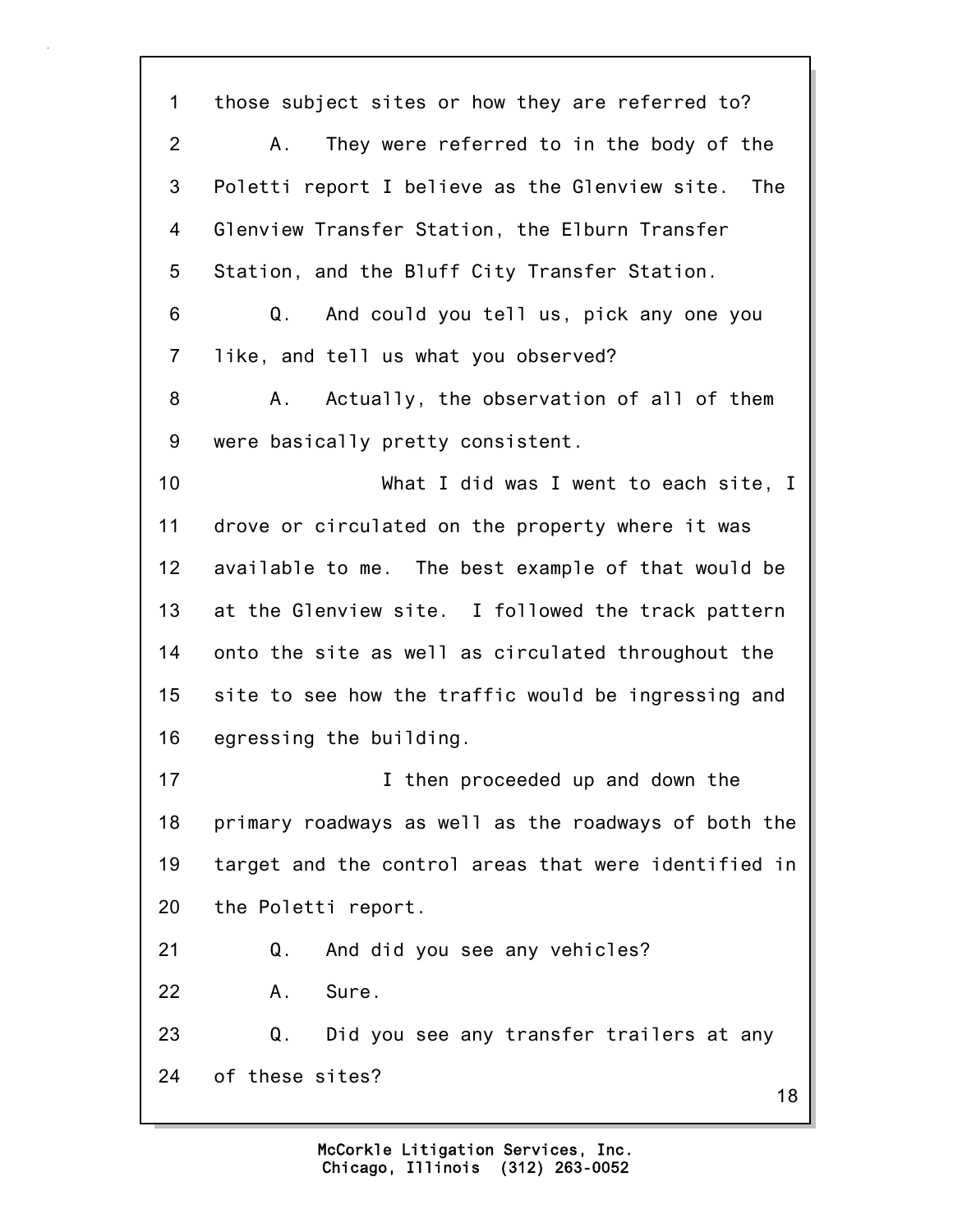1 those subject sites or how they are referred to?

2 A. They were referred to in the body of the

3 Poletti report I believe as the Glenview site. The

4 Glenview Transfer Station, the Elburn Transfer

5 Station, and the Bluff City Transfer Station.

6 Q. And could you tell us, pick any one you

7 like, and tell us what you observed?

8 A. Actually, the observation of all of them

9 were basically pretty consistent.

10 What I did was I went to each site, I

11 drove or circulated on the property where it was

12 available to me. The best example of that would be

13 at the Glenview site. I followed the track pattern

14 onto the site as well as circulated throughout the

15 site to see how the traffic would be ingressing and

16 egressing the building.

17 I then proceeded up and down the

18 primary roadways as well as the roadways of both the

19 target and the control areas that were identified in

20 the Poletti report.

21 Q. And did you see any vehicles?

22 A. Sure.

23 Q. Did you see any transfer trailers at any

24 of these sites?

McCorkle Litigation Services, Inc.
Chicago, Illinois (312) 263-0052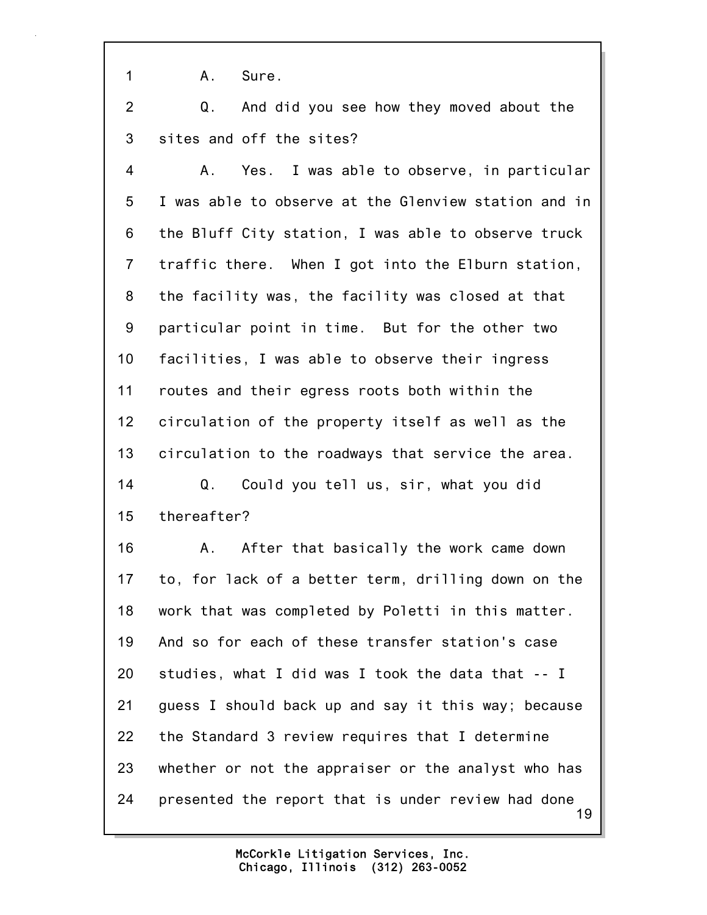1 A. Sure.

2 Q. And did you see how they moved about the

3 sites and off the sites?

4 A. Yes. I was able to observe, in particular

5 I was able to observe at the Glenview station and in

6 the Bluff City station, I was able to observe truck

7 traffic there. When I got into the Elburn station,

8 the facility was, the facility was closed at that

9 particular point in time. But for the other two

10 facilities, I was able to observe their ingress

11 routes and their egress roots both within the

12 circulation of the property itself as well as the

13 circulation to the roadways that service the area.

14 Q. Could you tell us, sir, what you did

15 thereafter?

16 A. After that basically the work came down

17 to, for lack of a better term, drilling down on the

18 work that was completed by Poletti in this matter.

19 And so for each of these transfer station's case

20 studies, what I did was I took the data that -- I

21 guess I should back up and say it this way; because

22 the Standard 3 review requires that I determine

23 whether or not the appraiser or the analyst who has

24 presented the report that is under review had done

McCorkle Litigation Services, Inc.
Chicago, Illinois (312) 263-0052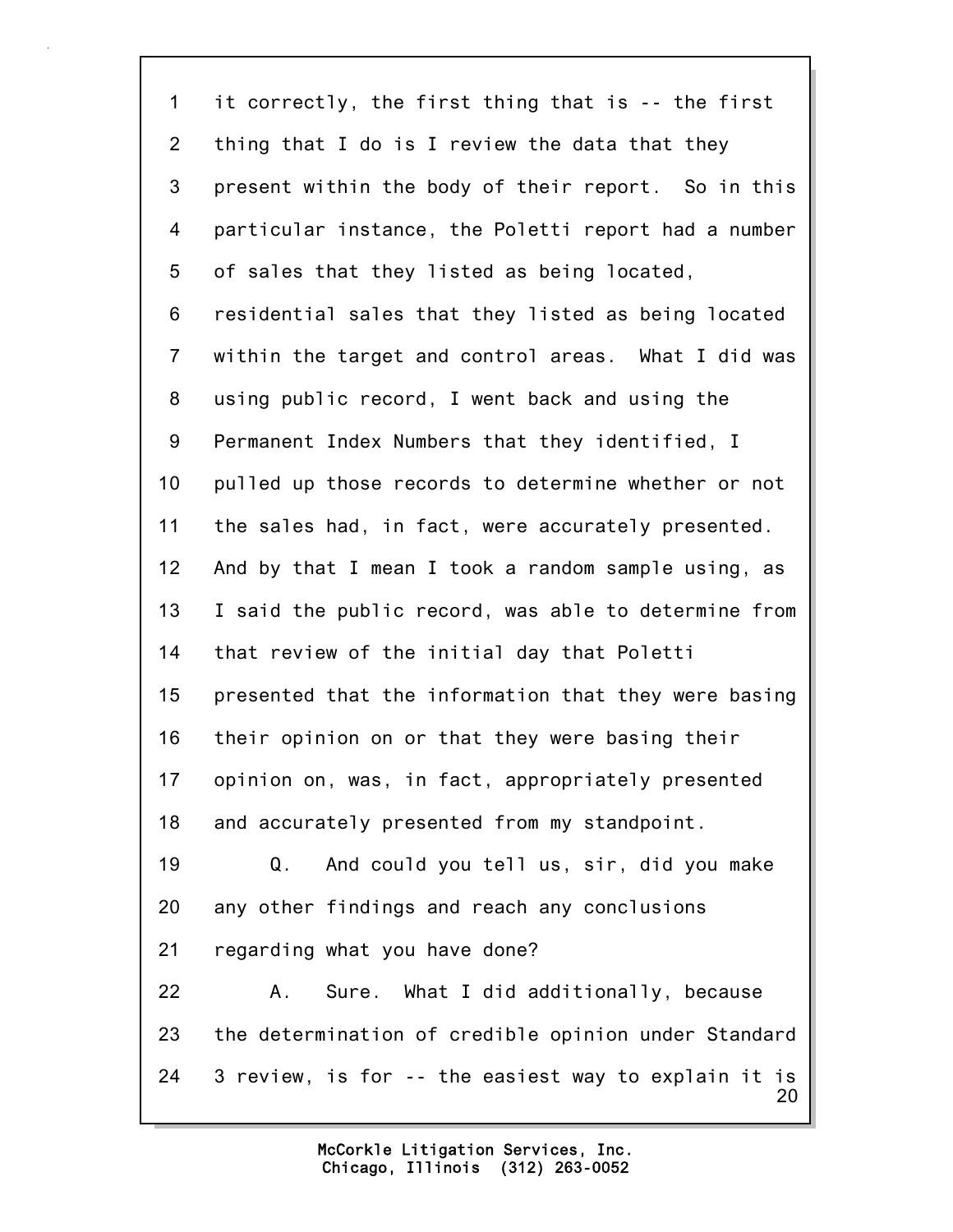1 it correctly, the first thing that is -- the first
2 thing that I do is I review the data that they
3 present within the body of their report. So in this
4 particular instance, the Poletti report had a number
5 of sales that they listed as being located,
6 residential sales that they listed as being located
7 within the target and control areas. What I did was
8 using public record, I went back and using the
9 Permanent Index Numbers that they identified, I
10 pulled up those records to determine whether or not
11 the sales had, in fact, were accurately presented.
12 And by that I mean I took a random sample using, as
13 I said the public record, was able to determine from
14 that review of the initial day that Poletti
15 presented that the information that they were basing
16 their opinion on or that they were basing their
17 opinion on, was, in fact, appropriately presented
18 and accurately presented from my standpoint.
19 Q. And could you tell us, sir, did you make
20 any other findings and reach any conclusions
21 regarding what you have done?
22 A. Sure. What I did additionally, because
23 the determination of credible opinion under Standard
24 3 review, is for -- the easiest way to explain it is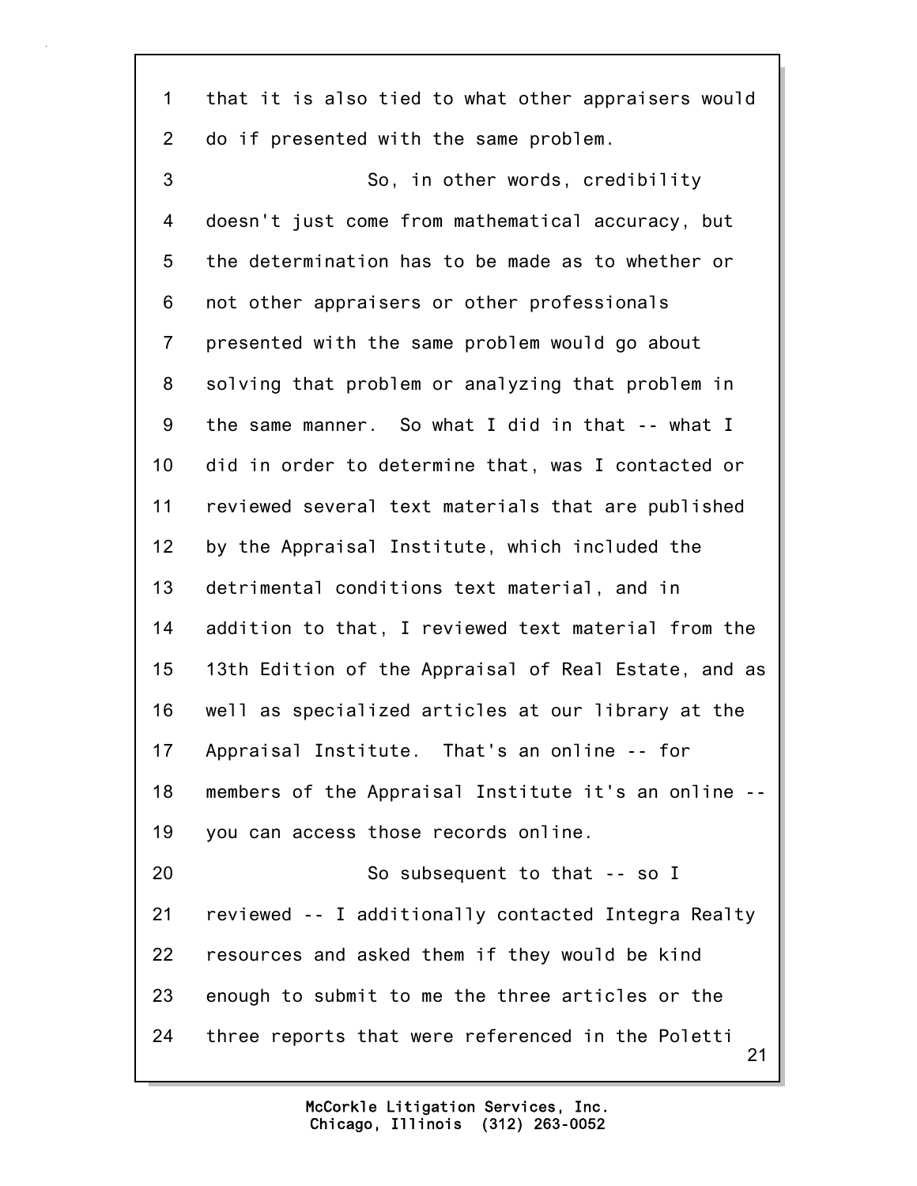1 that it is also tied to what other appraisers would
2 do if presented with the same problem.
3 So, in other words, credibility
4 doesn't just come from mathematical accuracy, but
5 the determination has to be made as to whether or
6 not other appraisers or other professionals
7 presented with the same problem would go about
8 solving that problem or analyzing that problem in
9 the same manner. So what I did in that -- what I
10 did in order to determine that, was I contacted or
11 reviewed several text materials that are published
12 by the Appraisal Institute, which included the
13 detrimental conditions text material, and in
14 addition to that, I reviewed text material from the
15 13th Edition of the Appraisal of Real Estate, and as
16 well as specialized articles at our library at the
17 Appraisal Institute. That's an online -- for
18 members of the Appraisal Institute it's an online --
19 you can access those records online.
20 So subsequent to that -- so I
21 reviewed -- I additionally contacted Integra Realty
22 resources and asked them if they would be kind
23 enough to submit to me the three articles or the
24 three reports that were referenced in the Poletti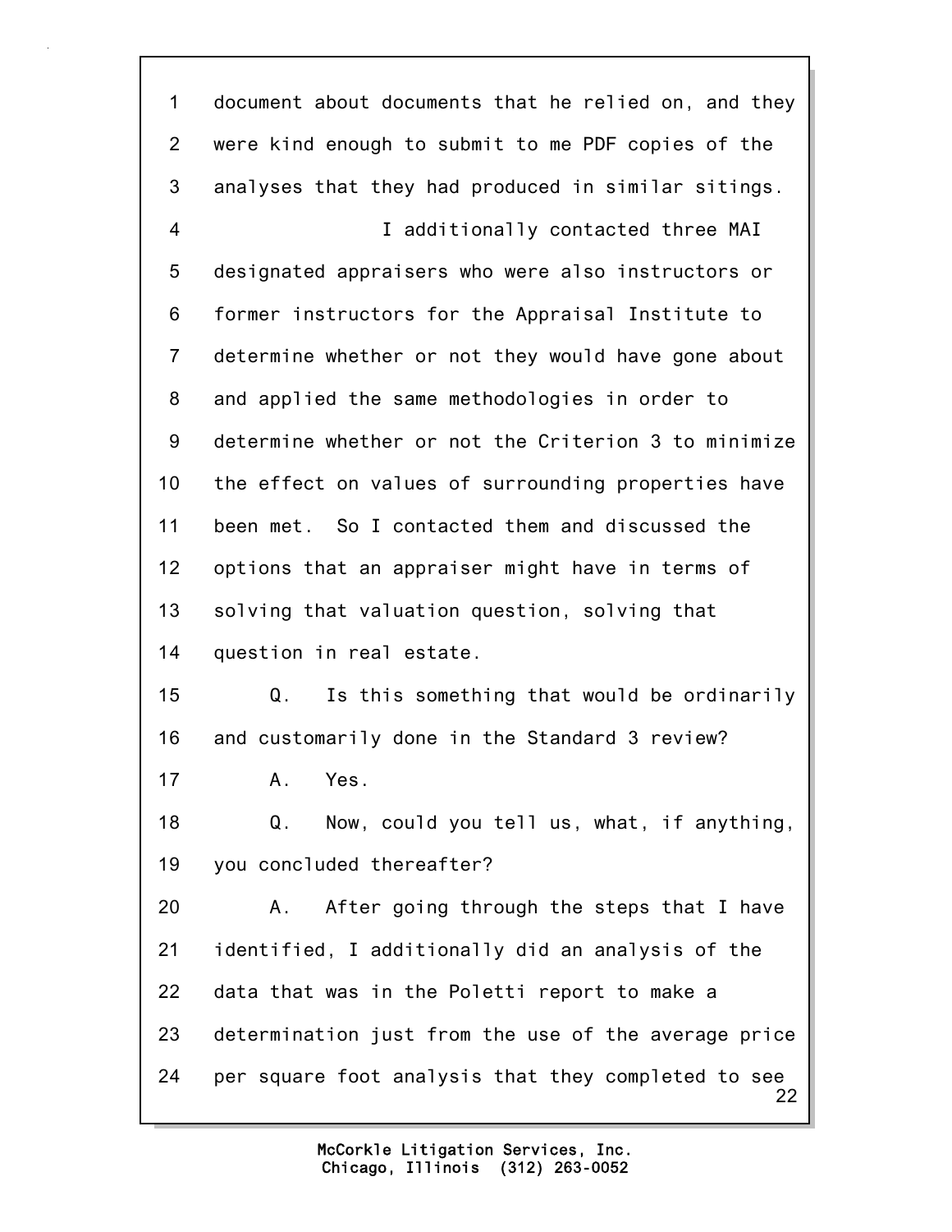document about documents that he relied on, and they were kind enough to submit to me PDF copies of the analyses that they had produced in similar sitings.

I additionally contacted three MAI designated appraisers who were also instructors or former instructors for the Appraisal Institute to determine whether or not they would have gone about and applied the same methodologies in order to determine whether or not the Criterion 3 to minimize the effect on values of surrounding properties have been met. So I contacted them and discussed the options that an appraiser might have in terms of solving that valuation question, solving that question in real estate.

Q. Is this something that would be ordinarily and customarily done in the Standard 3 review?

A. Yes.

Q. Now, could you tell us, what, if anything, you concluded thereafter?

A. After going through the steps that I have identified, I additionally did an analysis of the data that was in the Poletti report to make a determination just from the use of the average price per square foot analysis that they completed to see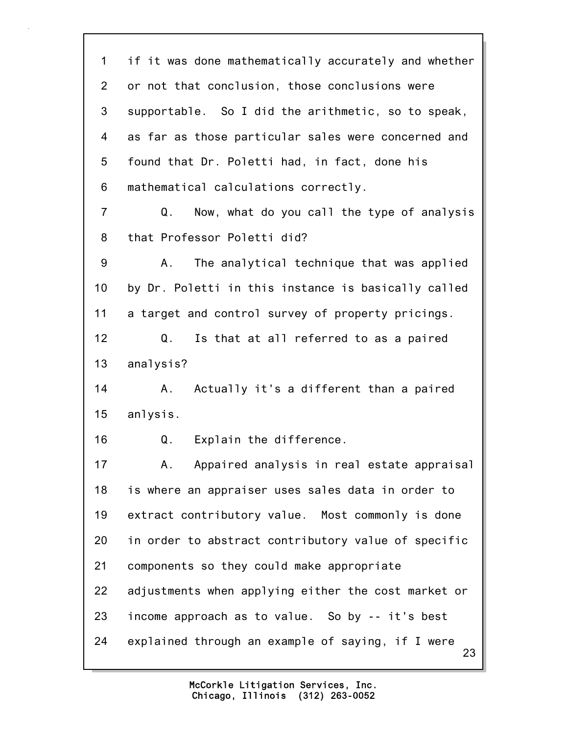1 if it was done mathematically accurately and whether
2 or not that conclusion, those conclusions were
3 supportable. So I did the arithmetic, so to speak,
4 as far as those particular sales were concerned and
5 found that Dr. Poletti had, in fact, done his
6 mathematical calculations correctly.
7 Q. Now, what do you call the type of analysis
8 that Professor Poletti did?
9 A. The analytical technique that was applied
10 by Dr. Poletti in this instance is basically called
11 a target and control survey of property pricings.
12 Q. Is that at all referred to as a paired
13 analysis?
14 A. Actually it's a different than a paired
15 anlysis.
16 Q. Explain the difference.
17 A. Appaired analysis in real estate appraisal
18 is where an appraiser uses sales data in order to
19 extract contributory value. Most commonly is done
20 in order to abstract contributory value of specific
21 components so they could make appropriate
22 adjustments when applying either the cost market or
23 income approach as to value. So by -- it's best
24 explained through an example of saying, if I were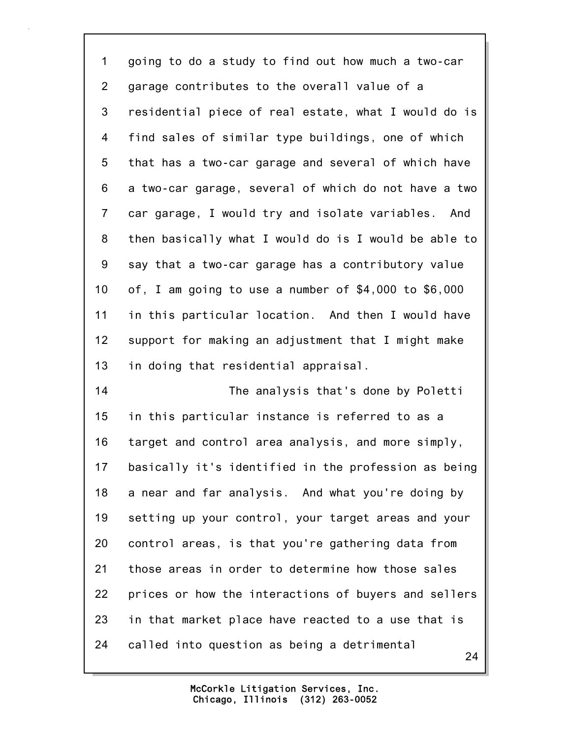going to do a study to find out how much a two-car garage contributes to the overall value of a residential piece of real estate, what I would do is find sales of similar type buildings, one of which that has a two-car garage and several of which have a two-car garage, several of which do not have a two car garage, I would try and isolate variables. And then basically what I would do is I would be able to say that a two-car garage has a contributory value of, I am going to use a number of $4,000 to $6,000 in this particular location. And then I would have support for making an adjustment that I might make in doing that residential appraisal.

The analysis that's done by Poletti in this particular instance is referred to as a target and control area analysis, and more simply, basically it's identified in the profession as being a near and far analysis. And what you're doing by setting up your control, your target areas and your control areas, is that you're gathering data from those areas in order to determine how those sales prices or how the interactions of buyers and sellers in that market place have reacted to a use that is called into question as being a detrimental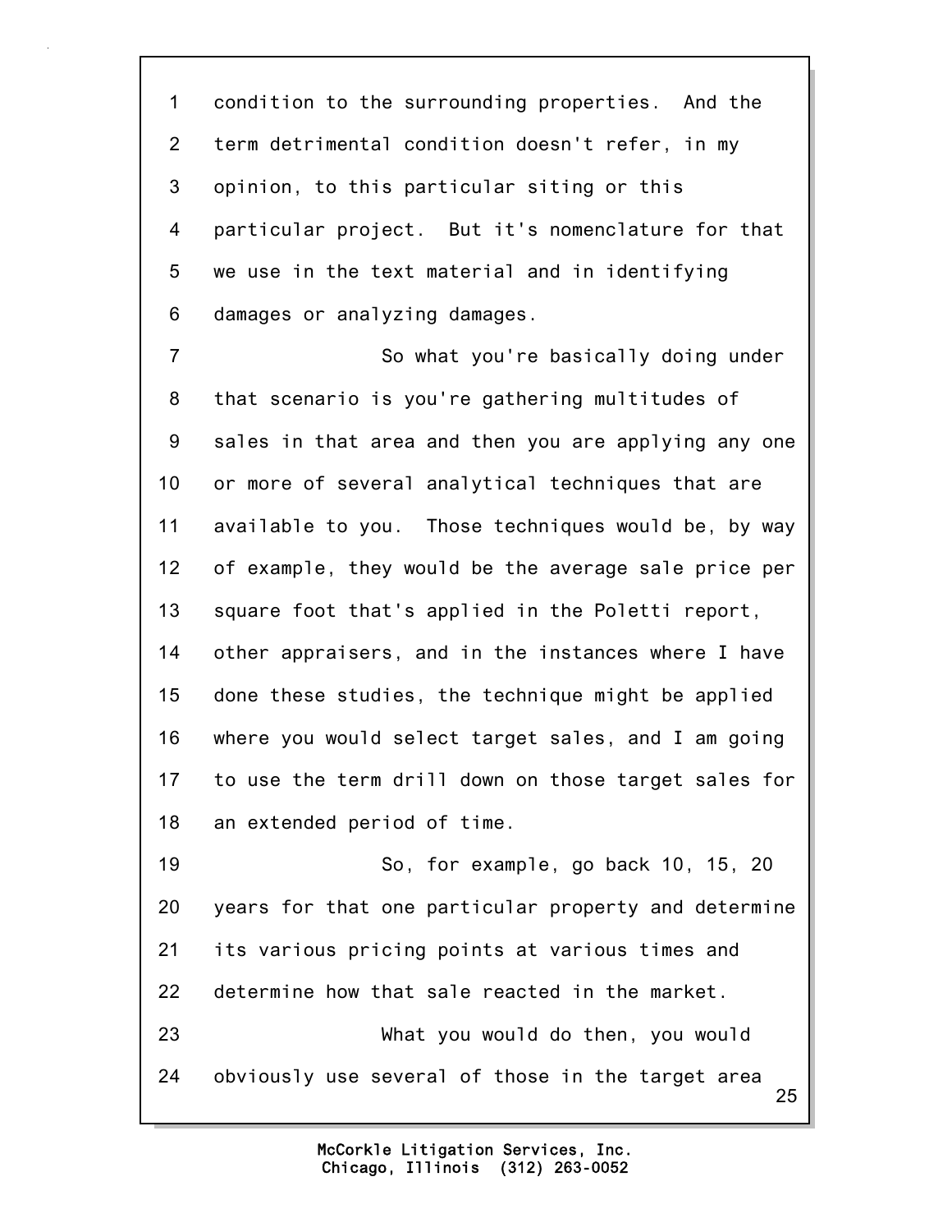condition to the surrounding properties. And the term detrimental condition doesn't refer, in my opinion, to this particular siting or this particular project. But it's nomenclature for that we use in the text material and in identifying damages or analyzing damages.

So what you're basically doing under that scenario is you're gathering multitudes of sales in that area and then you are applying any one or more of several analytical techniques that are available to you. Those techniques would be, by way of example, they would be the average sale price per square foot that's applied in the Poletti report, other appraisers, and in the instances where I have done these studies, the technique might be applied where you would select target sales, and I am going to use the term drill down on those target sales for an extended period of time.

So, for example, go back 10, 15, 20 years for that one particular property and determine its various pricing points at various times and determine how that sale reacted in the market.

What you would do then, you would obviously use several of those in the target area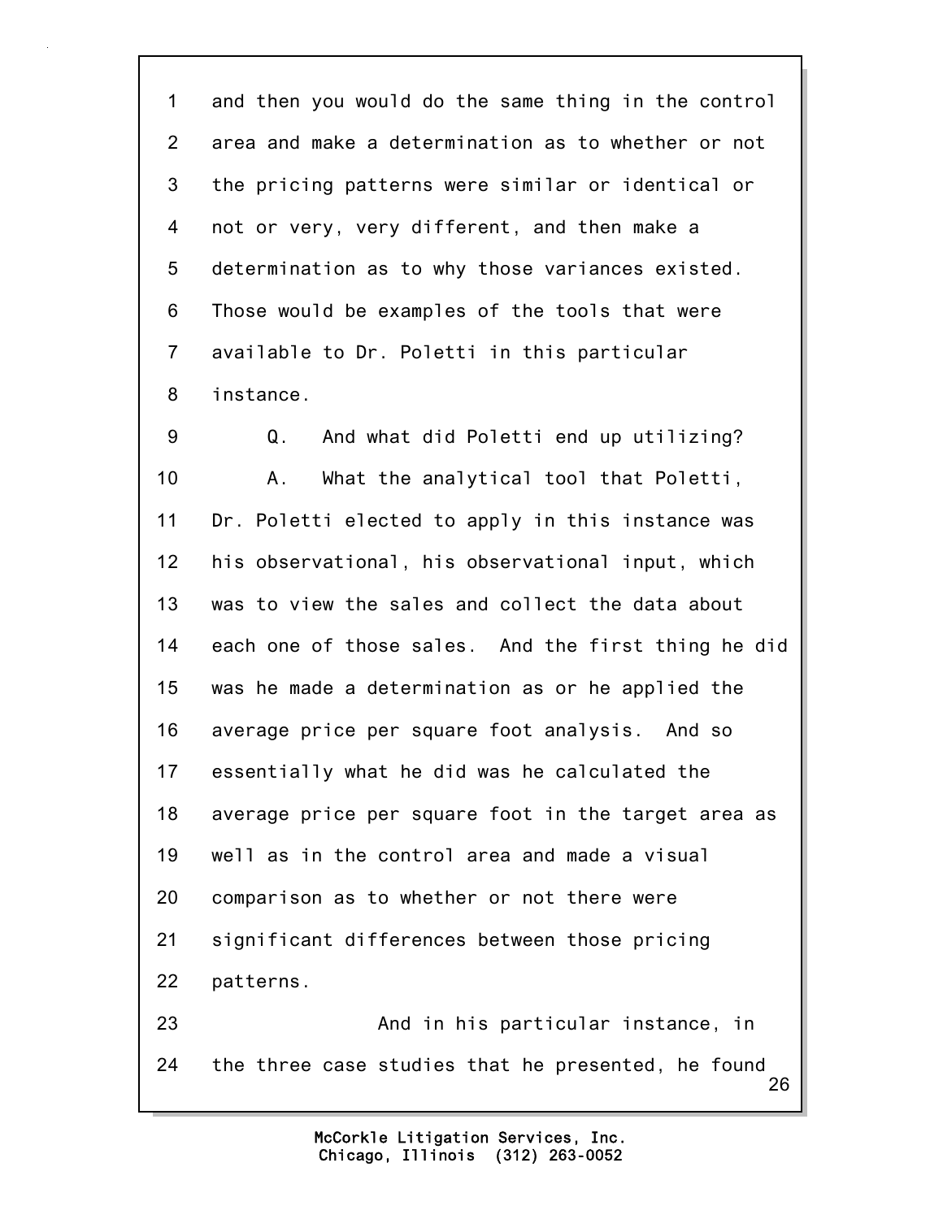1 and then you would do the same thing in the control
2 area and make a determination as to whether or not
3 the pricing patterns were similar or identical or
4 not or very, very different, and then make a
5 determination as to why those variances existed.
6 Those would be examples of the tools that were
7 available to Dr. Poletti in this particular
8 instance.

9 Q. And what did Poletti end up utilizing?

10 A. What the analytical tool that Poletti,
11 Dr. Poletti elected to apply in this instance was
12 his observational, his observational input, which
13 was to view the sales and collect the data about
14 each one of those sales. And the first thing he did
15 was he made a determination as or he applied the
16 average price per square foot analysis. And so
17 essentially what he did was he calculated the
18 average price per square foot in the target area as
19 well as in the control area and made a visual
20 comparison as to whether or not there were
21 significant differences between those pricing
22 patterns.

23 And in his particular instance, in
24 the three case studies that he presented, he found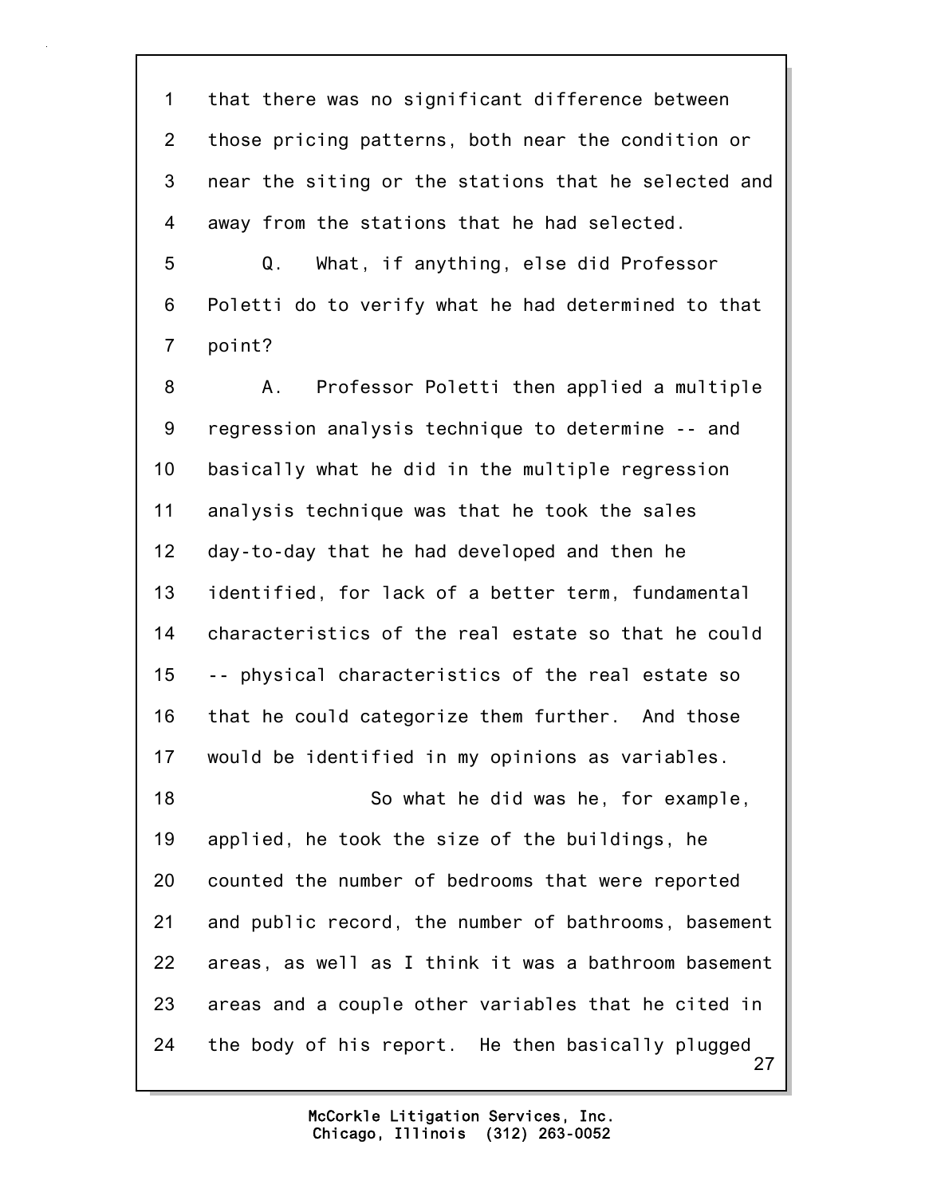1 that there was no significant difference between
2 those pricing patterns, both near the condition or
3 near the siting or the stations that he selected and
4 away from the stations that he had selected.
5 Q. What, if anything, else did Professor
6 Poletti do to verify what he had determined to that
7 point?
8 A. Professor Poletti then applied a multiple
9 regression analysis technique to determine -- and
10 basically what he did in the multiple regression
11 analysis technique was that he took the sales
12 day-to-day that he had developed and then he
13 identified, for lack of a better term, fundamental
14 characteristics of the real estate so that he could
15 -- physical characteristics of the real estate so
16 that he could categorize them further. And those
17 would be identified in my opinions as variables.
18 So what he did was he, for example,
19 applied, he took the size of the buildings, he
20 counted the number of bedrooms that were reported
21 and public record, the number of bathrooms, basement
22 areas, as well as I think it was a bathroom basement
23 areas and a couple other variables that he cited in
24 the body of his report. He then basically plugged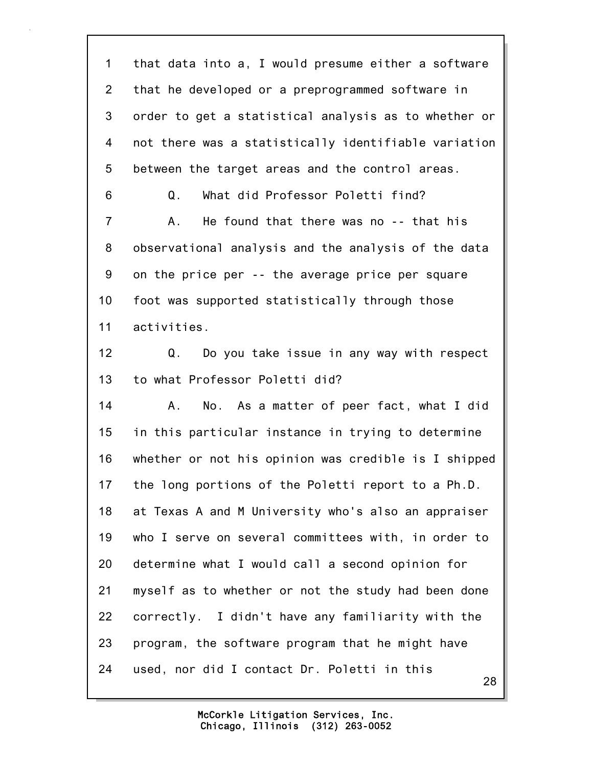1 that data into a, I would presume either a software
2 that he developed or a preprogrammed software in
3 order to get a statistical analysis as to whether or
4 not there was a statistically identifiable variation
5 between the target areas and the control areas.

6 Q. What did Professor Poletti find?

7 A. He found that there was no -- that his
8 observational analysis and the analysis of the data
9 on the price per -- the average price per square
10 foot was supported statistically through those
11 activities.

12 Q. Do you take issue in any way with respect
13 to what Professor Poletti did?

14 A. No. As a matter of peer fact, what I did
15 in this particular instance in trying to determine
16 whether or not his opinion was credible is I shipped
17 the long portions of the Poletti report to a Ph.D.
18 at Texas A and M University who's also an appraiser
19 who I serve on several committees with, in order to
20 determine what I would call a second opinion for
21 myself as to whether or not the study had been done
22 correctly. I didn't have any familiarity with the
23 program, the software program that he might have
24 used, nor did I contact Dr. Poletti in this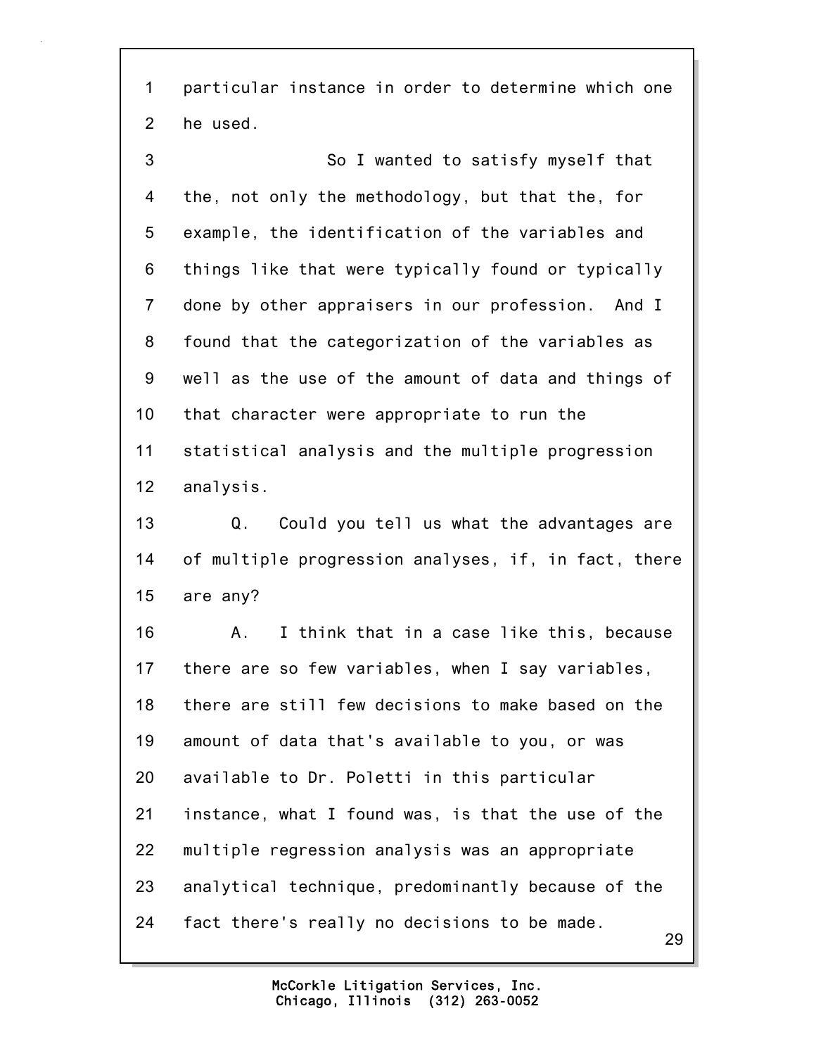1 particular instance in order to determine which one
2 he used.

3 So I wanted to satisfy myself that
4 the, not only the methodology, but that the, for
5 example, the identification of the variables and
6 things like that were typically found or typically
7 done by other appraisers in our profession. And I
8 found that the categorization of the variables as
9 well as the use of the amount of data and things of
10 that character were appropriate to run the
11 statistical analysis and the multiple progression
12 analysis.

13 Q. Could you tell us what the advantages are
14 of multiple progression analyses, if, in fact, there
15 are any?

16 A. I think that in a case like this, because
17 there are so few variables, when I say variables,
18 there are still few decisions to make based on the
19 amount of data that's available to you, or was
20 available to Dr. Poletti in this particular
21 instance, what I found was, is that the use of the
22 multiple regression analysis was an appropriate
23 analytical technique, predominantly because of the
24 fact there's really no decisions to be made.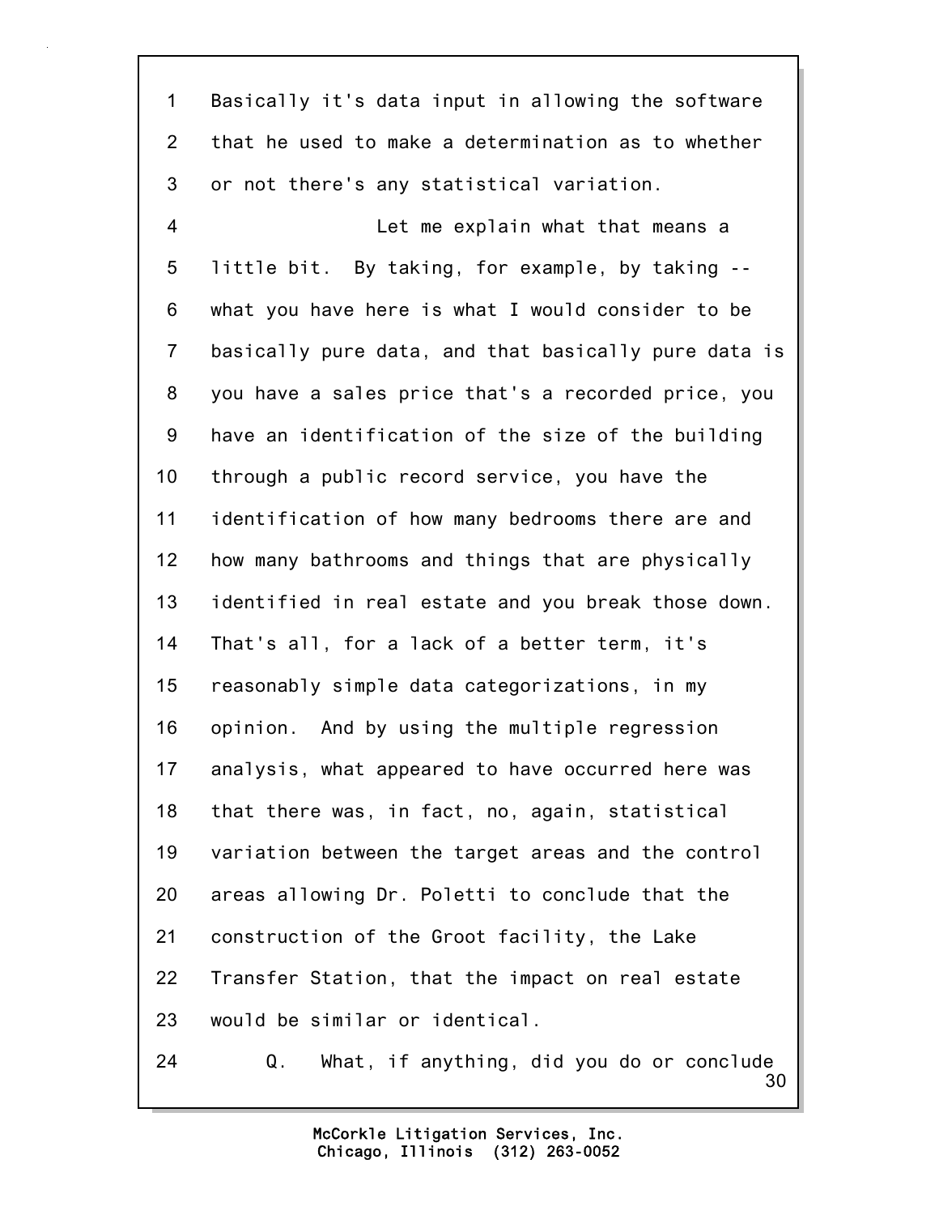Basically it's data input in allowing the software that he used to make a determination as to whether or not there's any statistical variation.

Let me explain what that means a little bit. By taking, for example, by taking -- what you have here is what I would consider to be basically pure data, and that basically pure data is you have a sales price that's a recorded price, you have an identification of the size of the building through a public record service, you have the identification of how many bedrooms there are and how many bathrooms and things that are physically identified in real estate and you break those down. That's all, for a lack of a better term, it's reasonably simple data categorizations, in my opinion. And by using the multiple regression analysis, what appeared to have occurred here was that there was, in fact, no, again, statistical variation between the target areas and the control areas allowing Dr. Poletti to conclude that the construction of the Groot facility, the Lake Transfer Station, that the impact on real estate would be similar or identical.

Q. What, if anything, did you do or conclude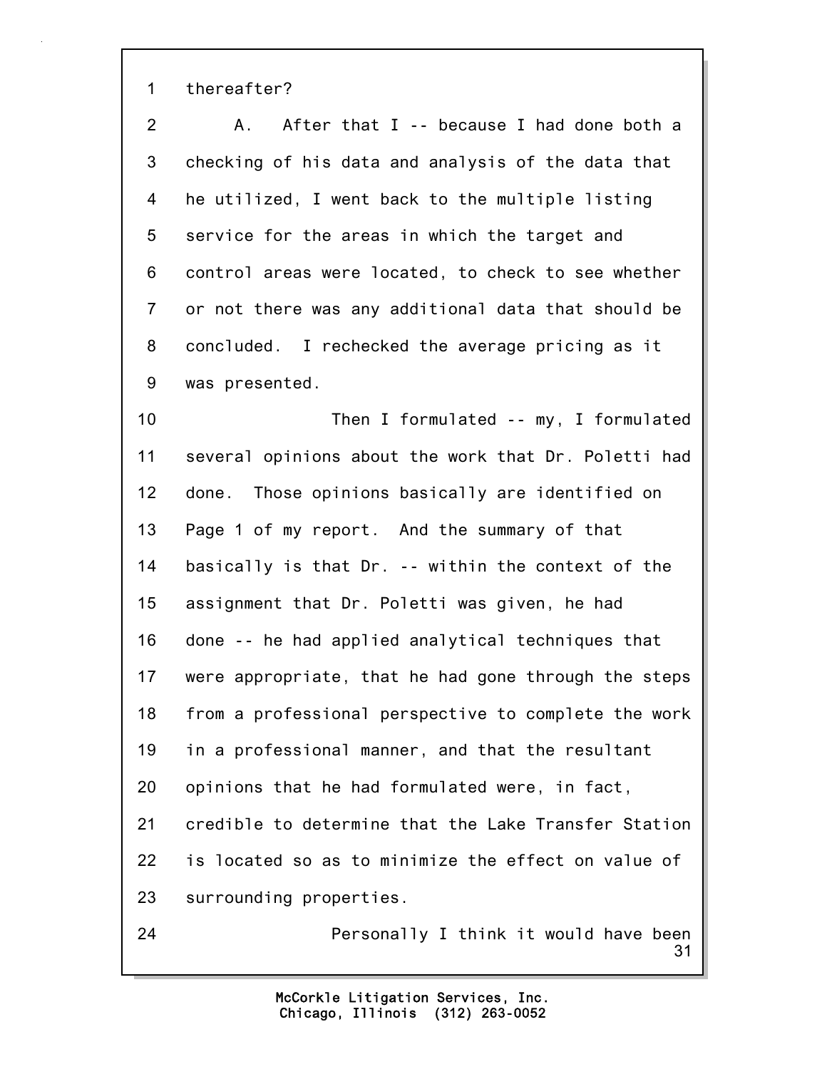1 thereafter?

2 A. After that I -- because I had done both a

3 checking of his data and analysis of the data that

4 he utilized, I went back to the multiple listing

5 service for the areas in which the target and

6 control areas were located, to check to see whether

7 or not there was any additional data that should be

8 concluded. I rechecked the average pricing as it

9 was presented.

10 Then I formulated -- my, I formulated

11 several opinions about the work that Dr. Poletti had

12 done. Those opinions basically are identified on

13 Page 1 of my report. And the summary of that

14 basically is that Dr. -- within the context of the

15 assignment that Dr. Poletti was given, he had

16 done -- he had applied analytical techniques that

17 were appropriate, that he had gone through the steps

18 from a professional perspective to complete the work

19 in a professional manner, and that the resultant

20 opinions that he had formulated were, in fact,

21 credible to determine that the Lake Transfer Station

22 is located so as to minimize the effect on value of

23 surrounding properties.

24 Personally I think it would have been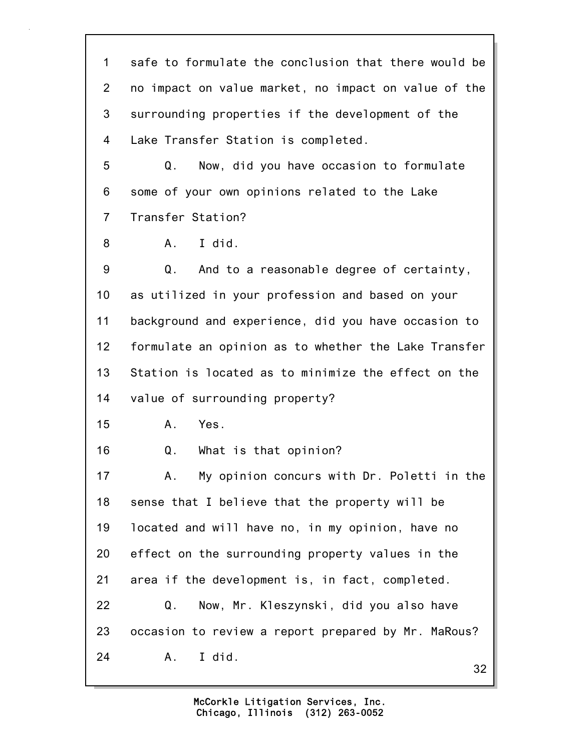1 safe to formulate the conclusion that there would be
2 no impact on value market, no impact on value of the
3 surrounding properties if the development of the
4 Lake Transfer Station is completed.

5 Q. Now, did you have occasion to formulate
6 some of your own opinions related to the Lake
7 Transfer Station?

8 A. I did.

9 Q. And to a reasonable degree of certainty,
10 as utilized in your profession and based on your
11 background and experience, did you have occasion to
12 formulate an opinion as to whether the Lake Transfer
13 Station is located as to minimize the effect on the
14 value of surrounding property?

15 A. Yes.

16 Q. What is that opinion?

17 A. My opinion concurs with Dr. Poletti in the
18 sense that I believe that the property will be
19 located and will have no, in my opinion, have no
20 effect on the surrounding property values in the
21 area if the development is, in fact, completed.

22 Q. Now, Mr. Kleszynski, did you also have
23 occasion to review a report prepared by Mr. MaRous?

24 A. I did.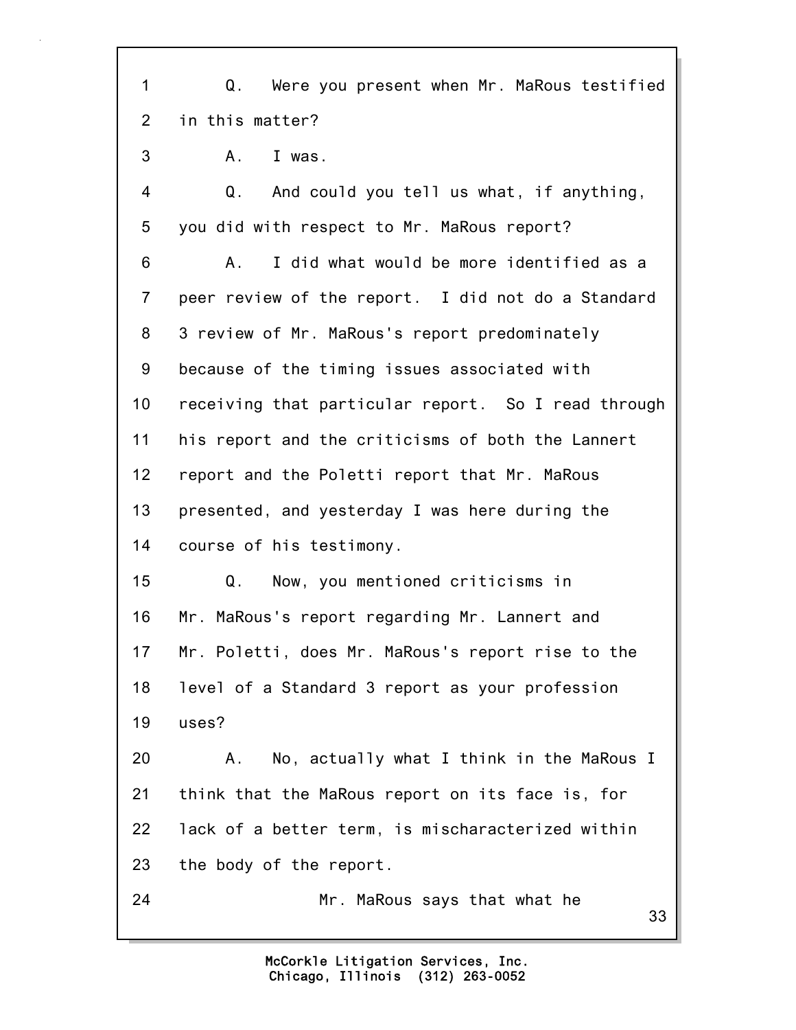1 Q. Were you present when Mr. MaRous testified
2 in this matter?
3 A. I was.
4 Q. And could you tell us what, if anything,
5 you did with respect to Mr. MaRous report?
6 A. I did what would be more identified as a
7 peer review of the report. I did not do a Standard
8 3 review of Mr. MaRous's report predominately
9 because of the timing issues associated with
10 receiving that particular report. So I read through
11 his report and the criticisms of both the Lannert
12 report and the Poletti report that Mr. MaRous
13 presented, and yesterday I was here during the
14 course of his testimony.
15 Q. Now, you mentioned criticisms in
16 Mr. MaRous's report regarding Mr. Lannert and
17 Mr. Poletti, does Mr. MaRous's report rise to the
18 level of a Standard 3 report as your profession
19 uses?
20 A. No, actually what I think in the MaRous I
21 think that the MaRous report on its face is, for
22 lack of a better term, is mischaracterized within
23 the body of the report.
24 Mr. MaRous says that what he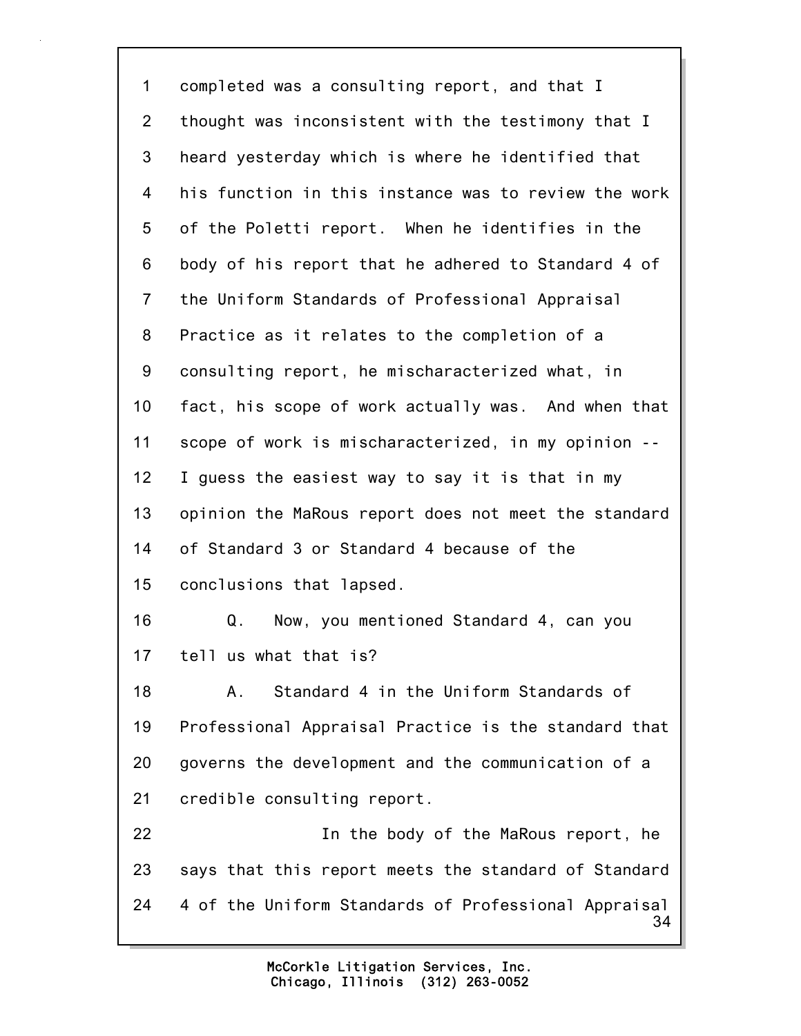completed was a consulting report, and that I thought was inconsistent with the testimony that I heard yesterday which is where he identified that his function in this instance was to review the work of the Poletti report. When he identifies in the body of his report that he adhered to Standard 4 of the Uniform Standards of Professional Appraisal Practice as it relates to the completion of a consulting report, he mischaracterized what, in fact, his scope of work actually was. And when that scope of work is mischaracterized, in my opinion -- I guess the easiest way to say it is that in my opinion the MaRous report does not meet the standard of Standard 3 or Standard 4 because of the conclusions that lapsed.

Q. Now, you mentioned Standard 4, can you tell us what that is?

A. Standard 4 in the Uniform Standards of Professional Appraisal Practice is the standard that governs the development and the communication of a credible consulting report.

In the body of the MaRous report, he says that this report meets the standard of Standard 4 of the Uniform Standards of Professional Appraisal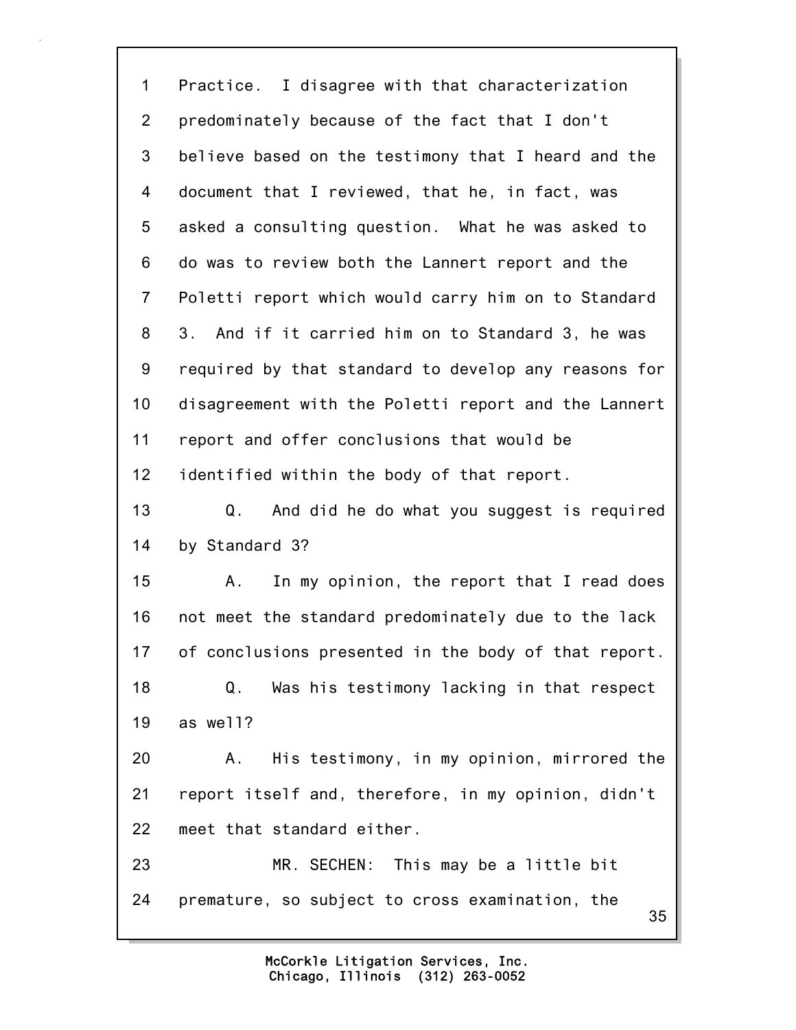1 Practice. I disagree with that characterization
2 predominately because of the fact that I don't
3 believe based on the testimony that I heard and the
4 document that I reviewed, that he, in fact, was
5 asked a consulting question. What he was asked to
6 do was to review both the Lannert report and the
7 Poletti report which would carry him on to Standard
8 3. And if it carried him on to Standard 3, he was
9 required by that standard to develop any reasons for
10 disagreement with the Poletti report and the Lannert
11 report and offer conclusions that would be
12 identified within the body of that report.
13 Q. And did he do what you suggest is required
14 by Standard 3?
15 A. In my opinion, the report that I read does
16 not meet the standard predominately due to the lack
17 of conclusions presented in the body of that report.
18 Q. Was his testimony lacking in that respect
19 as well?
20 A. His testimony, in my opinion, mirrored the
21 report itself and, therefore, in my opinion, didn't
22 meet that standard either.
23 MR. SECHEN: This may be a little bit
24 premature, so subject to cross examination, the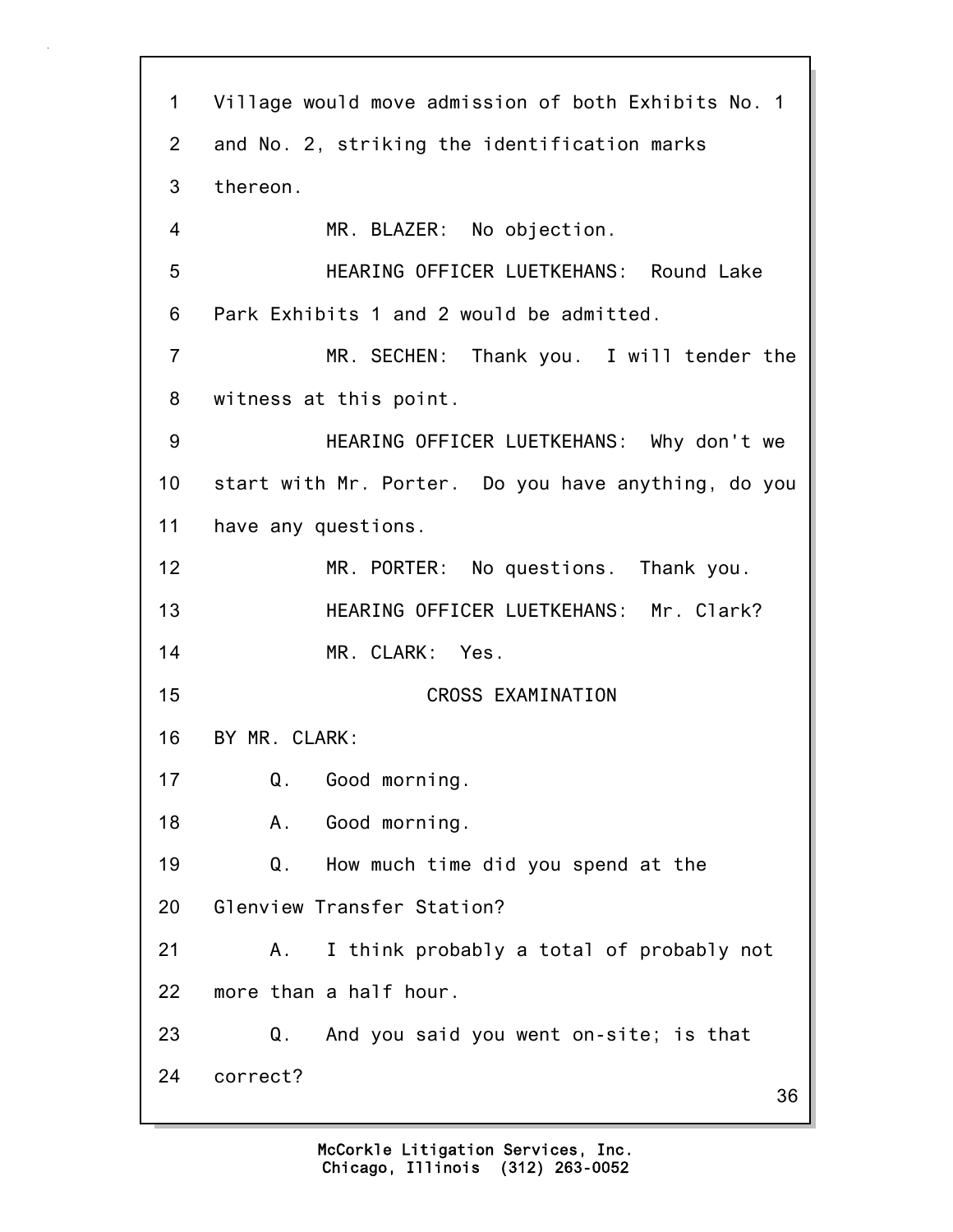1 Village would move admission of both Exhibits No. 1

2 and No. 2, striking the identification marks

3 thereon.

4 MR. BLAZER: No objection.

5 HEARING OFFICER LUETKEHANS: Round Lake

6 Park Exhibits 1 and 2 would be admitted.

7 MR. SECHEN: Thank you. I will tender the

8 witness at this point.

9 HEARING OFFICER LUETKEHANS: Why don't we

10 start with Mr. Porter. Do you have anything, do you

11 have any questions.

12 MR. PORTER: No questions. Thank you.

13 HEARING OFFICER LUETKEHANS: Mr. Clark?

14 MR. CLARK: Yes.

15 CROSS EXAMINATION

16 BY MR. CLARK:

17 Q. Good morning.

18 A. Good morning.

19 Q. How much time did you spend at the

20 Glenview Transfer Station?

21 A. I think probably a total of probably not

22 more than a half hour.

23 Q. And you said you went on-site; is that

24 correct?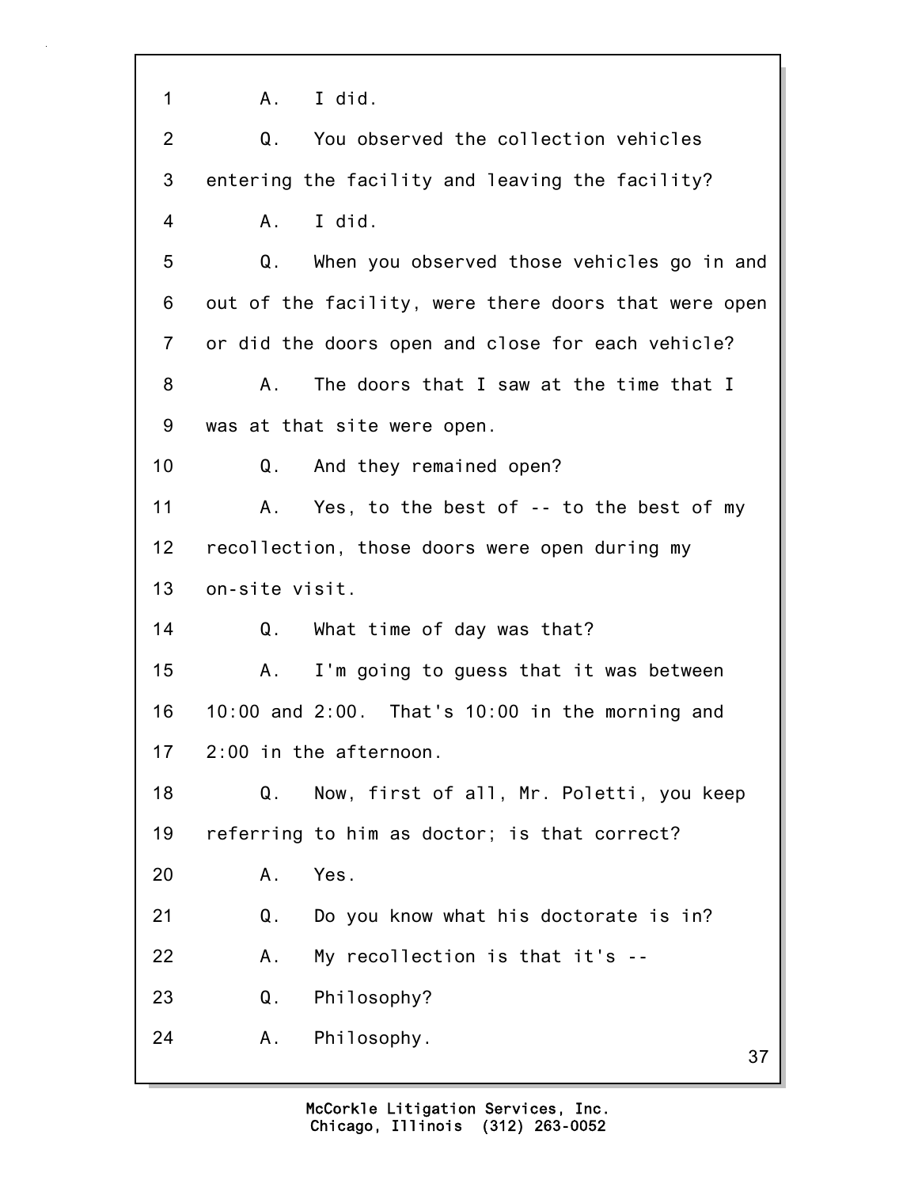1 A. I did.

2 Q. You observed the collection vehicles

3 entering the facility and leaving the facility?

4 A. I did.

5 Q. When you observed those vehicles go in and

6 out of the facility, were there doors that were open

7 or did the doors open and close for each vehicle?

8 A. The doors that I saw at the time that I

9 was at that site were open.

10 Q. And they remained open?

11 A. Yes, to the best of -- to the best of my

12 recollection, those doors were open during my

13 on-site visit.

14 Q. What time of day was that?

15 A. I'm going to guess that it was between

16 10:00 and 2:00. That's 10:00 in the morning and

17 2:00 in the afternoon.

18 Q. Now, first of all, Mr. Poletti, you keep

19 referring to him as doctor; is that correct?

20 A. Yes.

21 Q. Do you know what his doctorate is in?

22 A. My recollection is that it's --

23 Q. Philosophy?

24 A. Philosophy.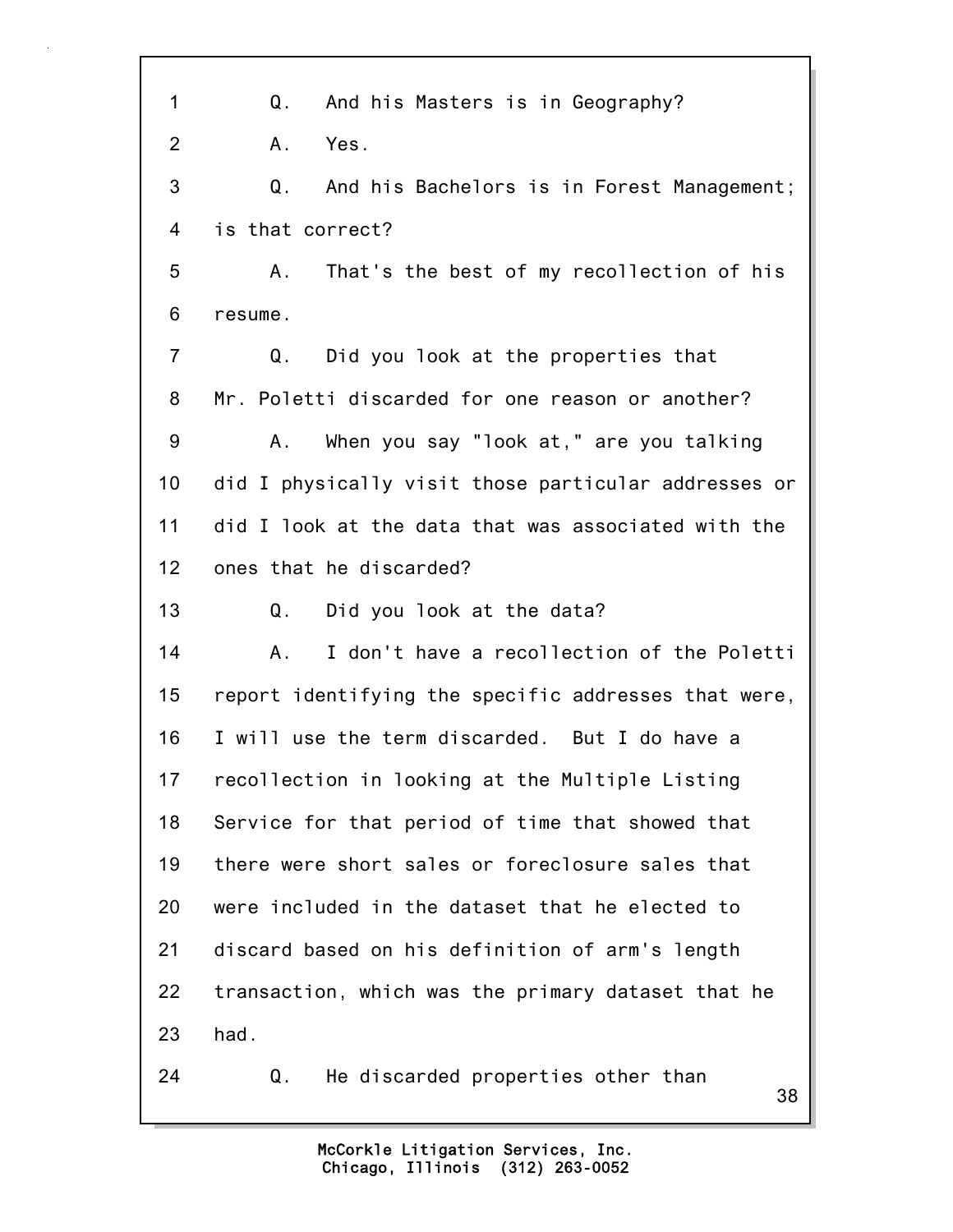1 Q. And his Masters is in Geography?

2 A. Yes.

3 Q. And his Bachelors is in Forest Management;

4 is that correct?

5 A. That's the best of my recollection of his

6 resume.

7 Q. Did you look at the properties that

8 Mr. Poletti discarded for one reason or another?

9 A. When you say "look at," are you talking

10 did I physically visit those particular addresses or

11 did I look at the data that was associated with the

12 ones that he discarded?

13 Q. Did you look at the data?

14 A. I don't have a recollection of the Poletti

15 report identifying the specific addresses that were,

16 I will use the term discarded. But I do have a

17 recollection in looking at the Multiple Listing

18 Service for that period of time that showed that

19 there were short sales or foreclosure sales that

20 were included in the dataset that he elected to

21 discard based on his definition of arm's length

22 transaction, which was the primary dataset that he

23 had.

24 Q. He discarded properties other than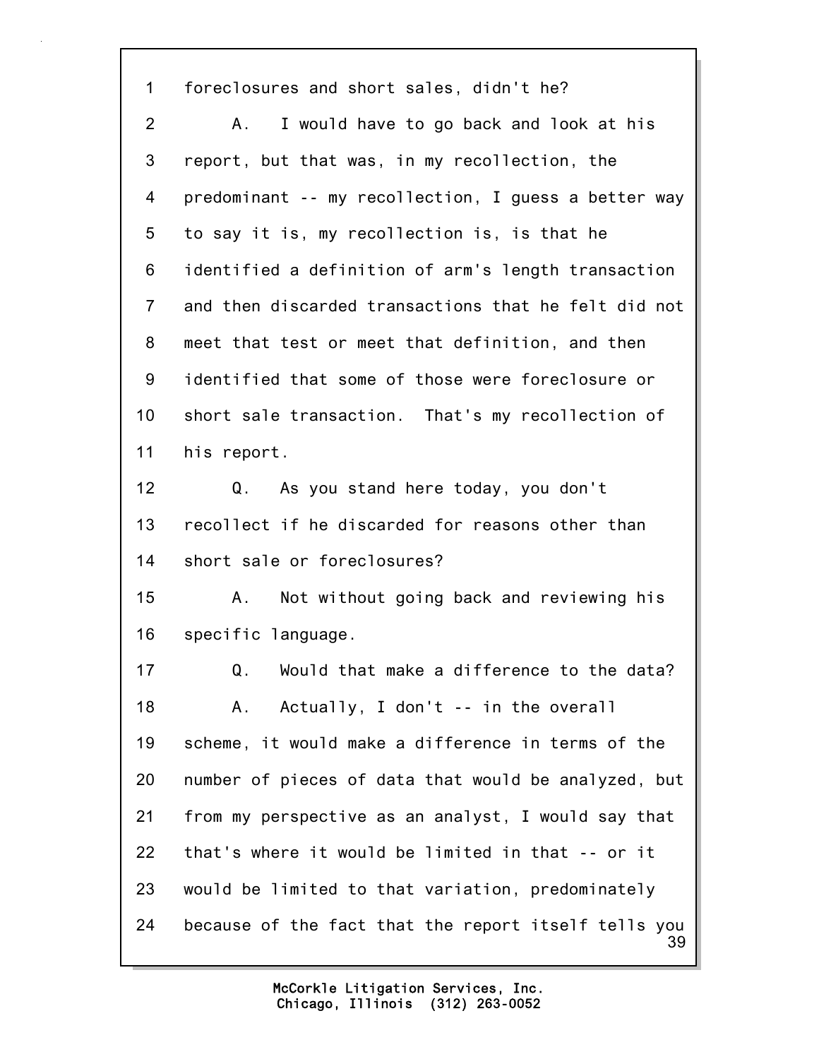1 foreclosures and short sales, didn't he?

2 A. I would have to go back and look at his

3 report, but that was, in my recollection, the

4 predominant -- my recollection, I guess a better way

5 to say it is, my recollection is, is that he

6 identified a definition of arm's length transaction

7 and then discarded transactions that he felt did not

8 meet that test or meet that definition, and then

9 identified that some of those were foreclosure or

10 short sale transaction. That's my recollection of

11 his report.

12 Q. As you stand here today, you don't

13 recollect if he discarded for reasons other than

14 short sale or foreclosures?

15 A. Not without going back and reviewing his

16 specific language.

17 Q. Would that make a difference to the data?

18 A. Actually, I don't -- in the overall

19 scheme, it would make a difference in terms of the

20 number of pieces of data that would be analyzed, but

21 from my perspective as an analyst, I would say that

22 that's where it would be limited in that -- or it

23 would be limited to that variation, predominately

24 because of the fact that the report itself tells you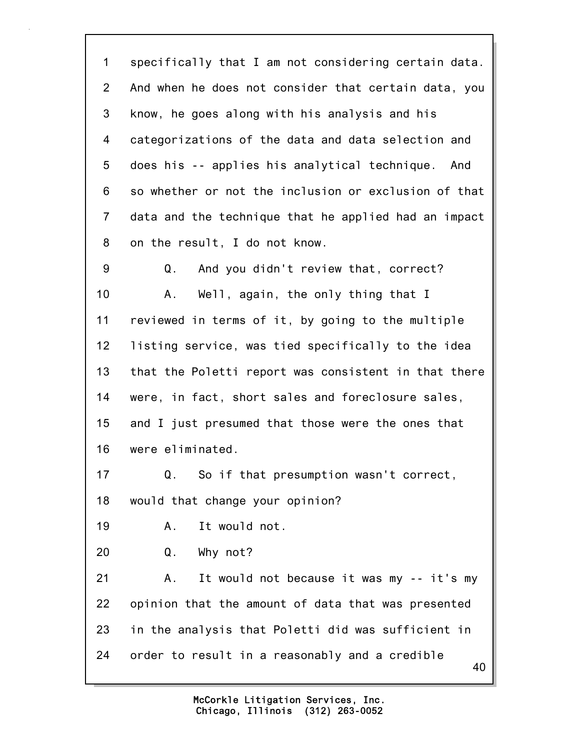1 specifically that I am not considering certain data.
2 And when he does not consider that certain data, you
3 know, he goes along with his analysis and his
4 categorizations of the data and data selection and
5 does his -- applies his analytical technique. And
6 so whether or not the inclusion or exclusion of that
7 data and the technique that he applied had an impact
8 on the result, I do not know.

9 Q. And you didn't review that, correct?

10 A. Well, again, the only thing that I
11 reviewed in terms of it, by going to the multiple
12 listing service, was tied specifically to the idea
13 that the Poletti report was consistent in that there
14 were, in fact, short sales and foreclosure sales,
15 and I just presumed that those were the ones that
16 were eliminated.

17 Q. So if that presumption wasn't correct,
18 would that change your opinion?

19 A. It would not.

20 Q. Why not?

21 A. It would not because it was my -- it's my
22 opinion that the amount of data that was presented
23 in the analysis that Poletti did was sufficient in
24 order to result in a reasonably and a credible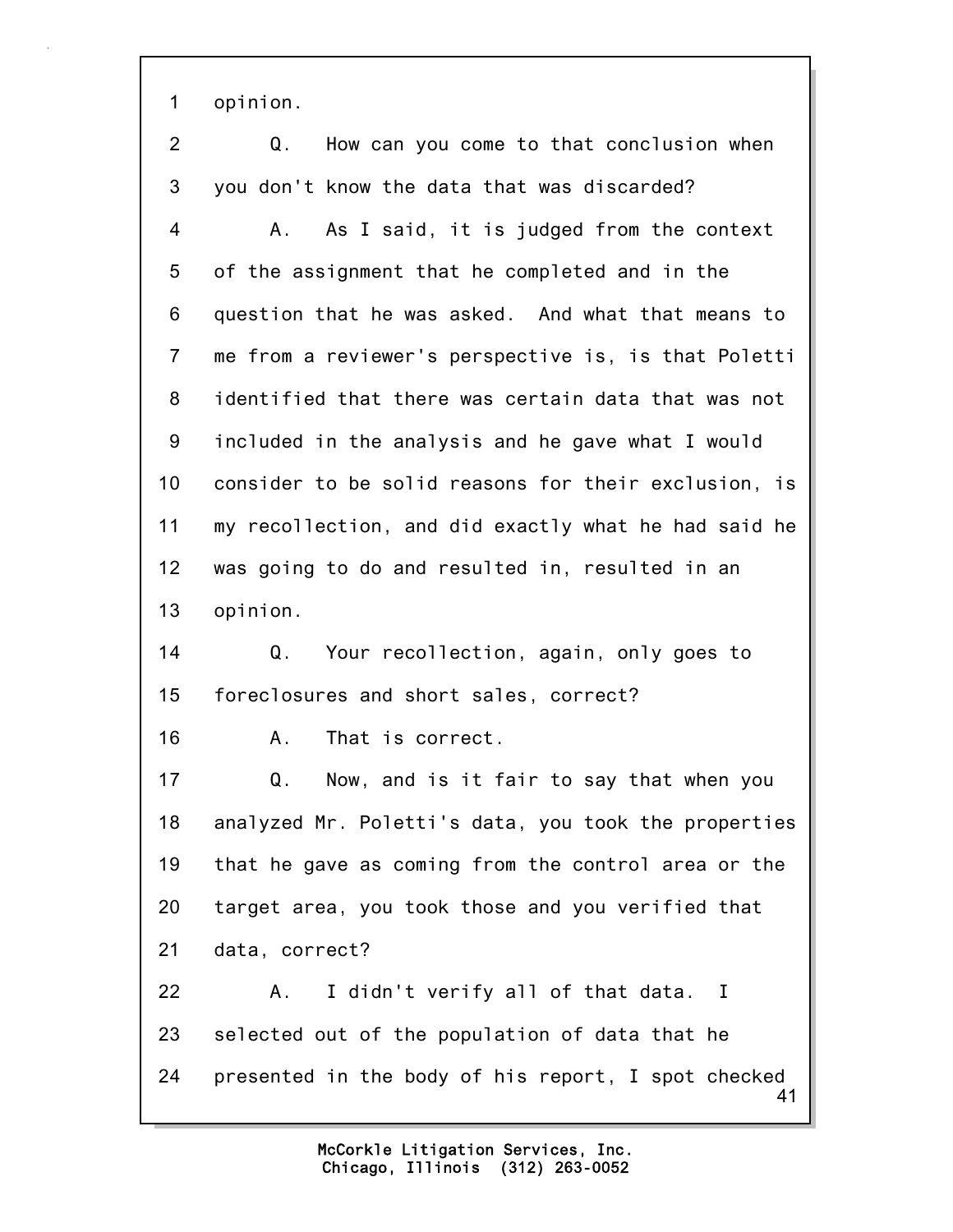1 opinion.

2 Q. How can you come to that conclusion when

3 you don't know the data that was discarded?

4 A. As I said, it is judged from the context

5 of the assignment that he completed and in the

6 question that he was asked. And what that means to

7 me from a reviewer's perspective is, is that Poletti

8 identified that there was certain data that was not

9 included in the analysis and he gave what I would

10 consider to be solid reasons for their exclusion, is

11 my recollection, and did exactly what he had said he

12 was going to do and resulted in, resulted in an

13 opinion.

14 Q. Your recollection, again, only goes to

15 foreclosures and short sales, correct?

16 A. That is correct.

17 Q. Now, and is it fair to say that when you

18 analyzed Mr. Poletti's data, you took the properties

19 that he gave as coming from the control area or the

20 target area, you took those and you verified that

21 data, correct?

22 A. I didn't verify all of that data. I

23 selected out of the population of data that he

24 presented in the body of his report, I spot checked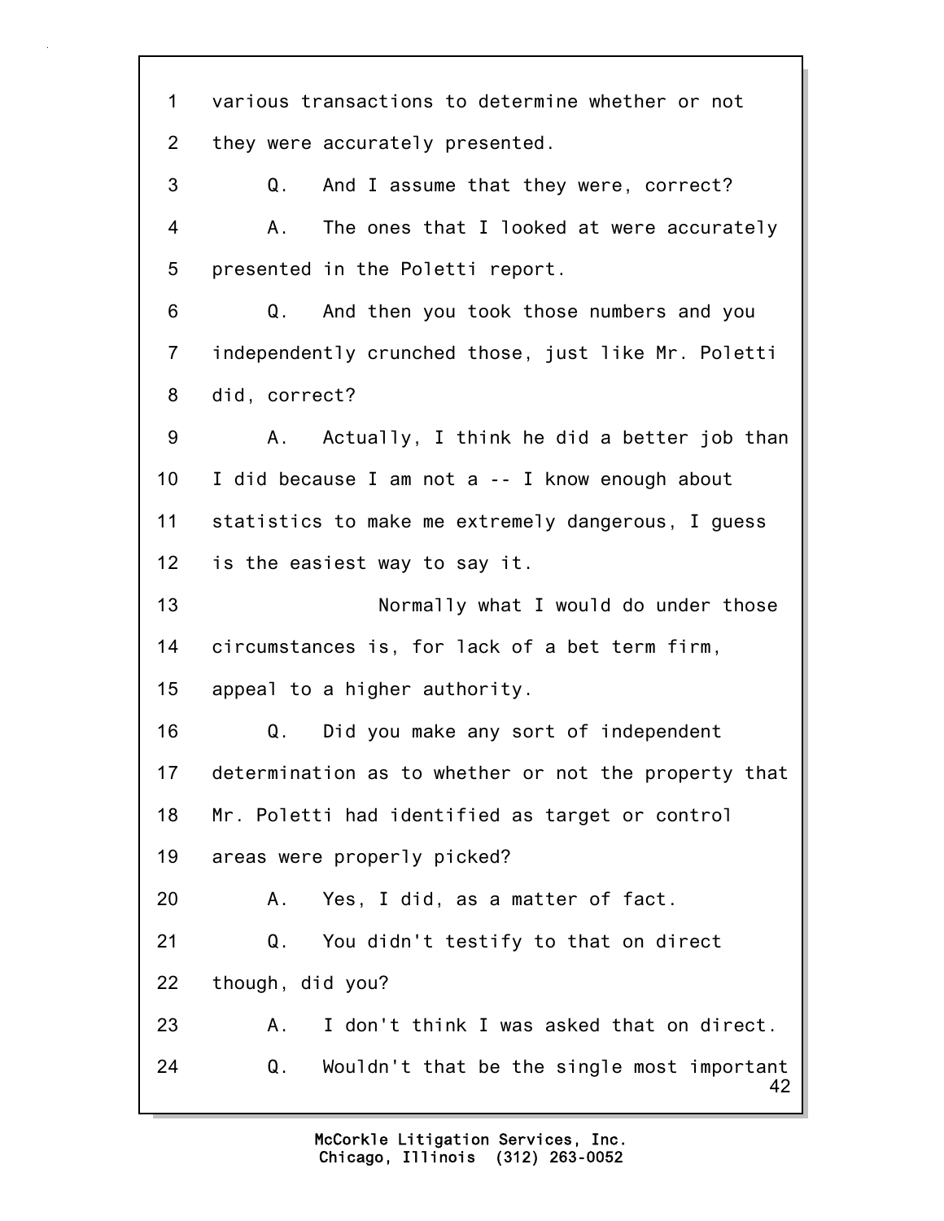1 various transactions to determine whether or not
2 they were accurately presented.
3 Q. And I assume that they were, correct?
4 A. The ones that I looked at were accurately
5 presented in the Poletti report.
6 Q. And then you took those numbers and you
7 independently crunched those, just like Mr. Poletti
8 did, correct?
9 A. Actually, I think he did a better job than
10 I did because I am not a -- I know enough about
11 statistics to make me extremely dangerous, I guess
12 is the easiest way to say it.
13 Normally what I would do under those
14 circumstances is, for lack of a bet term firm,
15 appeal to a higher authority.
16 Q. Did you make any sort of independent
17 determination as to whether or not the property that
18 Mr. Poletti had identified as target or control
19 areas were properly picked?
20 A. Yes, I did, as a matter of fact.
21 Q. You didn't testify to that on direct
22 though, did you?
23 A. I don't think I was asked that on direct.
24 Q. Wouldn't that be the single most important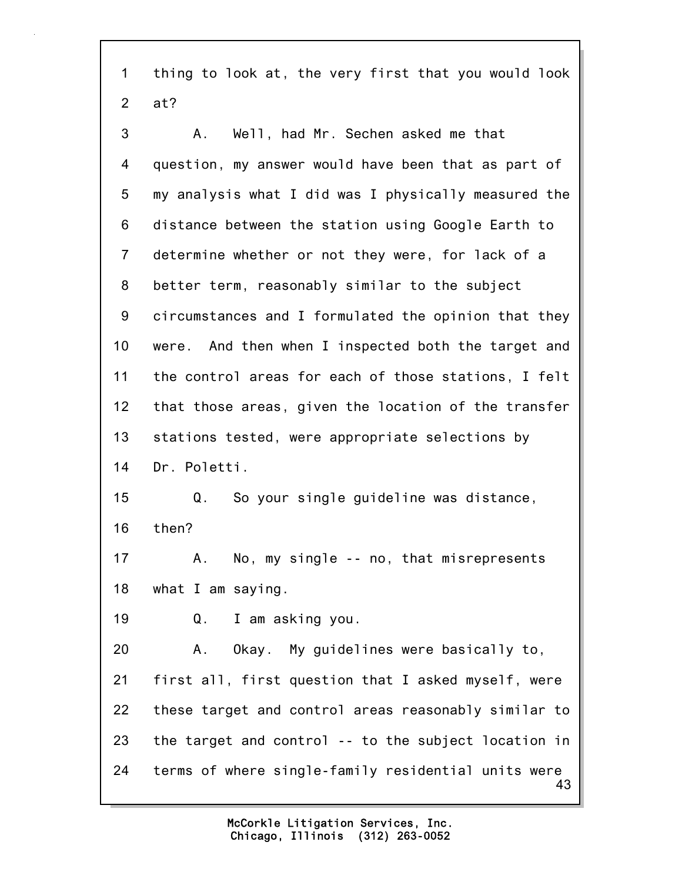1 thing to look at, the very first that you would look
2 at?

3 A. Well, had Mr. Sechen asked me that
4 question, my answer would have been that as part of
5 my analysis what I did was I physically measured the
6 distance between the station using Google Earth to
7 determine whether or not they were, for lack of a
8 better term, reasonably similar to the subject
9 circumstances and I formulated the opinion that they
10 were. And then when I inspected both the target and
11 the control areas for each of those stations, I felt
12 that those areas, given the location of the transfer
13 stations tested, were appropriate selections by
14 Dr. Poletti.

15 Q. So your single guideline was distance,
16 then?

17 A. No, my single -- no, that misrepresents
18 what I am saying.

19 Q. I am asking you.

20 A. Okay. My guidelines were basically to,
21 first all, first question that I asked myself, were
22 these target and control areas reasonably similar to
23 the target and control -- to the subject location in
24 terms of where single-family residential units were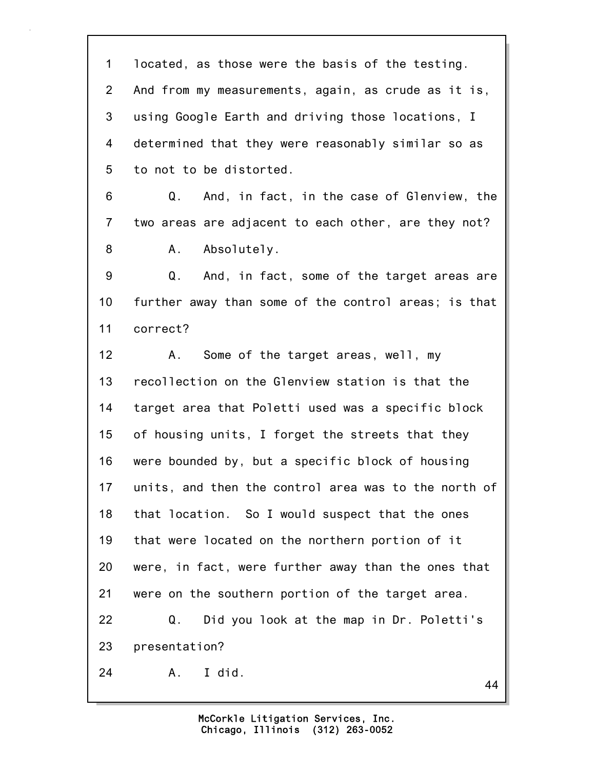located, as those were the basis of the testing. And from my measurements, again, as crude as it is, using Google Earth and driving those locations, I determined that they were reasonably similar so as to not to be distorted.

Q. And, in fact, in the case of Glenview, the two areas are adjacent to each other, are they not?

A. Absolutely.

Q. And, in fact, some of the target areas are further away than some of the control areas; is that correct?

A. Some of the target areas, well, my recollection on the Glenview station is that the target area that Poletti used was a specific block of housing units, I forget the streets that they were bounded by, but a specific block of housing units, and then the control area was to the north of that location. So I would suspect that the ones that were located on the northern portion of it were, in fact, were further away than the ones that were on the southern portion of the target area.

Q. Did you look at the map in Dr. Poletti's presentation?

A. I did.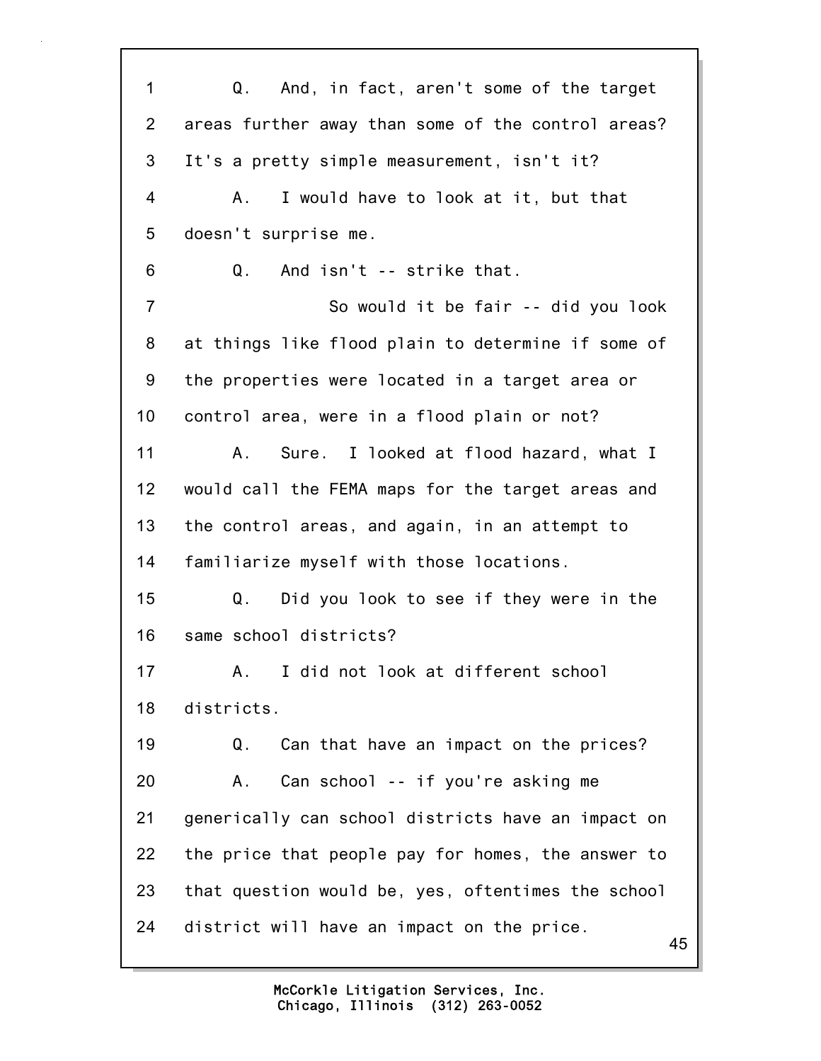1 Q. And, in fact, aren't some of the target
2 areas further away than some of the control areas?
3 It's a pretty simple measurement, isn't it?
4 A. I would have to look at it, but that
5 doesn't surprise me.
6 Q. And isn't -- strike that.
7 So would it be fair -- did you look
8 at things like flood plain to determine if some of
9 the properties were located in a target area or
10 control area, were in a flood plain or not?
11 A. Sure. I looked at flood hazard, what I
12 would call the FEMA maps for the target areas and
13 the control areas, and again, in an attempt to
14 familiarize myself with those locations.
15 Q. Did you look to see if they were in the
16 same school districts?
17 A. I did not look at different school
18 districts.
19 Q. Can that have an impact on the prices?
20 A. Can school -- if you're asking me
21 generically can school districts have an impact on
22 the price that people pay for homes, the answer to
23 that question would be, yes, oftentimes the school
24 district will have an impact on the price.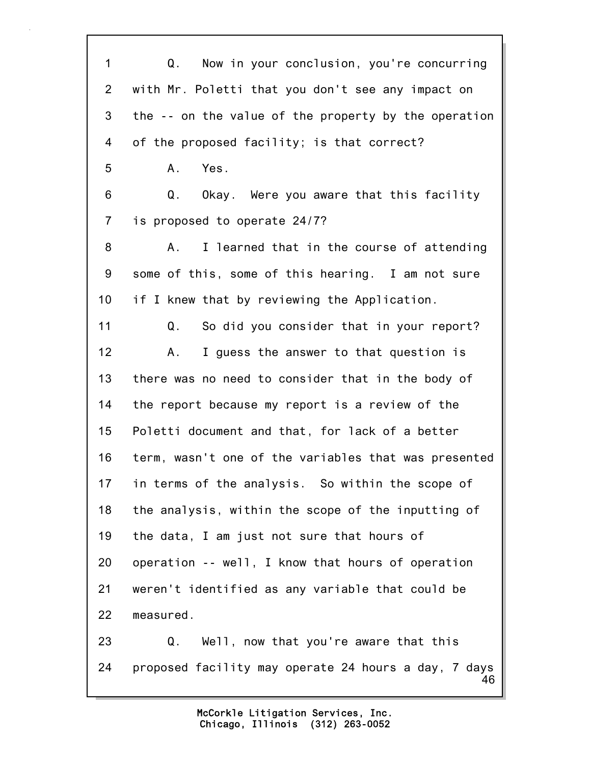1 Q. Now in your conclusion, you're concurring
2 with Mr. Poletti that you don't see any impact on
3 the -- on the value of the property by the operation
4 of the proposed facility; is that correct?
5 A. Yes.
6 Q. Okay. Were you aware that this facility
7 is proposed to operate 24/7?
8 A. I learned that in the course of attending
9 some of this, some of this hearing. I am not sure
10 if I knew that by reviewing the Application.
11 Q. So did you consider that in your report?
12 A. I guess the answer to that question is
13 there was no need to consider that in the body of
14 the report because my report is a review of the
15 Poletti document and that, for lack of a better
16 term, wasn't one of the variables that was presented
17 in terms of the analysis. So within the scope of
18 the analysis, within the scope of the inputting of
19 the data, I am just not sure that hours of
20 operation -- well, I know that hours of operation
21 weren't identified as any variable that could be
22 measured.
23 Q. Well, now that you're aware that this
24 proposed facility may operate 24 hours a day, 7 days

McCorkle Litigation Services, Inc.
Chicago, Illinois (312) 263-0052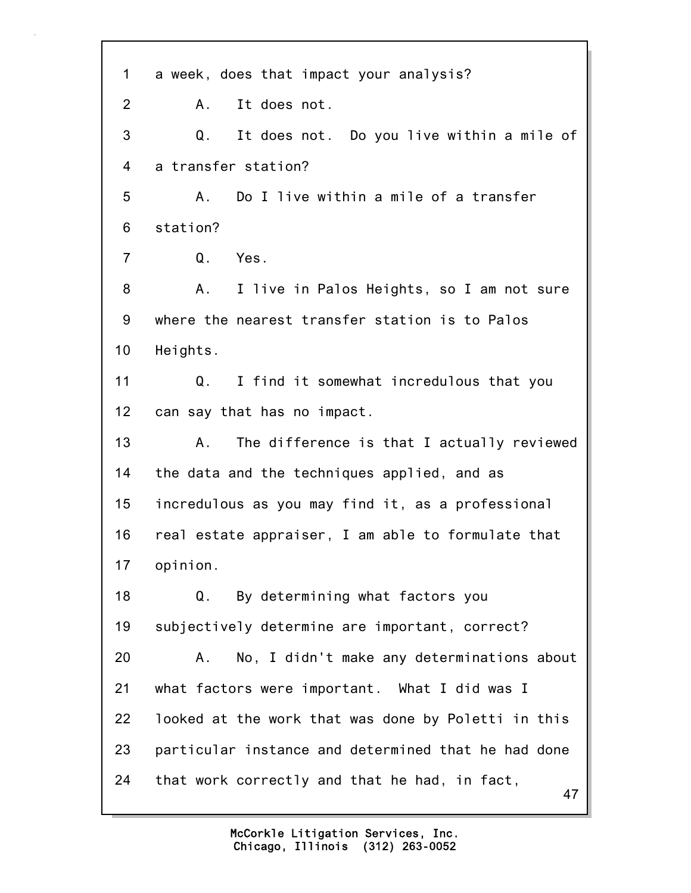1 a week, does that impact your analysis?

2 A. It does not.

3 Q. It does not. Do you live within a mile of

4 a transfer station?

5 A. Do I live within a mile of a transfer

6 station?

7 Q. Yes.

8 A. I live in Palos Heights, so I am not sure

9 where the nearest transfer station is to Palos

10 Heights.

11 Q. I find it somewhat incredulous that you

12 can say that has no impact.

13 A. The difference is that I actually reviewed

14 the data and the techniques applied, and as

15 incredulous as you may find it, as a professional

16 real estate appraiser, I am able to formulate that

17 opinion.

18 Q. By determining what factors you

19 subjectively determine are important, correct?

20 A. No, I didn't make any determinations about

21 what factors were important. What I did was I

22 looked at the work that was done by Poletti in this

23 particular instance and determined that he had done

24 that work correctly and that he had, in fact,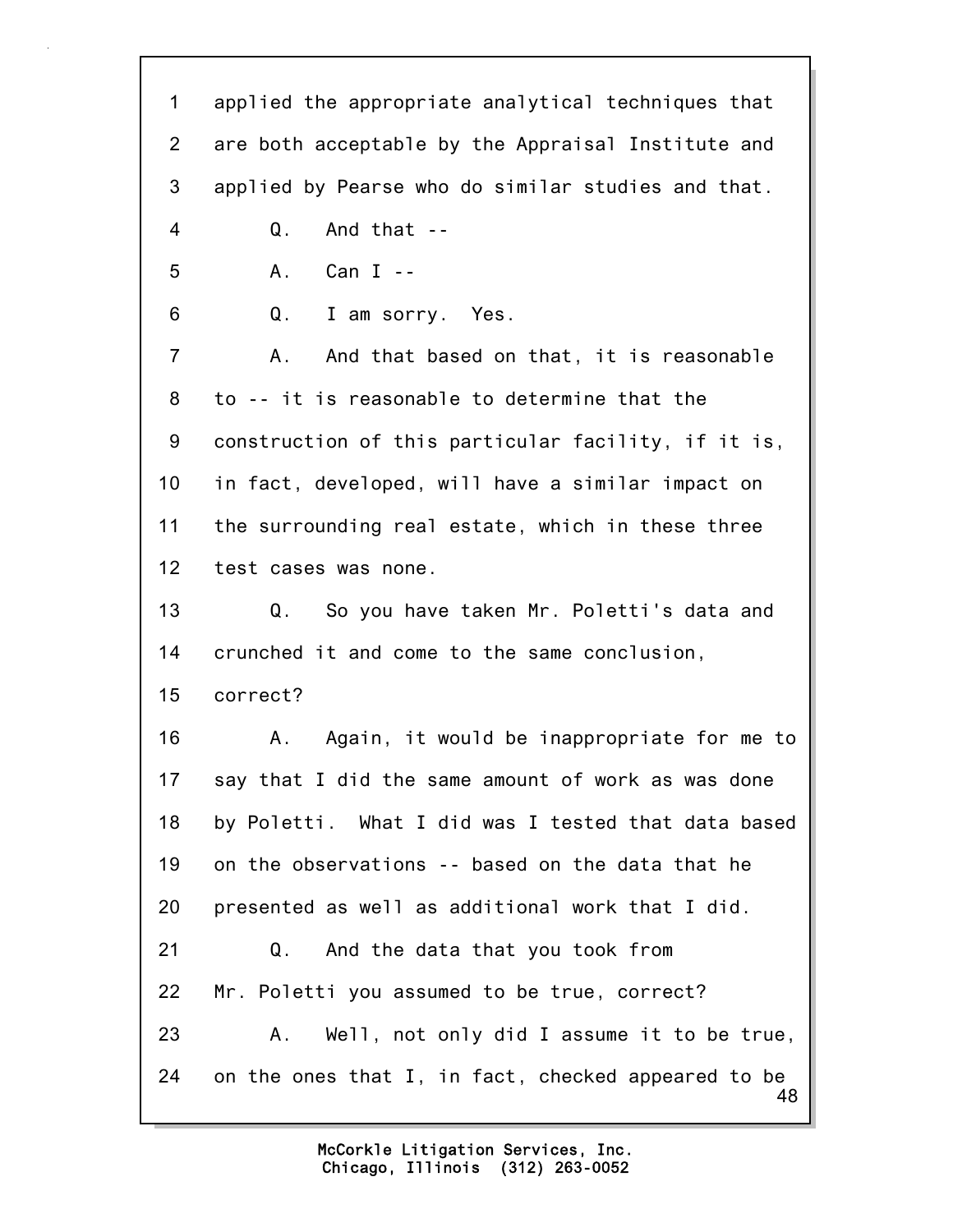applied the appropriate analytical techniques that are both acceptable by the Appraisal Institute and applied by Pearse who do similar studies and that.

Q. And that --

A. Can I --

Q. I am sorry. Yes.

A. And that based on that, it is reasonable to -- it is reasonable to determine that the construction of this particular facility, if it is, in fact, developed, will have a similar impact on the surrounding real estate, which in these three test cases was none.

Q. So you have taken Mr. Poletti's data and crunched it and come to the same conclusion, correct?

A. Again, it would be inappropriate for me to say that I did the same amount of work as was done by Poletti. What I did was I tested that data based on the observations -- based on the data that he presented as well as additional work that I did.

Q. And the data that you took from Mr. Poletti you assumed to be true, correct?

A. Well, not only did I assume it to be true, on the ones that I, in fact, checked appeared to be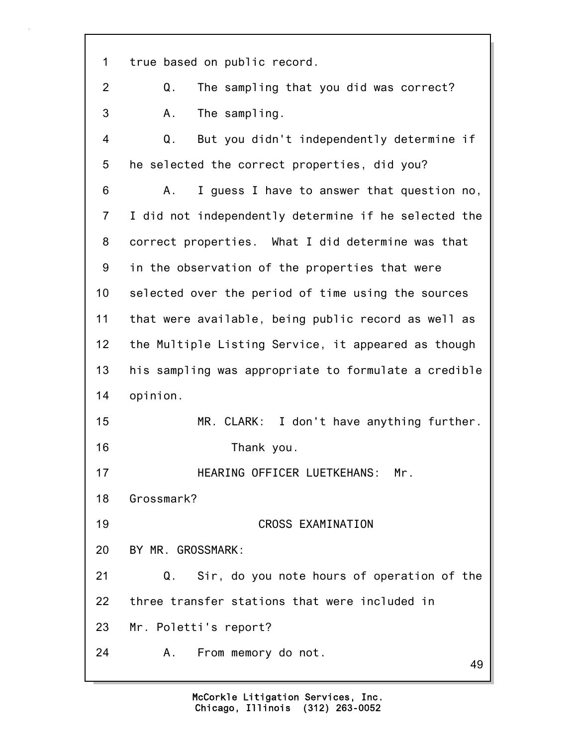1 true based on public record.

2 Q. The sampling that you did was correct?

3 A. The sampling.

4 Q. But you didn't independently determine if

5 he selected the correct properties, did you?

6 A. I guess I have to answer that question no,

7 I did not independently determine if he selected the

8 correct properties. What I did determine was that

9 in the observation of the properties that were

10 selected over the period of time using the sources

11 that were available, being public record as well as

12 the Multiple Listing Service, it appeared as though

13 his sampling was appropriate to formulate a credible

14 opinion.

15 MR. CLARK: I don't have anything further.

16 Thank you.

17 HEARING OFFICER LUETKEHANS: Mr.

18 Grossmark?

19 CROSS EXAMINATION

20 BY MR. GROSSMARK:

21 Q. Sir, do you note hours of operation of the

22 three transfer stations that were included in

23 Mr. Poletti's report?

24 A. From memory do not.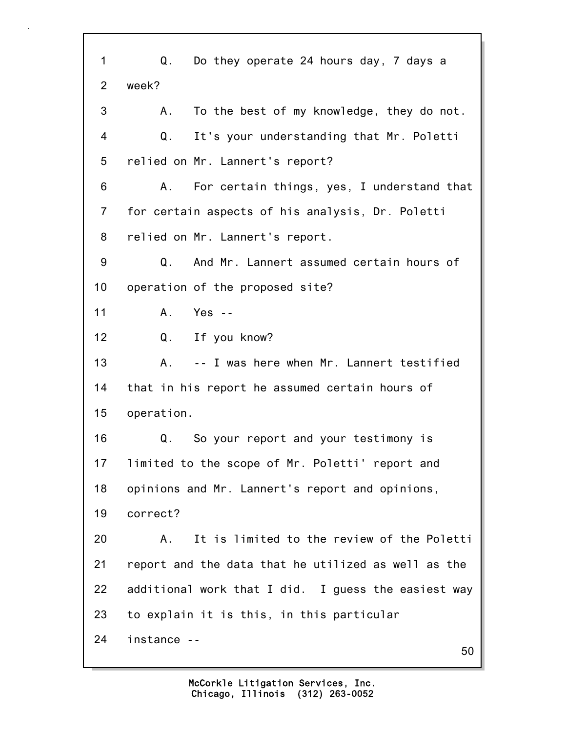1 Q. Do they operate 24 hours day, 7 days a
2 week?
3 A. To the best of my knowledge, they do not.
4 Q. It's your understanding that Mr. Poletti
5 relied on Mr. Lannert's report?
6 A. For certain things, yes, I understand that
7 for certain aspects of his analysis, Dr. Poletti
8 relied on Mr. Lannert's report.
9 Q. And Mr. Lannert assumed certain hours of
10 operation of the proposed site?
11 A. Yes --
12 Q. If you know?
13 A. -- I was here when Mr. Lannert testified
14 that in his report he assumed certain hours of
15 operation.
16 Q. So your report and your testimony is
17 limited to the scope of Mr. Poletti' report and
18 opinions and Mr. Lannert's report and opinions,
19 correct?
20 A. It is limited to the review of the Poletti
21 report and the data that he utilized as well as the
22 additional work that I did. I guess the easiest way
23 to explain it is this, in this particular
24 instance --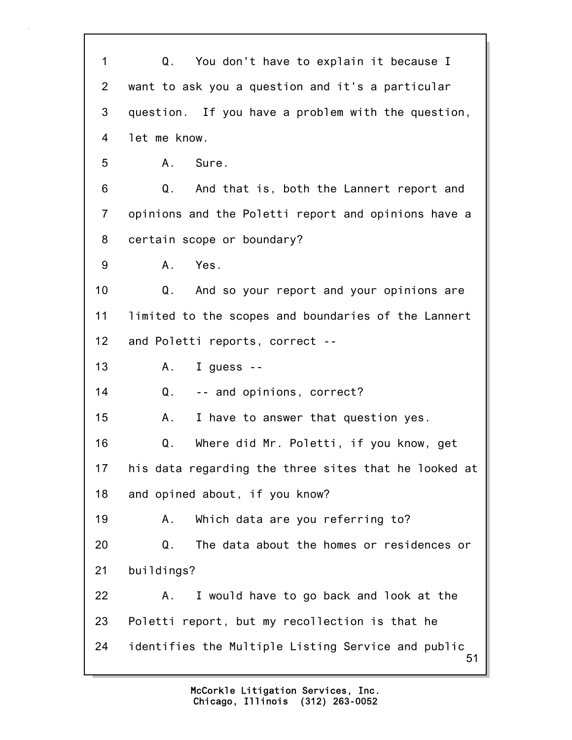1 Q. You don't have to explain it because I
2 want to ask you a question and it's a particular
3 question. If you have a problem with the question,
4 let me know.
5 A. Sure.
6 Q. And that is, both the Lannert report and
7 opinions and the Poletti report and opinions have a
8 certain scope or boundary?
9 A. Yes.
10 Q. And so your report and your opinions are
11 limited to the scopes and boundaries of the Lannert
12 and Poletti reports, correct --
13 A. I guess --
14 Q. -- and opinions, correct?
15 A. I have to answer that question yes.
16 Q. Where did Mr. Poletti, if you know, get
17 his data regarding the three sites that he looked at
18 and opined about, if you know?
19 A. Which data are you referring to?
20 Q. The data about the homes or residences or
21 buildings?
22 A. I would have to go back and look at the
23 Poletti report, but my recollection is that he
24 identifies the Multiple Listing Service and public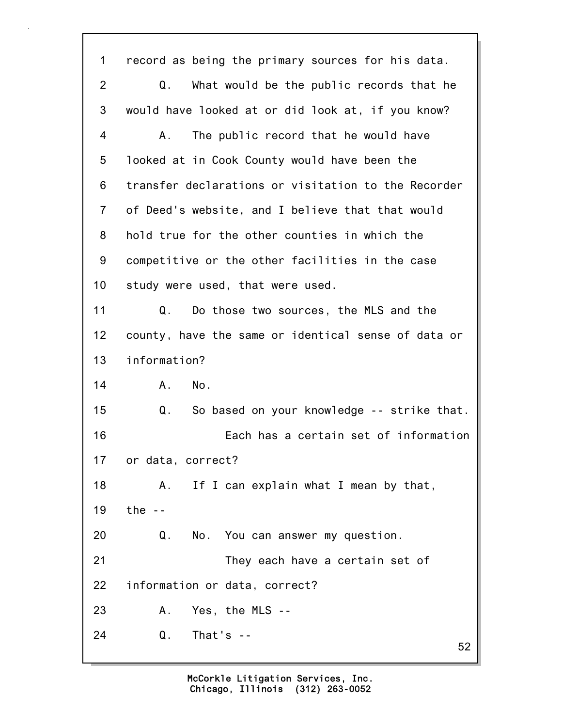1 record as being the primary sources for his data.

2 Q. What would be the public records that he

3 would have looked at or did look at, if you know?

4 A. The public record that he would have

5 looked at in Cook County would have been the

6 transfer declarations or visitation to the Recorder

7 of Deed's website, and I believe that that would

8 hold true for the other counties in which the

9 competitive or the other facilities in the case

10 study were used, that were used.

11 Q. Do those two sources, the MLS and the

12 county, have the same or identical sense of data or

13 information?

14 A. No.

15 Q. So based on your knowledge -- strike that.

16 Each has a certain set of information

17 or data, correct?

18 A. If I can explain what I mean by that,

19 the --

20 Q. No. You can answer my question.

21 They each have a certain set of

22 information or data, correct?

23 A. Yes, the MLS --

24 Q. That's --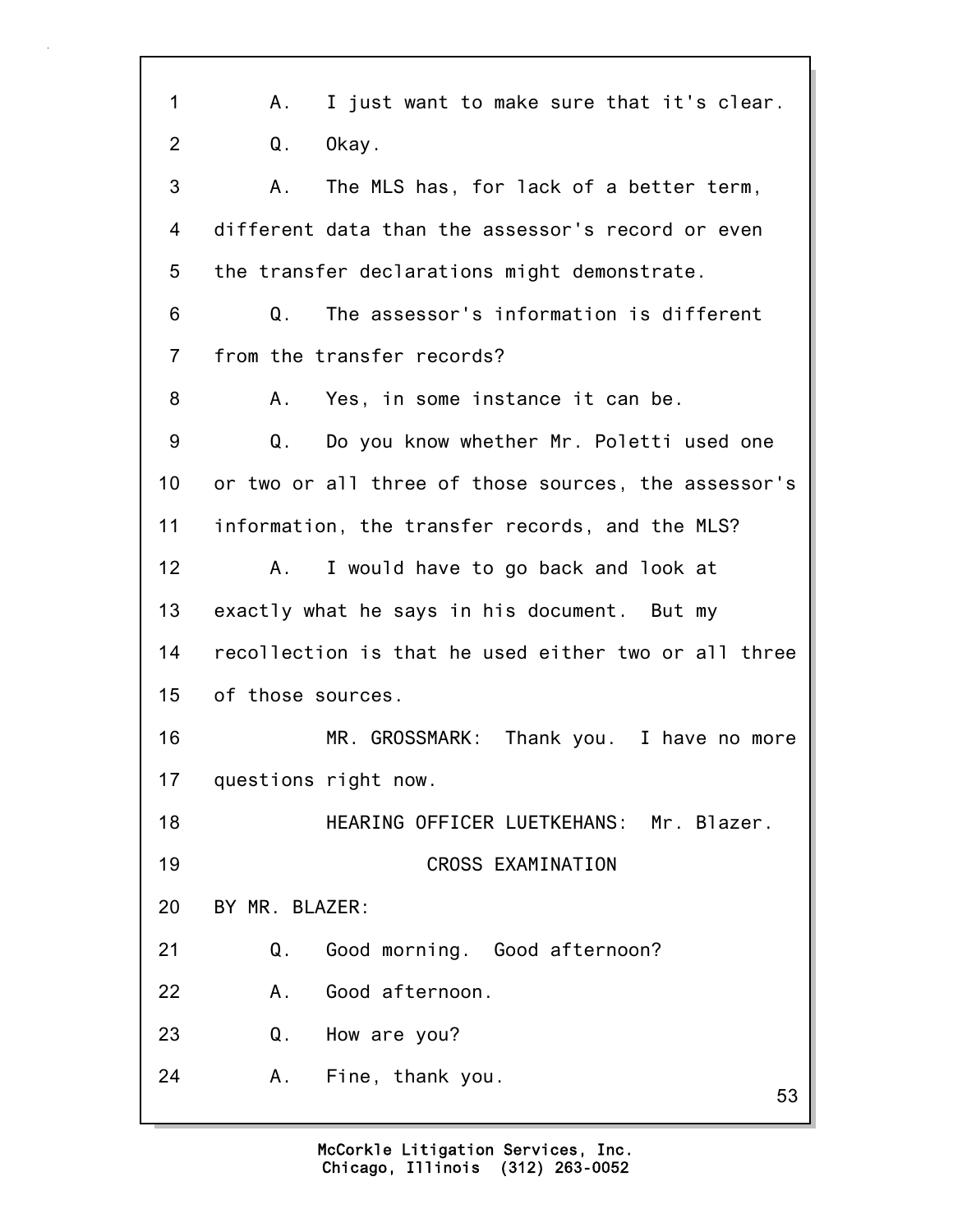1 A. I just want to make sure that it's clear.

2 Q. Okay.

3 A. The MLS has, for lack of a better term,

4 different data than the assessor's record or even

5 the transfer declarations might demonstrate.

6 Q. The assessor's information is different

7 from the transfer records?

8 A. Yes, in some instance it can be.

9 Q. Do you know whether Mr. Poletti used one

10 or two or all three of those sources, the assessor's

11 information, the transfer records, and the MLS?

12 A. I would have to go back and look at

13 exactly what he says in his document. But my

14 recollection is that he used either two or all three

15 of those sources.

16 MR. GROSSMARK: Thank you. I have no more

17 questions right now.

18 HEARING OFFICER LUETKEHANS: Mr. Blazer.

19 CROSS EXAMINATION

20 BY MR. BLAZER:

21 Q. Good morning. Good afternoon?

22 A. Good afternoon.

23 Q. How are you?

24 A. Fine, thank you.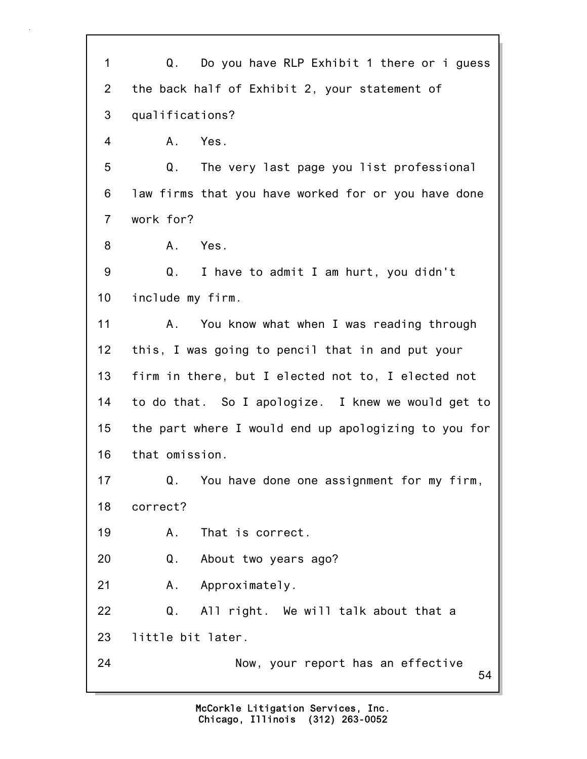1 Q. Do you have RLP Exhibit 1 there or i guess
2 the back half of Exhibit 2, your statement of
3 qualifications?
4 A. Yes.
5 Q. The very last page you list professional
6 law firms that you have worked for or you have done
7 work for?
8 A. Yes.
9 Q. I have to admit I am hurt, you didn't
10 include my firm.
11 A. You know what when I was reading through
12 this, I was going to pencil that in and put your
13 firm in there, but I elected not to, I elected not
14 to do that. So I apologize. I knew we would get to
15 the part where I would end up apologizing to you for
16 that omission.
17 Q. You have done one assignment for my firm,
18 correct?
19 A. That is correct.
20 Q. About two years ago?
21 A. Approximately.
22 Q. All right. We will talk about that a
23 little bit later.
24 Now, your report has an effective

McCorkle Litigation Services, Inc.
Chicago, Illinois (312) 263-0052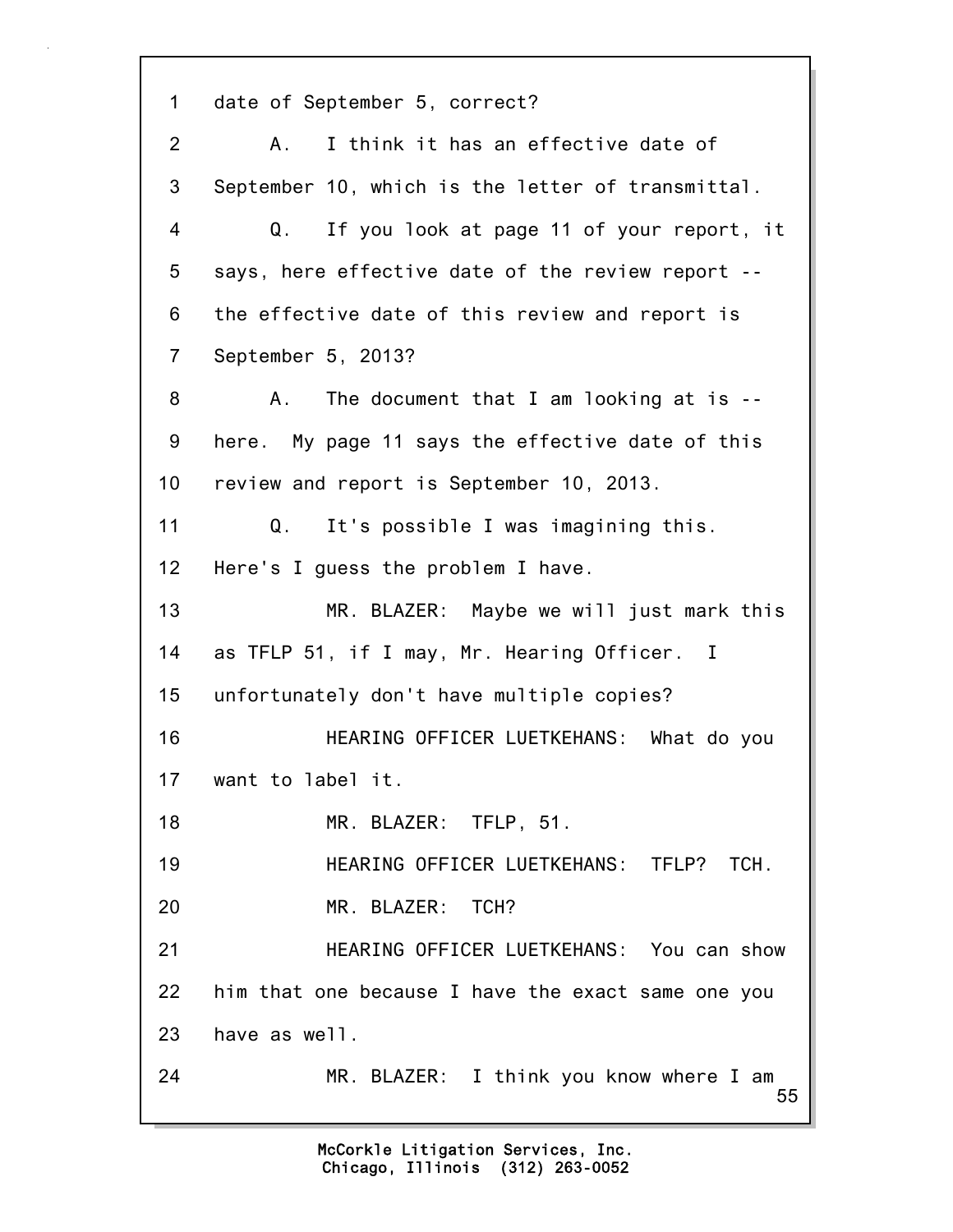1 date of September 5, correct?

2 A. I think it has an effective date of

3 September 10, which is the letter of transmittal.

4 Q. If you look at page 11 of your report, it

5 says, here effective date of the review report --

6 the effective date of this review and report is

7 September 5, 2013?

8 A. The document that I am looking at is --

9 here. My page 11 says the effective date of this

10 review and report is September 10, 2013.

11 Q. It's possible I was imagining this.

12 Here's I guess the problem I have.

13 MR. BLAZER: Maybe we will just mark this

14 as TFLP 51, if I may, Mr. Hearing Officer. I

15 unfortunately don't have multiple copies?

16 HEARING OFFICER LUETKEHANS: What do you

17 want to label it.

18 MR. BLAZER: TFLP, 51.

19 HEARING OFFICER LUETKEHANS: TFLP? TCH.

20 MR. BLAZER: TCH?

21 HEARING OFFICER LUETKEHANS: You can show

22 him that one because I have the exact same one you

23 have as well.

24 MR. BLAZER: I think you know where I am

McCorkle Litigation Services, Inc.
Chicago, Illinois (312) 263-0052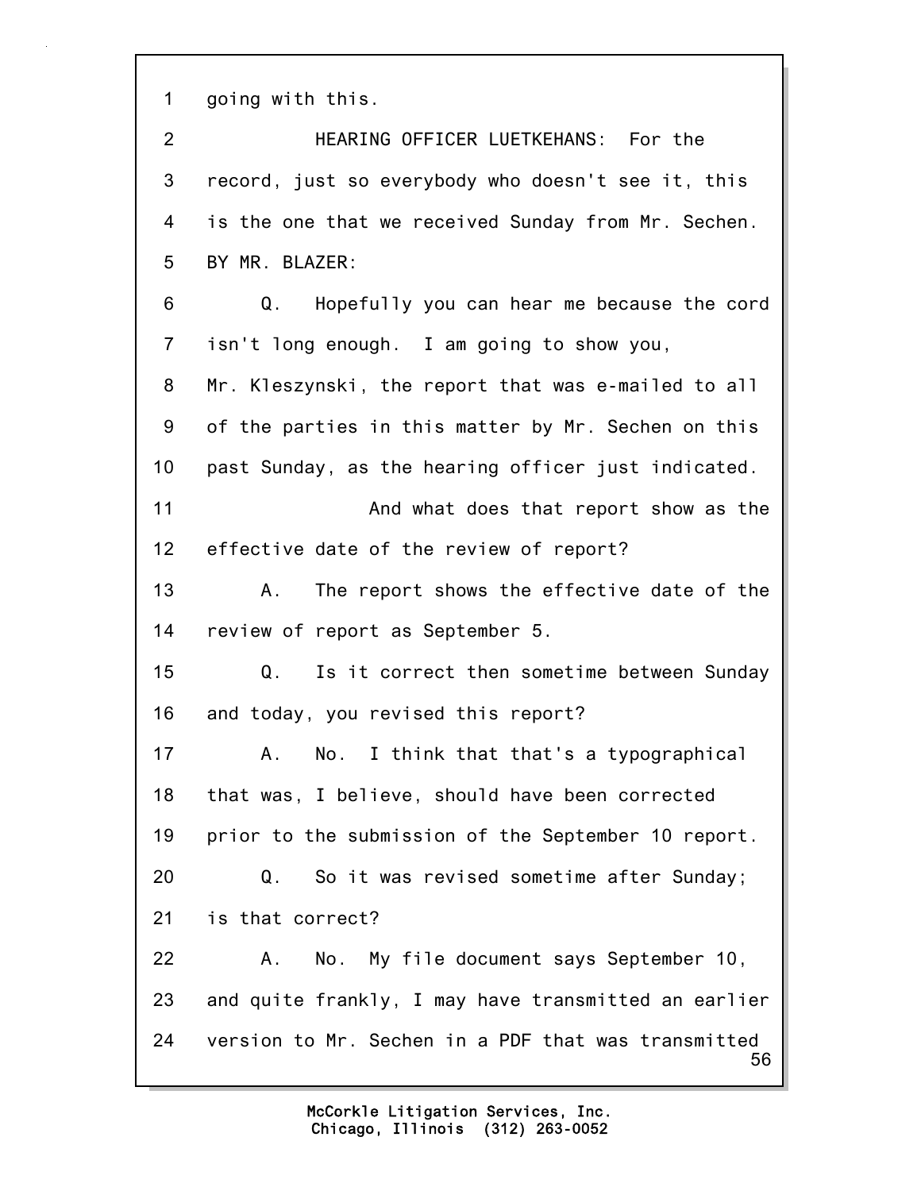1 going with this.

2 HEARING OFFICER LUETKEHANS: For the

3 record, just so everybody who doesn't see it, this

4 is the one that we received Sunday from Mr. Sechen.

5 BY MR. BLAZER:

6 Q. Hopefully you can hear me because the cord

7 isn't long enough. I am going to show you,

8 Mr. Kleszynski, the report that was e-mailed to all

9 of the parties in this matter by Mr. Sechen on this

10 past Sunday, as the hearing officer just indicated.

11 And what does that report show as the

12 effective date of the review of report?

13 A. The report shows the effective date of the

14 review of report as September 5.

15 Q. Is it correct then sometime between Sunday

16 and today, you revised this report?

17 A. No. I think that that's a typographical

18 that was, I believe, should have been corrected

19 prior to the submission of the September 10 report.

20 Q. So it was revised sometime after Sunday;

21 is that correct?

22 A. No. My file document says September 10,

23 and quite frankly, I may have transmitted an earlier

24 version to Mr. Sechen in a PDF that was transmitted

McCorkle Litigation Services, Inc.
Chicago, Illinois (312) 263-0052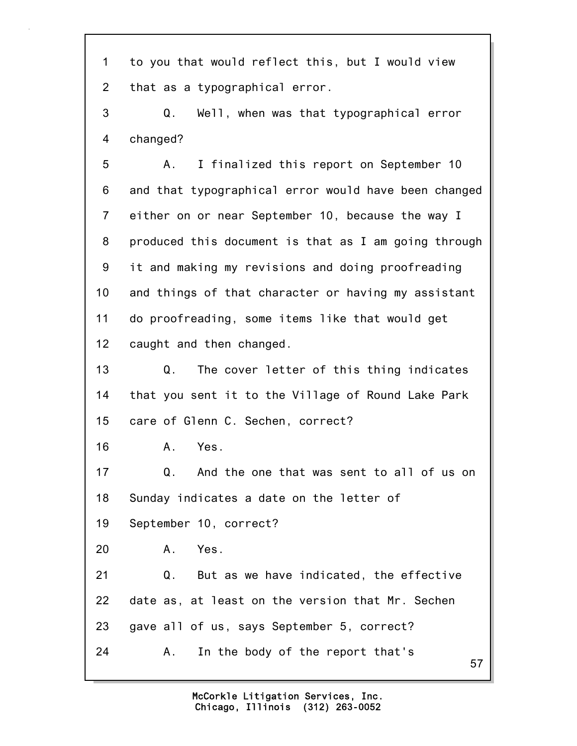1 to you that would reflect this, but I would view
2 that as a typographical error.
3 Q. Well, when was that typographical error
4 changed?
5 A. I finalized this report on September 10
6 and that typographical error would have been changed
7 either on or near September 10, because the way I
8 produced this document is that as I am going through
9 it and making my revisions and doing proofreading
10 and things of that character or having my assistant
11 do proofreading, some items like that would get
12 caught and then changed.
13 Q. The cover letter of this thing indicates
14 that you sent it to the Village of Round Lake Park
15 care of Glenn C. Sechen, correct?
16 A. Yes.
17 Q. And the one that was sent to all of us on
18 Sunday indicates a date on the letter of
19 September 10, correct?
20 A. Yes.
21 Q. But as we have indicated, the effective
22 date as, at least on the version that Mr. Sechen
23 gave all of us, says September 5, correct?
24 A. In the body of the report that's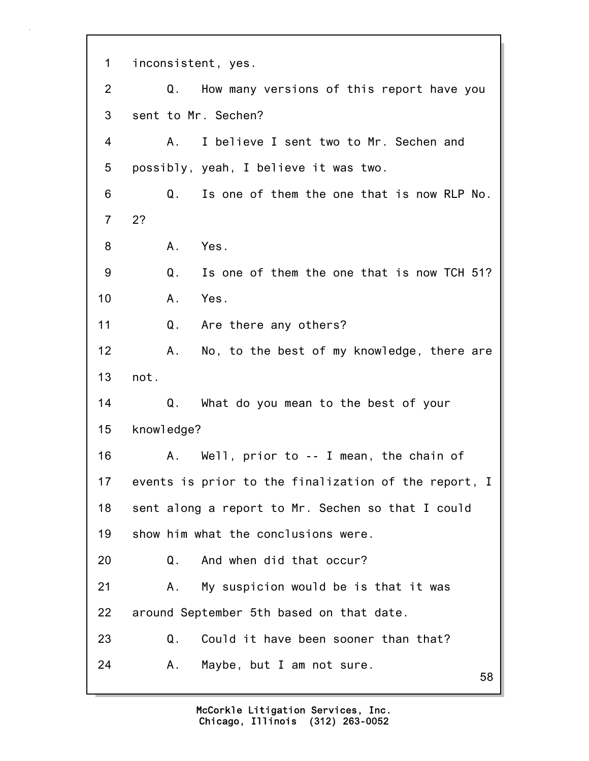1 inconsistent, yes.

2 Q. How many versions of this report have you

3 sent to Mr. Sechen?

4 A. I believe I sent two to Mr. Sechen and

5 possibly, yeah, I believe it was two.

6 Q. Is one of them the one that is now RLP No.

7 2?

8 A. Yes.

9 Q. Is one of them the one that is now TCH 51?

10 A. Yes.

11 Q. Are there any others?

12 A. No, to the best of my knowledge, there are

13 not.

14 Q. What do you mean to the best of your

15 knowledge?

16 A. Well, prior to -- I mean, the chain of

17 events is prior to the finalization of the report, I

18 sent along a report to Mr. Sechen so that I could

19 show him what the conclusions were.

20 Q. And when did that occur?

21 A. My suspicion would be is that it was

22 around September 5th based on that date.

23 Q. Could it have been sooner than that?

24 A. Maybe, but I am not sure.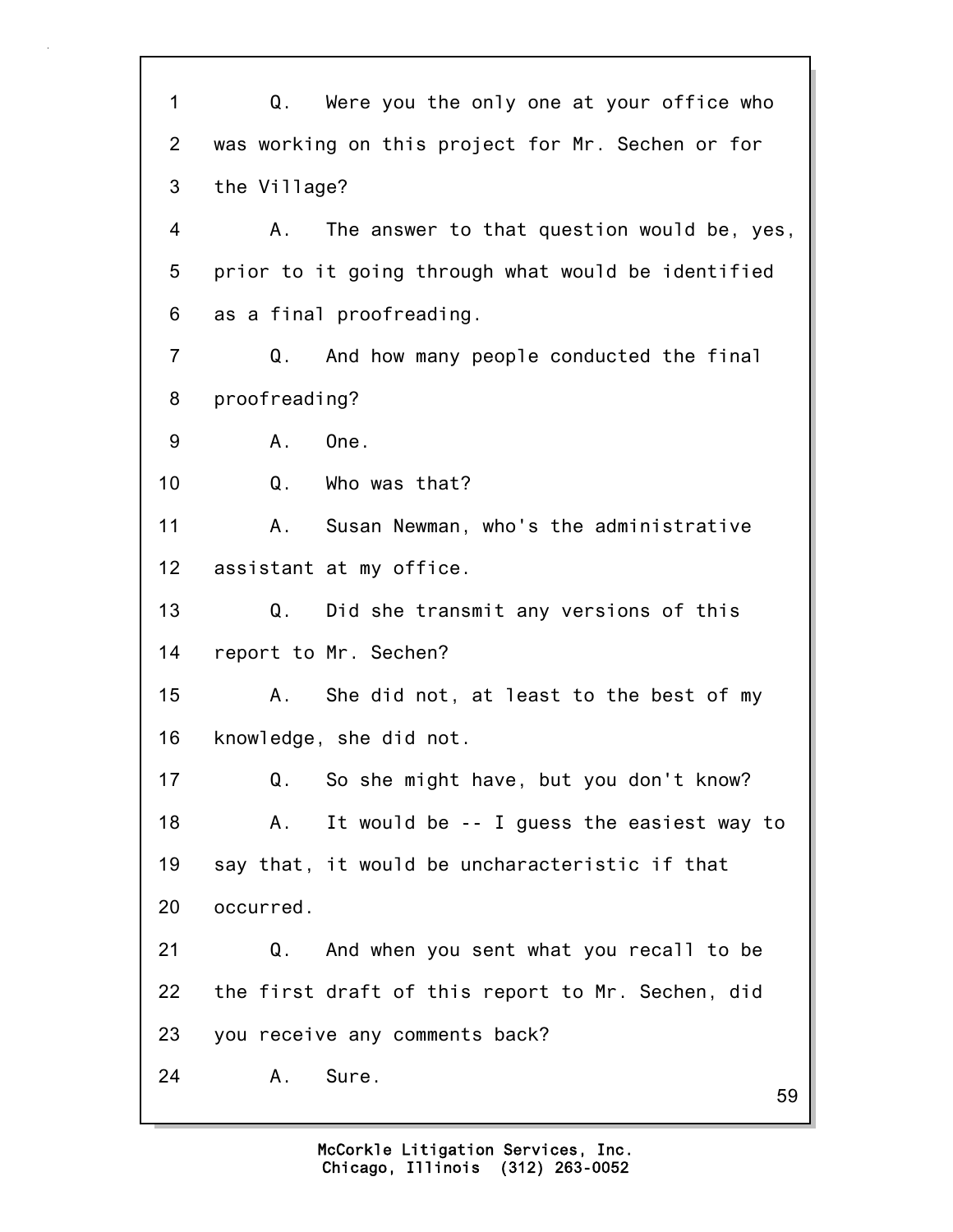1 Q. Were you the only one at your office who
2 was working on this project for Mr. Sechen or for
3 the Village?
4 A. The answer to that question would be, yes,
5 prior to it going through what would be identified
6 as a final proofreading.
7 Q. And how many people conducted the final
8 proofreading?
9 A. One.
10 Q. Who was that?
11 A. Susan Newman, who's the administrative
12 assistant at my office.
13 Q. Did she transmit any versions of this
14 report to Mr. Sechen?
15 A. She did not, at least to the best of my
16 knowledge, she did not.
17 Q. So she might have, but you don't know?
18 A. It would be -- I guess the easiest way to
19 say that, it would be uncharacteristic if that
20 occurred.
21 Q. And when you sent what you recall to be
22 the first draft of this report to Mr. Sechen, did
23 you receive any comments back?
24 A. Sure.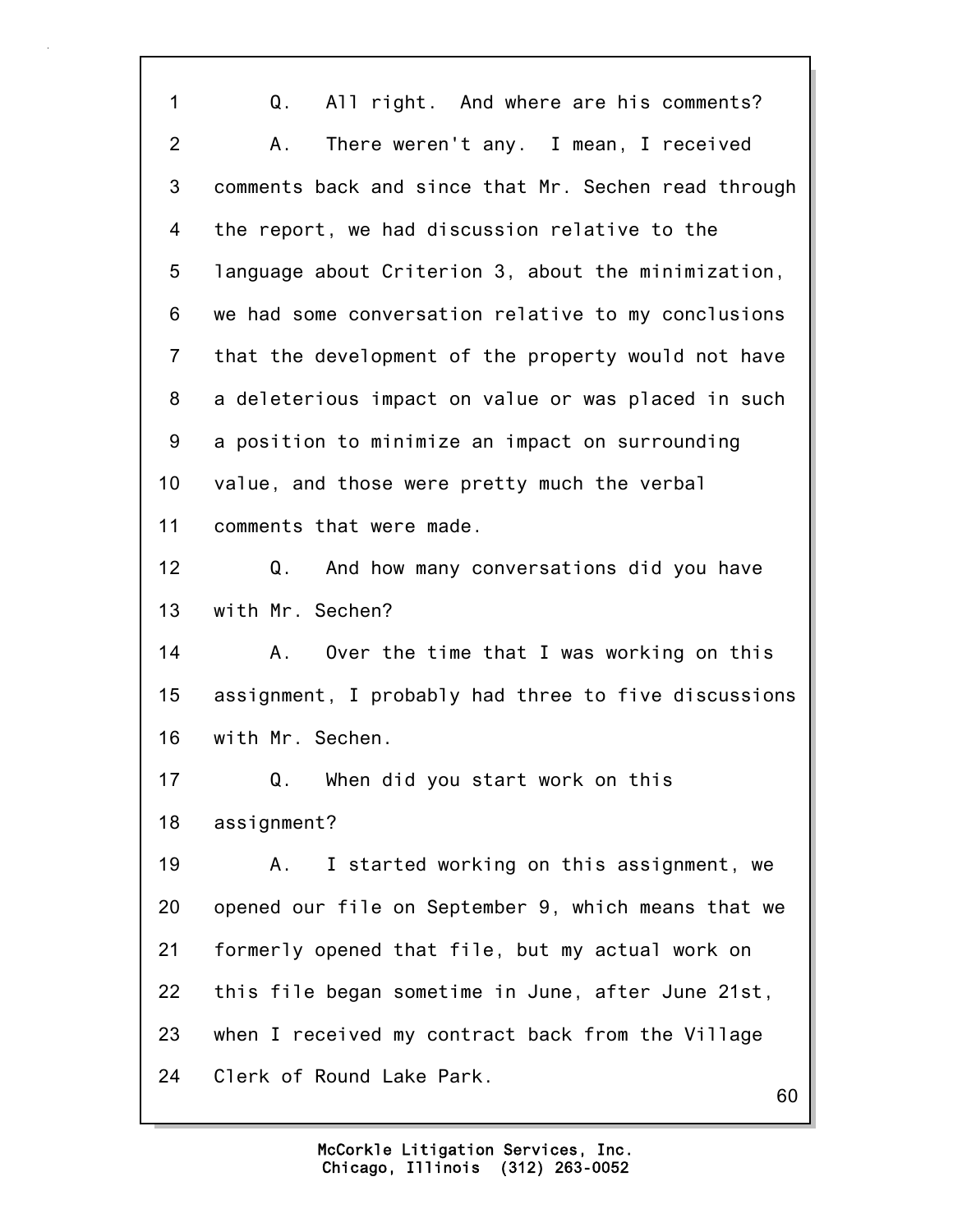1 Q. All right. And where are his comments?

2 A. There weren't any. I mean, I received

3 comments back and since that Mr. Sechen read through

4 the report, we had discussion relative to the

5 language about Criterion 3, about the minimization,

6 we had some conversation relative to my conclusions

7 that the development of the property would not have

8 a deleterious impact on value or was placed in such

9 a position to minimize an impact on surrounding

10 value, and those were pretty much the verbal

11 comments that were made.

12 Q. And how many conversations did you have

13 with Mr. Sechen?

14 A. Over the time that I was working on this

15 assignment, I probably had three to five discussions

16 with Mr. Sechen.

17 Q. When did you start work on this

18 assignment?

19 A. I started working on this assignment, we

20 opened our file on September 9, which means that we

21 formerly opened that file, but my actual work on

22 this file began sometime in June, after June 21st,

23 when I received my contract back from the Village

24 Clerk of Round Lake Park.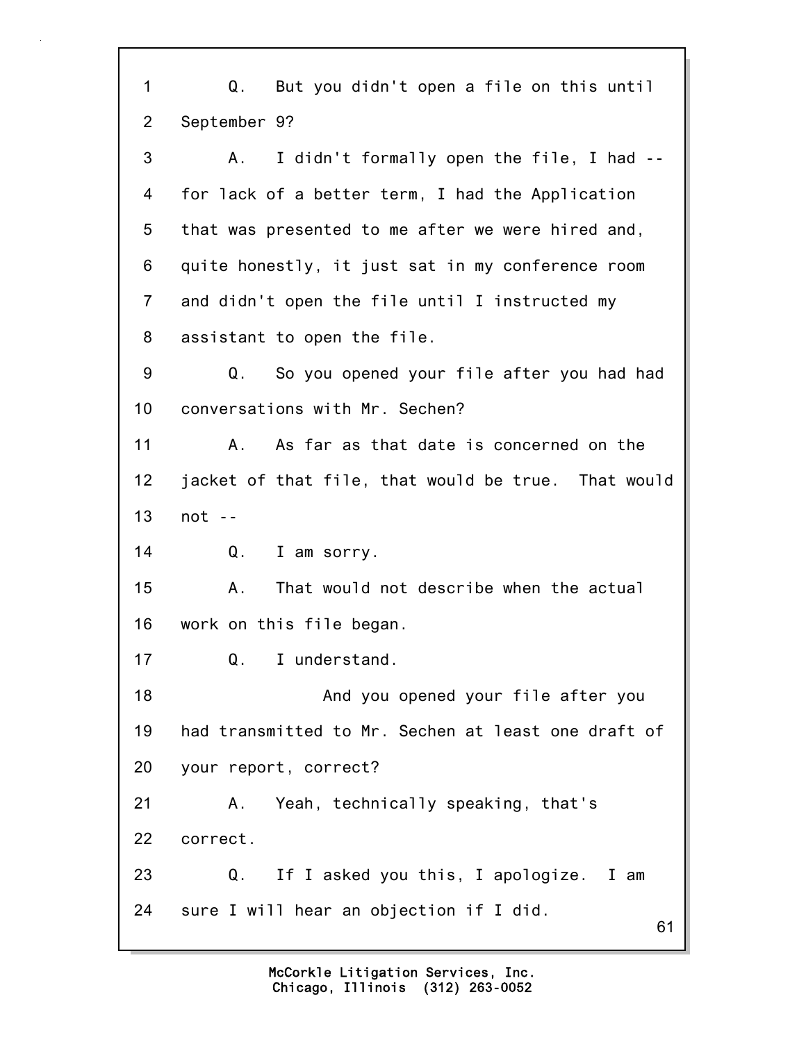1 Q. But you didn't open a file on this until
2 September 9?
3 A. I didn't formally open the file, I had --
4 for lack of a better term, I had the Application
5 that was presented to me after we were hired and,
6 quite honestly, it just sat in my conference room
7 and didn't open the file until I instructed my
8 assistant to open the file.
9 Q. So you opened your file after you had had
10 conversations with Mr. Sechen?
11 A. As far as that date is concerned on the
12 jacket of that file, that would be true. That would
13 not --
14 Q. I am sorry.
15 A. That would not describe when the actual
16 work on this file began.
17 Q. I understand.
18 And you opened your file after you
19 had transmitted to Mr. Sechen at least one draft of
20 your report, correct?
21 A. Yeah, technically speaking, that's
22 correct.
23 Q. If I asked you this, I apologize. I am
24 sure I will hear an objection if I did.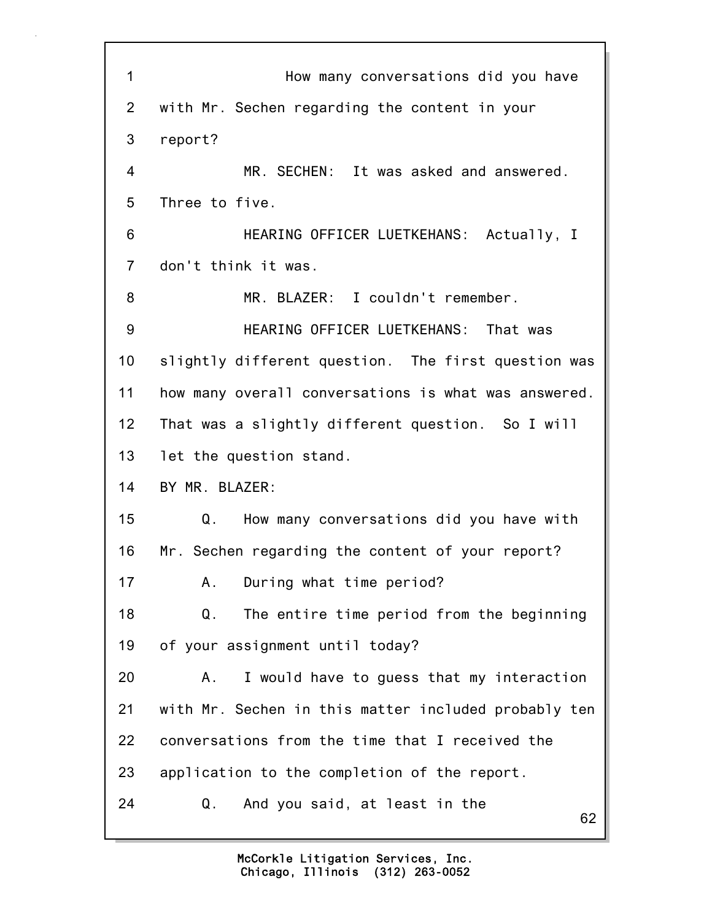How many conversations did you have with Mr. Sechen regarding the content in your report?

MR. SECHEN: It was asked and answered. Three to five.

HEARING OFFICER LUETKEHANS: Actually, I don't think it was.

MR. BLAZER: I couldn't remember.

HEARING OFFICER LUETKEHANS: That was slightly different question. The first question was how many overall conversations is what was answered. That was a slightly different question. So I will let the question stand.

BY MR. BLAZER:

Q. How many conversations did you have with Mr. Sechen regarding the content of your report?

A. During what time period?

Q. The entire time period from the beginning of your assignment until today?

A. I would have to guess that my interaction with Mr. Sechen in this matter included probably ten conversations from the time that I received the application to the completion of the report.

Q. And you said, at least in the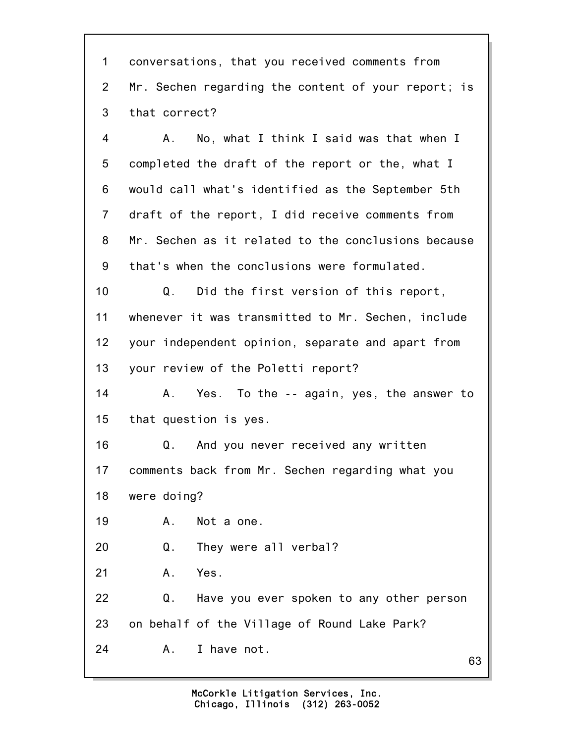1 conversations, that you received comments from
2 Mr. Sechen regarding the content of your report; is
3 that correct?
4 A. No, what I think I said was that when I
5 completed the draft of the report or the, what I
6 would call what's identified as the September 5th
7 draft of the report, I did receive comments from
8 Mr. Sechen as it related to the conclusions because
9 that's when the conclusions were formulated.
10 Q. Did the first version of this report,
11 whenever it was transmitted to Mr. Sechen, include
12 your independent opinion, separate and apart from
13 your review of the Poletti report?
14 A. Yes. To the -- again, yes, the answer to
15 that question is yes.
16 Q. And you never received any written
17 comments back from Mr. Sechen regarding what you
18 were doing?
19 A. Not a one.
20 Q. They were all verbal?
21 A. Yes.
22 Q. Have you ever spoken to any other person
23 on behalf of the Village of Round Lake Park?
24 A. I have not.

McCorkle Litigation Services, Inc.
Chicago, Illinois (312) 263-0052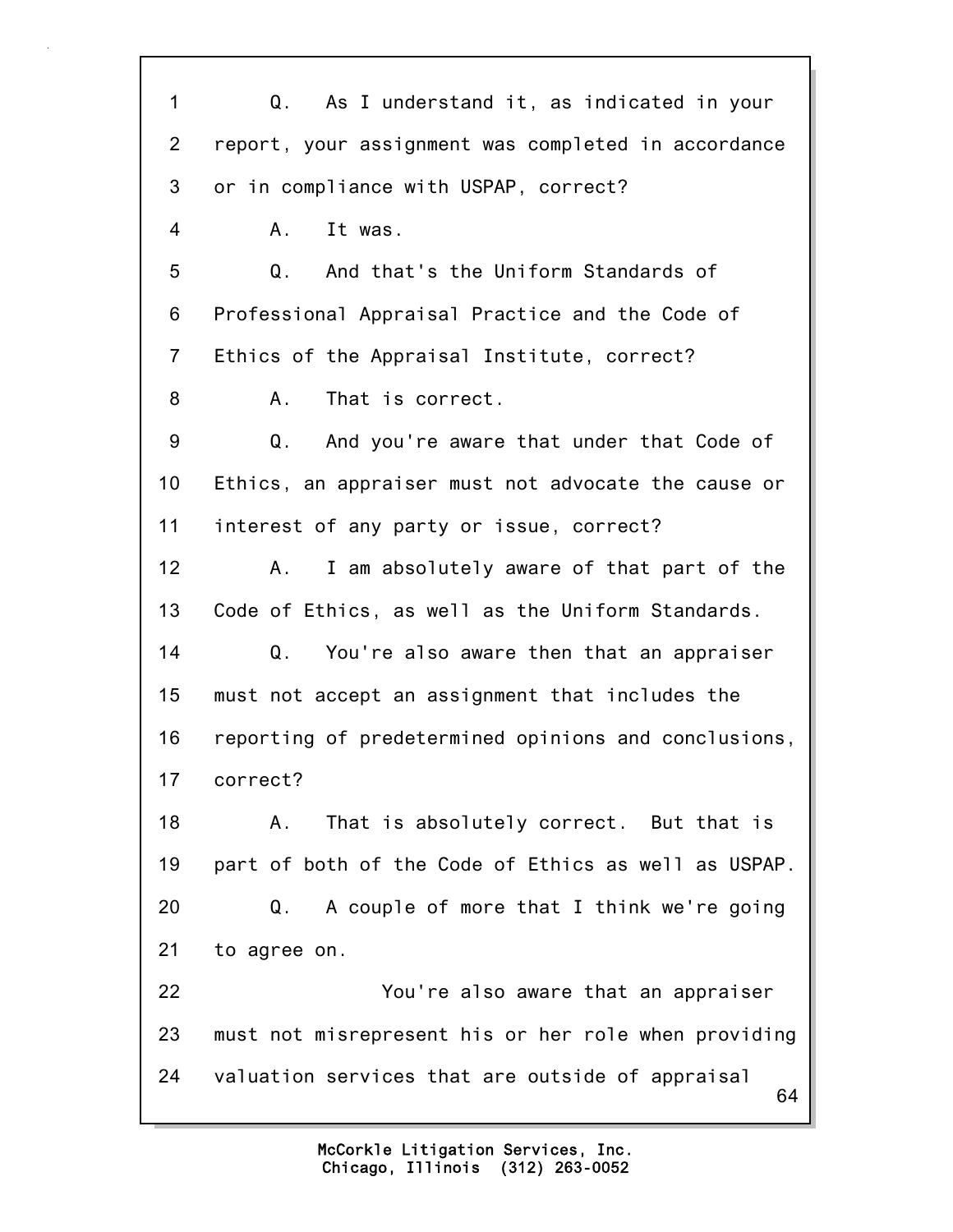1 Q. As I understand it, as indicated in your
2 report, your assignment was completed in accordance
3 or in compliance with USPAP, correct?
4 A. It was.
5 Q. And that's the Uniform Standards of
6 Professional Appraisal Practice and the Code of
7 Ethics of the Appraisal Institute, correct?
8 A. That is correct.
9 Q. And you're aware that under that Code of
10 Ethics, an appraiser must not advocate the cause or
11 interest of any party or issue, correct?
12 A. I am absolutely aware of that part of the
13 Code of Ethics, as well as the Uniform Standards.
14 Q. You're also aware then that an appraiser
15 must not accept an assignment that includes the
16 reporting of predetermined opinions and conclusions,
17 correct?
18 A. That is absolutely correct. But that is
19 part of both of the Code of Ethics as well as USPAP.
20 Q. A couple of more that I think we're going
21 to agree on.
22 You're also aware that an appraiser
23 must not misrepresent his or her role when providing
24 valuation services that are outside of appraisal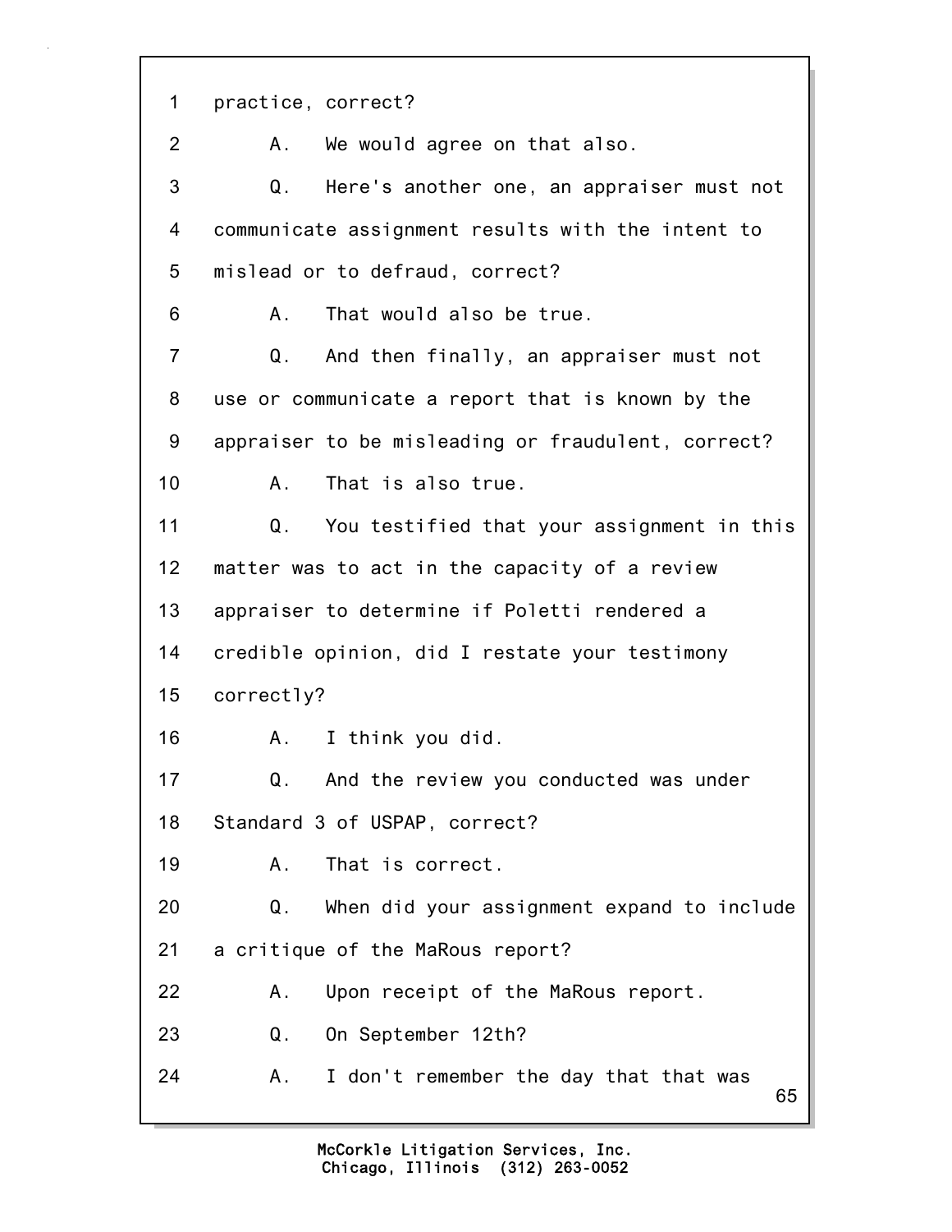1 practice, correct?

2 A. We would agree on that also.

3 Q. Here's another one, an appraiser must not

4 communicate assignment results with the intent to

5 mislead or to defraud, correct?

6 A. That would also be true.

7 Q. And then finally, an appraiser must not

8 use or communicate a report that is known by the

9 appraiser to be misleading or fraudulent, correct?

10 A. That is also true.

11 Q. You testified that your assignment in this

12 matter was to act in the capacity of a review

13 appraiser to determine if Poletti rendered a

14 credible opinion, did I restate your testimony

15 correctly?

16 A. I think you did.

17 Q. And the review you conducted was under

18 Standard 3 of USPAP, correct?

19 A. That is correct.

20 Q. When did your assignment expand to include

21 a critique of the MaRous report?

22 A. Upon receipt of the MaRous report.

23 Q. On September 12th?

24 A. I don't remember the day that that was

McCorkle Litigation Services, Inc.
Chicago, Illinois (312) 263-0052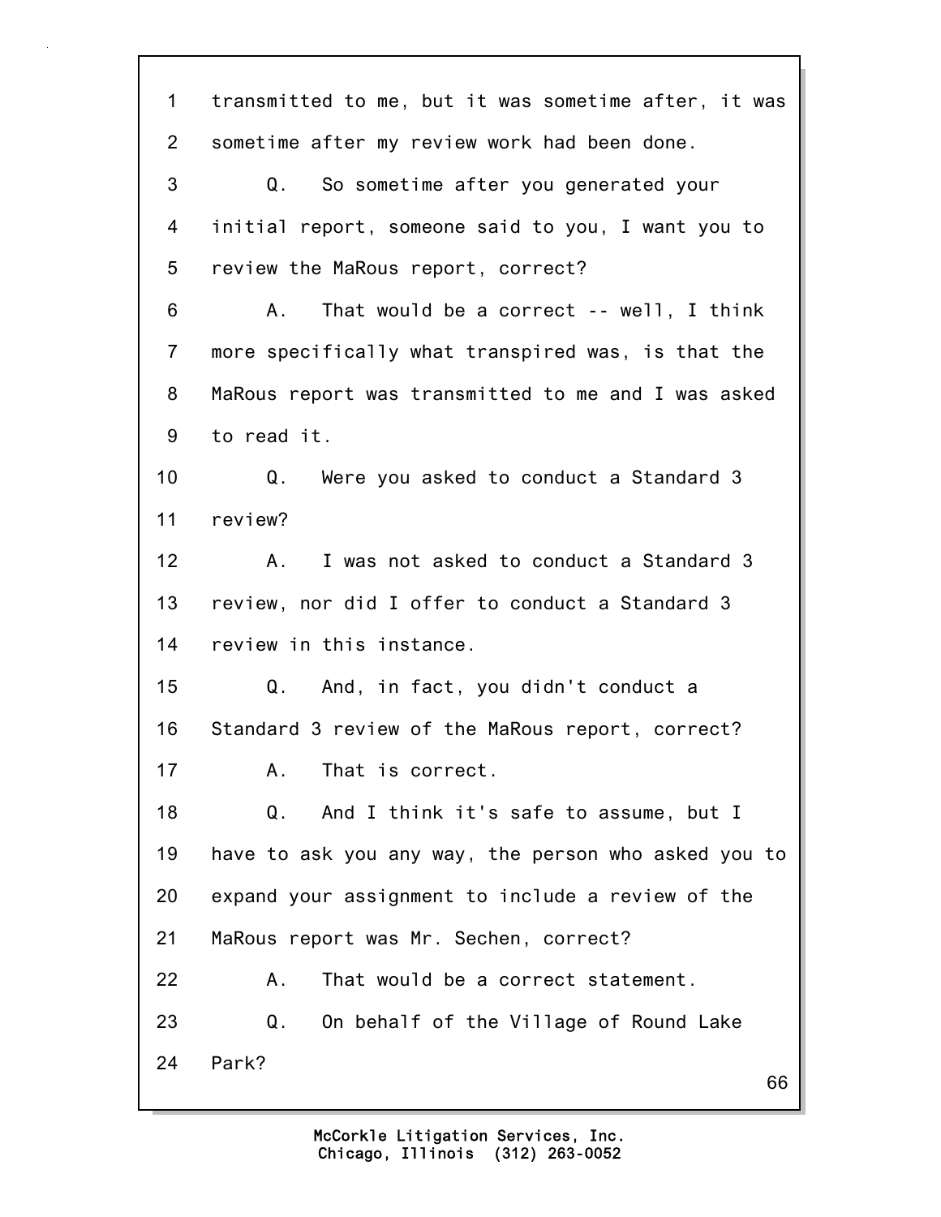1 transmitted to me, but it was sometime after, it was
2 sometime after my review work had been done.
3 Q. So sometime after you generated your
4 initial report, someone said to you, I want you to
5 review the MaRous report, correct?
6 A. That would be a correct -- well, I think
7 more specifically what transpired was, is that the
8 MaRous report was transmitted to me and I was asked
9 to read it.
10 Q. Were you asked to conduct a Standard 3
11 review?
12 A. I was not asked to conduct a Standard 3
13 review, nor did I offer to conduct a Standard 3
14 review in this instance.
15 Q. And, in fact, you didn't conduct a
16 Standard 3 review of the MaRous report, correct?
17 A. That is correct.
18 Q. And I think it's safe to assume, but I
19 have to ask you any way, the person who asked you to
20 expand your assignment to include a review of the
21 MaRous report was Mr. Sechen, correct?
22 A. That would be a correct statement.
23 Q. On behalf of the Village of Round Lake
24 Park?

McCorkle Litigation Services, Inc.
Chicago, Illinois (312) 263-0052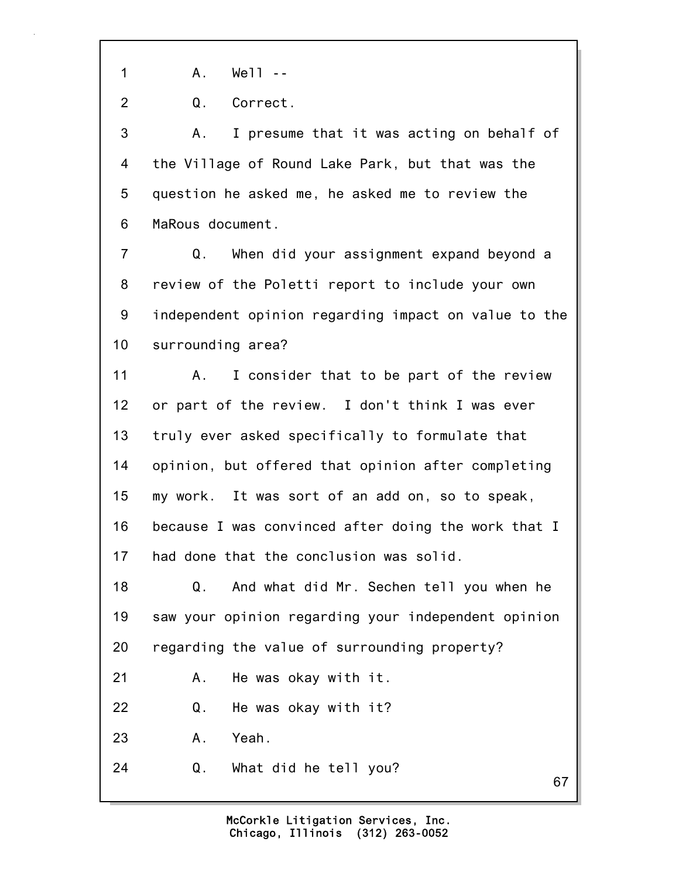1 A. Well --

2 Q. Correct.

3 A. I presume that it was acting on behalf of
4 the Village of Round Lake Park, but that was the
5 question he asked me, he asked me to review the
6 MaRous document.

7 Q. When did your assignment expand beyond a
8 review of the Poletti report to include your own
9 independent opinion regarding impact on value to the
10 surrounding area?

11 A. I consider that to be part of the review
12 or part of the review. I don't think I was ever
13 truly ever asked specifically to formulate that
14 opinion, but offered that opinion after completing
15 my work. It was sort of an add on, so to speak,
16 because I was convinced after doing the work that I
17 had done that the conclusion was solid.

18 Q. And what did Mr. Sechen tell you when he
19 saw your opinion regarding your independent opinion
20 regarding the value of surrounding property?

21 A. He was okay with it.

22 Q. He was okay with it?

23 A. Yeah.

24 Q. What did he tell you?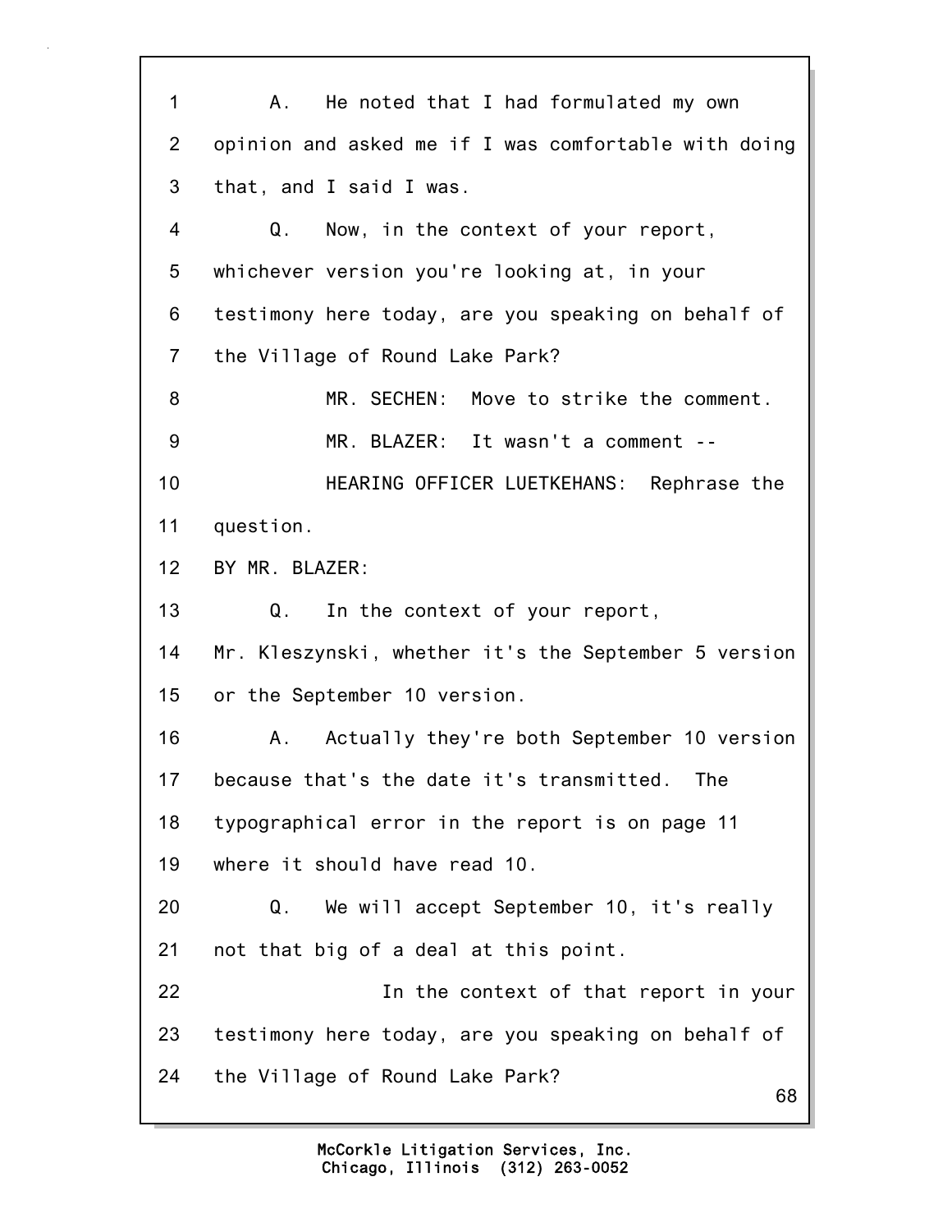A. He noted that I had formulated my own opinion and asked me if I was comfortable with doing that, and I said I was.

Q. Now, in the context of your report, whichever version you're looking at, in your testimony here today, are you speaking on behalf of the Village of Round Lake Park?

MR. SECHEN: Move to strike the comment.

MR. BLAZER: It wasn't a comment --

HEARING OFFICER LUETKEHANS: Rephrase the question.

BY MR. BLAZER:

Q. In the context of your report, Mr. Kleszynski, whether it's the September 5 version or the September 10 version.

A. Actually they're both September 10 version because that's the date it's transmitted. The typographical error in the report is on page 11 where it should have read 10.

Q. We will accept September 10, it's really not that big of a deal at this point.

In the context of that report in your testimony here today, are you speaking on behalf of the Village of Round Lake Park?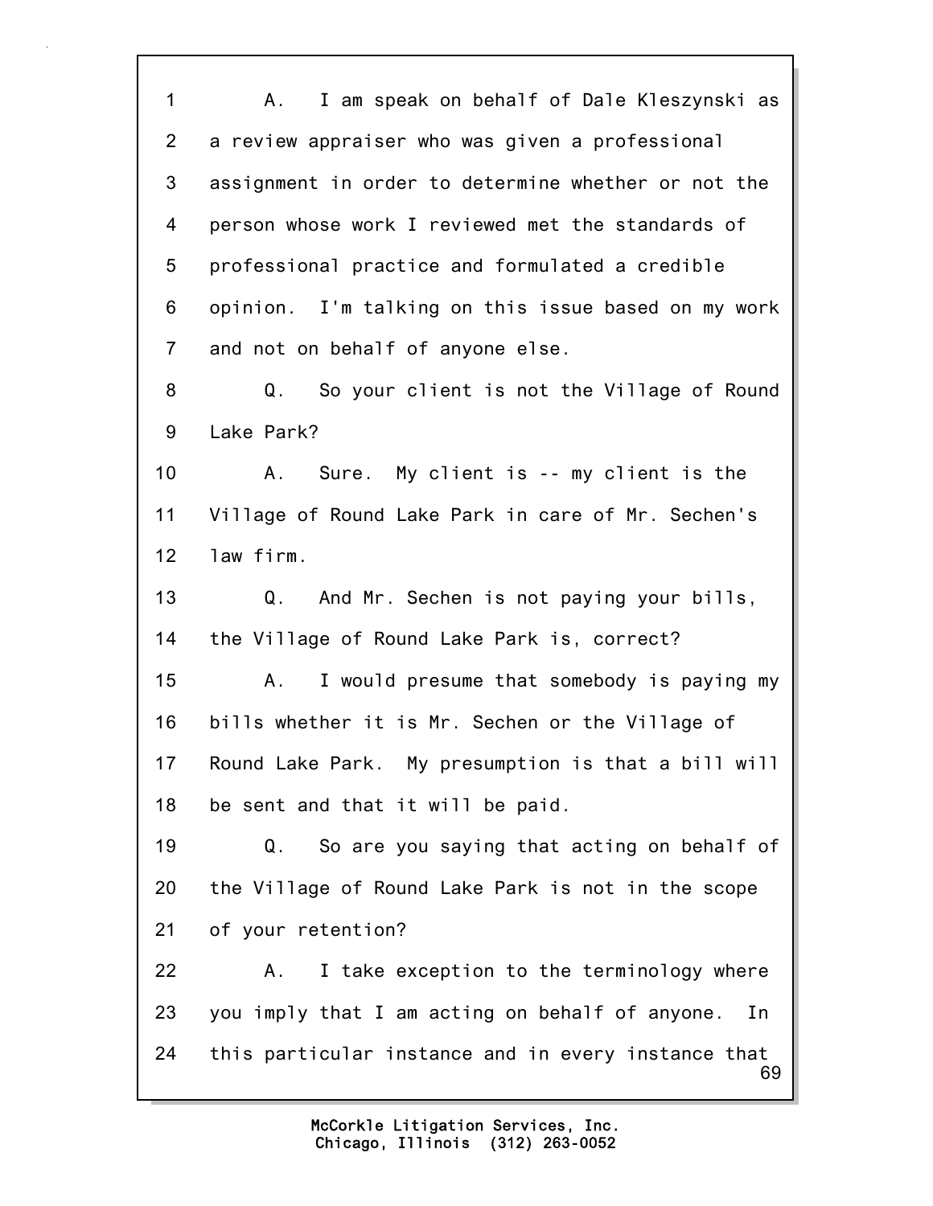1 A. I am speak on behalf of Dale Kleszynski as
2 a review appraiser who was given a professional
3 assignment in order to determine whether or not the
4 person whose work I reviewed met the standards of
5 professional practice and formulated a credible
6 opinion. I'm talking on this issue based on my work
7 and not on behalf of anyone else.
8 Q. So your client is not the Village of Round
9 Lake Park?
10 A. Sure. My client is -- my client is the
11 Village of Round Lake Park in care of Mr. Sechen's
12 law firm.
13 Q. And Mr. Sechen is not paying your bills,
14 the Village of Round Lake Park is, correct?
15 A. I would presume that somebody is paying my
16 bills whether it is Mr. Sechen or the Village of
17 Round Lake Park. My presumption is that a bill will
18 be sent and that it will be paid.
19 Q. So are you saying that acting on behalf of
20 the Village of Round Lake Park is not in the scope
21 of your retention?
22 A. I take exception to the terminology where
23 you imply that I am acting on behalf of anyone. In
24 this particular instance and in every instance that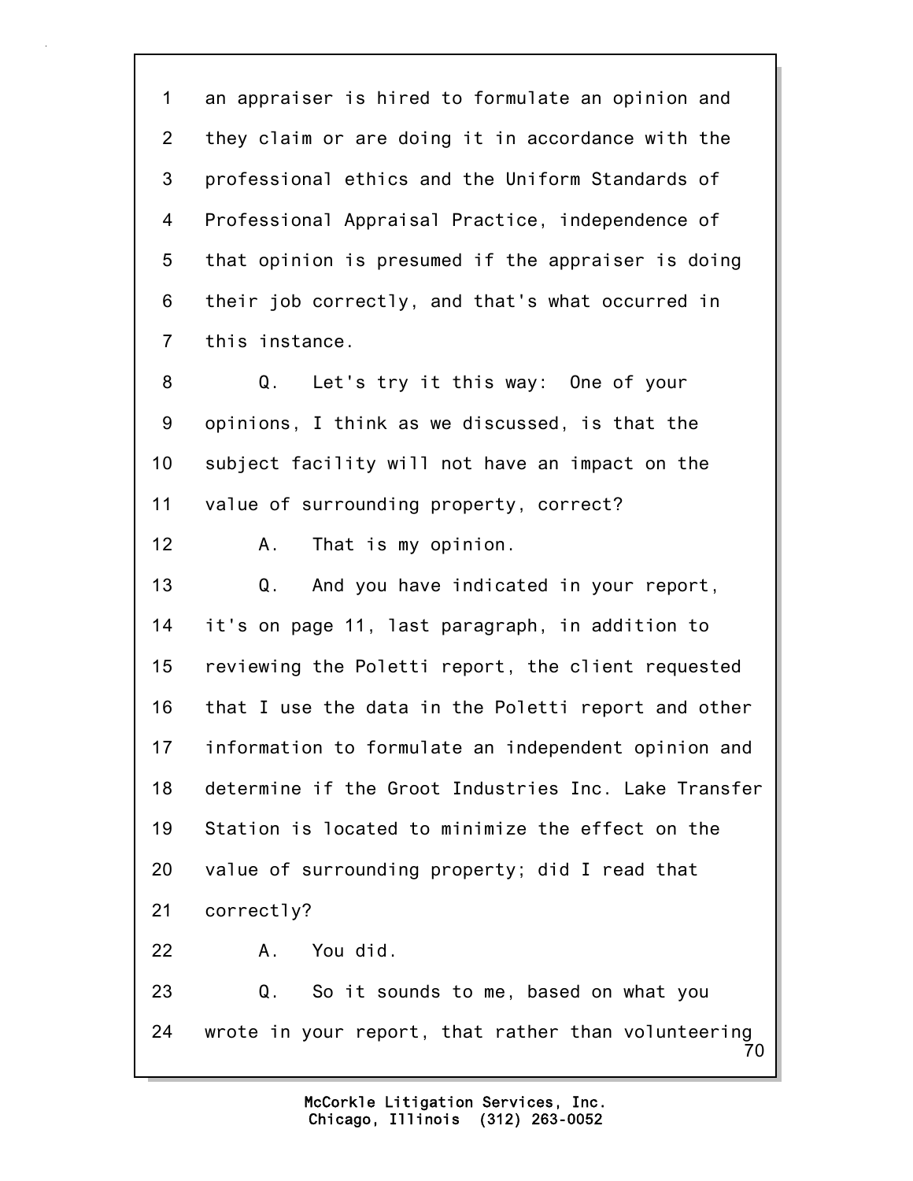1 an appraiser is hired to formulate an opinion and
2 they claim or are doing it in accordance with the
3 professional ethics and the Uniform Standards of
4 Professional Appraisal Practice, independence of
5 that opinion is presumed if the appraiser is doing
6 their job correctly, and that's what occurred in
7 this instance.
8 Q. Let's try it this way: One of your
9 opinions, I think as we discussed, is that the
10 subject facility will not have an impact on the
11 value of surrounding property, correct?
12 A. That is my opinion.
13 Q. And you have indicated in your report,
14 it's on page 11, last paragraph, in addition to
15 reviewing the Poletti report, the client requested
16 that I use the data in the Poletti report and other
17 information to formulate an independent opinion and
18 determine if the Groot Industries Inc. Lake Transfer
19 Station is located to minimize the effect on the
20 value of surrounding property; did I read that
21 correctly?
22 A. You did.
23 Q. So it sounds to me, based on what you
24 wrote in your report, that rather than volunteering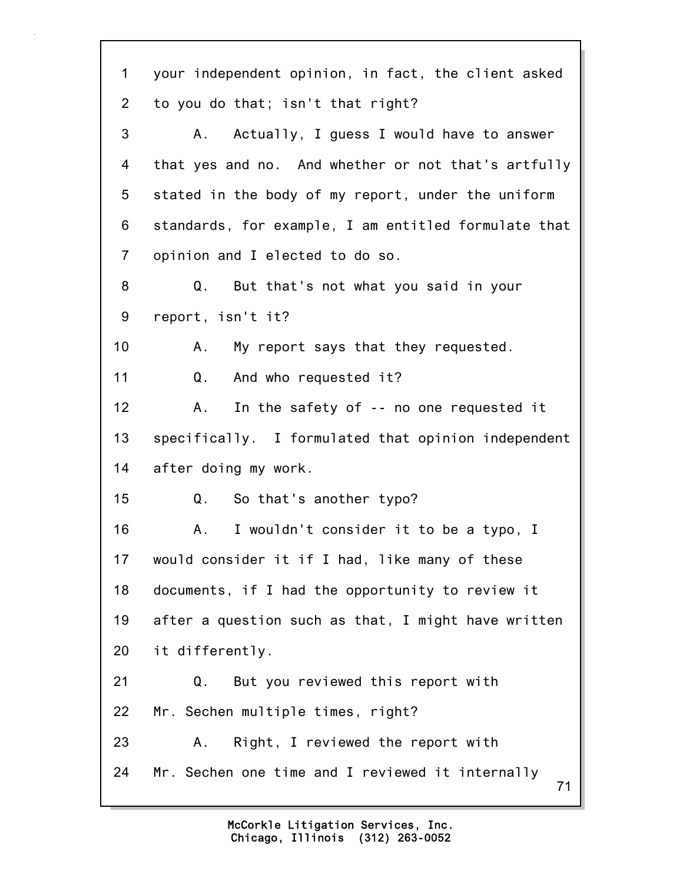1 your independent opinion, in fact, the client asked
2 to you do that; isn't that right?
3 A. Actually, I guess I would have to answer
4 that yes and no. And whether or not that's artfully
5 stated in the body of my report, under the uniform
6 standards, for example, I am entitled formulate that
7 opinion and I elected to do so.
8 Q. But that's not what you said in your
9 report, isn't it?
10 A. My report says that they requested.
11 Q. And who requested it?
12 A. In the safety of -- no one requested it
13 specifically. I formulated that opinion independent
14 after doing my work.
15 Q. So that's another typo?
16 A. I wouldn't consider it to be a typo, I
17 would consider it if I had, like many of these
18 documents, if I had the opportunity to review it
19 after a question such as that, I might have written
20 it differently.
21 Q. But you reviewed this report with
22 Mr. Sechen multiple times, right?
23 A. Right, I reviewed the report with
24 Mr. Sechen one time and I reviewed it internally

McCorkle Litigation Services, Inc.
Chicago, Illinois (312) 263-0052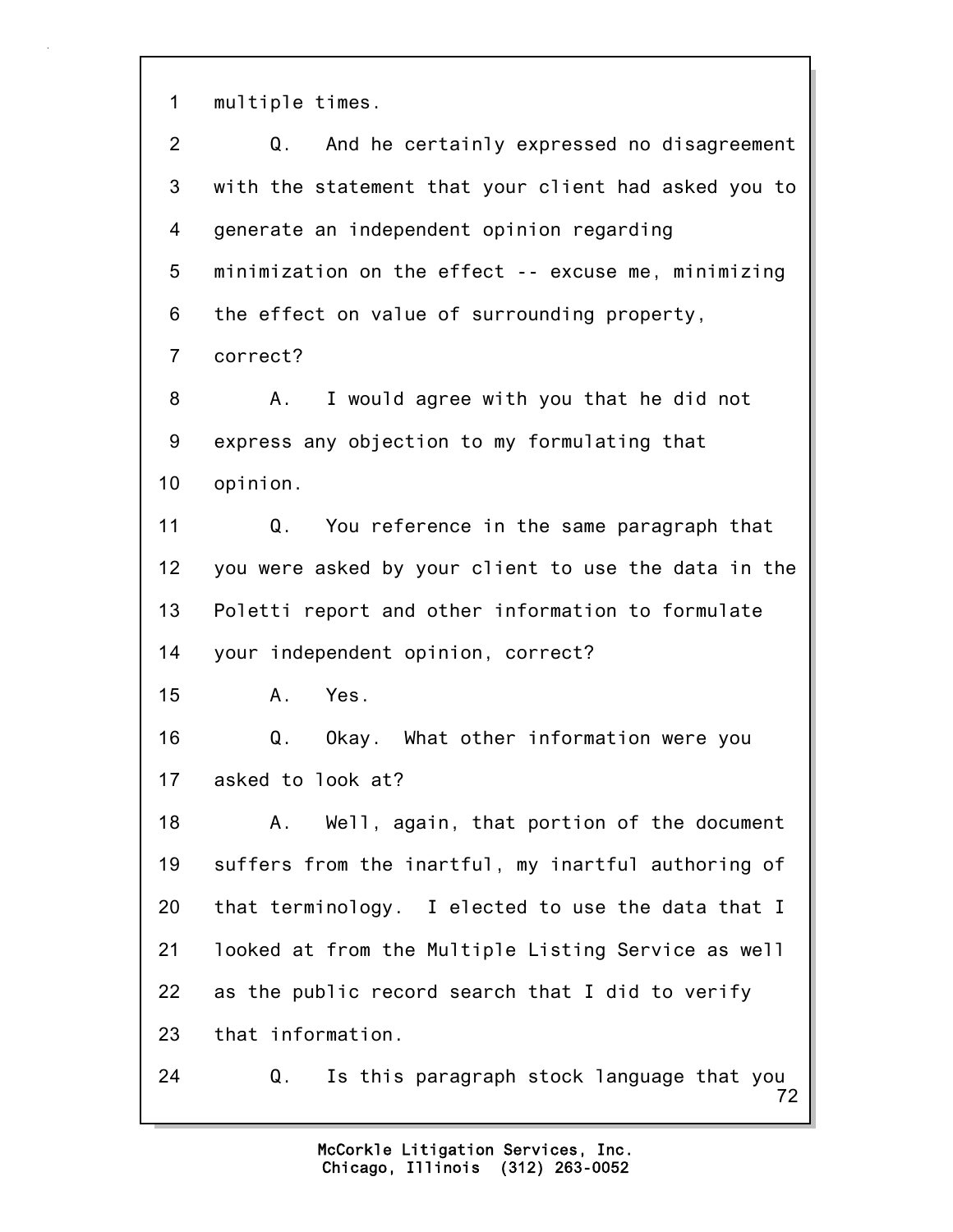1 multiple times.

2 Q. And he certainly expressed no disagreement

3 with the statement that your client had asked you to

4 generate an independent opinion regarding

5 minimization on the effect -- excuse me, minimizing

6 the effect on value of surrounding property,

7 correct?

8 A. I would agree with you that he did not

9 express any objection to my formulating that

10 opinion.

11 Q. You reference in the same paragraph that

12 you were asked by your client to use the data in the

13 Poletti report and other information to formulate

14 your independent opinion, correct?

15 A. Yes.

16 Q. Okay. What other information were you

17 asked to look at?

18 A. Well, again, that portion of the document

19 suffers from the inartful, my inartful authoring of

20 that terminology. I elected to use the data that I

21 looked at from the Multiple Listing Service as well

22 as the public record search that I did to verify

23 that information.

24 Q. Is this paragraph stock language that you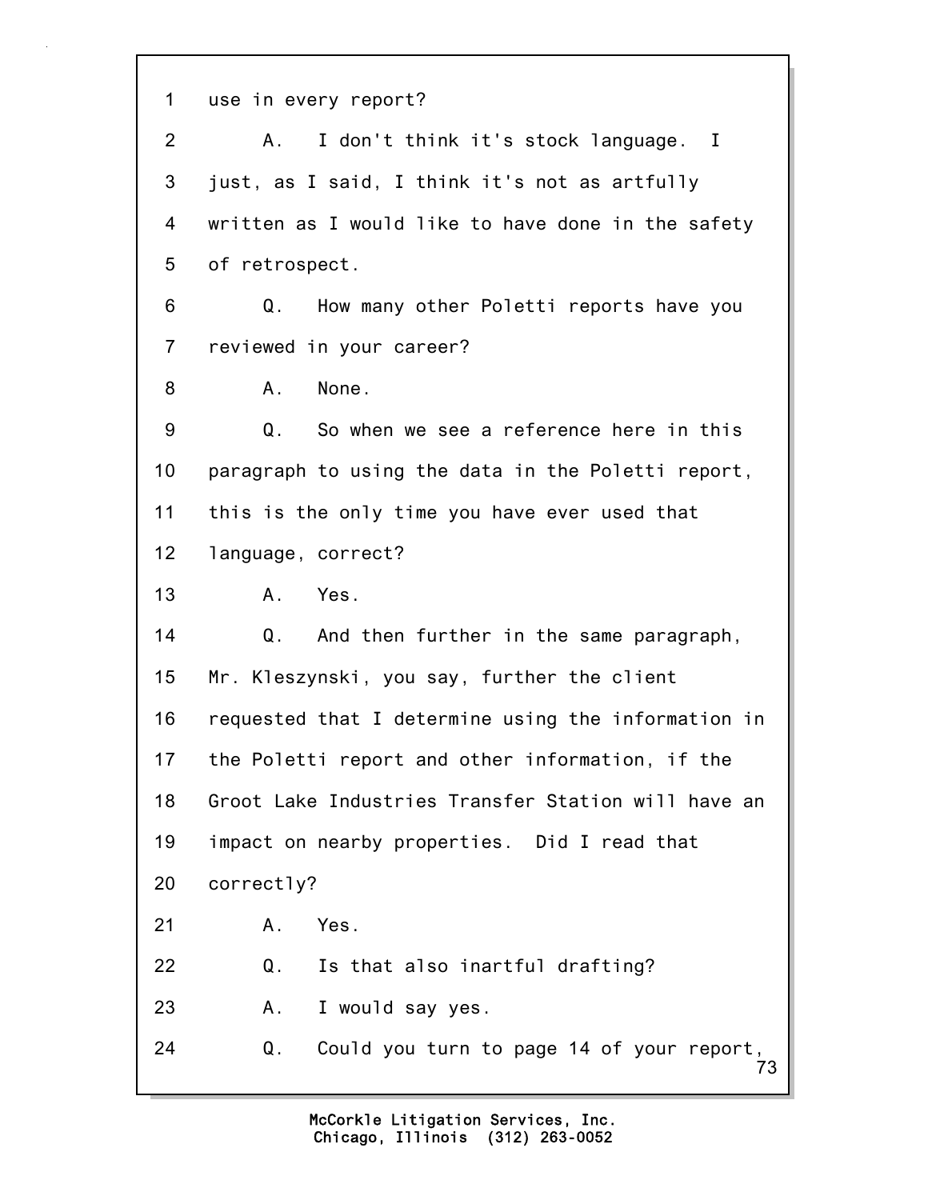1 use in every report?

2 A. I don't think it's stock language. I

3 just, as I said, I think it's not as artfully

4 written as I would like to have done in the safety

5 of retrospect.

6 Q. How many other Poletti reports have you

7 reviewed in your career?

8 A. None.

9 Q. So when we see a reference here in this

10 paragraph to using the data in the Poletti report,

11 this is the only time you have ever used that

12 language, correct?

13 A. Yes.

14 Q. And then further in the same paragraph,

15 Mr. Kleszynski, you say, further the client

16 requested that I determine using the information in

17 the Poletti report and other information, if the

18 Groot Lake Industries Transfer Station will have an

19 impact on nearby properties. Did I read that

20 correctly?

21 A. Yes.

22 Q. Is that also inartful drafting?

23 A. I would say yes.

24 Q. Could you turn to page 14 of your report,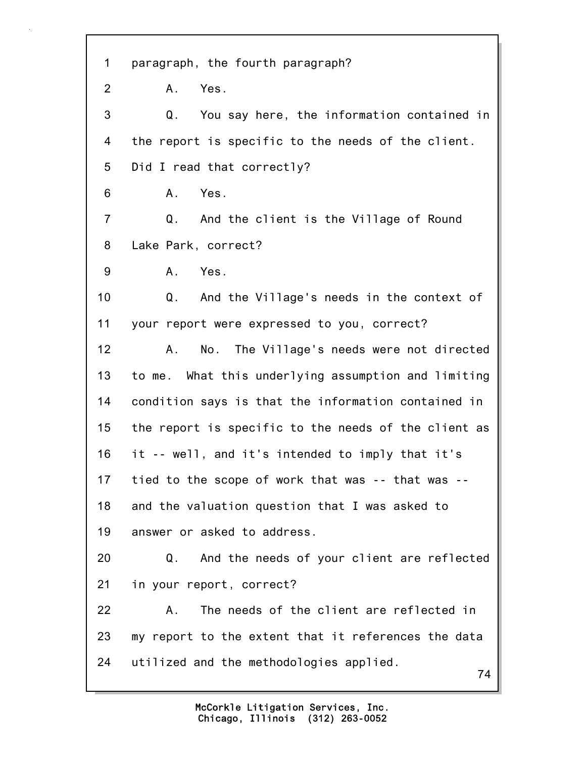1 paragraph, the fourth paragraph?

2 A. Yes.

3 Q. You say here, the information contained in

4 the report is specific to the needs of the client.

5 Did I read that correctly?

6 A. Yes.

7 Q. And the client is the Village of Round

8 Lake Park, correct?

9 A. Yes.

10 Q. And the Village's needs in the context of

11 your report were expressed to you, correct?

12 A. No. The Village's needs were not directed

13 to me. What this underlying assumption and limiting

14 condition says is that the information contained in

15 the report is specific to the needs of the client as

16 it -- well, and it's intended to imply that it's

17 tied to the scope of work that was -- that was --

18 and the valuation question that I was asked to

19 answer or asked to address.

20 Q. And the needs of your client are reflected

21 in your report, correct?

22 A. The needs of the client are reflected in

23 my report to the extent that it references the data

24 utilized and the methodologies applied.

McCorkle Litigation Services, Inc.
Chicago, Illinois (312) 263-0052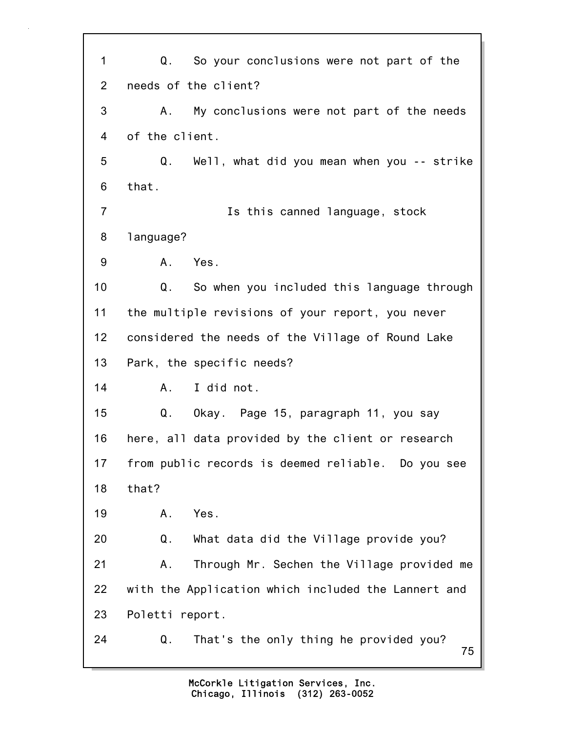1 Q. So your conclusions were not part of the
2 needs of the client?
3 A. My conclusions were not part of the needs
4 of the client.
5 Q. Well, what did you mean when you -- strike
6 that.
7 Is this canned language, stock
8 language?
9 A. Yes.
10 Q. So when you included this language through
11 the multiple revisions of your report, you never
12 considered the needs of the Village of Round Lake
13 Park, the specific needs?
14 A. I did not.
15 Q. Okay. Page 15, paragraph 11, you say
16 here, all data provided by the client or research
17 from public records is deemed reliable. Do you see
18 that?
19 A. Yes.
20 Q. What data did the Village provide you?
21 A. Through Mr. Sechen the Village provided me
22 with the Application which included the Lannert and
23 Poletti report.
24 Q. That's the only thing he provided you?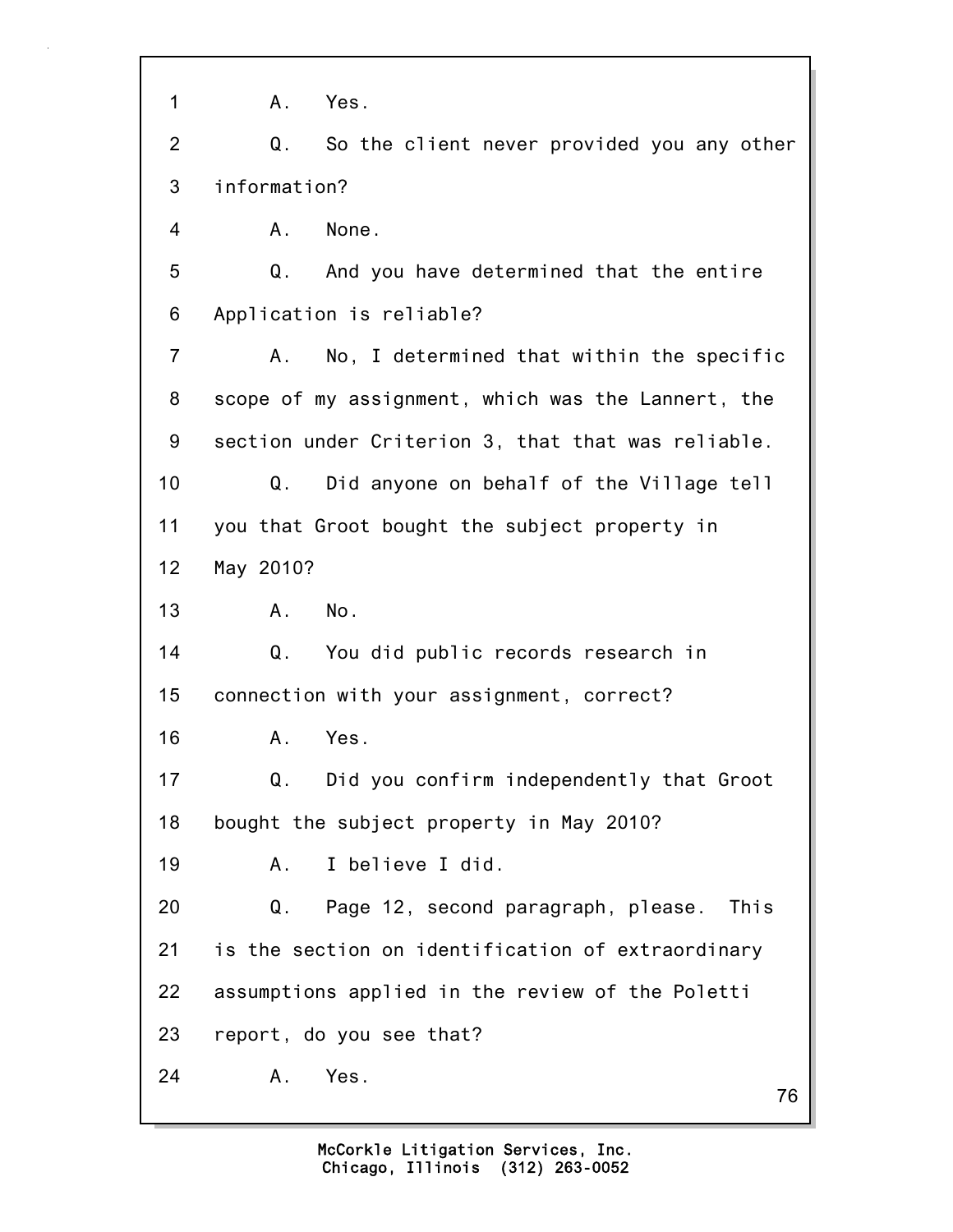1 A. Yes.

2 Q. So the client never provided you any other

3 information?

4 A. None.

5 Q. And you have determined that the entire

6 Application is reliable?

7 A. No, I determined that within the specific

8 scope of my assignment, which was the Lannert, the

9 section under Criterion 3, that that was reliable.

10 Q. Did anyone on behalf of the Village tell

11 you that Groot bought the subject property in

12 May 2010?

13 A. No.

14 Q. You did public records research in

15 connection with your assignment, correct?

16 A. Yes.

17 Q. Did you confirm independently that Groot

18 bought the subject property in May 2010?

19 A. I believe I did.

20 Q. Page 12, second paragraph, please. This

21 is the section on identification of extraordinary

22 assumptions applied in the review of the Poletti

23 report, do you see that?

24 A. Yes.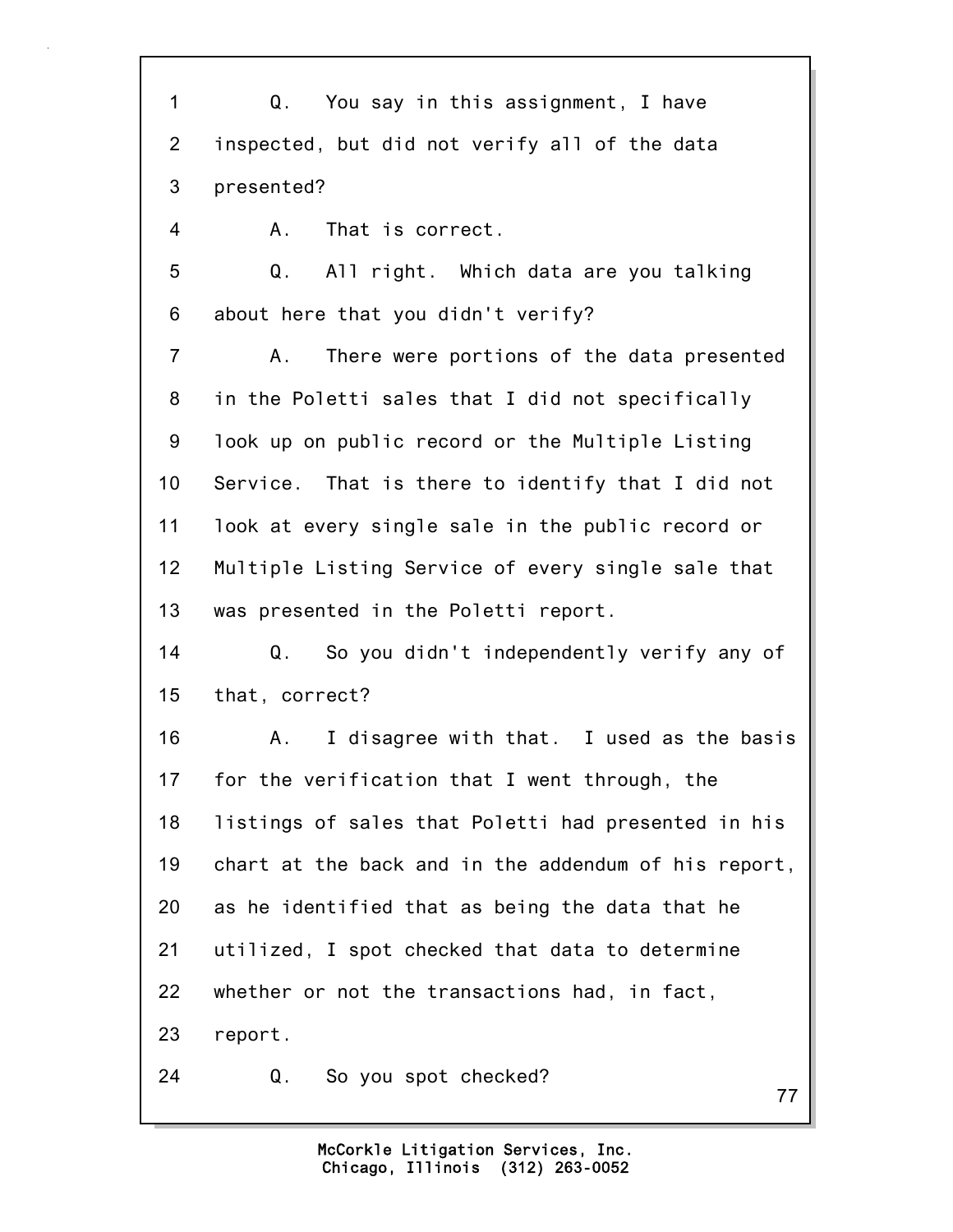1 Q. You say in this assignment, I have
2 inspected, but did not verify all of the data
3 presented?
4 A. That is correct.
5 Q. All right. Which data are you talking
6 about here that you didn't verify?
7 A. There were portions of the data presented
8 in the Poletti sales that I did not specifically
9 look up on public record or the Multiple Listing
10 Service. That is there to identify that I did not
11 look at every single sale in the public record or
12 Multiple Listing Service of every single sale that
13 was presented in the Poletti report.
14 Q. So you didn't independently verify any of
15 that, correct?
16 A. I disagree with that. I used as the basis
17 for the verification that I went through, the
18 listings of sales that Poletti had presented in his
19 chart at the back and in the addendum of his report,
20 as he identified that as being the data that he
21 utilized, I spot checked that data to determine
22 whether or not the transactions had, in fact,
23 report.
24 Q. So you spot checked?

McCorkle Litigation Services, Inc.
Chicago, Illinois (312) 263-0052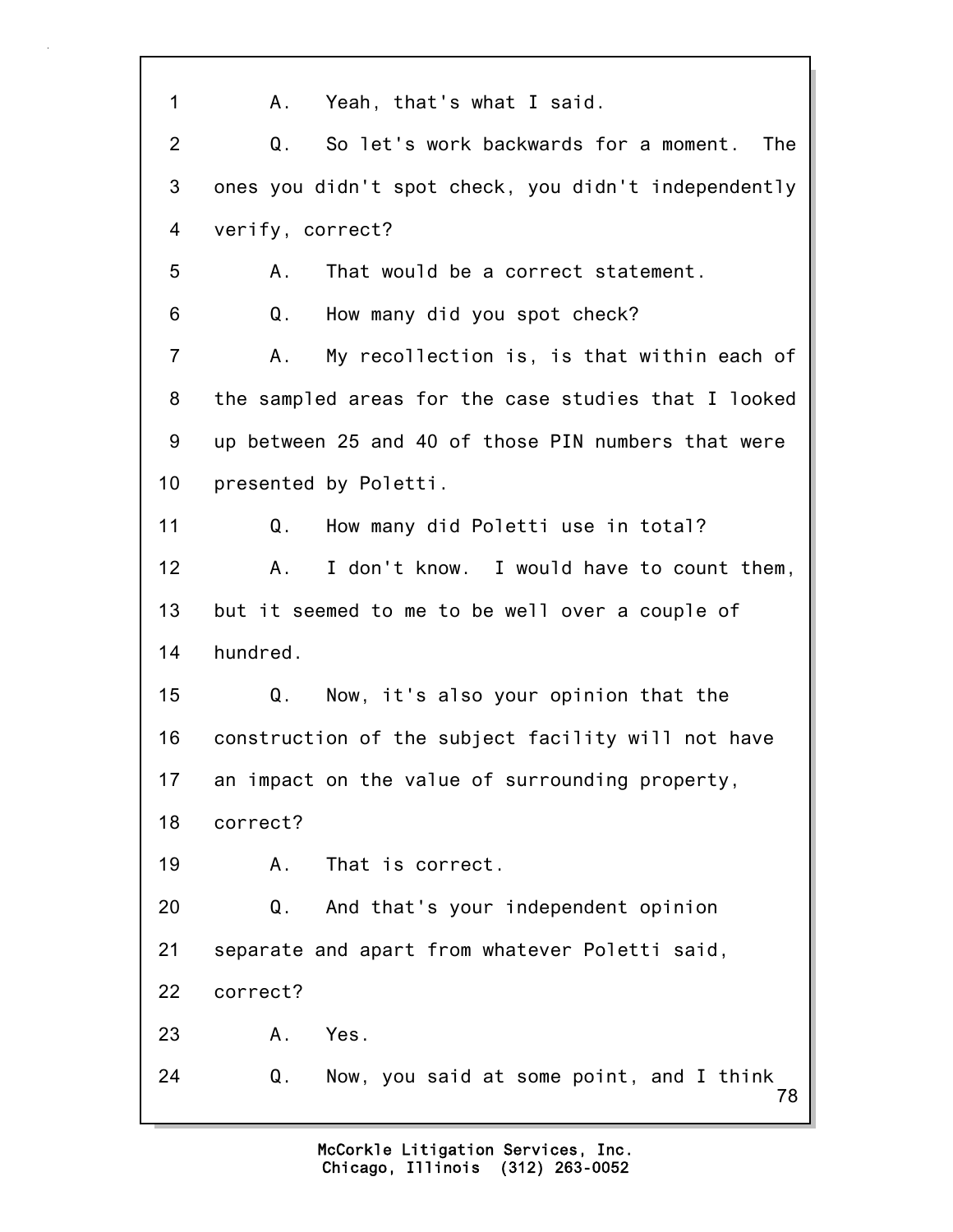A. Yeah, that's what I said.

Q. So let's work backwards for a moment. The ones you didn't spot check, you didn't independently verify, correct?

A. That would be a correct statement.

Q. How many did you spot check?

A. My recollection is, is that within each of the sampled areas for the case studies that I looked up between 25 and 40 of those PIN numbers that were presented by Poletti.

Q. How many did Poletti use in total?

A. I don't know. I would have to count them, but it seemed to me to be well over a couple of hundred.

Q. Now, it's also your opinion that the construction of the subject facility will not have an impact on the value of surrounding property, correct?

A. That is correct.

Q. And that's your independent opinion separate and apart from whatever Poletti said, correct?

A. Yes.

Q. Now, you said at some point, and I think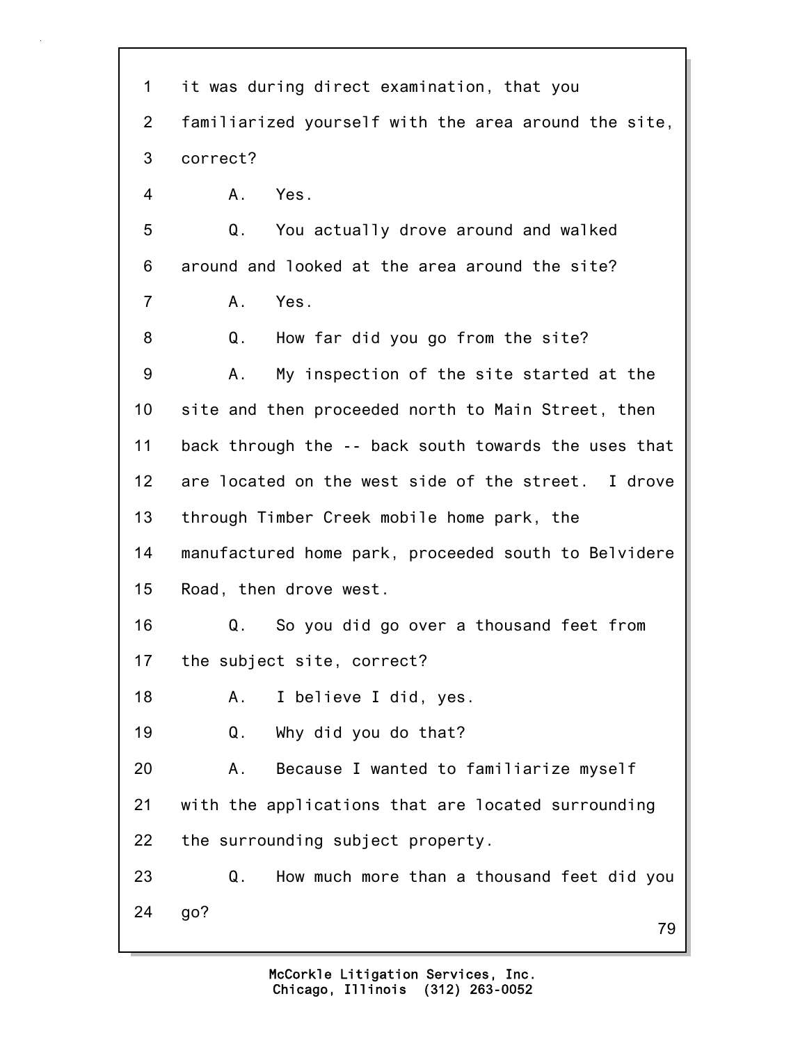1 it was during direct examination, that you
2 familiarized yourself with the area around the site,
3 correct?
4 A. Yes.
5 Q. You actually drove around and walked
6 around and looked at the area around the site?
7 A. Yes.
8 Q. How far did you go from the site?
9 A. My inspection of the site started at the
10 site and then proceeded north to Main Street, then
11 back through the -- back south towards the uses that
12 are located on the west side of the street. I drove
13 through Timber Creek mobile home park, the
14 manufactured home park, proceeded south to Belvidere
15 Road, then drove west.
16 Q. So you did go over a thousand feet from
17 the subject site, correct?
18 A. I believe I did, yes.
19 Q. Why did you do that?
20 A. Because I wanted to familiarize myself
21 with the applications that are located surrounding
22 the surrounding subject property.
23 Q. How much more than a thousand feet did you
24 go?

McCorkle Litigation Services, Inc.
Chicago, Illinois (312) 263-0052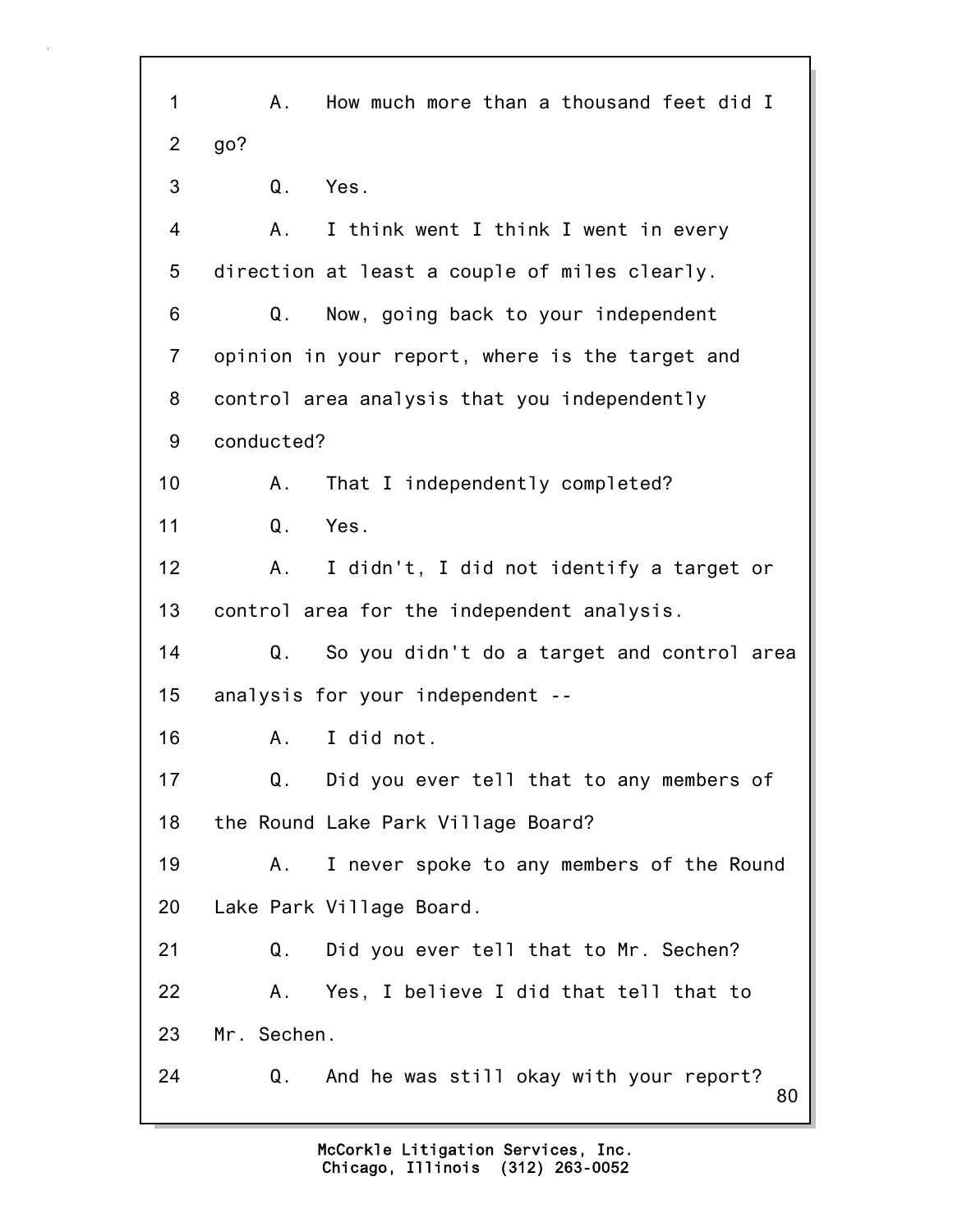1 A. How much more than a thousand feet did I
2 go?
3 Q. Yes.
4 A. I think went I think I went in every
5 direction at least a couple of miles clearly.
6 Q. Now, going back to your independent
7 opinion in your report, where is the target and
8 control area analysis that you independently
9 conducted?
10 A. That I independently completed?
11 Q. Yes.
12 A. I didn't, I did not identify a target or
13 control area for the independent analysis.
14 Q. So you didn't do a target and control area
15 analysis for your independent --
16 A. I did not.
17 Q. Did you ever tell that to any members of
18 the Round Lake Park Village Board?
19 A. I never spoke to any members of the Round
20 Lake Park Village Board.
21 Q. Did you ever tell that to Mr. Sechen?
22 A. Yes, I believe I did that tell that to
23 Mr. Sechen.
24 Q. And he was still okay with your report?

McCorkle Litigation Services, Inc.
Chicago, Illinois (312) 263-0052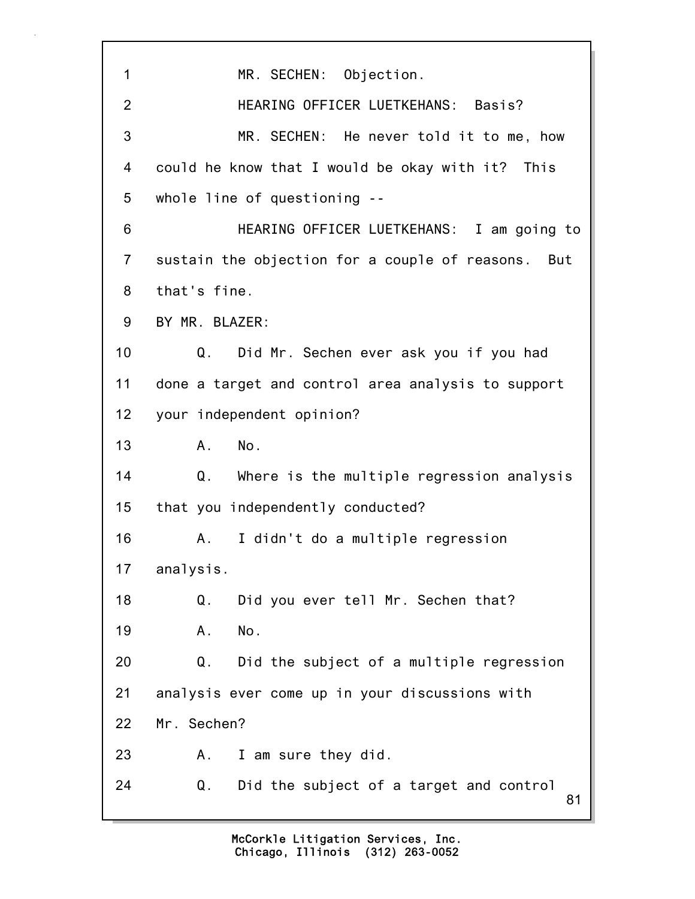1 MR. SECHEN: Objection.

2 HEARING OFFICER LUETKEHANS: Basis?

3 MR. SECHEN: He never told it to me, how

4 could he know that I would be okay with it? This

5 whole line of questioning --

6 HEARING OFFICER LUETKEHANS: I am going to

7 sustain the objection for a couple of reasons. But

8 that's fine.

9 BY MR. BLAZER:

10 Q. Did Mr. Sechen ever ask you if you had

11 done a target and control area analysis to support

12 your independent opinion?

13 A. No.

14 Q. Where is the multiple regression analysis

15 that you independently conducted?

16 A. I didn't do a multiple regression

17 analysis.

18 Q. Did you ever tell Mr. Sechen that?

19 A. No.

20 Q. Did the subject of a multiple regression

21 analysis ever come up in your discussions with

22 Mr. Sechen?

23 A. I am sure they did.

24 Q. Did the subject of a target and control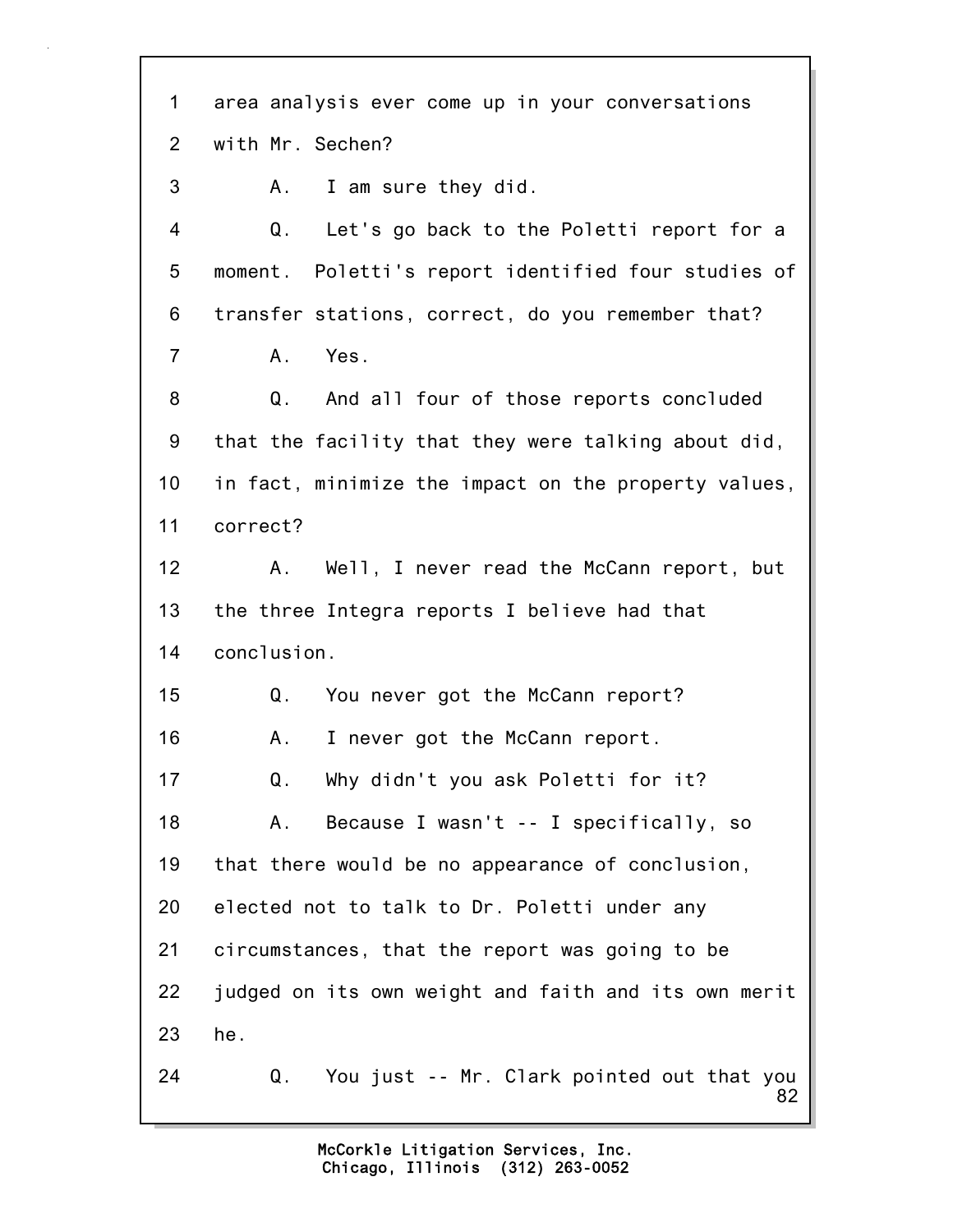1 area analysis ever come up in your conversations
2 with Mr. Sechen?
3 A. I am sure they did.
4 Q. Let's go back to the Poletti report for a
5 moment. Poletti's report identified four studies of
6 transfer stations, correct, do you remember that?
7 A. Yes.
8 Q. And all four of those reports concluded
9 that the facility that they were talking about did,
10 in fact, minimize the impact on the property values,
11 correct?
12 A. Well, I never read the McCann report, but
13 the three Integra reports I believe had that
14 conclusion.
15 Q. You never got the McCann report?
16 A. I never got the McCann report.
17 Q. Why didn't you ask Poletti for it?
18 A. Because I wasn't -- I specifically, so
19 that there would be no appearance of conclusion,
20 elected not to talk to Dr. Poletti under any
21 circumstances, that the report was going to be
22 judged on its own weight and faith and its own merit
23 he.
24 Q. You just -- Mr. Clark pointed out that you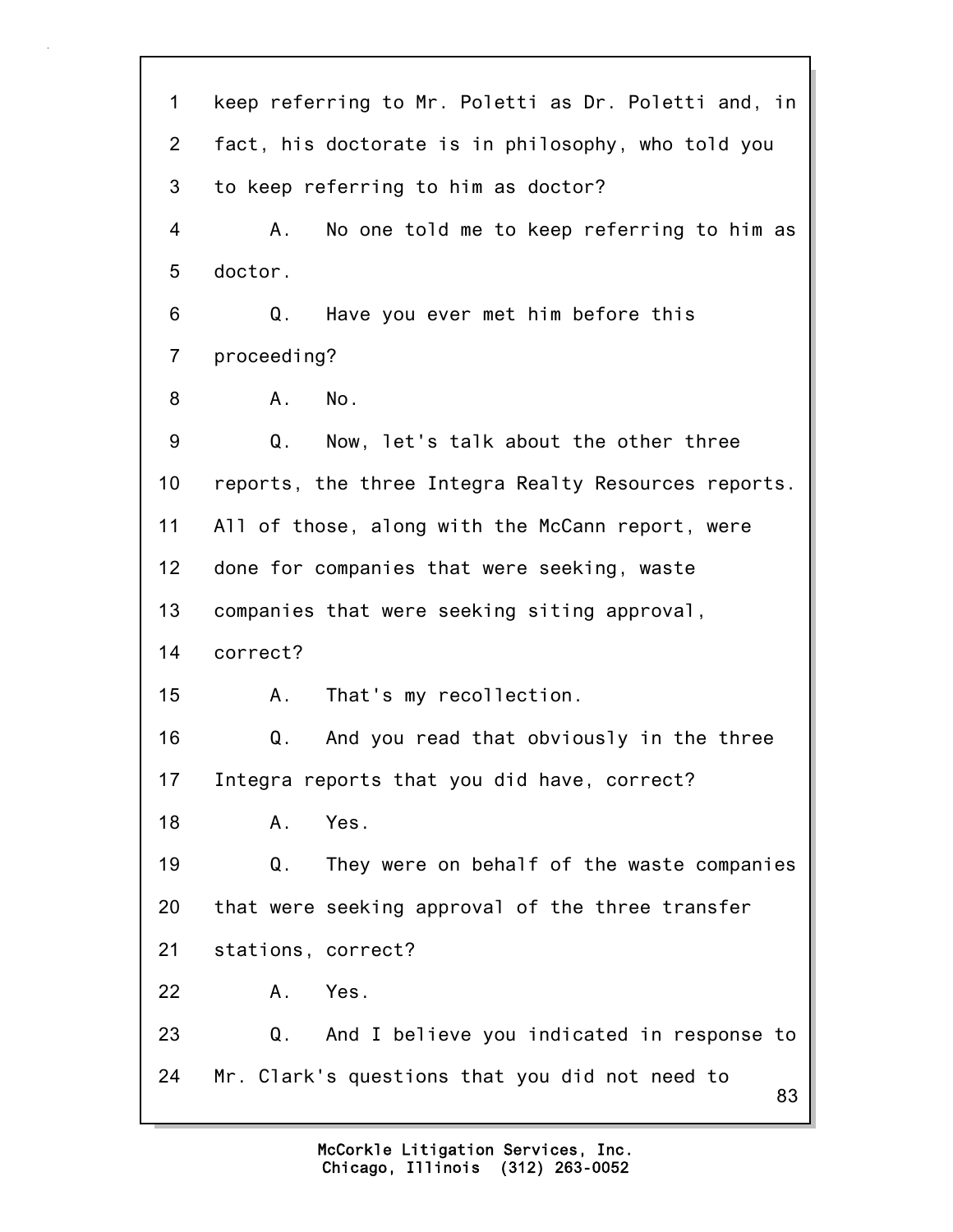1 keep referring to Mr. Poletti as Dr. Poletti and, in
2 fact, his doctorate is in philosophy, who told you
3 to keep referring to him as doctor?

4 A. No one told me to keep referring to him as
5 doctor.

6 Q. Have you ever met him before this
7 proceeding?

8 A. No.

9 Q. Now, let's talk about the other three
10 reports, the three Integra Realty Resources reports.
11 All of those, along with the McCann report, were
12 done for companies that were seeking, waste
13 companies that were seeking siting approval,
14 correct?

15 A. That's my recollection.

16 Q. And you read that obviously in the three
17 Integra reports that you did have, correct?

18 A. Yes.

19 Q. They were on behalf of the waste companies
20 that were seeking approval of the three transfer
21 stations, correct?

22 A. Yes.

23 Q. And I believe you indicated in response to
24 Mr. Clark's questions that you did not need to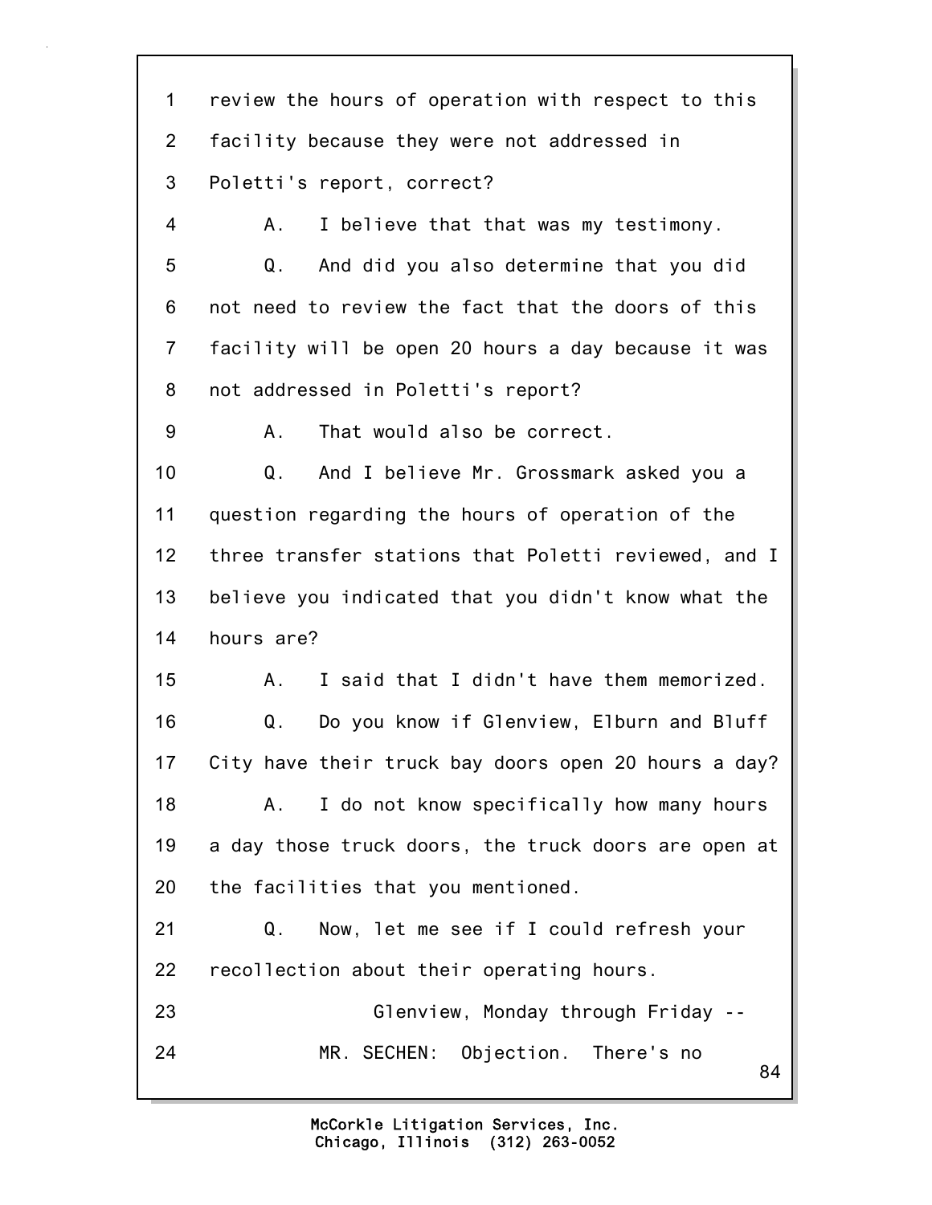1 review the hours of operation with respect to this
2 facility because they were not addressed in
3 Poletti's report, correct?
4 A. I believe that that was my testimony.
5 Q. And did you also determine that you did
6 not need to review the fact that the doors of this
7 facility will be open 20 hours a day because it was
8 not addressed in Poletti's report?
9 A. That would also be correct.
10 Q. And I believe Mr. Grossmark asked you a
11 question regarding the hours of operation of the
12 three transfer stations that Poletti reviewed, and I
13 believe you indicated that you didn't know what the
14 hours are?
15 A. I said that I didn't have them memorized.
16 Q. Do you know if Glenview, Elburn and Bluff
17 City have their truck bay doors open 20 hours a day?
18 A. I do not know specifically how many hours
19 a day those truck doors, the truck doors are open at
20 the facilities that you mentioned.
21 Q. Now, let me see if I could refresh your
22 recollection about their operating hours.
23 Glenview, Monday through Friday --
24 MR. SECHEN: Objection. There's no

McCorkle Litigation Services, Inc.
Chicago, Illinois (312) 263-0052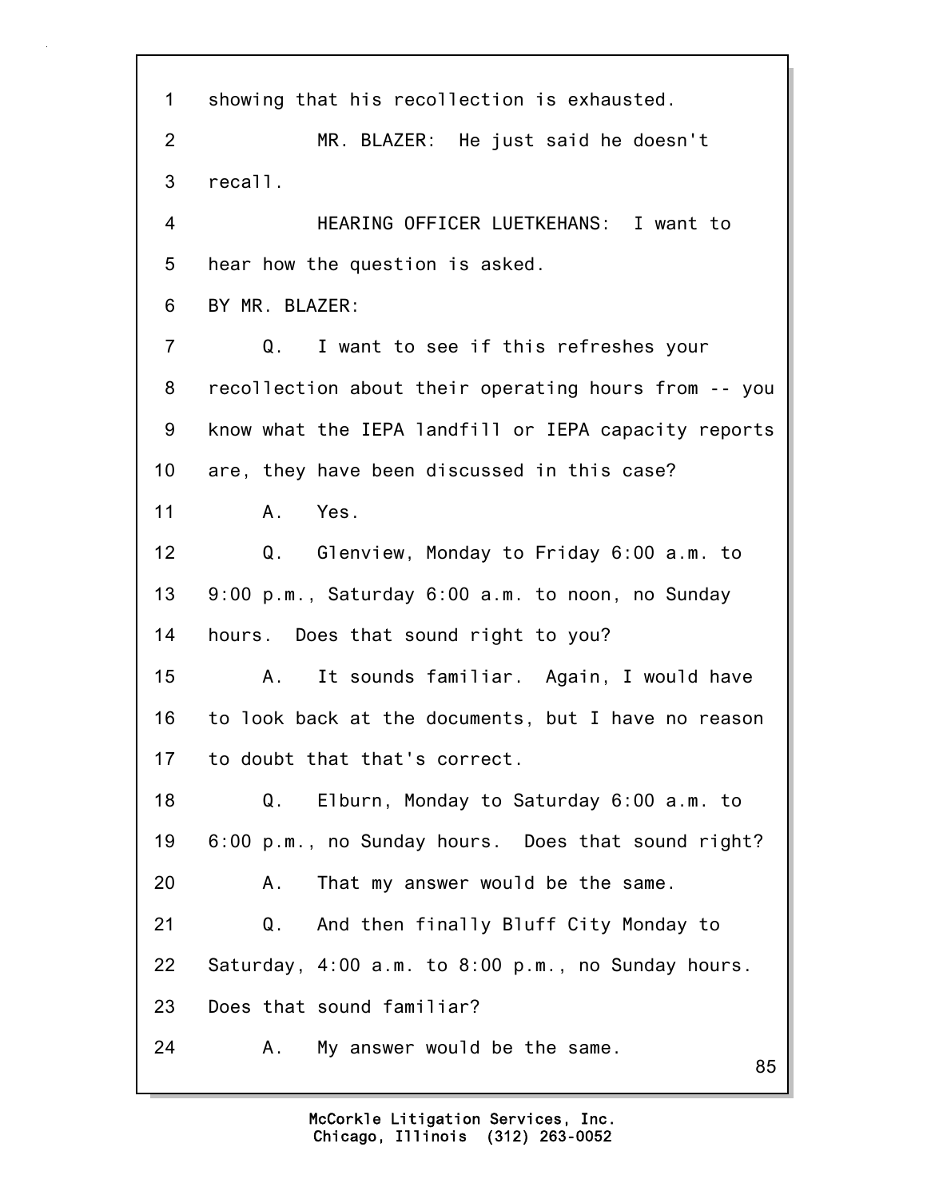1 showing that his recollection is exhausted.

2 MR. BLAZER: He just said he doesn't

3 recall.

4 HEARING OFFICER LUETKEHANS: I want to

5 hear how the question is asked.

6 BY MR. BLAZER:

7 Q. I want to see if this refreshes your

8 recollection about their operating hours from -- you

9 know what the IEPA landfill or IEPA capacity reports

10 are, they have been discussed in this case?

11 A. Yes.

12 Q. Glenview, Monday to Friday 6:00 a.m. to

13 9:00 p.m., Saturday 6:00 a.m. to noon, no Sunday

14 hours. Does that sound right to you?

15 A. It sounds familiar. Again, I would have

16 to look back at the documents, but I have no reason

17 to doubt that that's correct.

18 Q. Elburn, Monday to Saturday 6:00 a.m. to

19 6:00 p.m., no Sunday hours. Does that sound right?

20 A. That my answer would be the same.

21 Q. And then finally Bluff City Monday to

22 Saturday, 4:00 a.m. to 8:00 p.m., no Sunday hours.

23 Does that sound familiar?

24 A. My answer would be the same.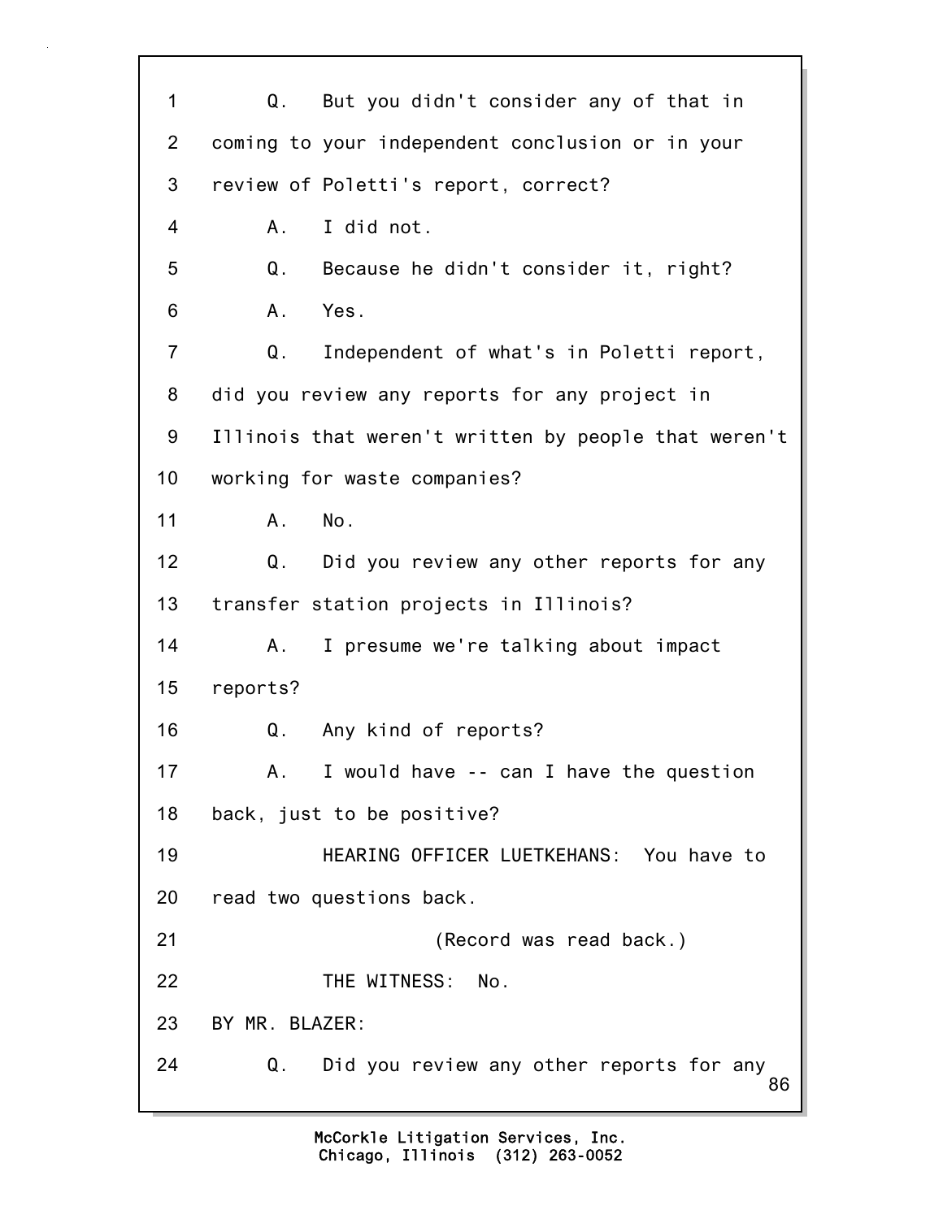1 Q. But you didn't consider any of that in
2 coming to your independent conclusion or in your
3 review of Poletti's report, correct?
4 A. I did not.
5 Q. Because he didn't consider it, right?
6 A. Yes.
7 Q. Independent of what's in Poletti report,
8 did you review any reports for any project in
9 Illinois that weren't written by people that weren't
10 working for waste companies?
11 A. No.
12 Q. Did you review any other reports for any
13 transfer station projects in Illinois?
14 A. I presume we're talking about impact
15 reports?
16 Q. Any kind of reports?
17 A. I would have -- can I have the question
18 back, just to be positive?
19 HEARING OFFICER LUETKEHANS: You have to
20 read two questions back.
21 (Record was read back.)
22 THE WITNESS: No.
23 BY MR. BLAZER:
24 Q. Did you review any other reports for any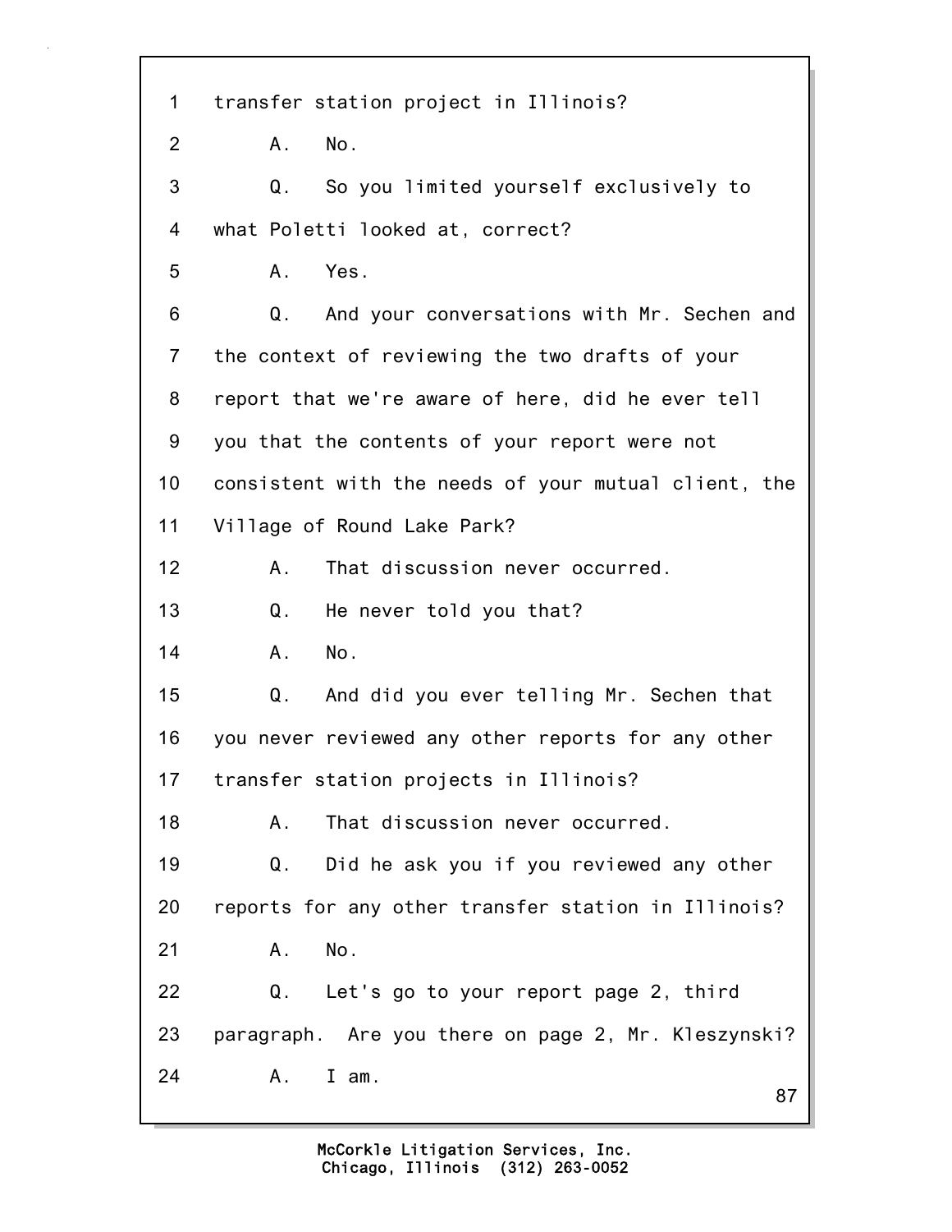1 transfer station project in Illinois?

2 A. No.

3 Q. So you limited yourself exclusively to

4 what Poletti looked at, correct?

5 A. Yes.

6 Q. And your conversations with Mr. Sechen and

7 the context of reviewing the two drafts of your

8 report that we're aware of here, did he ever tell

9 you that the contents of your report were not

10 consistent with the needs of your mutual client, the

11 Village of Round Lake Park?

12 A. That discussion never occurred.

13 Q. He never told you that?

14 A. No.

15 Q. And did you ever telling Mr. Sechen that

16 you never reviewed any other reports for any other

17 transfer station projects in Illinois?

18 A. That discussion never occurred.

19 Q. Did he ask you if you reviewed any other

20 reports for any other transfer station in Illinois?

21 A. No.

22 Q. Let's go to your report page 2, third

23 paragraph. Are you there on page 2, Mr. Kleszynski?

24 A. I am.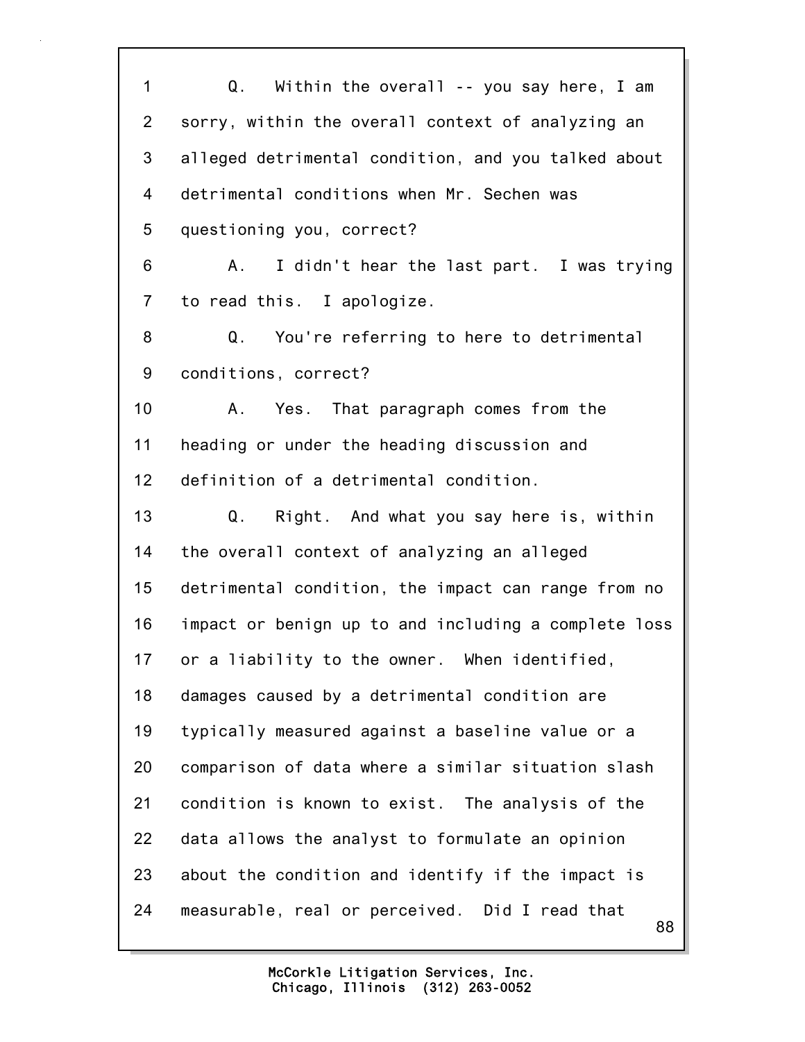1 Q. Within the overall -- you say here, I am
2 sorry, within the overall context of analyzing an
3 alleged detrimental condition, and you talked about
4 detrimental conditions when Mr. Sechen was
5 questioning you, correct?
6 A. I didn't hear the last part. I was trying
7 to read this. I apologize.
8 Q. You're referring to here to detrimental
9 conditions, correct?
10 A. Yes. That paragraph comes from the
11 heading or under the heading discussion and
12 definition of a detrimental condition.
13 Q. Right. And what you say here is, within
14 the overall context of analyzing an alleged
15 detrimental condition, the impact can range from no
16 impact or benign up to and including a complete loss
17 or a liability to the owner. When identified,
18 damages caused by a detrimental condition are
19 typically measured against a baseline value or a
20 comparison of data where a similar situation slash
21 condition is known to exist. The analysis of the
22 data allows the analyst to formulate an opinion
23 about the condition and identify if the impact is
24 measurable, real or perceived. Did I read that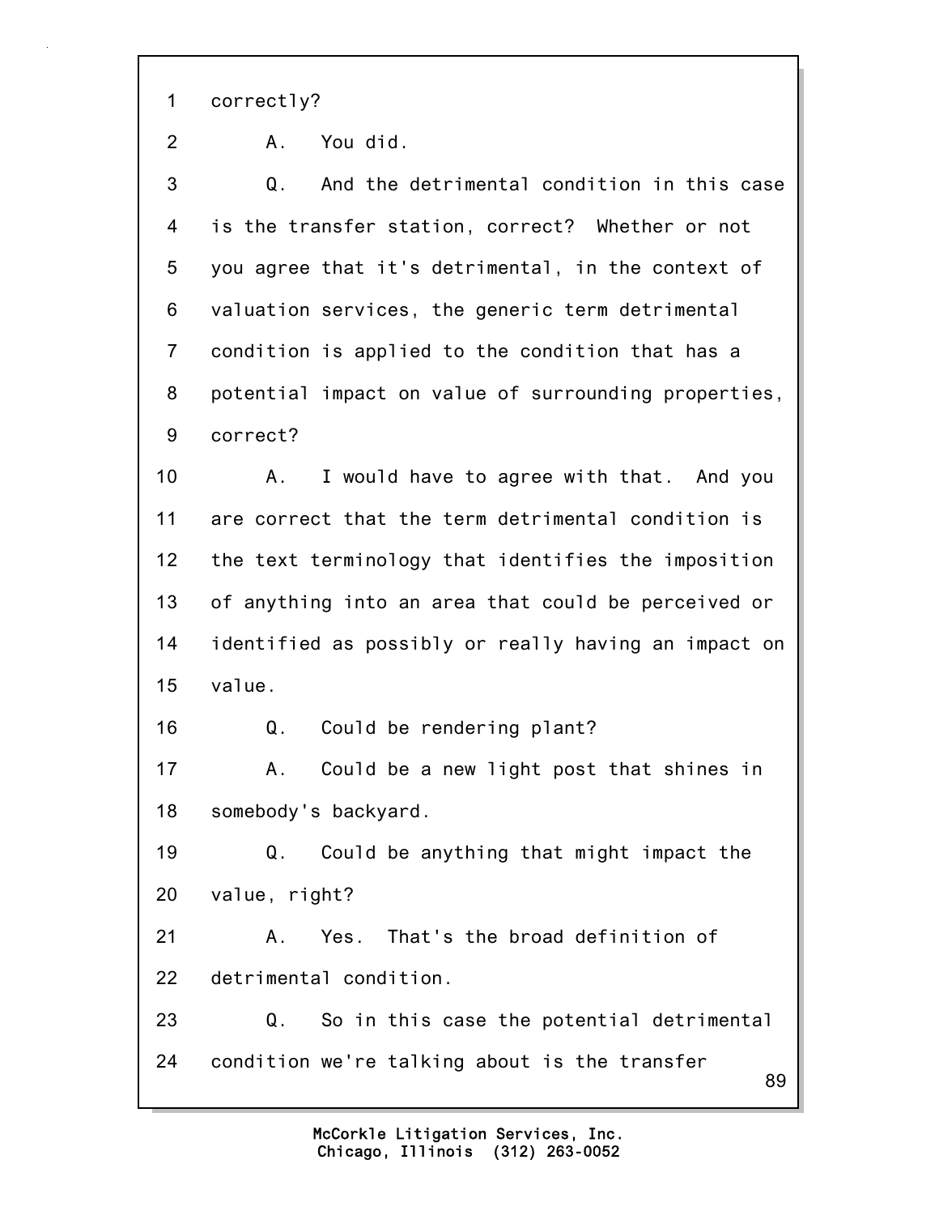1 correctly?

2 A. You did.

3 Q. And the detrimental condition in this case

4 is the transfer station, correct? Whether or not

5 you agree that it's detrimental, in the context of

6 valuation services, the generic term detrimental

7 condition is applied to the condition that has a

8 potential impact on value of surrounding properties,

9 correct?

10 A. I would have to agree with that. And you

11 are correct that the term detrimental condition is

12 the text terminology that identifies the imposition

13 of anything into an area that could be perceived or

14 identified as possibly or really having an impact on

15 value.

16 Q. Could be rendering plant?

17 A. Could be a new light post that shines in

18 somebody's backyard.

19 Q. Could be anything that might impact the

20 value, right?

21 A. Yes. That's the broad definition of

22 detrimental condition.

23 Q. So in this case the potential detrimental

24 condition we're talking about is the transfer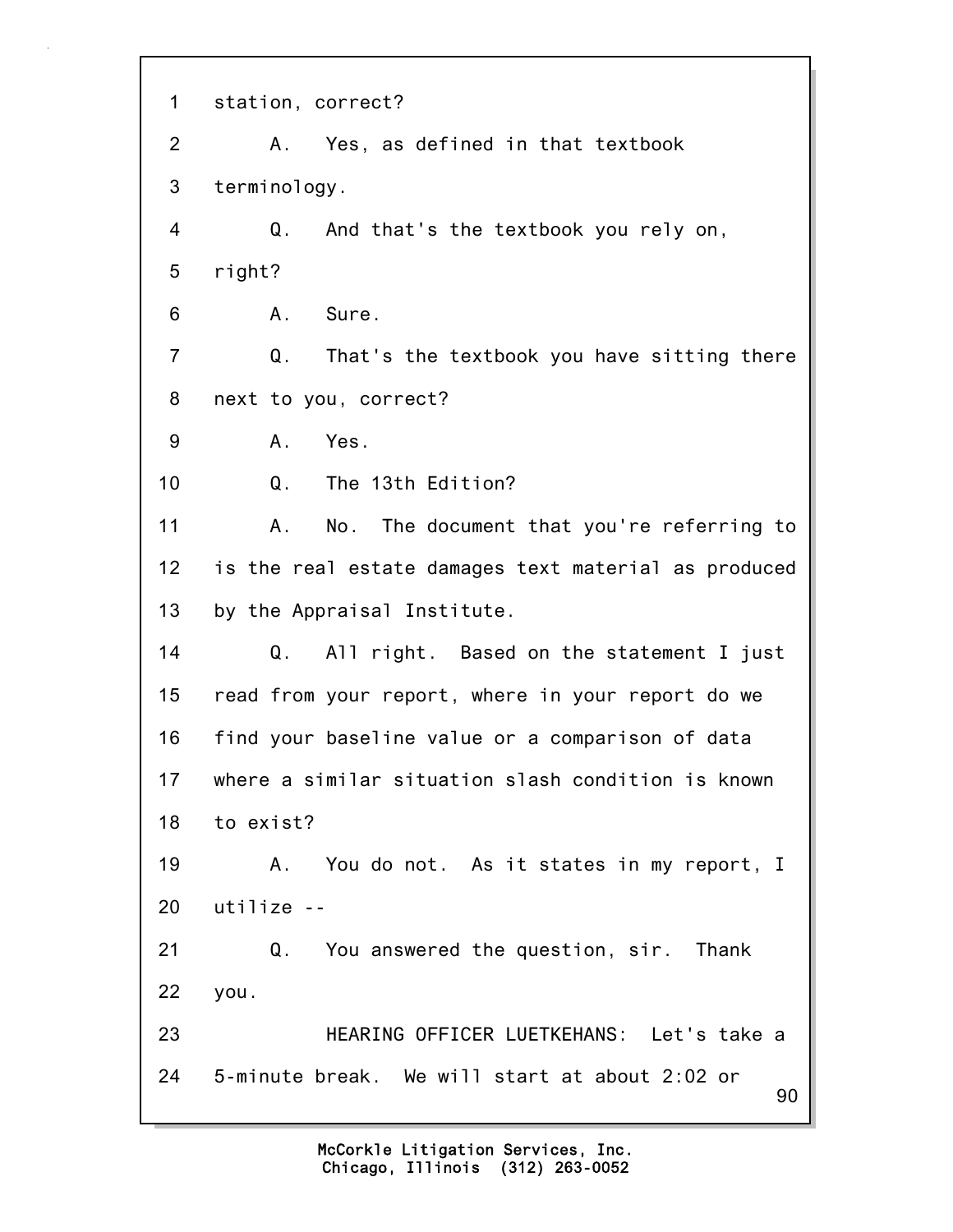1 station, correct?

2 A. Yes, as defined in that textbook

3 terminology.

4 Q. And that's the textbook you rely on,

5 right?

6 A. Sure.

7 Q. That's the textbook you have sitting there

8 next to you, correct?

9 A. Yes.

10 Q. The 13th Edition?

11 A. No. The document that you're referring to

12 is the real estate damages text material as produced

13 by the Appraisal Institute.

14 Q. All right. Based on the statement I just

15 read from your report, where in your report do we

16 find your baseline value or a comparison of data

17 where a similar situation slash condition is known

18 to exist?

19 A. You do not. As it states in my report, I

20 utilize --

21 Q. You answered the question, sir. Thank

22 you.

23 HEARING OFFICER LUETKEHANS: Let's take a

24 5-minute break. We will start at about 2:02 or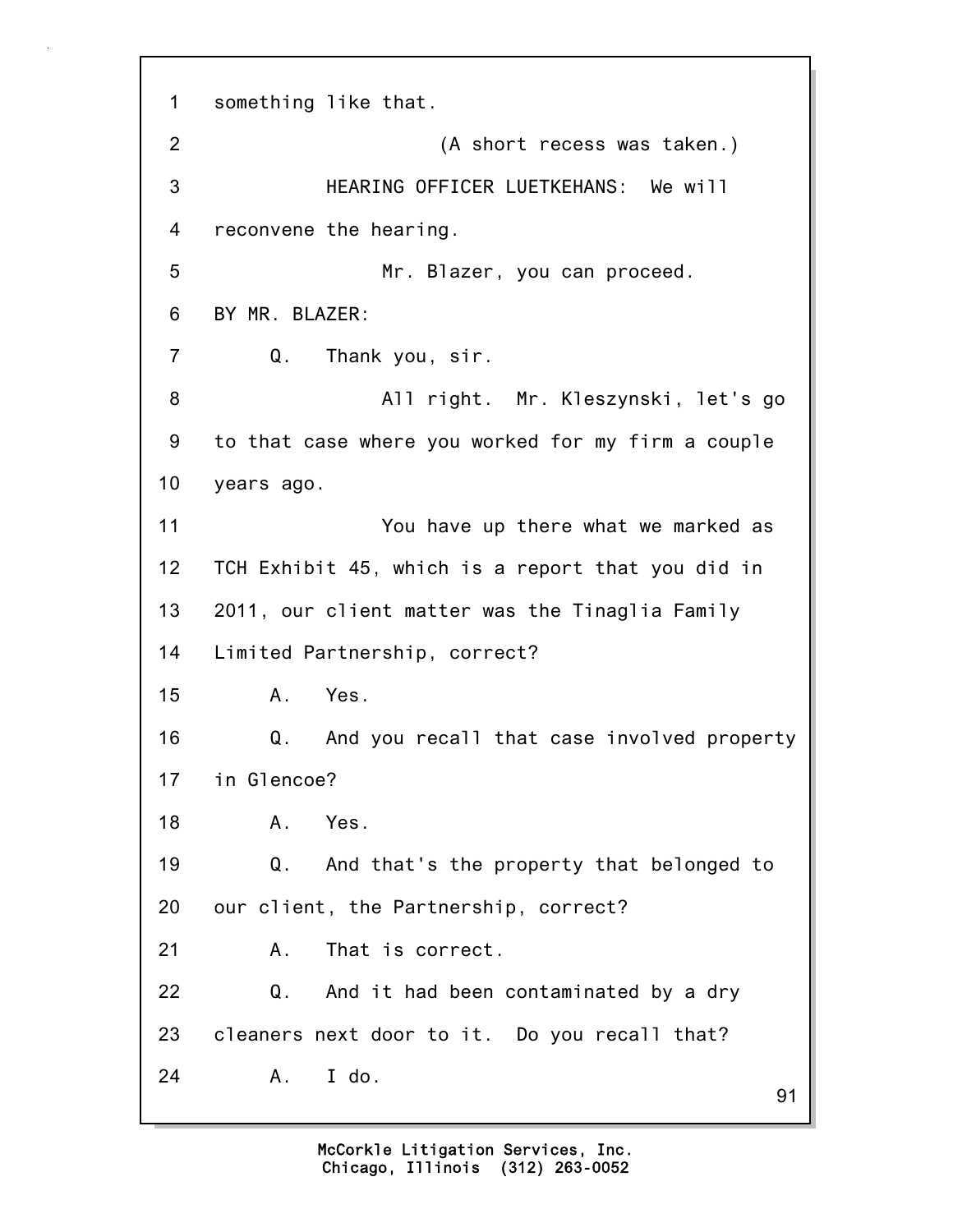1 something like that.

2 (A short recess was taken.)

3 HEARING OFFICER LUETKEHANS: We will

4 reconvene the hearing.

5 Mr. Blazer, you can proceed.

6 BY MR. BLAZER:

7 Q. Thank you, sir.

8 All right. Mr. Kleszynski, let's go

9 to that case where you worked for my firm a couple

10 years ago.

11 You have up there what we marked as

12 TCH Exhibit 45, which is a report that you did in

13 2011, our client matter was the Tinaglia Family

14 Limited Partnership, correct?

15 A. Yes.

16 Q. And you recall that case involved property

17 in Glencoe?

18 A. Yes.

19 Q. And that's the property that belonged to

20 our client, the Partnership, correct?

21 A. That is correct.

22 Q. And it had been contaminated by a dry

23 cleaners next door to it. Do you recall that?

24 A. I do.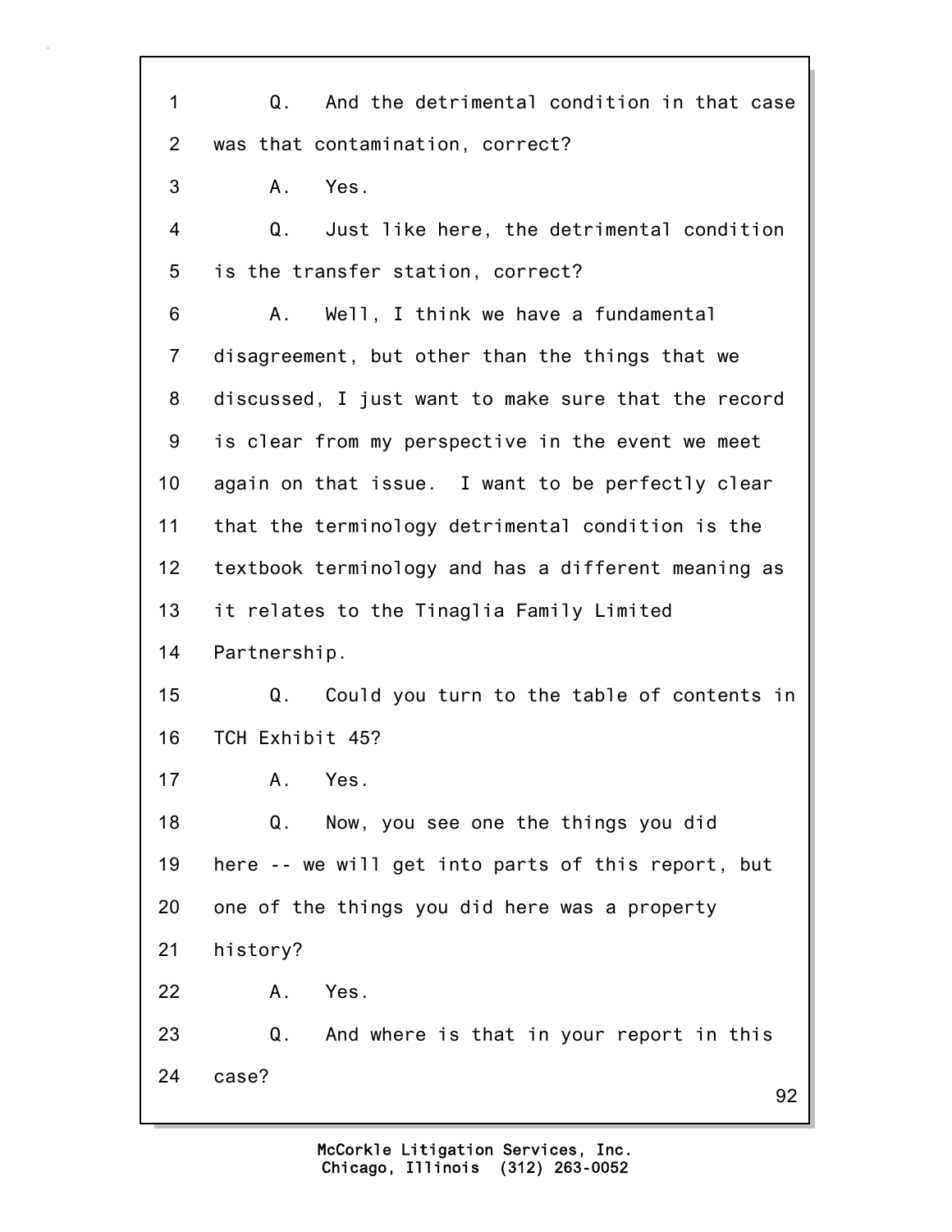1 Q. And the detrimental condition in that case
2 was that contamination, correct?
3 A. Yes.
4 Q. Just like here, the detrimental condition
5 is the transfer station, correct?
6 A. Well, I think we have a fundamental
7 disagreement, but other than the things that we
8 discussed, I just want to make sure that the record
9 is clear from my perspective in the event we meet
10 again on that issue. I want to be perfectly clear
11 that the terminology detrimental condition is the
12 textbook terminology and has a different meaning as
13 it relates to the Tinaglia Family Limited
14 Partnership.
15 Q. Could you turn to the table of contents in
16 TCH Exhibit 45?
17 A. Yes.
18 Q. Now, you see one the things you did
19 here -- we will get into parts of this report, but
20 one of the things you did here was a property
21 history?
22 A. Yes.
23 Q. And where is that in your report in this
24 case?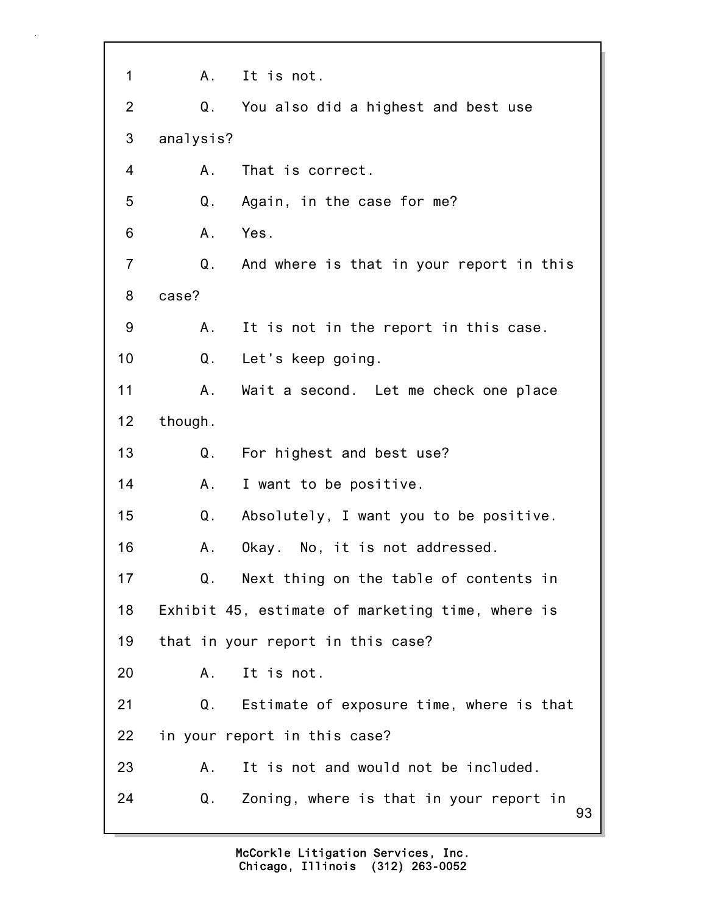1 A. It is not.

2 Q. You also did a highest and best use

3 analysis?

4 A. That is correct.

5 Q. Again, in the case for me?

6 A. Yes.

7 Q. And where is that in your report in this

8 case?

9 A. It is not in the report in this case.

10 Q. Let's keep going.

11 A. Wait a second. Let me check one place

12 though.

13 Q. For highest and best use?

14 A. I want to be positive.

15 Q. Absolutely, I want you to be positive.

16 A. Okay. No, it is not addressed.

17 Q. Next thing on the table of contents in

18 Exhibit 45, estimate of marketing time, where is

19 that in your report in this case?

20 A. It is not.

21 Q. Estimate of exposure time, where is that

22 in your report in this case?

23 A. It is not and would not be included.

24 Q. Zoning, where is that in your report in

McCorkle Litigation Services, Inc.
Chicago, Illinois (312) 263-0052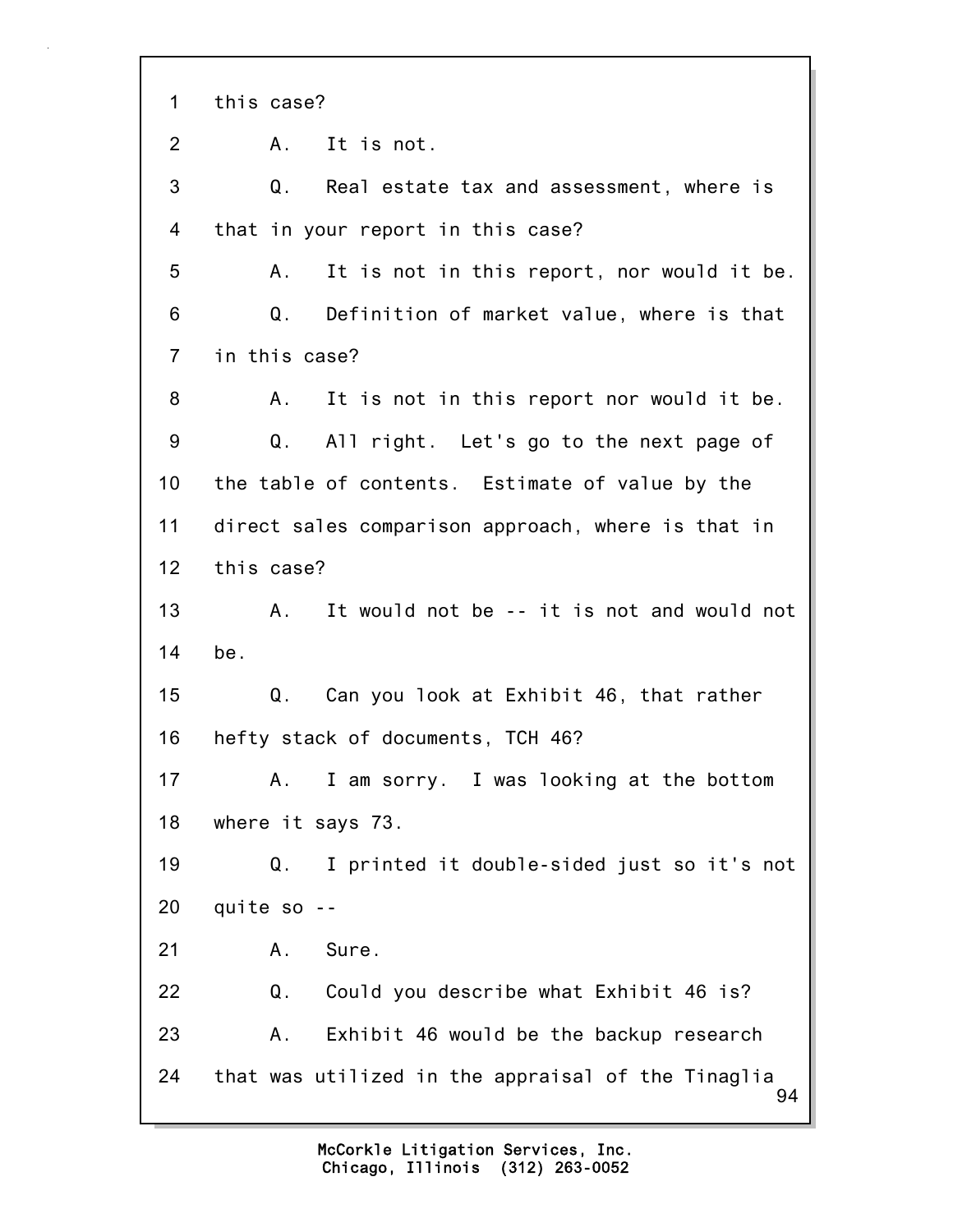1 this case?

2 A. It is not.

3 Q. Real estate tax and assessment, where is

4 that in your report in this case?

5 A. It is not in this report, nor would it be.

6 Q. Definition of market value, where is that

7 in this case?

8 A. It is not in this report nor would it be.

9 Q. All right. Let's go to the next page of

10 the table of contents. Estimate of value by the

11 direct sales comparison approach, where is that in

12 this case?

13 A. It would not be -- it is not and would not

14 be.

15 Q. Can you look at Exhibit 46, that rather

16 hefty stack of documents, TCH 46?

17 A. I am sorry. I was looking at the bottom

18 where it says 73.

19 Q. I printed it double-sided just so it's not

20 quite so --

21 A. Sure.

22 Q. Could you describe what Exhibit 46 is?

23 A. Exhibit 46 would be the backup research

24 that was utilized in the appraisal of the Tinaglia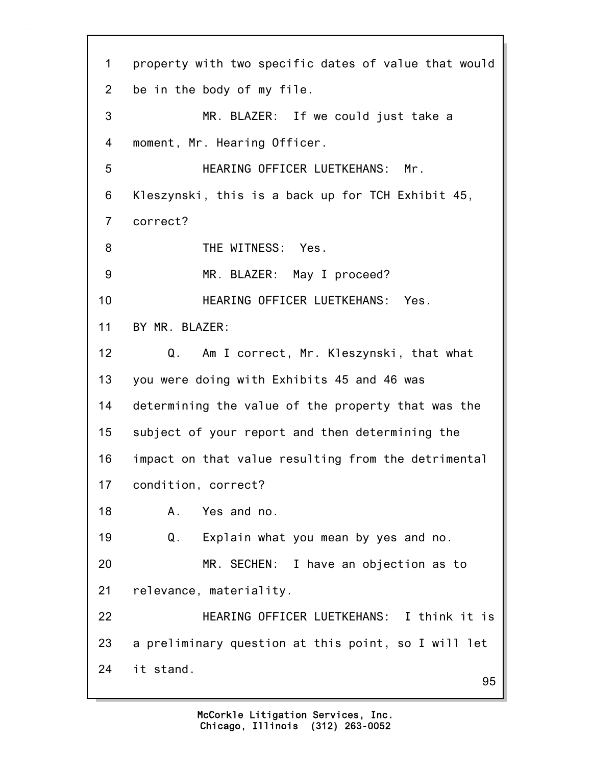1 property with two specific dates of value that would
2 be in the body of my file.
3 MR. BLAZER: If we could just take a
4 moment, Mr. Hearing Officer.
5 HEARING OFFICER LUETKEHANS: Mr.
6 Kleszynski, this is a back up for TCH Exhibit 45,
7 correct?
8 THE WITNESS: Yes.
9 MR. BLAZER: May I proceed?
10 HEARING OFFICER LUETKEHANS: Yes.
11 BY MR. BLAZER:
12 Q. Am I correct, Mr. Kleszynski, that what
13 you were doing with Exhibits 45 and 46 was
14 determining the value of the property that was the
15 subject of your report and then determining the
16 impact on that value resulting from the detrimental
17 condition, correct?
18 A. Yes and no.
19 Q. Explain what you mean by yes and no.
20 MR. SECHEN: I have an objection as to
21 relevance, materiality.
22 HEARING OFFICER LUETKEHANS: I think it is
23 a preliminary question at this point, so I will let
24 it stand.

McCorkle Litigation Services, Inc.
Chicago, Illinois (312) 263-0052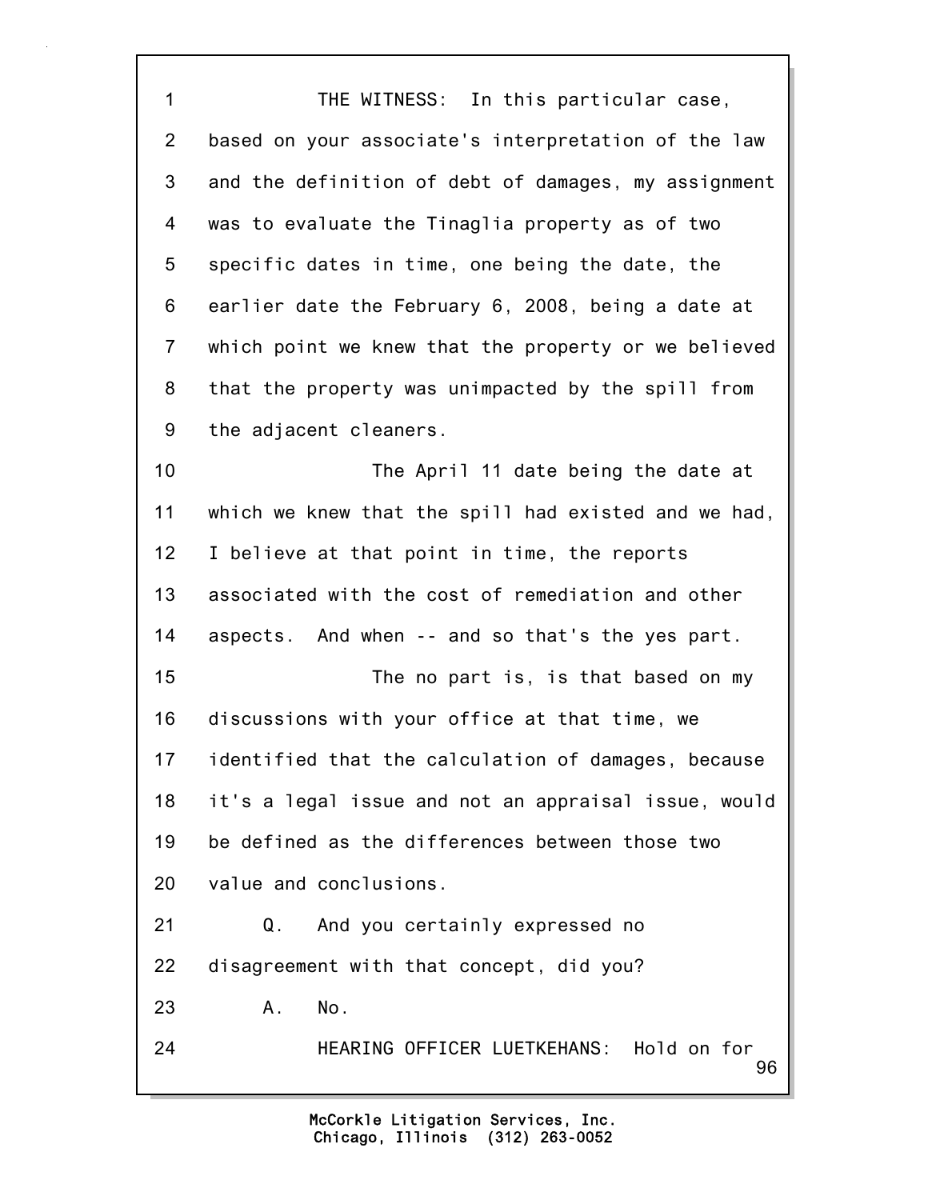1 THE WITNESS: In this particular case,
2 based on your associate's interpretation of the law
3 and the definition of debt of damages, my assignment
4 was to evaluate the Tinaglia property as of two
5 specific dates in time, one being the date, the
6 earlier date the February 6, 2008, being a date at
7 which point we knew that the property or we believed
8 that the property was unimpacted by the spill from
9 the adjacent cleaners.
10 The April 11 date being the date at
11 which we knew that the spill had existed and we had,
12 I believe at that point in time, the reports
13 associated with the cost of remediation and other
14 aspects. And when -- and so that's the yes part.
15 The no part is, is that based on my
16 discussions with your office at that time, we
17 identified that the calculation of damages, because
18 it's a legal issue and not an appraisal issue, would
19 be defined as the differences between those two
20 value and conclusions.
21 Q. And you certainly expressed no
22 disagreement with that concept, did you?
23 A. No.
24 HEARING OFFICER LUETKEHANS: Hold on for

McCorkle Litigation Services, Inc.
Chicago, Illinois (312) 263-0052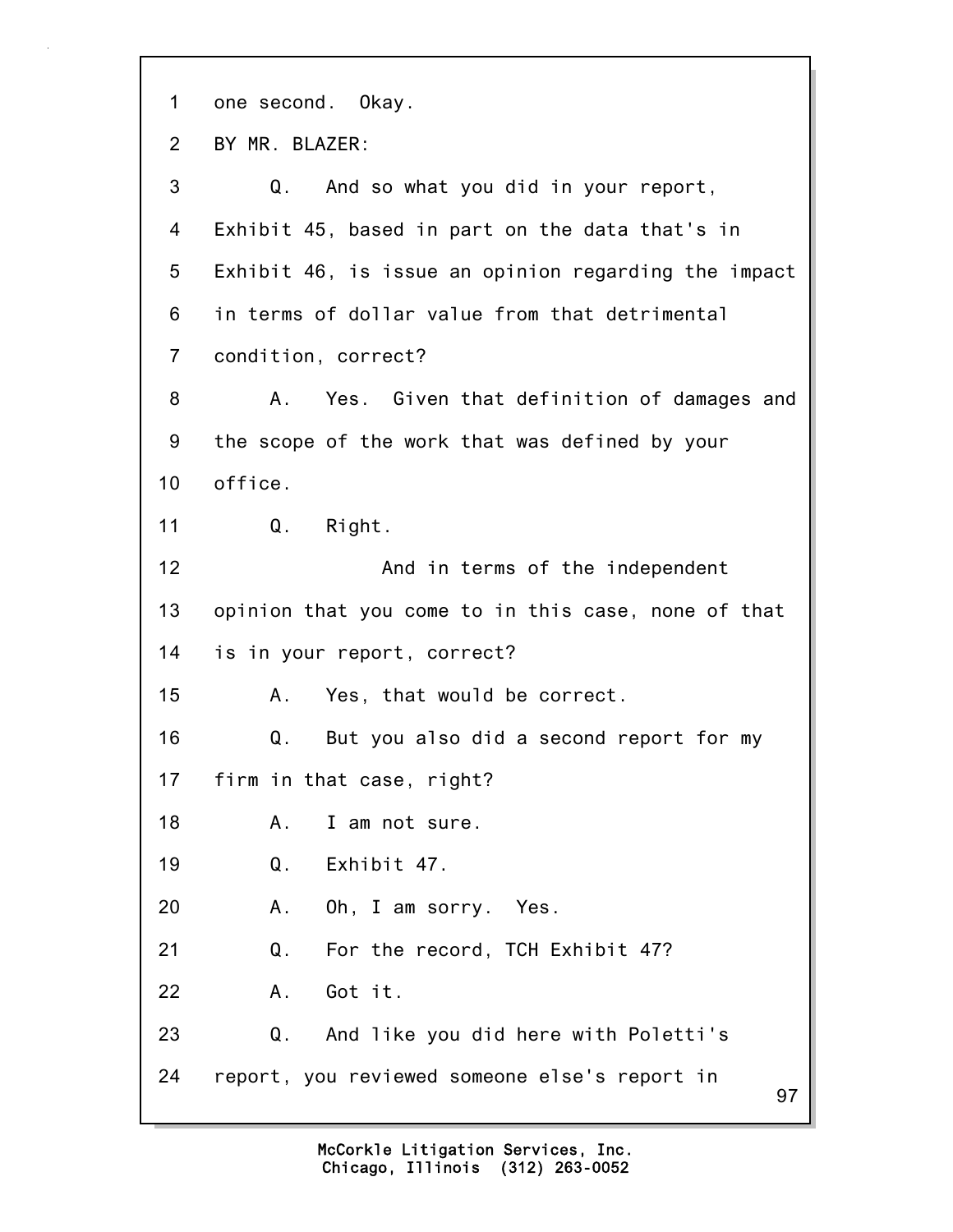1 one second. Okay.

2 BY MR. BLAZER:

3 Q. And so what you did in your report,

4 Exhibit 45, based in part on the data that's in

5 Exhibit 46, is issue an opinion regarding the impact

6 in terms of dollar value from that detrimental

7 condition, correct?

8 A. Yes. Given that definition of damages and

9 the scope of the work that was defined by your

10 office.

11 Q. Right.

12 And in terms of the independent

13 opinion that you come to in this case, none of that

14 is in your report, correct?

15 A. Yes, that would be correct.

16 Q. But you also did a second report for my

17 firm in that case, right?

18 A. I am not sure.

19 Q. Exhibit 47.

20 A. Oh, I am sorry. Yes.

21 Q. For the record, TCH Exhibit 47?

22 A. Got it.

23 Q. And like you did here with Poletti's

24 report, you reviewed someone else's report in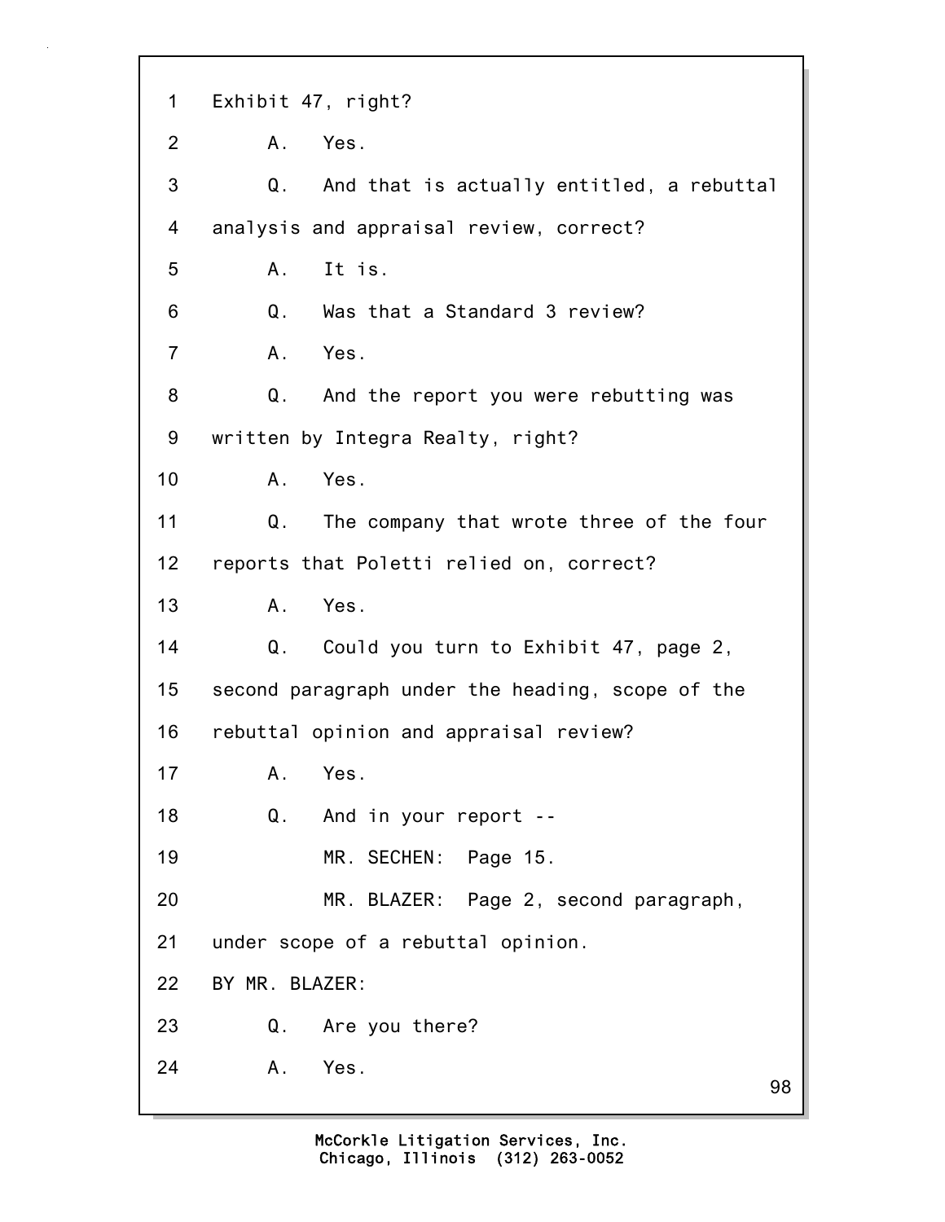1 Exhibit 47, right?

2 A. Yes.

3 Q. And that is actually entitled, a rebuttal

4 analysis and appraisal review, correct?

5 A. It is.

6 Q. Was that a Standard 3 review?

7 A. Yes.

8 Q. And the report you were rebutting was

9 written by Integra Realty, right?

10 A. Yes.

11 Q. The company that wrote three of the four

12 reports that Poletti relied on, correct?

13 A. Yes.

14 Q. Could you turn to Exhibit 47, page 2,

15 second paragraph under the heading, scope of the

16 rebuttal opinion and appraisal review?

17 A. Yes.

18 Q. And in your report --

19 MR. SECHEN: Page 15.

20 MR. BLAZER: Page 2, second paragraph,

21 under scope of a rebuttal opinion.

22 BY MR. BLAZER:

23 Q. Are you there?

24 A. Yes.

McCorkle Litigation Services, Inc.
Chicago, Illinois (312) 263-0052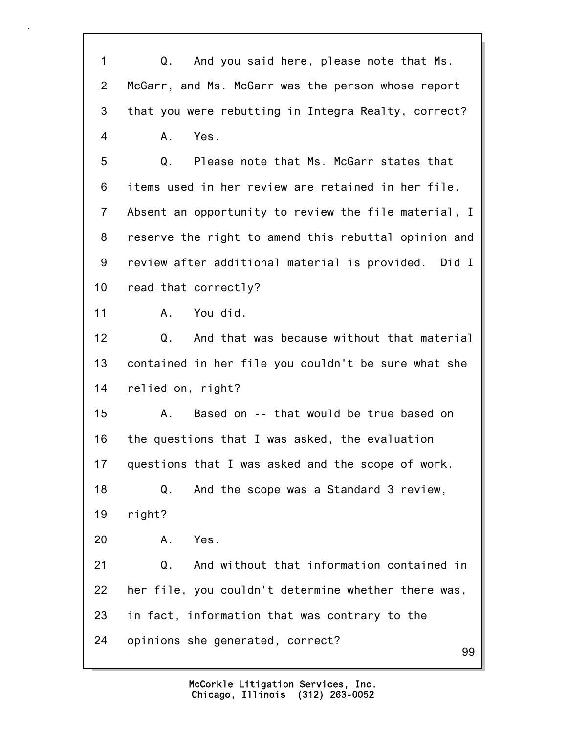1 Q. And you said here, please note that Ms.
2 McGarr, and Ms. McGarr was the person whose report
3 that you were rebutting in Integra Realty, correct?
4 A. Yes.
5 Q. Please note that Ms. McGarr states that
6 items used in her review are retained in her file.
7 Absent an opportunity to review the file material, I
8 reserve the right to amend this rebuttal opinion and
9 review after additional material is provided. Did I
10 read that correctly?
11 A. You did.
12 Q. And that was because without that material
13 contained in her file you couldn't be sure what she
14 relied on, right?
15 A. Based on -- that would be true based on
16 the questions that I was asked, the evaluation
17 questions that I was asked and the scope of work.
18 Q. And the scope was a Standard 3 review,
19 right?
20 A. Yes.
21 Q. And without that information contained in
22 her file, you couldn't determine whether there was,
23 in fact, information that was contrary to the
24 opinions she generated, correct?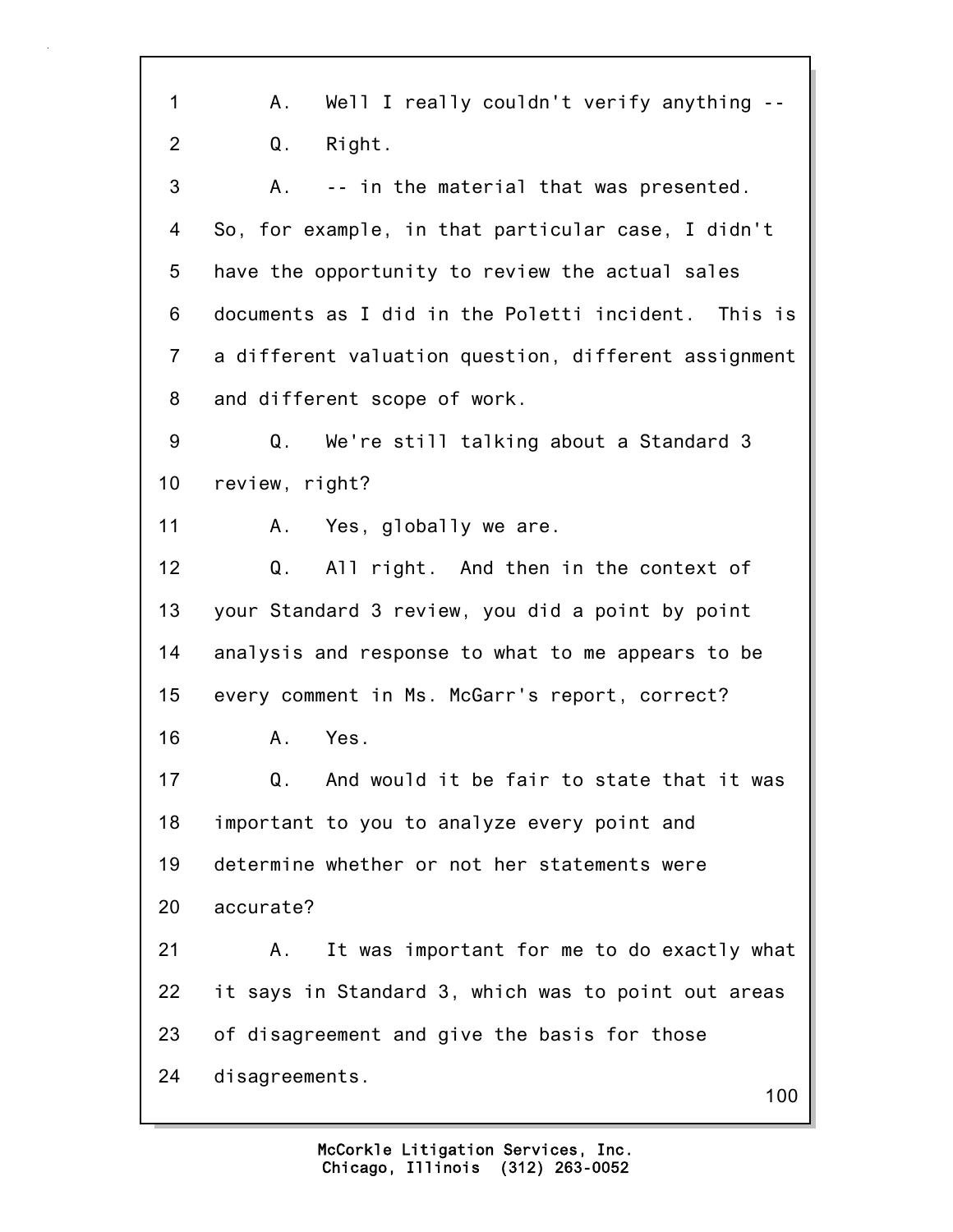1 A. Well I really couldn't verify anything --

2 Q. Right.

3 A. -- in the material that was presented.

4 So, for example, in that particular case, I didn't

5 have the opportunity to review the actual sales

6 documents as I did in the Poletti incident. This is

7 a different valuation question, different assignment

8 and different scope of work.

9 Q. We're still talking about a Standard 3

10 review, right?

11 A. Yes, globally we are.

12 Q. All right. And then in the context of

13 your Standard 3 review, you did a point by point

14 analysis and response to what to me appears to be

15 every comment in Ms. McGarr's report, correct?

16 A. Yes.

17 Q. And would it be fair to state that it was

18 important to you to analyze every point and

19 determine whether or not her statements were

20 accurate?

21 A. It was important for me to do exactly what

22 it says in Standard 3, which was to point out areas

23 of disagreement and give the basis for those

24 disagreements.

McCorkle Litigation Services, Inc.
Chicago, Illinois (312) 263-0052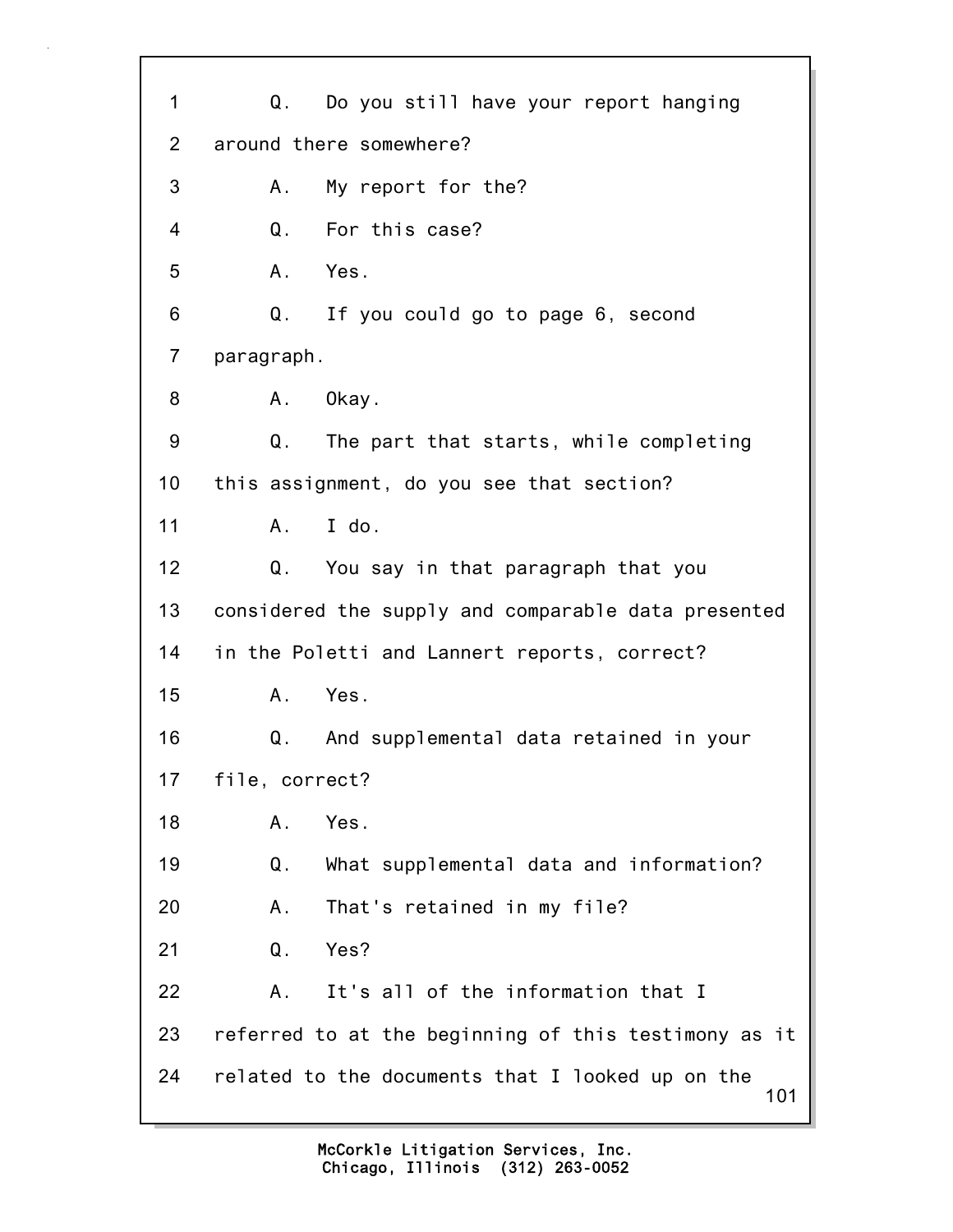1 Q. Do you still have your report hanging
2 around there somewhere?
3 A. My report for the?
4 Q. For this case?
5 A. Yes.
6 Q. If you could go to page 6, second
7 paragraph.
8 A. Okay.
9 Q. The part that starts, while completing
10 this assignment, do you see that section?
11 A. I do.
12 Q. You say in that paragraph that you
13 considered the supply and comparable data presented
14 in the Poletti and Lannert reports, correct?
15 A. Yes.
16 Q. And supplemental data retained in your
17 file, correct?
18 A. Yes.
19 Q. What supplemental data and information?
20 A. That's retained in my file?
21 Q. Yes?
22 A. It's all of the information that I
23 referred to at the beginning of this testimony as it
24 related to the documents that I looked up on the

McCorkle Litigation Services, Inc.
Chicago, Illinois (312) 263-0052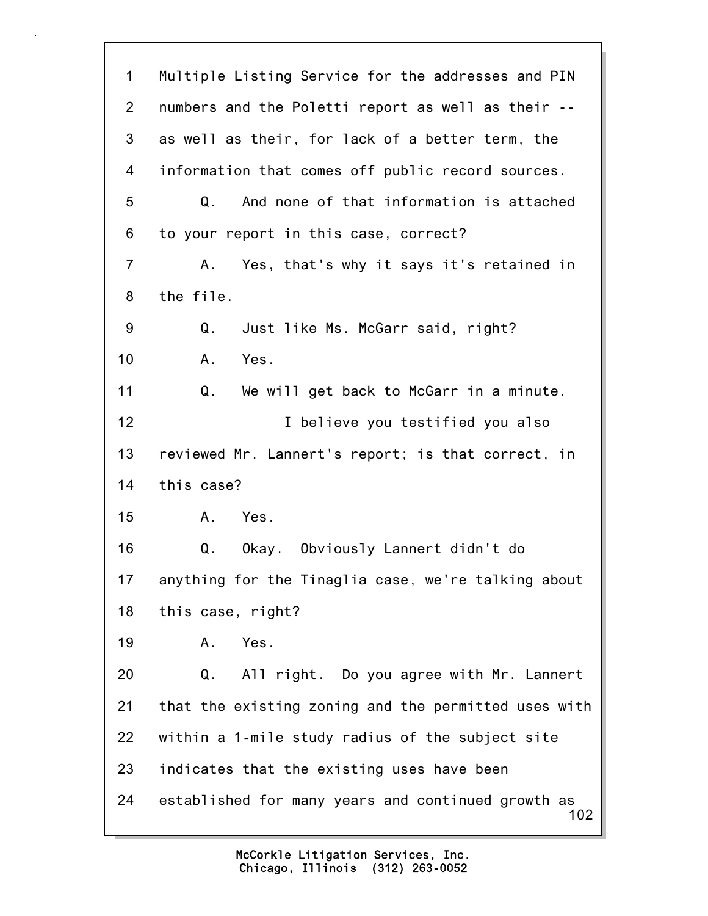1 Multiple Listing Service for the addresses and PIN
2 numbers and the Poletti report as well as their --
3 as well as their, for lack of a better term, the
4 information that comes off public record sources.
5 Q. And none of that information is attached
6 to your report in this case, correct?
7 A. Yes, that's why it says it's retained in
8 the file.
9 Q. Just like Ms. McGarr said, right?
10 A. Yes.
11 Q. We will get back to McGarr in a minute.
12 I believe you testified you also
13 reviewed Mr. Lannert's report; is that correct, in
14 this case?
15 A. Yes.
16 Q. Okay. Obviously Lannert didn't do
17 anything for the Tinaglia case, we're talking about
18 this case, right?
19 A. Yes.
20 Q. All right. Do you agree with Mr. Lannert
21 that the existing zoning and the permitted uses with
22 within a 1-mile study radius of the subject site
23 indicates that the existing uses have been
24 established for many years and continued growth as

McCorkle Litigation Services, Inc.
Chicago, Illinois (312) 263-0052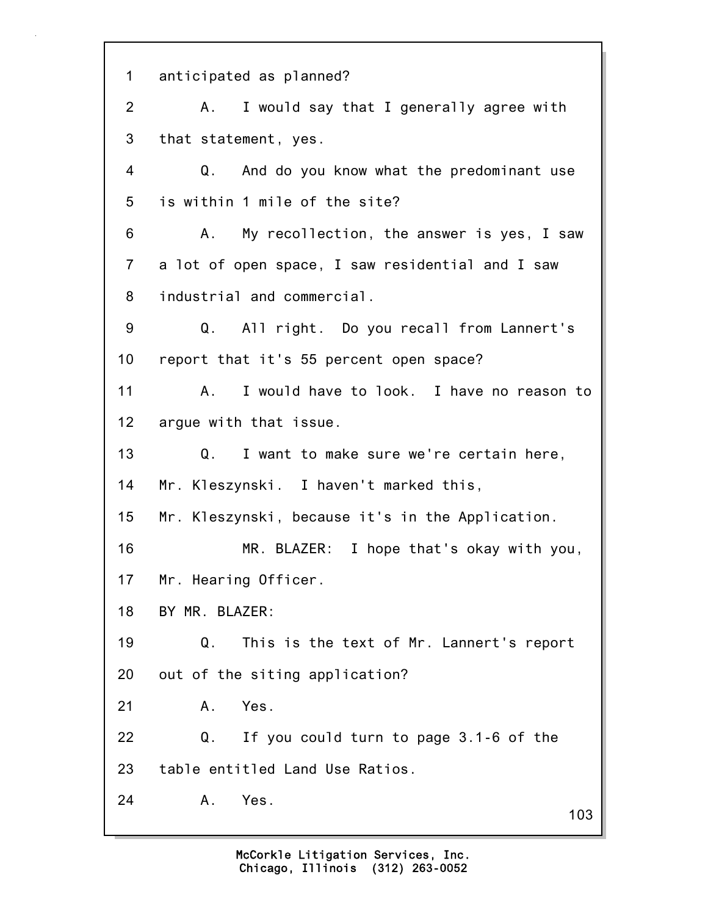1 anticipated as planned?

2 A. I would say that I generally agree with

3 that statement, yes.

4 Q. And do you know what the predominant use

5 is within 1 mile of the site?

6 A. My recollection, the answer is yes, I saw

7 a lot of open space, I saw residential and I saw

8 industrial and commercial.

9 Q. All right. Do you recall from Lannert's

10 report that it's 55 percent open space?

11 A. I would have to look. I have no reason to

12 argue with that issue.

13 Q. I want to make sure we're certain here,

14 Mr. Kleszynski. I haven't marked this,

15 Mr. Kleszynski, because it's in the Application.

16 MR. BLAZER: I hope that's okay with you,

17 Mr. Hearing Officer.

18 BY MR. BLAZER:

19 Q. This is the text of Mr. Lannert's report

20 out of the siting application?

21 A. Yes.

22 Q. If you could turn to page 3.1-6 of the

23 table entitled Land Use Ratios.

24 A. Yes.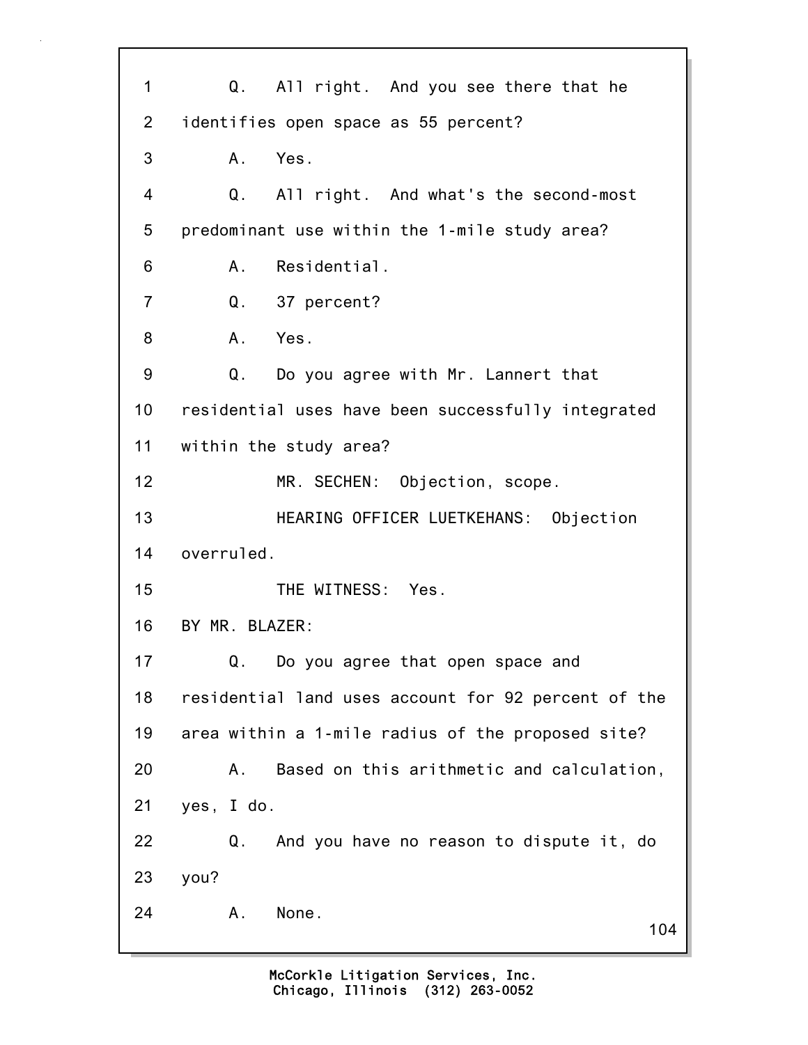1 Q. All right. And you see there that he
2 identifies open space as 55 percent?
3 A. Yes.
4 Q. All right. And what's the second-most
5 predominant use within the 1-mile study area?
6 A. Residential.
7 Q. 37 percent?
8 A. Yes.
9 Q. Do you agree with Mr. Lannert that
10 residential uses have been successfully integrated
11 within the study area?
12 MR. SECHEN: Objection, scope.
13 HEARING OFFICER LUETKEHANS: Objection
14 overruled.
15 THE WITNESS: Yes.
16 BY MR. BLAZER:
17 Q. Do you agree that open space and
18 residential land uses account for 92 percent of the
19 area within a 1-mile radius of the proposed site?
20 A. Based on this arithmetic and calculation,
21 yes, I do.
22 Q. And you have no reason to dispute it, do
23 you?
24 A. None.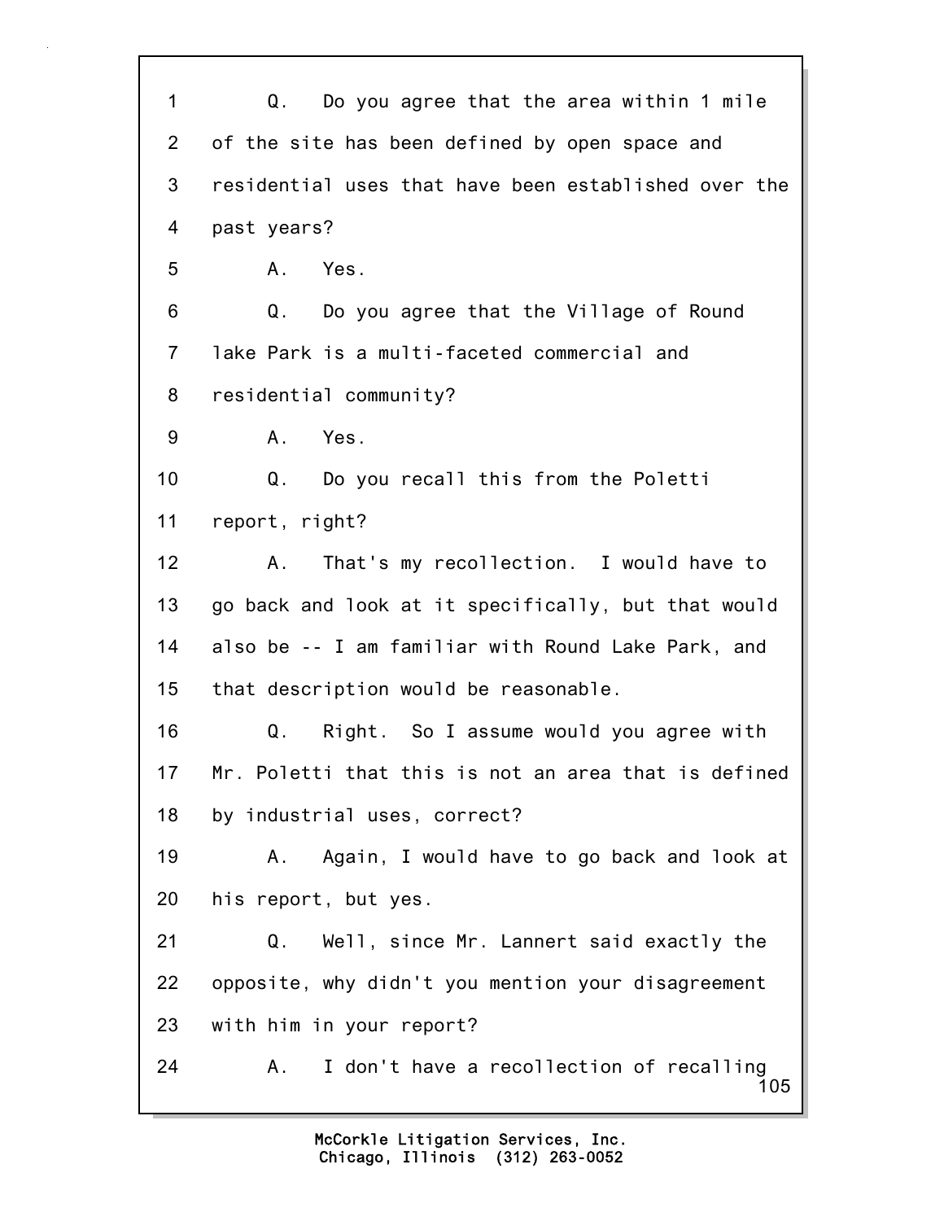1 Q. Do you agree that the area within 1 mile
2 of the site has been defined by open space and
3 residential uses that have been established over the
4 past years?
5 A. Yes.
6 Q. Do you agree that the Village of Round
7 lake Park is a multi-faceted commercial and
8 residential community?
9 A. Yes.
10 Q. Do you recall this from the Poletti
11 report, right?
12 A. That's my recollection. I would have to
13 go back and look at it specifically, but that would
14 also be -- I am familiar with Round Lake Park, and
15 that description would be reasonable.
16 Q. Right. So I assume would you agree with
17 Mr. Poletti that this is not an area that is defined
18 by industrial uses, correct?
19 A. Again, I would have to go back and look at
20 his report, but yes.
21 Q. Well, since Mr. Lannert said exactly the
22 opposite, why didn't you mention your disagreement
23 with him in your report?
24 A. I don't have a recollection of recalling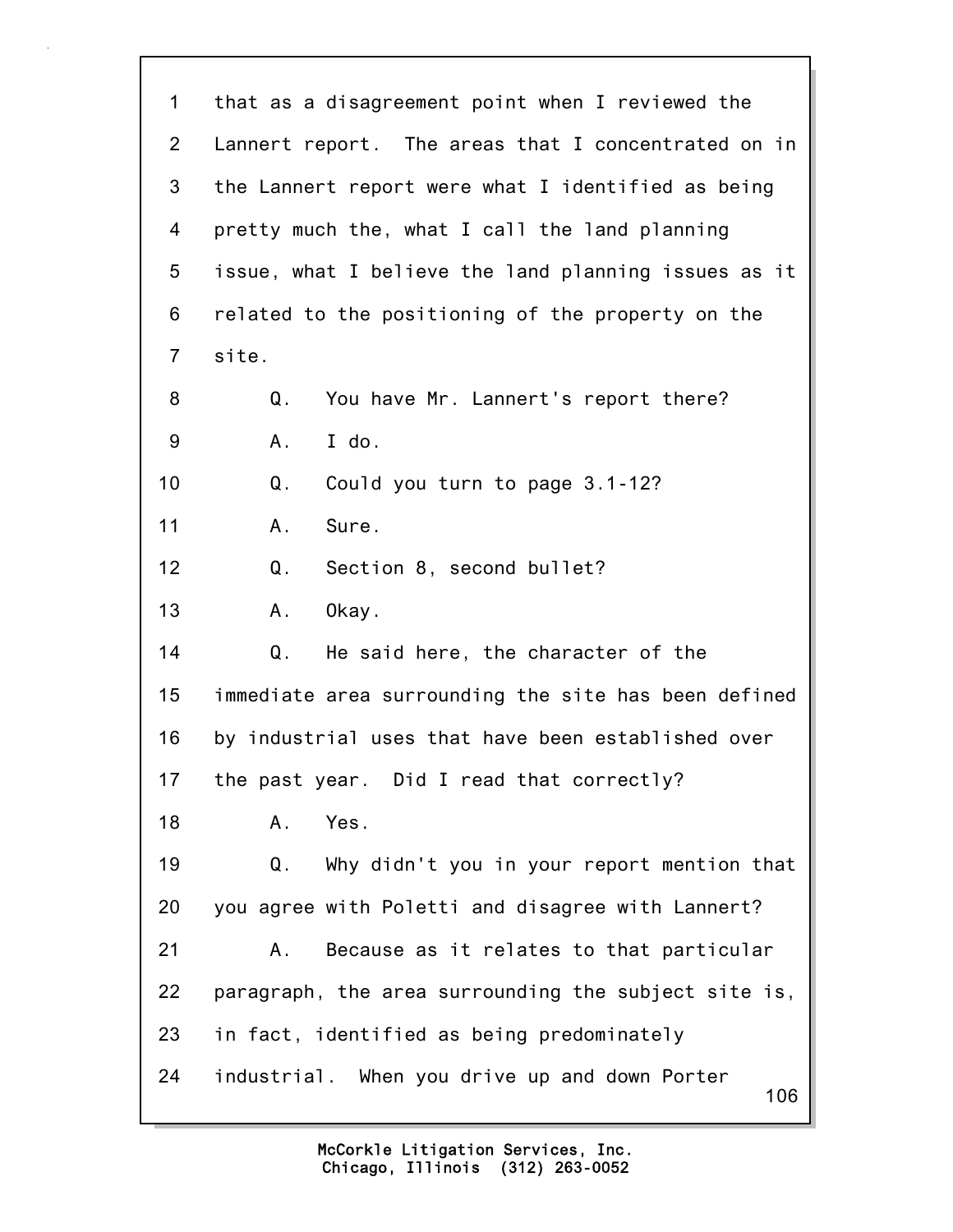1 that as a disagreement point when I reviewed the
2 Lannert report. The areas that I concentrated on in
3 the Lannert report were what I identified as being
4 pretty much the, what I call the land planning
5 issue, what I believe the land planning issues as it
6 related to the positioning of the property on the
7 site.
8 Q. You have Mr. Lannert's report there?
9 A. I do.
10 Q. Could you turn to page 3.1-12?
11 A. Sure.
12 Q. Section 8, second bullet?
13 A. Okay.
14 Q. He said here, the character of the
15 immediate area surrounding the site has been defined
16 by industrial uses that have been established over
17 the past year. Did I read that correctly?
18 A. Yes.
19 Q. Why didn't you in your report mention that
20 you agree with Poletti and disagree with Lannert?
21 A. Because as it relates to that particular
22 paragraph, the area surrounding the subject site is,
23 in fact, identified as being predominately
24 industrial. When you drive up and down Porter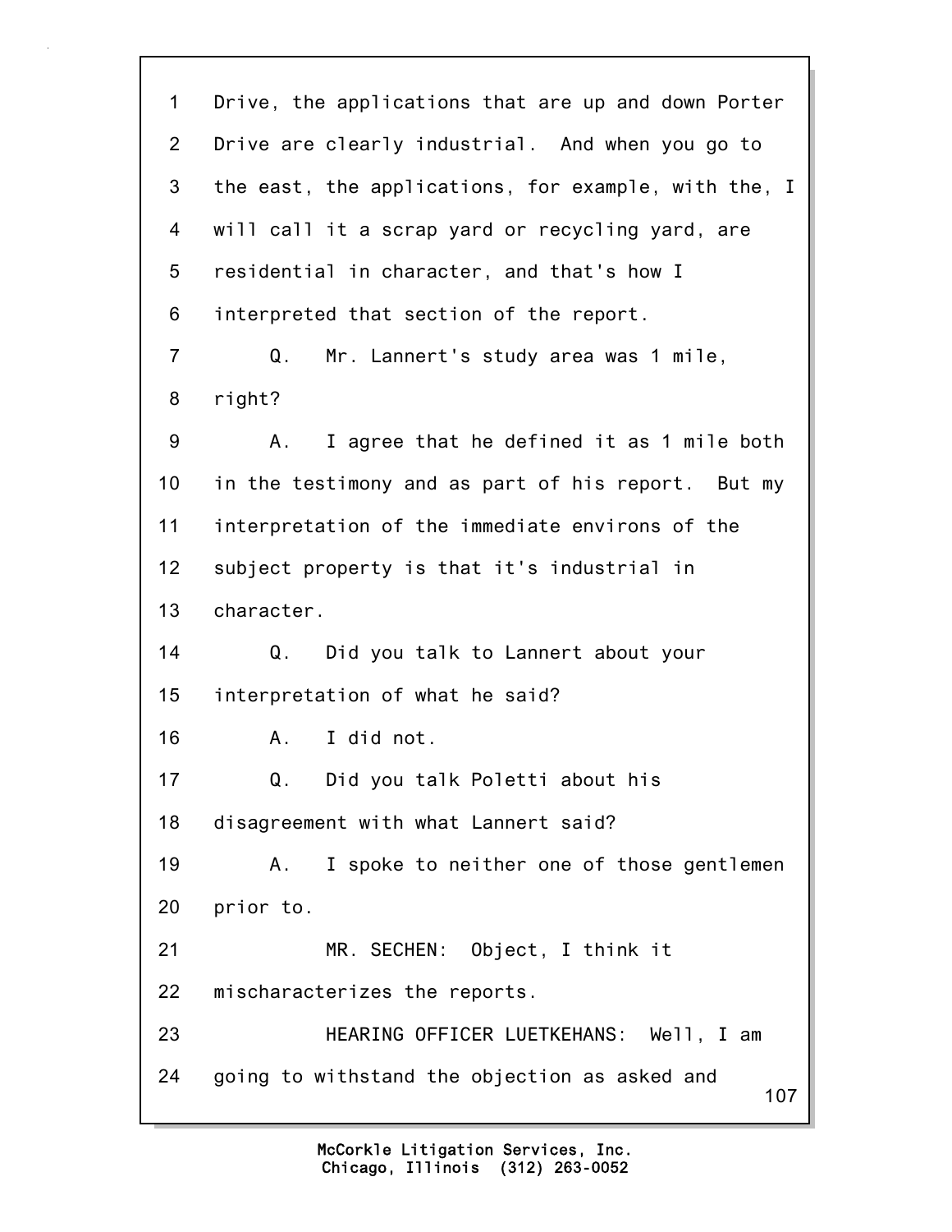Drive, the applications that are up and down Porter Drive are clearly industrial. And when you go to the east, the applications, for example, with the, I will call it a scrap yard or recycling yard, are residential in character, and that's how I interpreted that section of the report.

Q. Mr. Lannert's study area was 1 mile, right?

A. I agree that he defined it as 1 mile both in the testimony and as part of his report. But my interpretation of the immediate environs of the subject property is that it's industrial in character.

Q. Did you talk to Lannert about your interpretation of what he said?

A. I did not.

Q. Did you talk Poletti about his disagreement with what Lannert said?

A. I spoke to neither one of those gentlemen prior to.

MR. SECHEN: Object, I think it mischaracterizes the reports.

HEARING OFFICER LUETKEHANS: Well, I am going to withstand the objection as asked and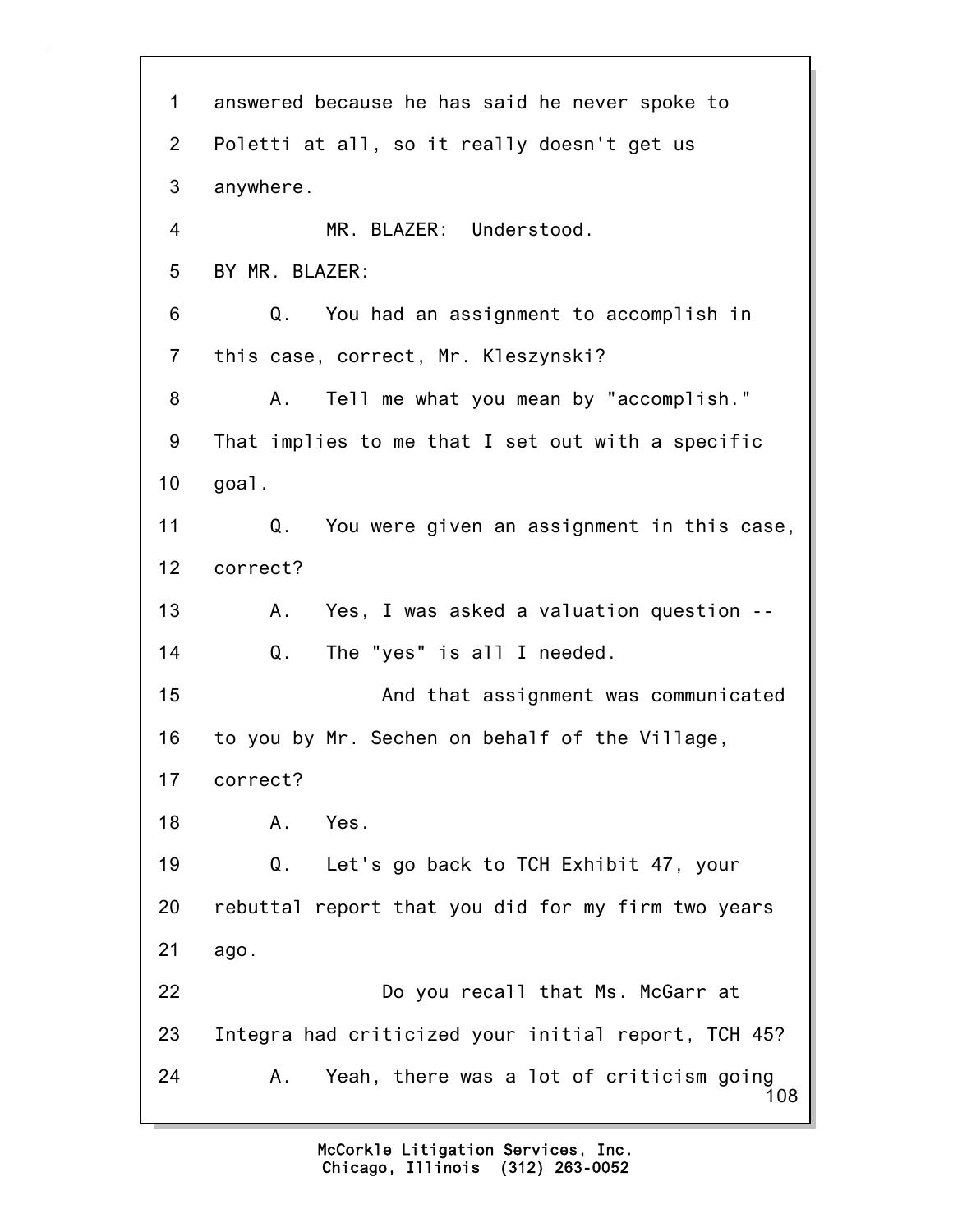1 answered because he has said he never spoke to
2 Poletti at all, so it really doesn't get us
3 anywhere.
4 MR. BLAZER: Understood.
5 BY MR. BLAZER:
6 Q. You had an assignment to accomplish in
7 this case, correct, Mr. Kleszynski?
8 A. Tell me what you mean by "accomplish."
9 That implies to me that I set out with a specific
10 goal.
11 Q. You were given an assignment in this case,
12 correct?
13 A. Yes, I was asked a valuation question --
14 Q. The "yes" is all I needed.
15 And that assignment was communicated
16 to you by Mr. Sechen on behalf of the Village,
17 correct?
18 A. Yes.
19 Q. Let's go back to TCH Exhibit 47, your
20 rebuttal report that you did for my firm two years
21 ago.
22 Do you recall that Ms. McGarr at
23 Integra had criticized your initial report, TCH 45?
24 A. Yeah, there was a lot of criticism going

McCorkle Litigation Services, Inc.
Chicago, Illinois (312) 263-0052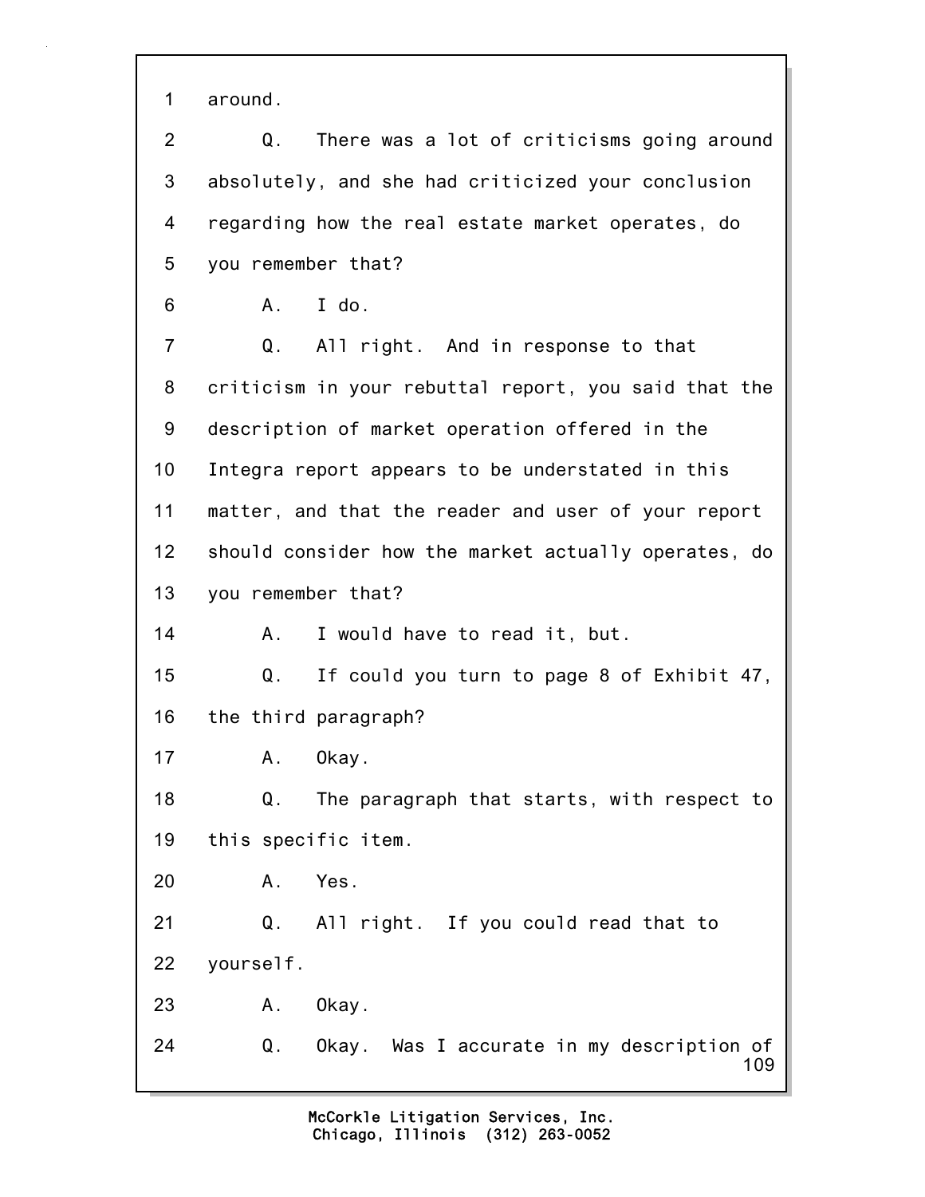1 around.

2 Q. There was a lot of criticisms going around

3 absolutely, and she had criticized your conclusion

4 regarding how the real estate market operates, do

5 you remember that?

6 A. I do.

7 Q. All right. And in response to that

8 criticism in your rebuttal report, you said that the

9 description of market operation offered in the

10 Integra report appears to be understated in this

11 matter, and that the reader and user of your report

12 should consider how the market actually operates, do

13 you remember that?

14 A. I would have to read it, but.

15 Q. If could you turn to page 8 of Exhibit 47,

16 the third paragraph?

17 A. Okay.

18 Q. The paragraph that starts, with respect to

19 this specific item.

20 A. Yes.

21 Q. All right. If you could read that to

22 yourself.

23 A. Okay.

24 Q. Okay. Was I accurate in my description of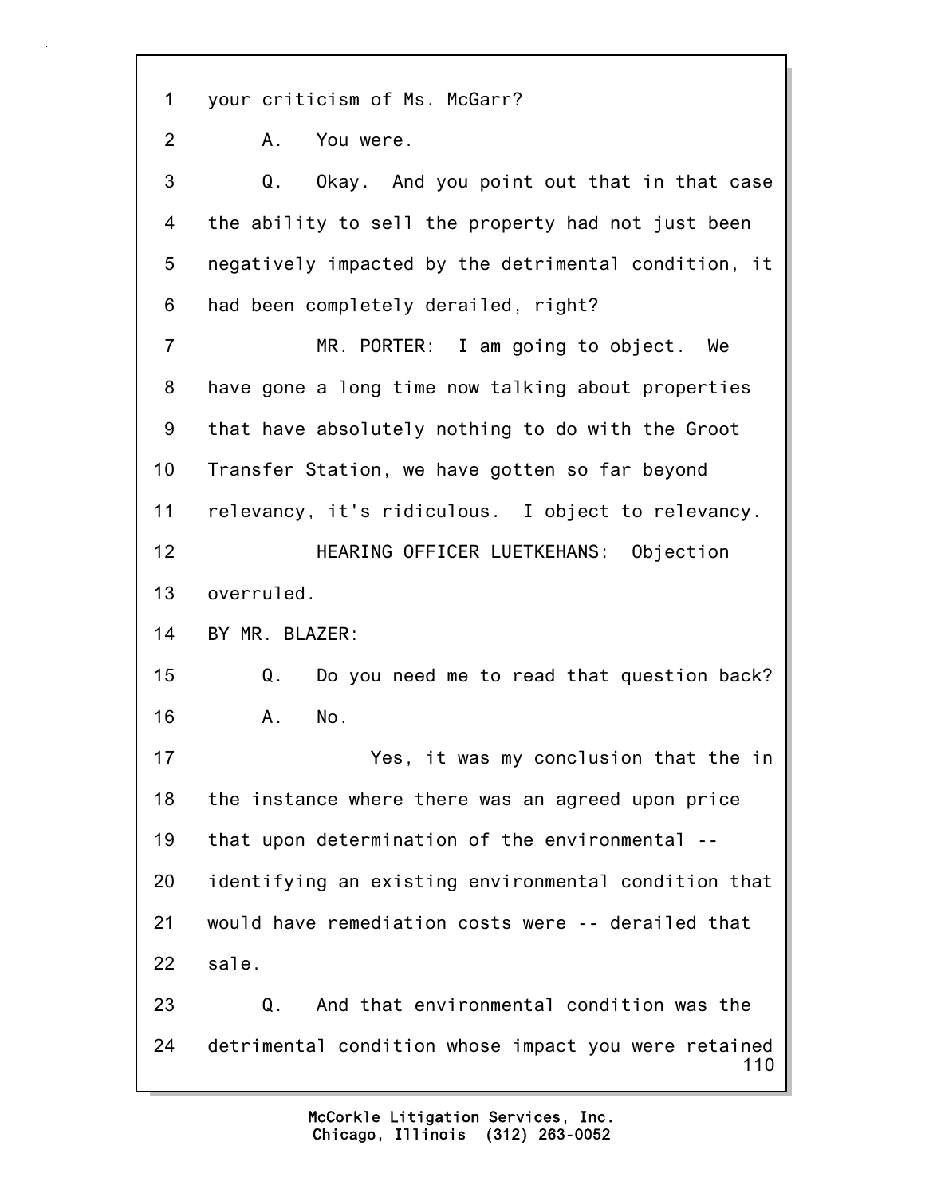1 your criticism of Ms. McGarr?

2 A. You were.

3 Q. Okay. And you point out that in that case

4 the ability to sell the property had not just been

5 negatively impacted by the detrimental condition, it

6 had been completely derailed, right?

7 MR. PORTER: I am going to object. We

8 have gone a long time now talking about properties

9 that have absolutely nothing to do with the Groot

10 Transfer Station, we have gotten so far beyond

11 relevancy, it's ridiculous. I object to relevancy.

12 HEARING OFFICER LUETKEHANS: Objection

13 overruled.

14 BY MR. BLAZER:

15 Q. Do you need me to read that question back?

16 A. No.

17 Yes, it was my conclusion that the in

18 the instance where there was an agreed upon price

19 that upon determination of the environmental --

20 identifying an existing environmental condition that

21 would have remediation costs were -- derailed that

22 sale.

23 Q. And that environmental condition was the

24 detrimental condition whose impact you were retained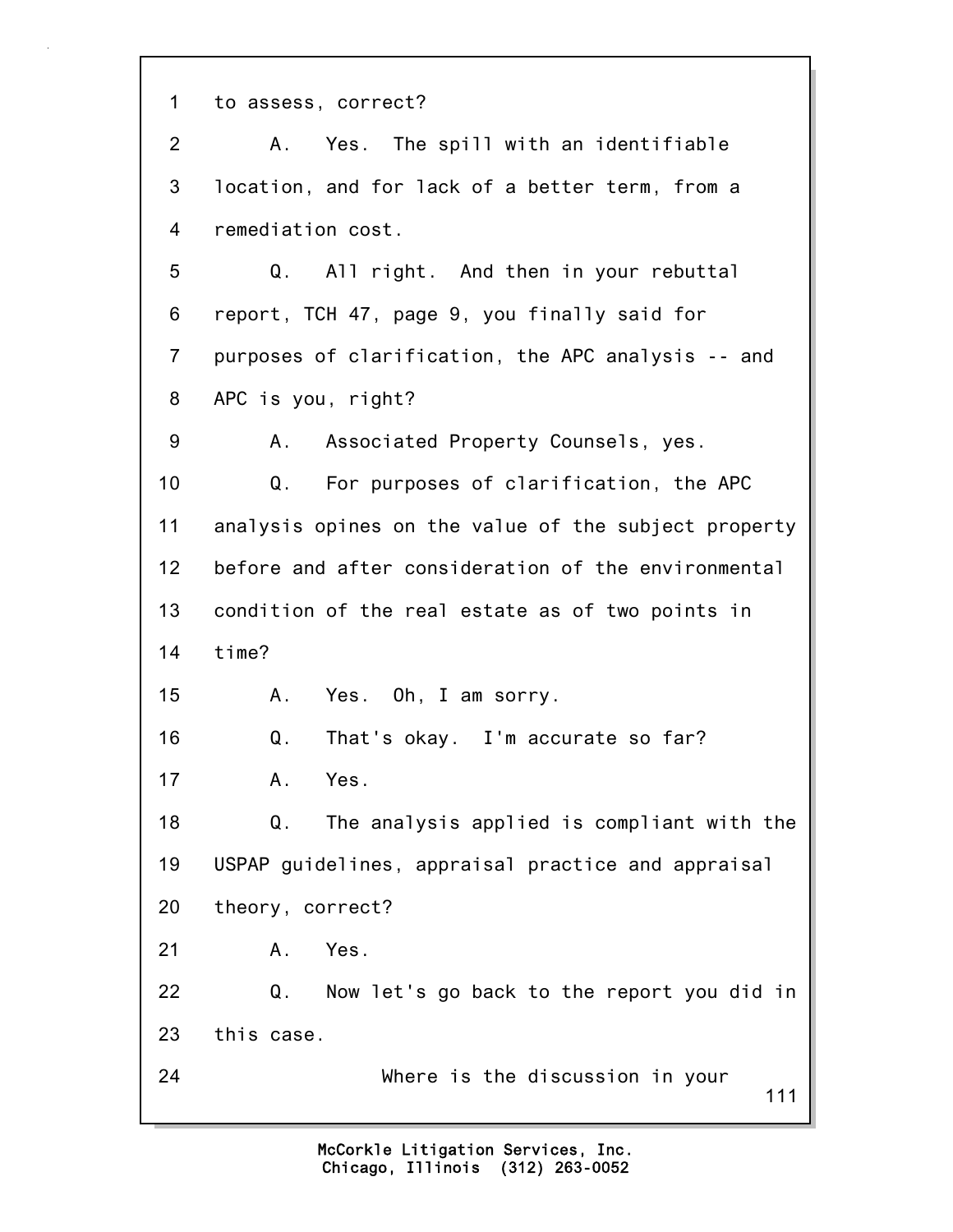1 to assess, correct?

2 A. Yes. The spill with an identifiable

3 location, and for lack of a better term, from a

4 remediation cost.

5 Q. All right. And then in your rebuttal

6 report, TCH 47, page 9, you finally said for

7 purposes of clarification, the APC analysis -- and

8 APC is you, right?

9 A. Associated Property Counsels, yes.

10 Q. For purposes of clarification, the APC

11 analysis opines on the value of the subject property

12 before and after consideration of the environmental

13 condition of the real estate as of two points in

14 time?

15 A. Yes. Oh, I am sorry.

16 Q. That's okay. I'm accurate so far?

17 A. Yes.

18 Q. The analysis applied is compliant with the

19 USPAP guidelines, appraisal practice and appraisal

20 theory, correct?

21 A. Yes.

22 Q. Now let's go back to the report you did in

23 this case.

24 Where is the discussion in your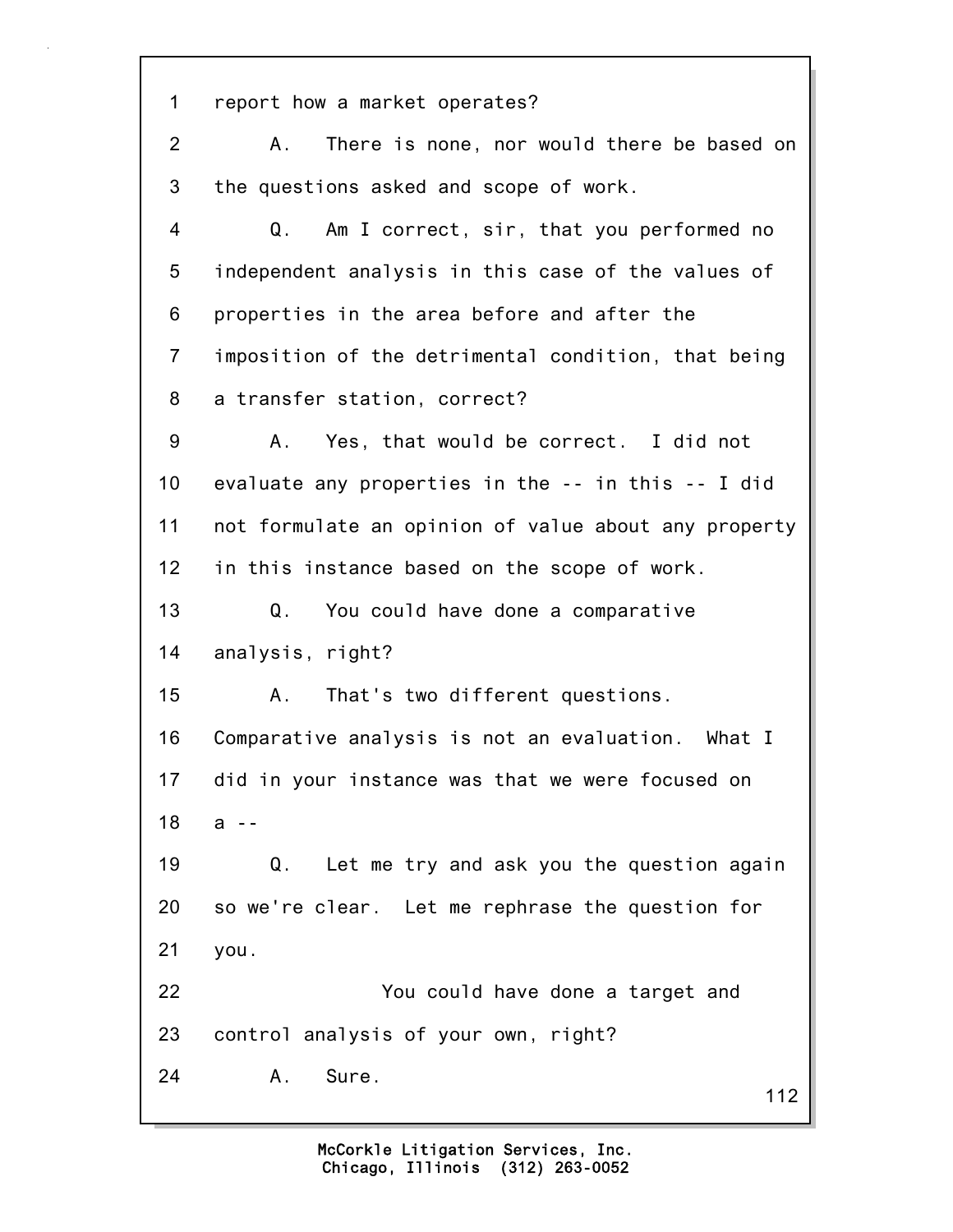1 report how a market operates?

2 A. There is none, nor would there be based on

3 the questions asked and scope of work.

4 Q. Am I correct, sir, that you performed no

5 independent analysis in this case of the values of

6 properties in the area before and after the

7 imposition of the detrimental condition, that being

8 a transfer station, correct?

9 A. Yes, that would be correct. I did not

10 evaluate any properties in the -- in this -- I did

11 not formulate an opinion of value about any property

12 in this instance based on the scope of work.

13 Q. You could have done a comparative

14 analysis, right?

15 A. That's two different questions.

16 Comparative analysis is not an evaluation. What I

17 did in your instance was that we were focused on

18 a --

19 Q. Let me try and ask you the question again

20 so we're clear. Let me rephrase the question for

21 you.

22 You could have done a target and

23 control analysis of your own, right?

24 A. Sure.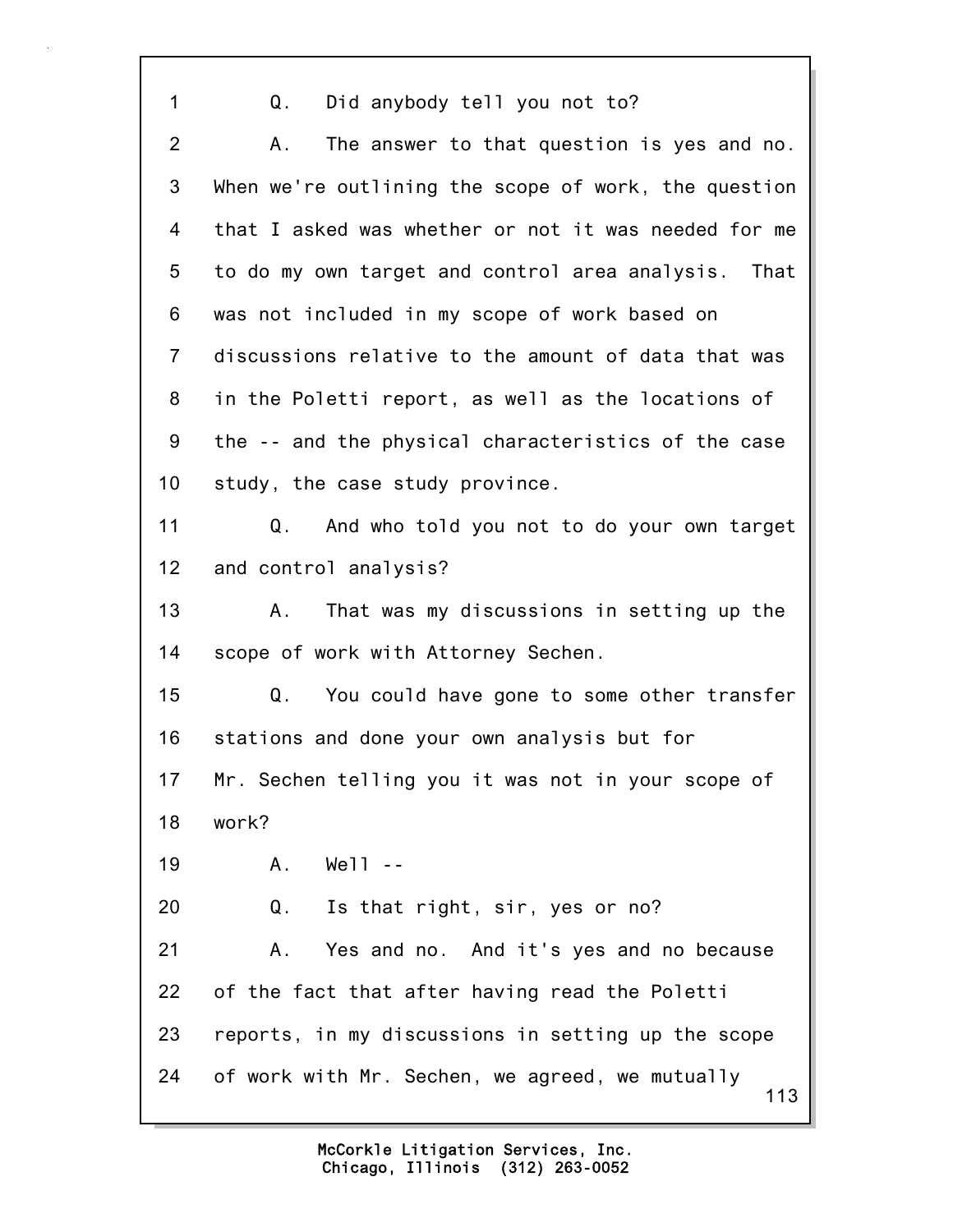1 Q. Did anybody tell you not to?

2 A. The answer to that question is yes and no.

3 When we're outlining the scope of work, the question

4 that I asked was whether or not it was needed for me

5 to do my own target and control area analysis. That

6 was not included in my scope of work based on

7 discussions relative to the amount of data that was

8 in the Poletti report, as well as the locations of

9 the -- and the physical characteristics of the case

10 study, the case study province.

11 Q. And who told you not to do your own target

12 and control analysis?

13 A. That was my discussions in setting up the

14 scope of work with Attorney Sechen.

15 Q. You could have gone to some other transfer

16 stations and done your own analysis but for

17 Mr. Sechen telling you it was not in your scope of

18 work?

19 A. Well --

20 Q. Is that right, sir, yes or no?

21 A. Yes and no. And it's yes and no because

22 of the fact that after having read the Poletti

23 reports, in my discussions in setting up the scope

24 of work with Mr. Sechen, we agreed, we mutually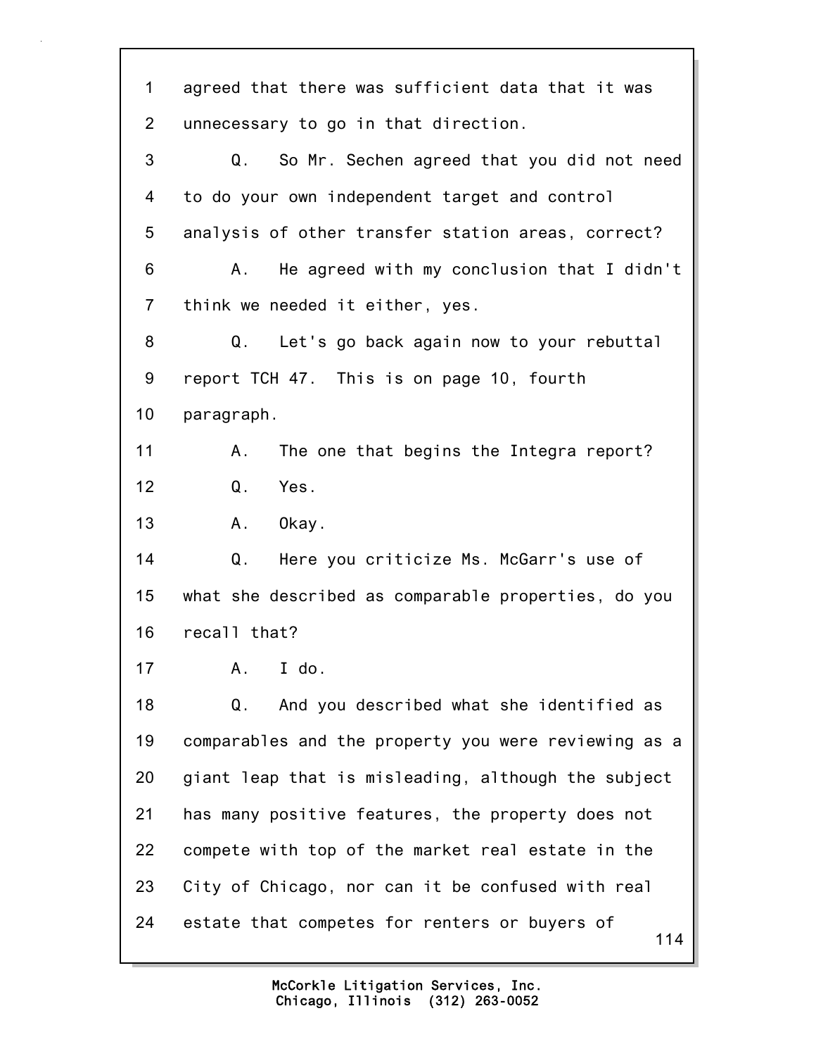1 agreed that there was sufficient data that it was
2 unnecessary to go in that direction.
3 Q. So Mr. Sechen agreed that you did not need
4 to do your own independent target and control
5 analysis of other transfer station areas, correct?
6 A. He agreed with my conclusion that I didn't
7 think we needed it either, yes.
8 Q. Let's go back again now to your rebuttal
9 report TCH 47. This is on page 10, fourth
10 paragraph.
11 A. The one that begins the Integra report?
12 Q. Yes.
13 A. Okay.
14 Q. Here you criticize Ms. McGarr's use of
15 what she described as comparable properties, do you
16 recall that?
17 A. I do.
18 Q. And you described what she identified as
19 comparables and the property you were reviewing as a
20 giant leap that is misleading, although the subject
21 has many positive features, the property does not
22 compete with top of the market real estate in the
23 City of Chicago, nor can it be confused with real
24 estate that competes for renters or buyers of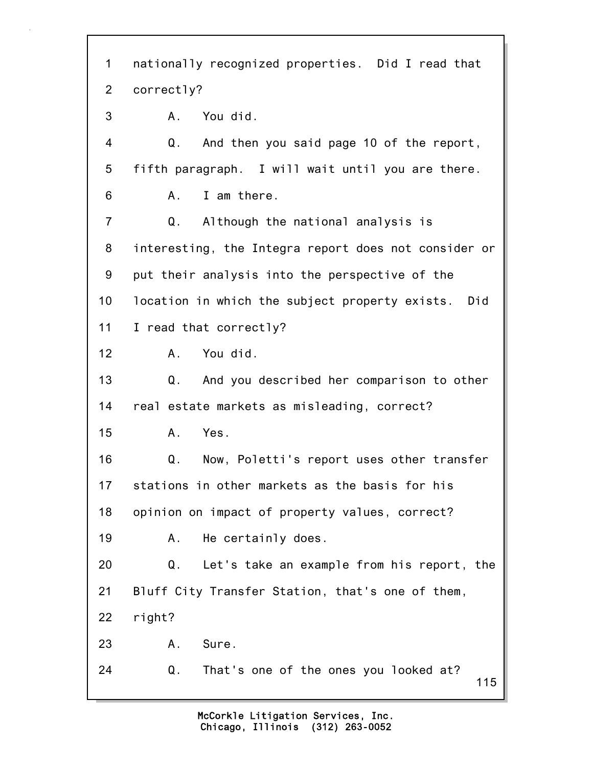1 nationally recognized properties. Did I read that
2 correctly?
3 A. You did.
4 Q. And then you said page 10 of the report,
5 fifth paragraph. I will wait until you are there.
6 A. I am there.
7 Q. Although the national analysis is
8 interesting, the Integra report does not consider or
9 put their analysis into the perspective of the
10 location in which the subject property exists. Did
11 I read that correctly?
12 A. You did.
13 Q. And you described her comparison to other
14 real estate markets as misleading, correct?
15 A. Yes.
16 Q. Now, Poletti's report uses other transfer
17 stations in other markets as the basis for his
18 opinion on impact of property values, correct?
19 A. He certainly does.
20 Q. Let's take an example from his report, the
21 Bluff City Transfer Station, that's one of them,
22 right?
23 A. Sure.
24 Q. That's one of the ones you looked at?

McCorkle Litigation Services, Inc.
Chicago, Illinois (312) 263-0052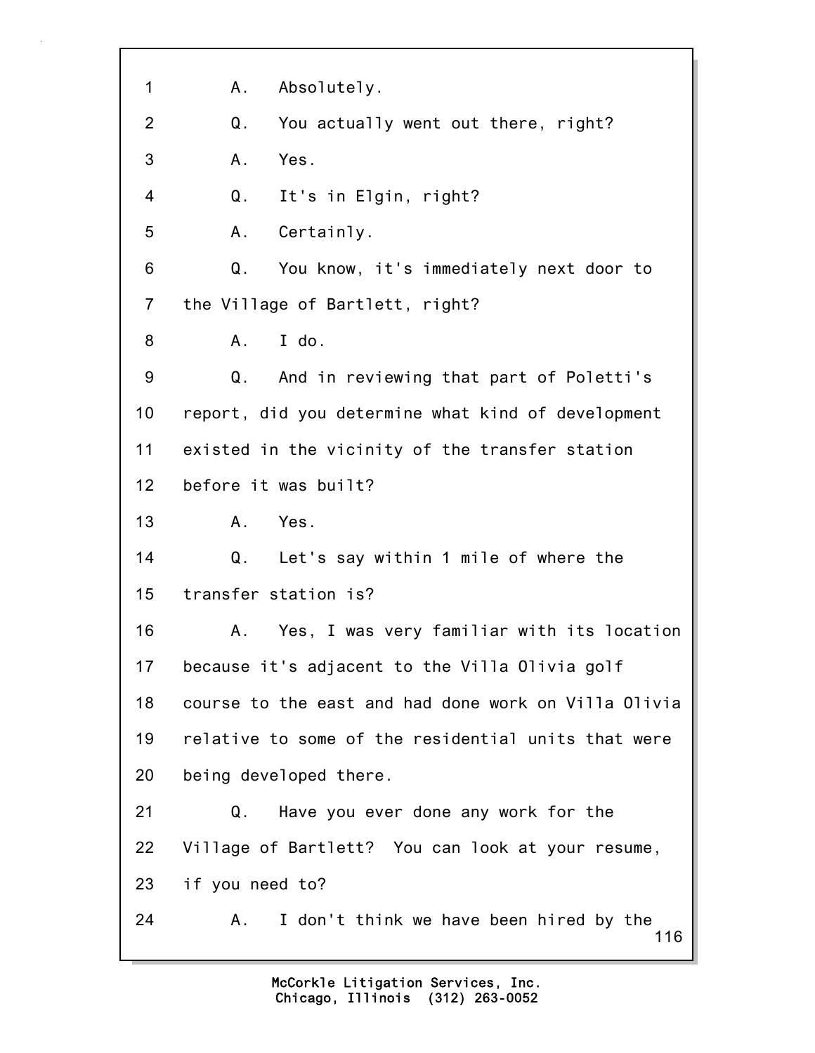1 A. Absolutely.

2 Q. You actually went out there, right?

3 A. Yes.

4 Q. It's in Elgin, right?

5 A. Certainly.

6 Q. You know, it's immediately next door to

7 the Village of Bartlett, right?

8 A. I do.

9 Q. And in reviewing that part of Poletti's

10 report, did you determine what kind of development

11 existed in the vicinity of the transfer station

12 before it was built?

13 A. Yes.

14 Q. Let's say within 1 mile of where the

15 transfer station is?

16 A. Yes, I was very familiar with its location

17 because it's adjacent to the Villa Olivia golf

18 course to the east and had done work on Villa Olivia

19 relative to some of the residential units that were

20 being developed there.

21 Q. Have you ever done any work for the

22 Village of Bartlett? You can look at your resume,

23 if you need to?

24 A. I don't think we have been hired by the

McCorkle Litigation Services, Inc.
Chicago, Illinois (312) 263-0052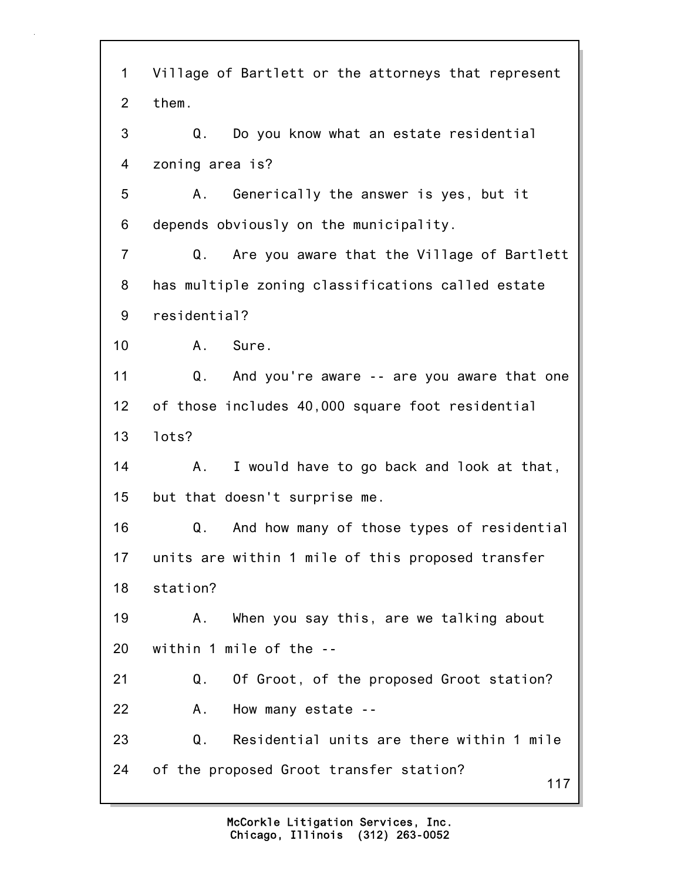1 Village of Bartlett or the attorneys that represent

2 them.

3 Q. Do you know what an estate residential

4 zoning area is?

5 A. Generically the answer is yes, but it

6 depends obviously on the municipality.

7 Q. Are you aware that the Village of Bartlett

8 has multiple zoning classifications called estate

9 residential?

10 A. Sure.

11 Q. And you're aware -- are you aware that one

12 of those includes 40,000 square foot residential

13 lots?

14 A. I would have to go back and look at that,

15 but that doesn't surprise me.

16 Q. And how many of those types of residential

17 units are within 1 mile of this proposed transfer

18 station?

19 A. When you say this, are we talking about

20 within 1 mile of the --

21 Q. Of Groot, of the proposed Groot station?

22 A. How many estate --

23 Q. Residential units are there within 1 mile

24 of the proposed Groot transfer station?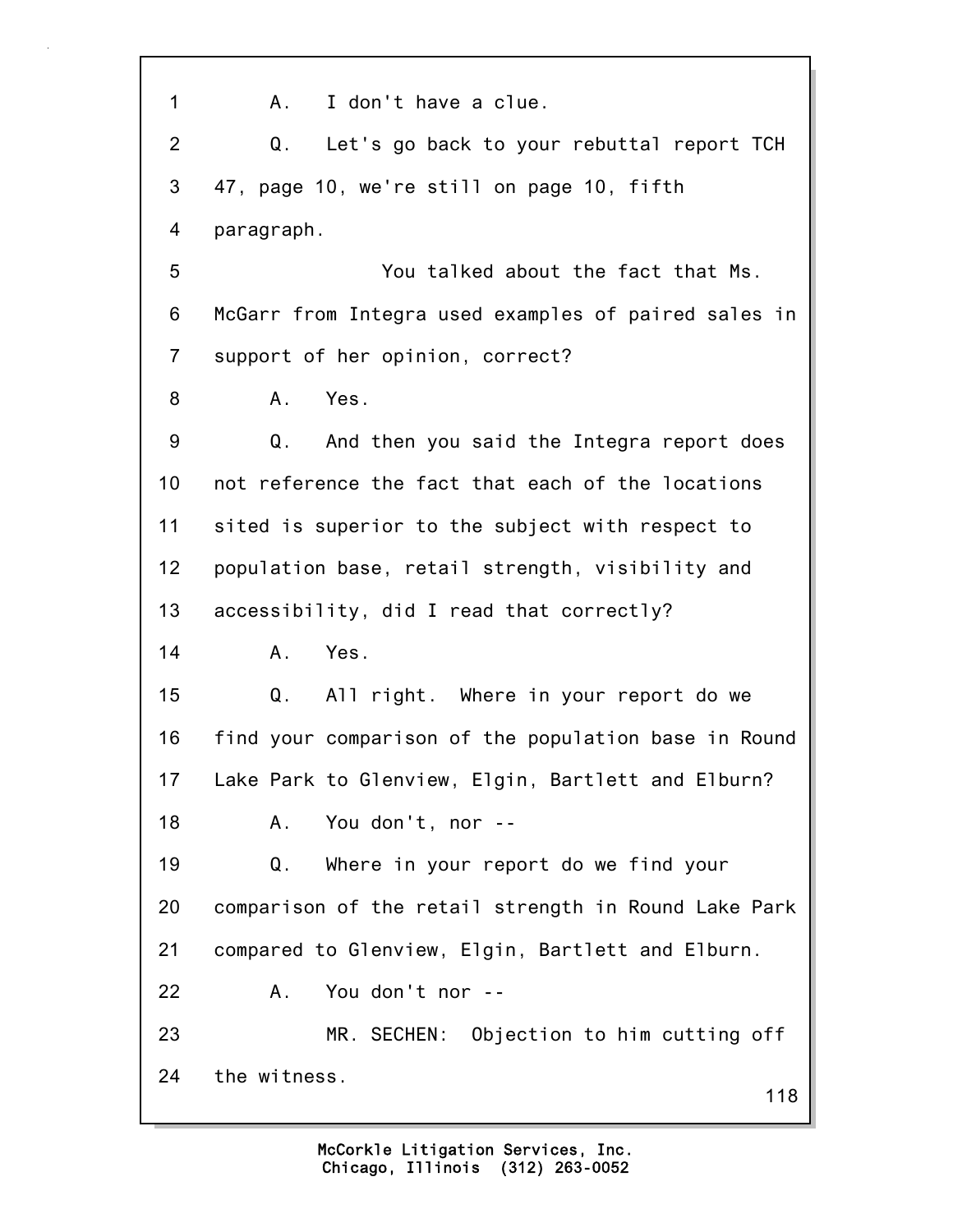1 A. I don't have a clue.

2 Q. Let's go back to your rebuttal report TCH

3 47, page 10, we're still on page 10, fifth

4 paragraph.

5 You talked about the fact that Ms.

6 McGarr from Integra used examples of paired sales in

7 support of her opinion, correct?

8 A. Yes.

9 Q. And then you said the Integra report does

10 not reference the fact that each of the locations

11 sited is superior to the subject with respect to

12 population base, retail strength, visibility and

13 accessibility, did I read that correctly?

14 A. Yes.

15 Q. All right. Where in your report do we

16 find your comparison of the population base in Round

17 Lake Park to Glenview, Elgin, Bartlett and Elburn?

18 A. You don't, nor --

19 Q. Where in your report do we find your

20 comparison of the retail strength in Round Lake Park

21 compared to Glenview, Elgin, Bartlett and Elburn.

22 A. You don't nor --

23 MR. SECHEN: Objection to him cutting off

24 the witness.

McCorkle Litigation Services, Inc.
Chicago, Illinois (312) 263-0052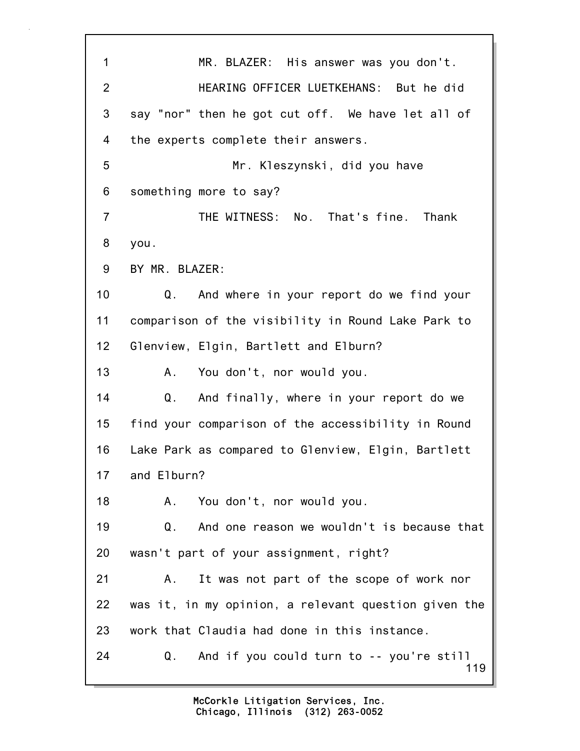1 MR. BLAZER: His answer was you don't.

2 HEARING OFFICER LUETKEHANS: But he did

3 say "nor" then he got cut off. We have let all of

4 the experts complete their answers.

5 Mr. Kleszynski, did you have

6 something more to say?

7 THE WITNESS: No. That's fine. Thank

8 you.

9 BY MR. BLAZER:

10 Q. And where in your report do we find your

11 comparison of the visibility in Round Lake Park to

12 Glenview, Elgin, Bartlett and Elburn?

13 A. You don't, nor would you.

14 Q. And finally, where in your report do we

15 find your comparison of the accessibility in Round

16 Lake Park as compared to Glenview, Elgin, Bartlett

17 and Elburn?

18 A. You don't, nor would you.

19 Q. And one reason we wouldn't is because that

20 wasn't part of your assignment, right?

21 A. It was not part of the scope of work nor

22 was it, in my opinion, a relevant question given the

23 work that Claudia had done in this instance.

24 Q. And if you could turn to -- you're still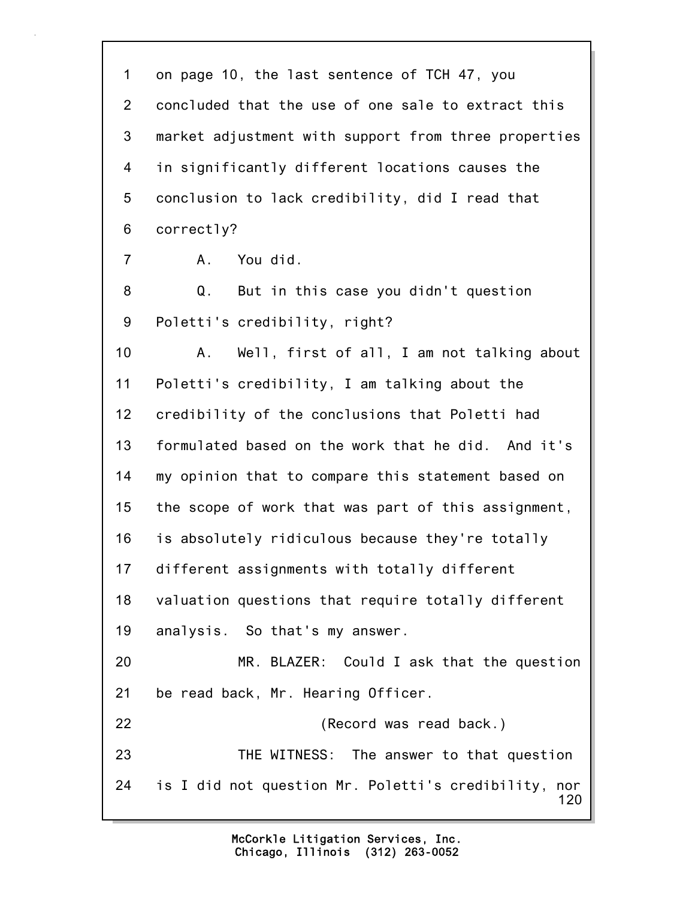1 on page 10, the last sentence of TCH 47, you
2 concluded that the use of one sale to extract this
3 market adjustment with support from three properties
4 in significantly different locations causes the
5 conclusion to lack credibility, did I read that
6 correctly?
7 A. You did.
8 Q. But in this case you didn't question
9 Poletti's credibility, right?
10 A. Well, first of all, I am not talking about
11 Poletti's credibility, I am talking about the
12 credibility of the conclusions that Poletti had
13 formulated based on the work that he did. And it's
14 my opinion that to compare this statement based on
15 the scope of work that was part of this assignment,
16 is absolutely ridiculous because they're totally
17 different assignments with totally different
18 valuation questions that require totally different
19 analysis. So that's my answer.
20 MR. BLAZER: Could I ask that the question
21 be read back, Mr. Hearing Officer.
22 (Record was read back.)
23 THE WITNESS: The answer to that question
24 is I did not question Mr. Poletti's credibility, nor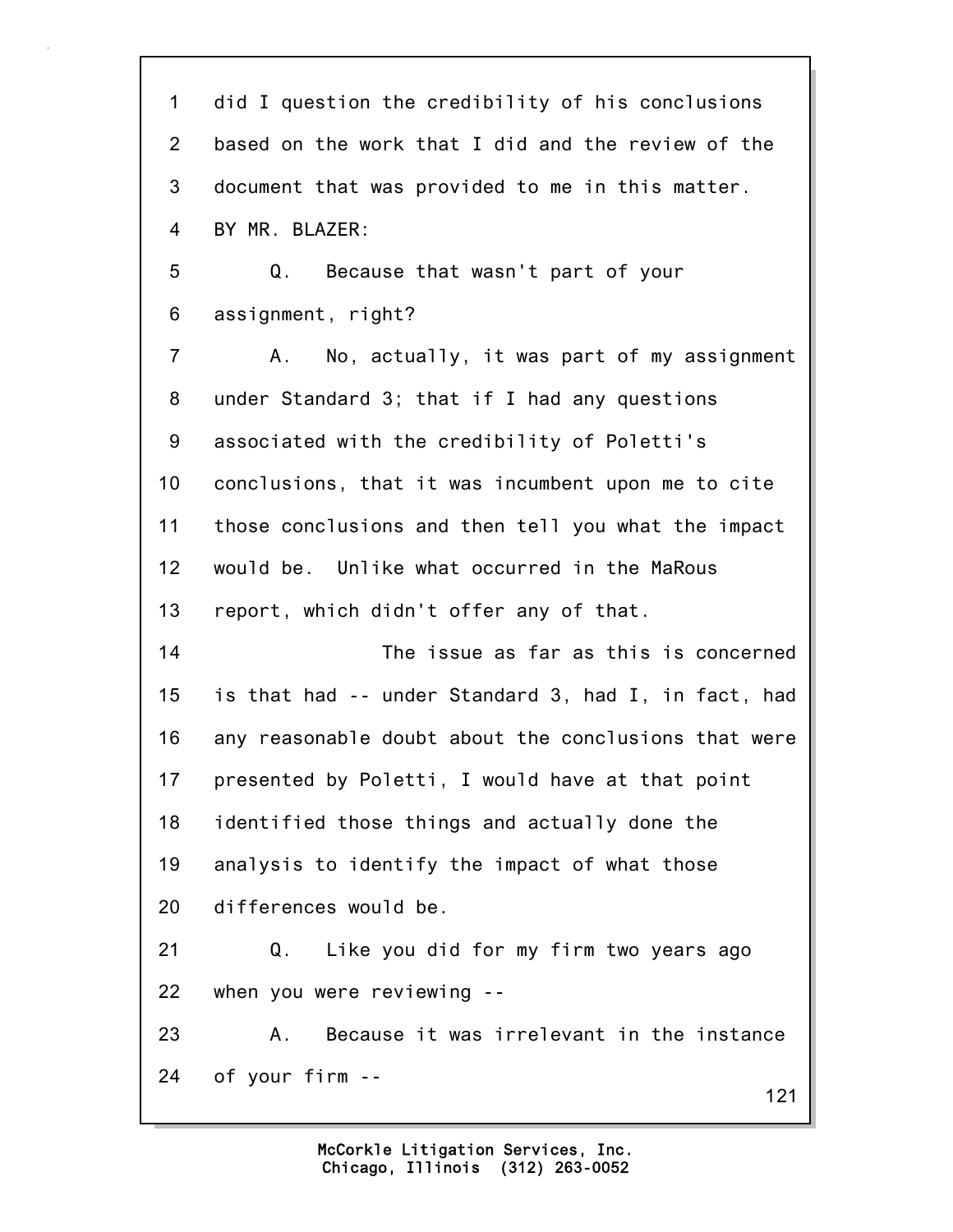1 did I question the credibility of his conclusions
2 based on the work that I did and the review of the
3 document that was provided to me in this matter.
4 BY MR. BLAZER:
5 Q. Because that wasn't part of your
6 assignment, right?
7 A. No, actually, it was part of my assignment
8 under Standard 3; that if I had any questions
9 associated with the credibility of Poletti's
10 conclusions, that it was incumbent upon me to cite
11 those conclusions and then tell you what the impact
12 would be. Unlike what occurred in the MaRous
13 report, which didn't offer any of that.
14 The issue as far as this is concerned
15 is that had -- under Standard 3, had I, in fact, had
16 any reasonable doubt about the conclusions that were
17 presented by Poletti, I would have at that point
18 identified those things and actually done the
19 analysis to identify the impact of what those
20 differences would be.
21 Q. Like you did for my firm two years ago
22 when you were reviewing --
23 A. Because it was irrelevant in the instance
24 of your firm --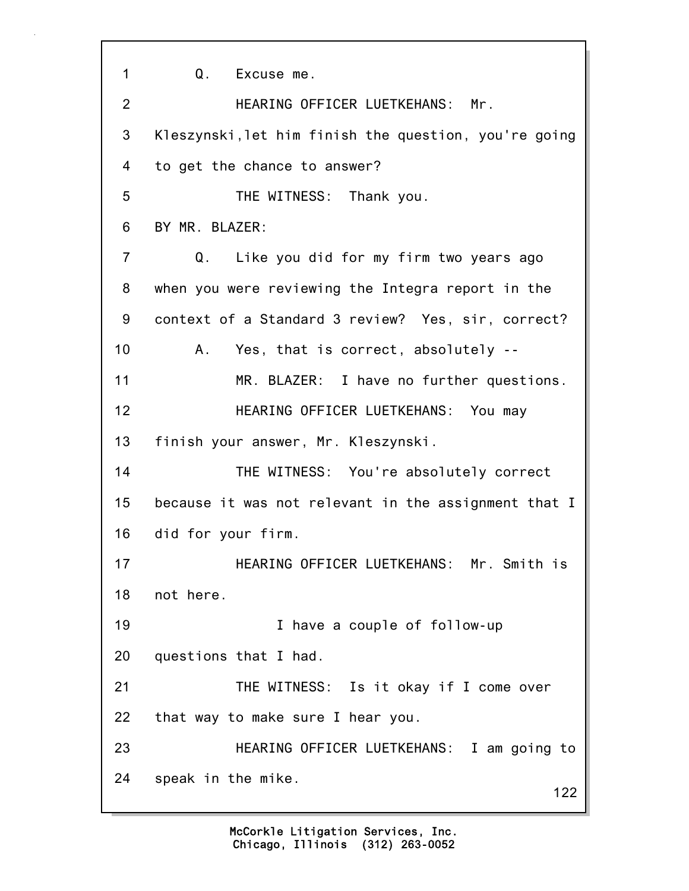1 Q. Excuse me.

2 HEARING OFFICER LUETKEHANS: Mr.

3 Kleszynski,let him finish the question, you're going

4 to get the chance to answer?

5 THE WITNESS: Thank you.

6 BY MR. BLAZER:

7 Q. Like you did for my firm two years ago

8 when you were reviewing the Integra report in the

9 context of a Standard 3 review? Yes, sir, correct?

10 A. Yes, that is correct, absolutely --

11 MR. BLAZER: I have no further questions.

12 HEARING OFFICER LUETKEHANS: You may

13 finish your answer, Mr. Kleszynski.

14 THE WITNESS: You're absolutely correct

15 because it was not relevant in the assignment that I

16 did for your firm.

17 HEARING OFFICER LUETKEHANS: Mr. Smith is

18 not here.

19 I have a couple of follow-up

20 questions that I had.

21 THE WITNESS: Is it okay if I come over

22 that way to make sure I hear you.

23 HEARING OFFICER LUETKEHANS: I am going to

24 speak in the mike.

McCorkle Litigation Services, Inc.
Chicago, Illinois (312) 263-0052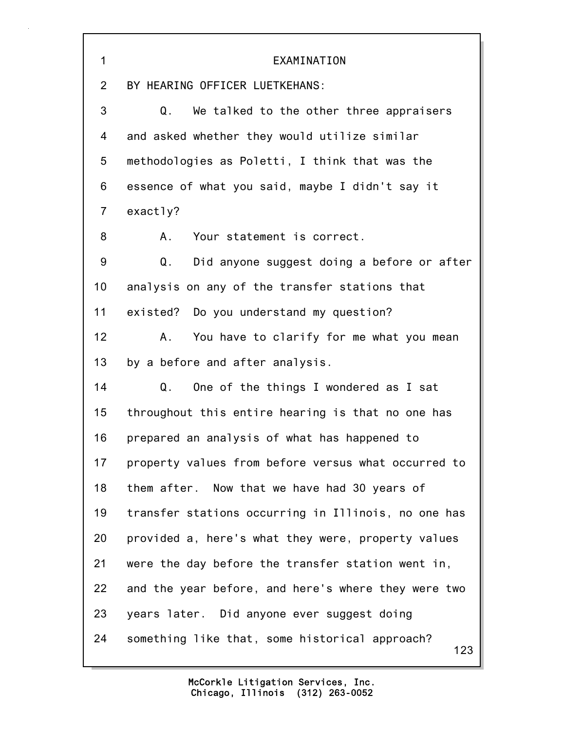EXAMINATION

BY HEARING OFFICER LUETKEHANS:

Q. We talked to the other three appraisers and asked whether they would utilize similar methodologies as Poletti, I think that was the essence of what you said, maybe I didn't say it exactly?

A. Your statement is correct.

Q. Did anyone suggest doing a before or after analysis on any of the transfer stations that existed? Do you understand my question?

A. You have to clarify for me what you mean by a before and after analysis.

Q. One of the things I wondered as I sat throughout this entire hearing is that no one has prepared an analysis of what has happened to property values from before versus what occurred to them after. Now that we have had 30 years of transfer stations occurring in Illinois, no one has provided a, here's what they were, property values were the day before the transfer station went in, and the year before, and here's where they were two years later. Did anyone ever suggest doing something like that, some historical approach?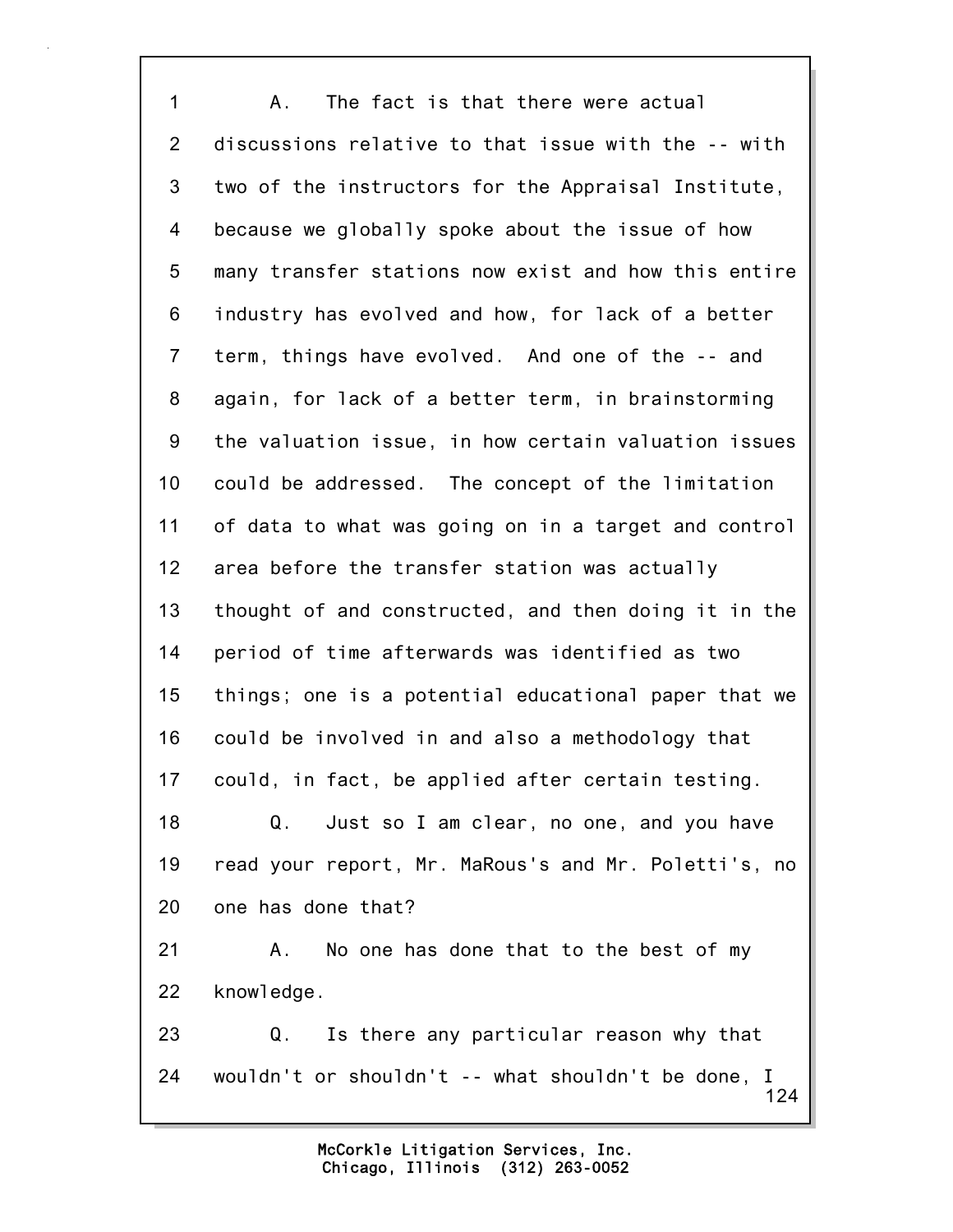1 A. The fact is that there were actual
2 discussions relative to that issue with the -- with
3 two of the instructors for the Appraisal Institute,
4 because we globally spoke about the issue of how
5 many transfer stations now exist and how this entire
6 industry has evolved and how, for lack of a better
7 term, things have evolved. And one of the -- and
8 again, for lack of a better term, in brainstorming
9 the valuation issue, in how certain valuation issues
10 could be addressed. The concept of the limitation
11 of data to what was going on in a target and control
12 area before the transfer station was actually
13 thought of and constructed, and then doing it in the
14 period of time afterwards was identified as two
15 things; one is a potential educational paper that we
16 could be involved in and also a methodology that
17 could, in fact, be applied after certain testing.
18 Q. Just so I am clear, no one, and you have
19 read your report, Mr. MaRous's and Mr. Poletti's, no
20 one has done that?
21 A. No one has done that to the best of my
22 knowledge.
23 Q. Is there any particular reason why that
24 wouldn't or shouldn't -- what shouldn't be done, I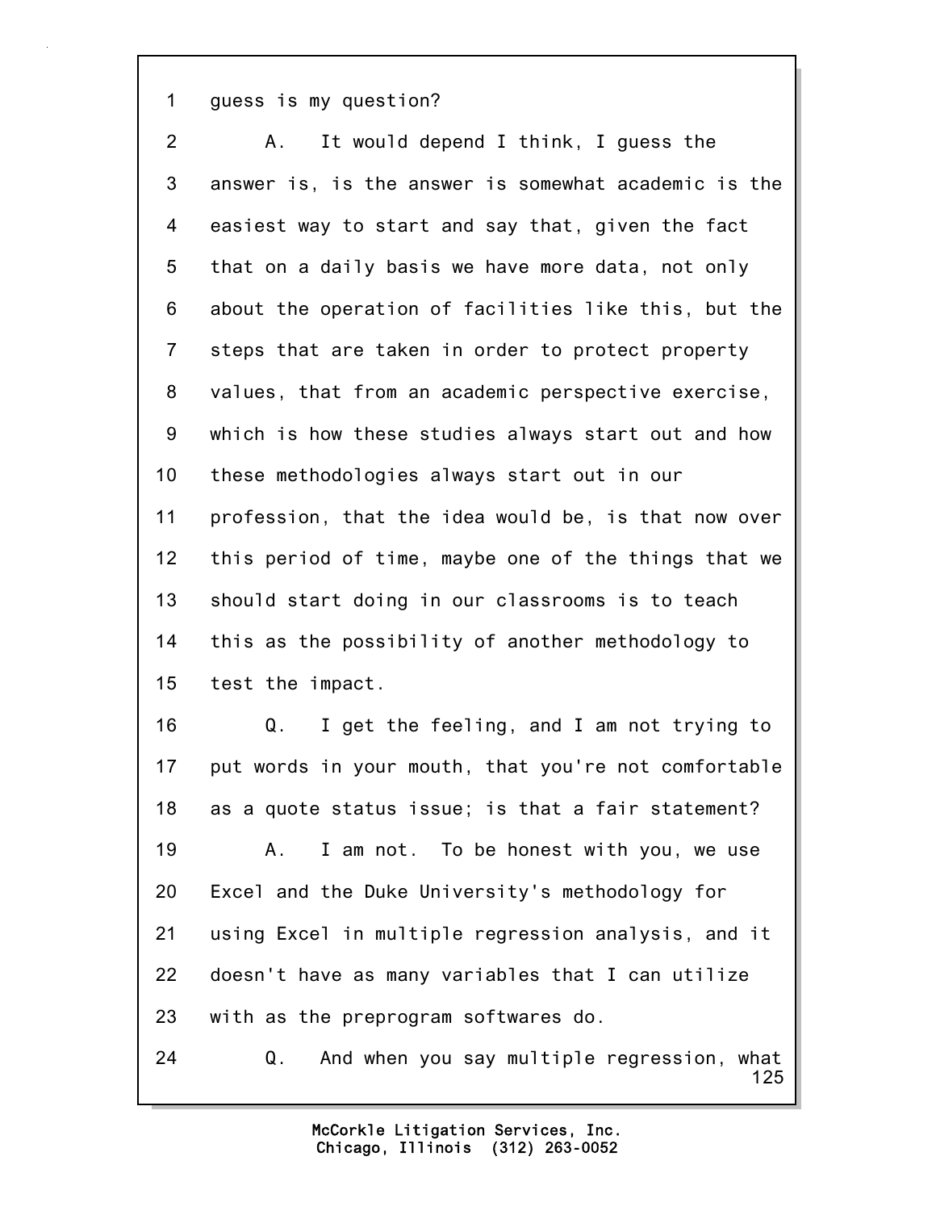1 guess is my question?

2 A. It would depend I think, I guess the

3 answer is, is the answer is somewhat academic is the

4 easiest way to start and say that, given the fact

5 that on a daily basis we have more data, not only

6 about the operation of facilities like this, but the

7 steps that are taken in order to protect property

8 values, that from an academic perspective exercise,

9 which is how these studies always start out and how

10 these methodologies always start out in our

11 profession, that the idea would be, is that now over

12 this period of time, maybe one of the things that we

13 should start doing in our classrooms is to teach

14 this as the possibility of another methodology to

15 test the impact.

16 Q. I get the feeling, and I am not trying to

17 put words in your mouth, that you're not comfortable

18 as a quote status issue; is that a fair statement?

19 A. I am not. To be honest with you, we use

20 Excel and the Duke University's methodology for

21 using Excel in multiple regression analysis, and it

22 doesn't have as many variables that I can utilize

23 with as the preprogram softwares do.

24 Q. And when you say multiple regression, what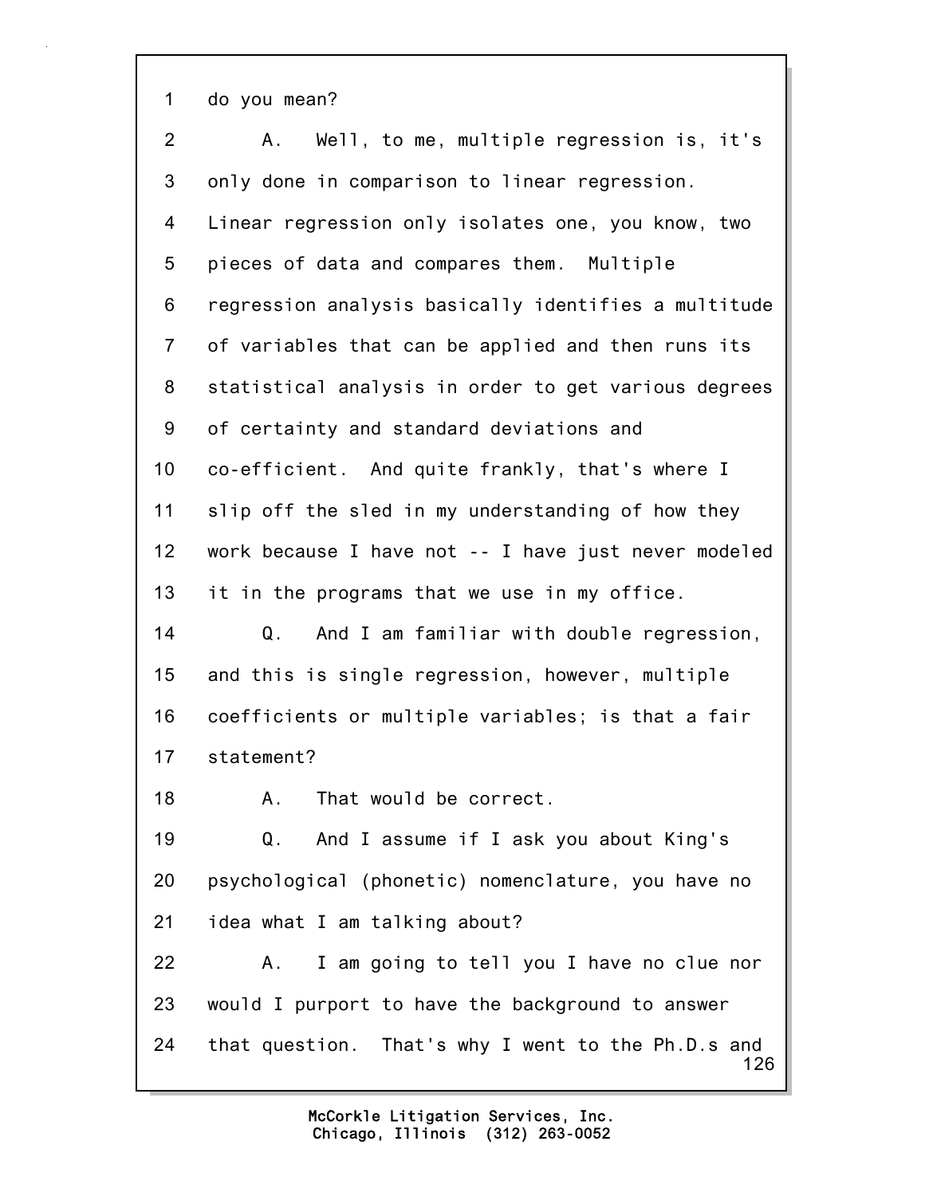1 do you mean?

2 A. Well, to me, multiple regression is, it's

3 only done in comparison to linear regression.

4 Linear regression only isolates one, you know, two

5 pieces of data and compares them. Multiple

6 regression analysis basically identifies a multitude

7 of variables that can be applied and then runs its

8 statistical analysis in order to get various degrees

9 of certainty and standard deviations and

10 co-efficient. And quite frankly, that's where I

11 slip off the sled in my understanding of how they

12 work because I have not -- I have just never modeled

13 it in the programs that we use in my office.

14 Q. And I am familiar with double regression,

15 and this is single regression, however, multiple

16 coefficients or multiple variables; is that a fair

17 statement?

18 A. That would be correct.

19 Q. And I assume if I ask you about King's

20 psychological (phonetic) nomenclature, you have no

21 idea what I am talking about?

22 A. I am going to tell you I have no clue nor

23 would I purport to have the background to answer

24 that question. That's why I went to the Ph.D.s and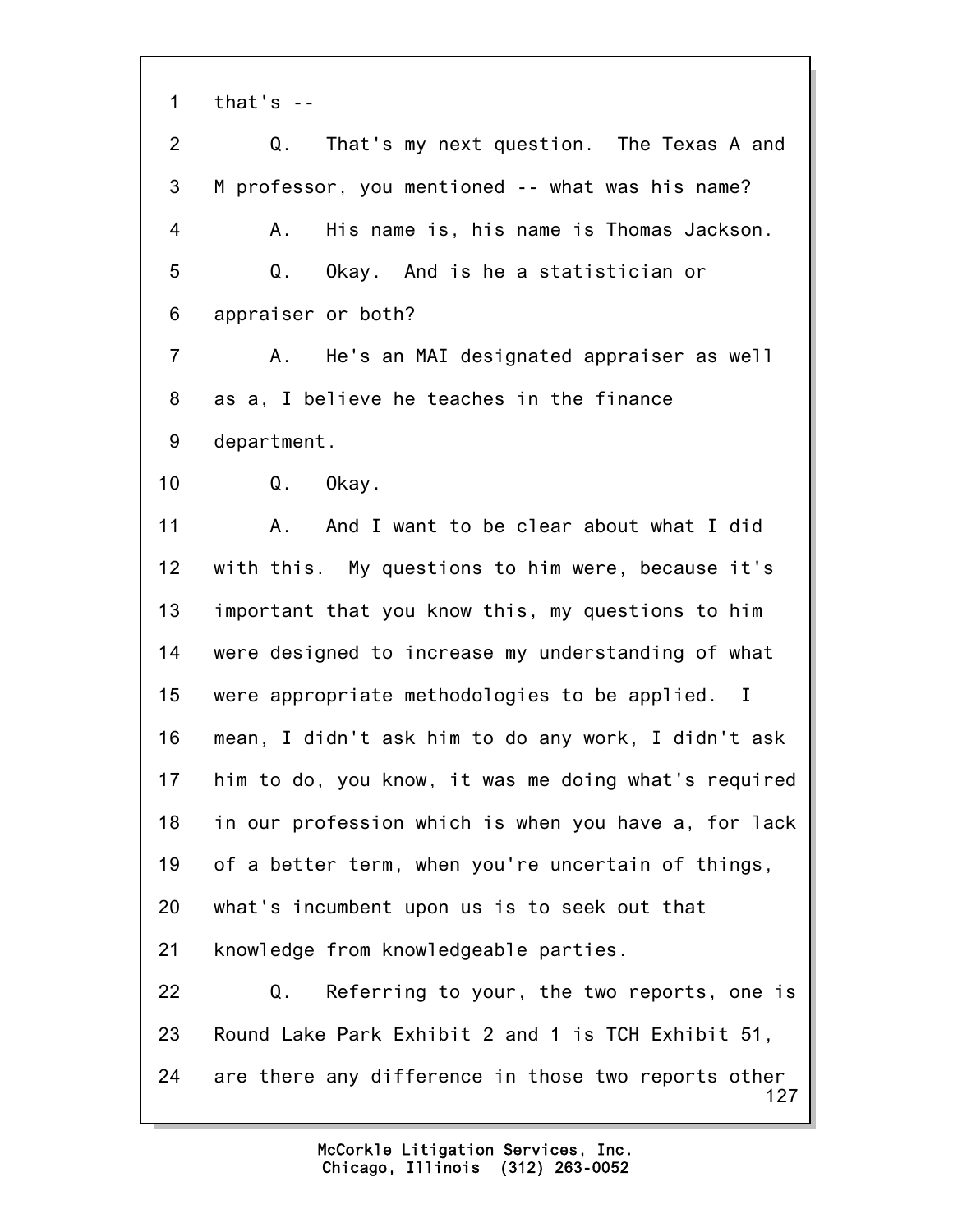1 that's --

2 Q. That's my next question. The Texas A and

3 M professor, you mentioned -- what was his name?

4 A. His name is, his name is Thomas Jackson.

5 Q. Okay. And is he a statistician or

6 appraiser or both?

7 A. He's an MAI designated appraiser as well

8 as a, I believe he teaches in the finance

9 department.

10 Q. Okay.

11 A. And I want to be clear about what I did

12 with this. My questions to him were, because it's

13 important that you know this, my questions to him

14 were designed to increase my understanding of what

15 were appropriate methodologies to be applied. I

16 mean, I didn't ask him to do any work, I didn't ask

17 him to do, you know, it was me doing what's required

18 in our profession which is when you have a, for lack

19 of a better term, when you're uncertain of things,

20 what's incumbent upon us is to seek out that

21 knowledge from knowledgeable parties.

22 Q. Referring to your, the two reports, one is

23 Round Lake Park Exhibit 2 and 1 is TCH Exhibit 51,

24 are there any difference in those two reports other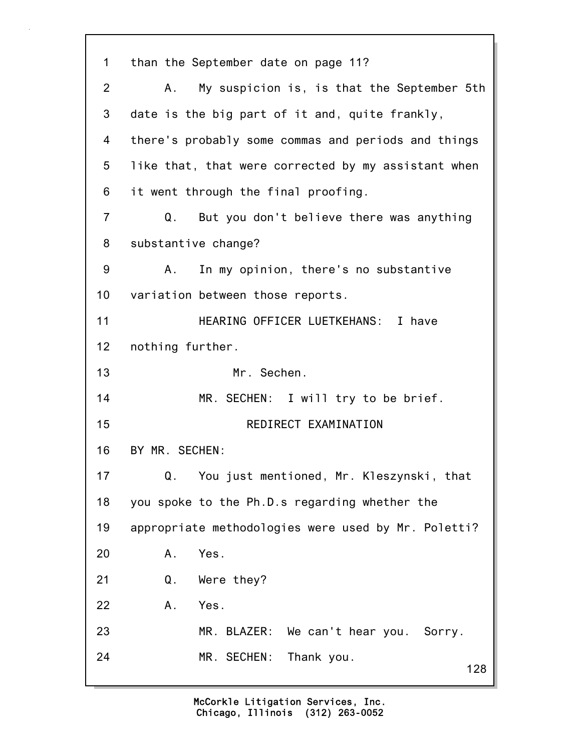1 than the September date on page 11?

2 A. My suspicion is, is that the September 5th

3 date is the big part of it and, quite frankly,

4 there's probably some commas and periods and things

5 like that, that were corrected by my assistant when

6 it went through the final proofing.

7 Q. But you don't believe there was anything

8 substantive change?

9 A. In my opinion, there's no substantive

10 variation between those reports.

11 HEARING OFFICER LUETKEHANS: I have

12 nothing further.

13 Mr. Sechen.

14 MR. SECHEN: I will try to be brief.

15 REDIRECT EXAMINATION

16 BY MR. SECHEN:

17 Q. You just mentioned, Mr. Kleszynski, that

18 you spoke to the Ph.D.s regarding whether the

19 appropriate methodologies were used by Mr. Poletti?

20 A. Yes.

21 Q. Were they?

22 A. Yes.

23 MR. BLAZER: We can't hear you. Sorry.

24 MR. SECHEN: Thank you.

McCorkle Litigation Services, Inc.
Chicago, Illinois (312) 263-0052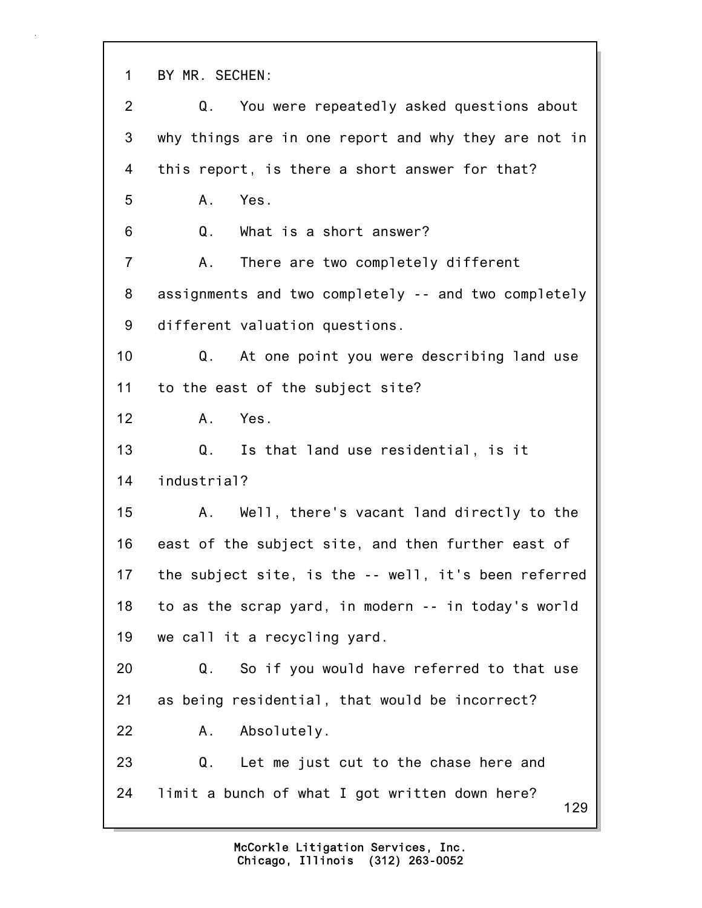1 BY MR. SECHEN:

2 Q. You were repeatedly asked questions about

3 why things are in one report and why they are not in

4 this report, is there a short answer for that?

5 A. Yes.

6 Q. What is a short answer?

7 A. There are two completely different

8 assignments and two completely -- and two completely

9 different valuation questions.

10 Q. At one point you were describing land use

11 to the east of the subject site?

12 A. Yes.

13 Q. Is that land use residential, is it

14 industrial?

15 A. Well, there's vacant land directly to the

16 east of the subject site, and then further east of

17 the subject site, is the -- well, it's been referred

18 to as the scrap yard, in modern -- in today's world

19 we call it a recycling yard.

20 Q. So if you would have referred to that use

21 as being residential, that would be incorrect?

22 A. Absolutely.

23 Q. Let me just cut to the chase here and

24 limit a bunch of what I got written down here?

McCorkle Litigation Services, Inc.
Chicago, Illinois (312) 263-0052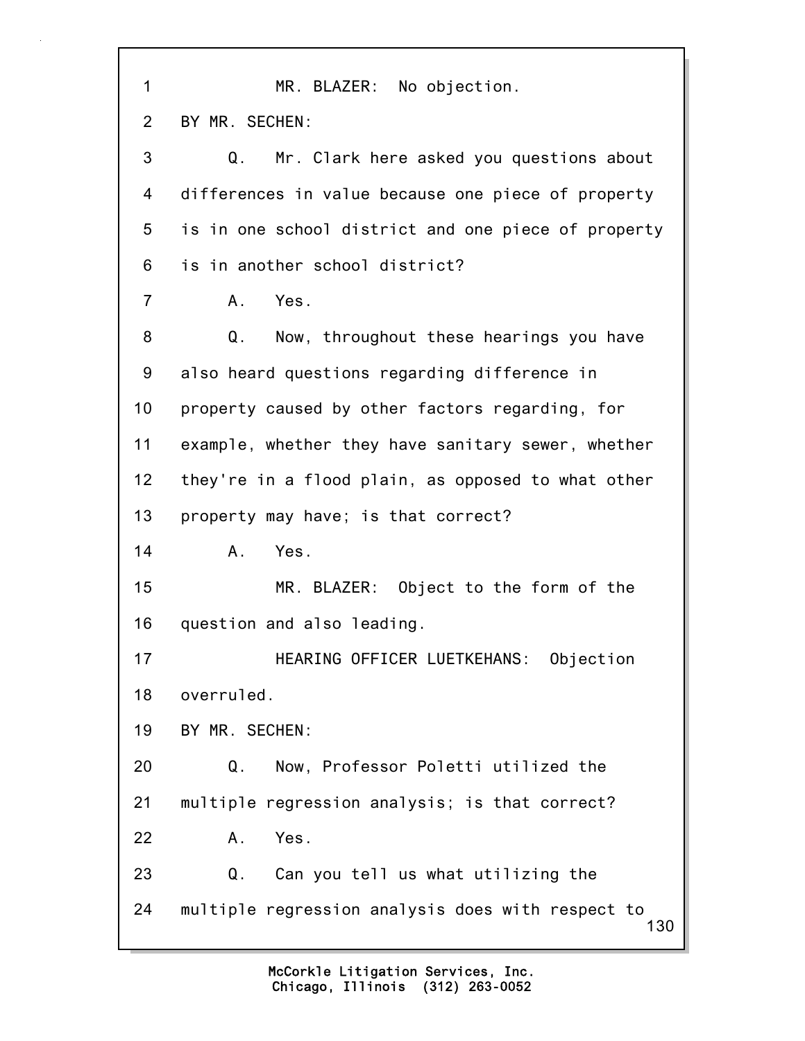1 MR. BLAZER: No objection.

2 BY MR. SECHEN:

3 Q. Mr. Clark here asked you questions about

4 differences in value because one piece of property

5 is in one school district and one piece of property

6 is in another school district?

7 A. Yes.

8 Q. Now, throughout these hearings you have

9 also heard questions regarding difference in

10 property caused by other factors regarding, for

11 example, whether they have sanitary sewer, whether

12 they're in a flood plain, as opposed to what other

13 property may have; is that correct?

14 A. Yes.

15 MR. BLAZER: Object to the form of the

16 question and also leading.

17 HEARING OFFICER LUETKEHANS: Objection

18 overruled.

19 BY MR. SECHEN:

20 Q. Now, Professor Poletti utilized the

21 multiple regression analysis; is that correct?

22 A. Yes.

23 Q. Can you tell us what utilizing the

24 multiple regression analysis does with respect to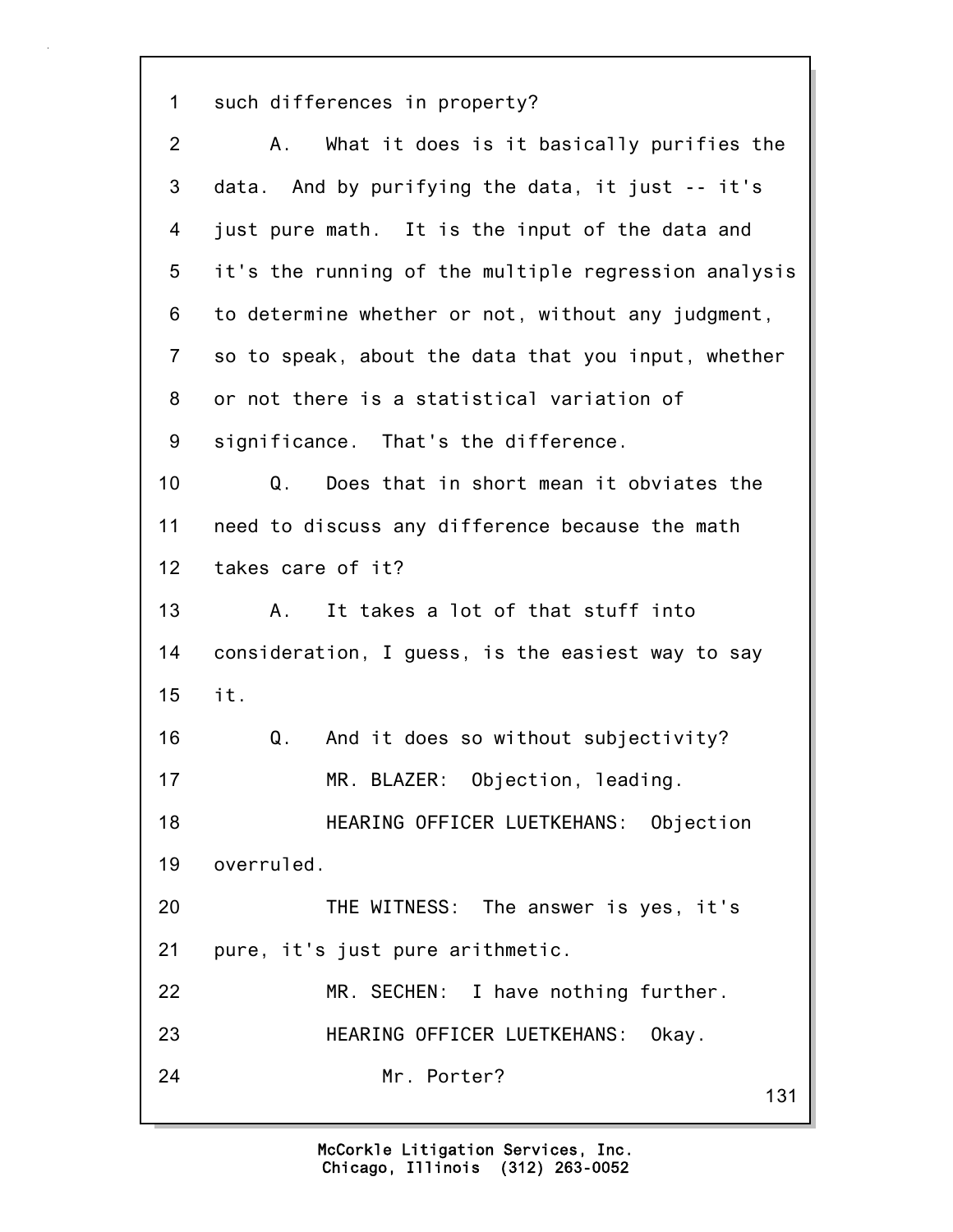1 such differences in property?

2 A. What it does is it basically purifies the

3 data. And by purifying the data, it just -- it's

4 just pure math. It is the input of the data and

5 it's the running of the multiple regression analysis

6 to determine whether or not, without any judgment,

7 so to speak, about the data that you input, whether

8 or not there is a statistical variation of

9 significance. That's the difference.

10 Q. Does that in short mean it obviates the

11 need to discuss any difference because the math

12 takes care of it?

13 A. It takes a lot of that stuff into

14 consideration, I guess, is the easiest way to say

15 it.

16 Q. And it does so without subjectivity?

17 MR. BLAZER: Objection, leading.

18 HEARING OFFICER LUETKEHANS: Objection

19 overruled.

20 THE WITNESS: The answer is yes, it's

21 pure, it's just pure arithmetic.

22 MR. SECHEN: I have nothing further.

23 HEARING OFFICER LUETKEHANS: Okay.

24 Mr. Porter?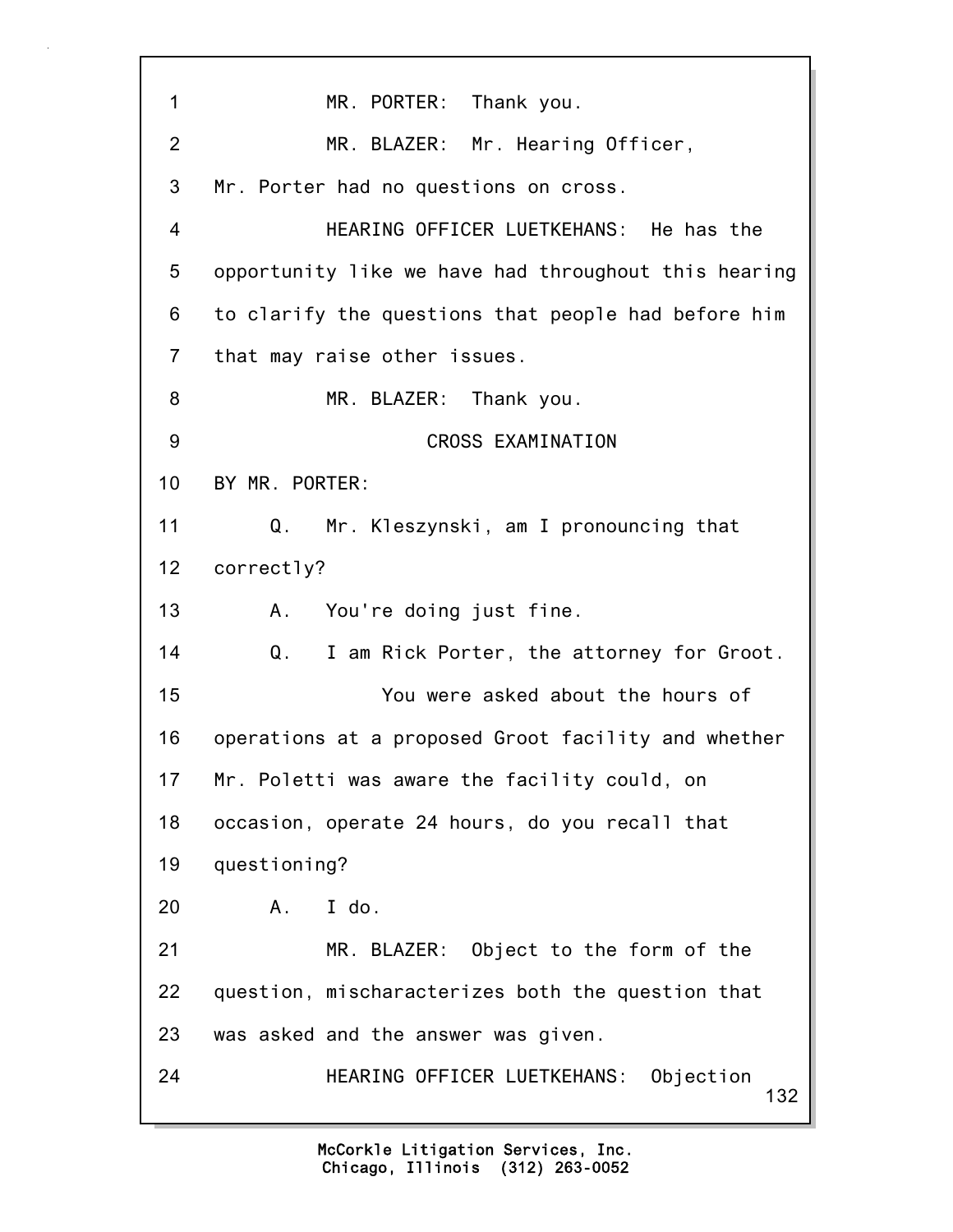1 MR. PORTER: Thank you.

2 MR. BLAZER: Mr. Hearing Officer,

3 Mr. Porter had no questions on cross.

4 HEARING OFFICER LUETKEHANS: He has the

5 opportunity like we have had throughout this hearing

6 to clarify the questions that people had before him

7 that may raise other issues.

8 MR. BLAZER: Thank you.

9 CROSS EXAMINATION

10 BY MR. PORTER:

11 Q. Mr. Kleszynski, am I pronouncing that

12 correctly?

13 A. You're doing just fine.

14 Q. I am Rick Porter, the attorney for Groot.

15 You were asked about the hours of

16 operations at a proposed Groot facility and whether

17 Mr. Poletti was aware the facility could, on

18 occasion, operate 24 hours, do you recall that

19 questioning?

20 A. I do.

21 MR. BLAZER: Object to the form of the

22 question, mischaracterizes both the question that

23 was asked and the answer was given.

24 HEARING OFFICER LUETKEHANS: Objection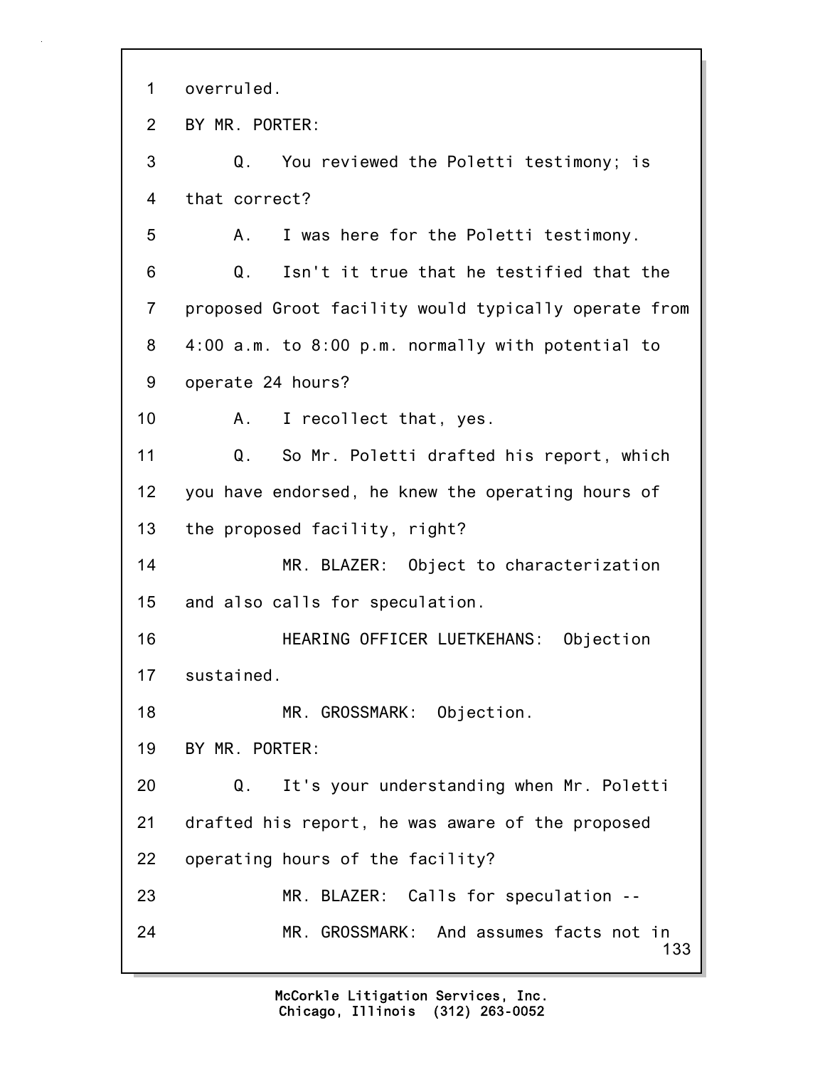1 overruled.

2 BY MR. PORTER:

3 Q. You reviewed the Poletti testimony; is

4 that correct?

5 A. I was here for the Poletti testimony.

6 Q. Isn't it true that he testified that the

7 proposed Groot facility would typically operate from

8 4:00 a.m. to 8:00 p.m. normally with potential to

9 operate 24 hours?

10 A. I recollect that, yes.

11 Q. So Mr. Poletti drafted his report, which

12 you have endorsed, he knew the operating hours of

13 the proposed facility, right?

14 MR. BLAZER: Object to characterization

15 and also calls for speculation.

16 HEARING OFFICER LUETKEHANS: Objection

17 sustained.

18 MR. GROSSMARK: Objection.

19 BY MR. PORTER:

20 Q. It's your understanding when Mr. Poletti

21 drafted his report, he was aware of the proposed

22 operating hours of the facility?

23 MR. BLAZER: Calls for speculation --

24 MR. GROSSMARK: And assumes facts not in

McCorkle Litigation Services, Inc.
Chicago, Illinois (312) 263-0052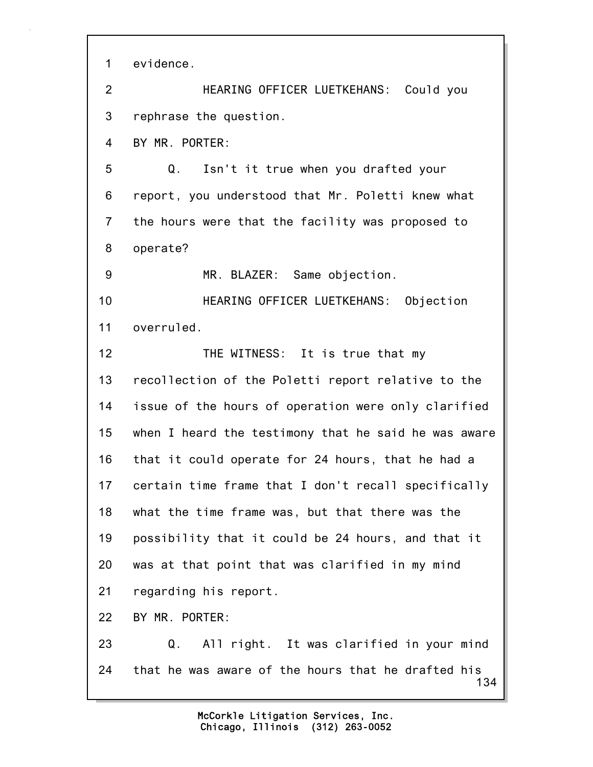1 evidence.

2 HEARING OFFICER LUETKEHANS: Could you

3 rephrase the question.

4 BY MR. PORTER:

5 Q. Isn't it true when you drafted your

6 report, you understood that Mr. Poletti knew what

7 the hours were that the facility was proposed to

8 operate?

9 MR. BLAZER: Same objection.

10 HEARING OFFICER LUETKEHANS: Objection

11 overruled.

12 THE WITNESS: It is true that my

13 recollection of the Poletti report relative to the

14 issue of the hours of operation were only clarified

15 when I heard the testimony that he said he was aware

16 that it could operate for 24 hours, that he had a

17 certain time frame that I don't recall specifically

18 what the time frame was, but that there was the

19 possibility that it could be 24 hours, and that it

20 was at that point that was clarified in my mind

21 regarding his report.

22 BY MR. PORTER:

23 Q. All right. It was clarified in your mind

24 that he was aware of the hours that he drafted his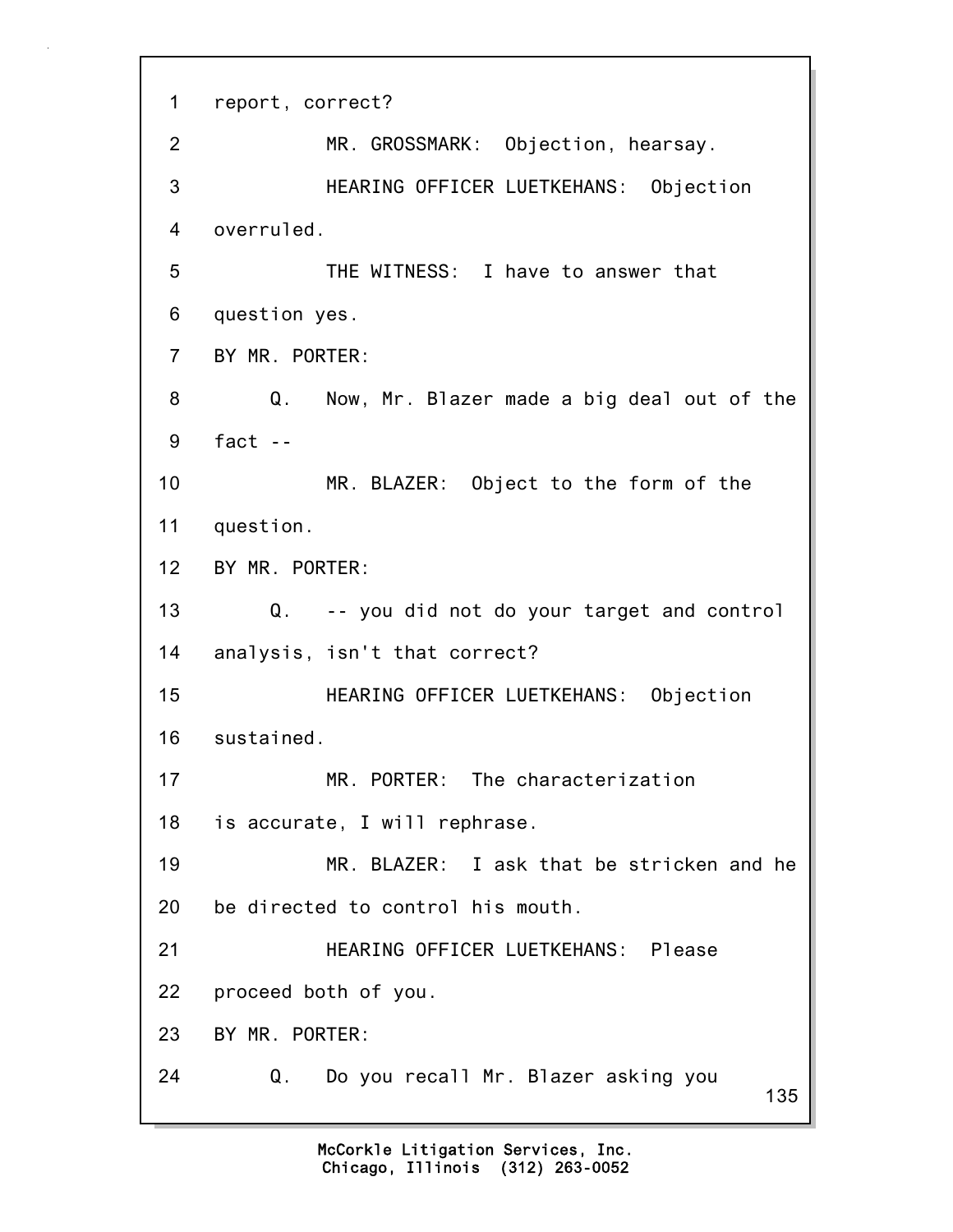1 report, correct?

2 MR. GROSSMARK: Objection, hearsay.

3 HEARING OFFICER LUETKEHANS: Objection

4 overruled.

5 THE WITNESS: I have to answer that

6 question yes.

7 BY MR. PORTER:

8 Q. Now, Mr. Blazer made a big deal out of the

9 fact --

10 MR. BLAZER: Object to the form of the

11 question.

12 BY MR. PORTER:

13 Q. -- you did not do your target and control

14 analysis, isn't that correct?

15 HEARING OFFICER LUETKEHANS: Objection

16 sustained.

17 MR. PORTER: The characterization

18 is accurate, I will rephrase.

19 MR. BLAZER: I ask that be stricken and he

20 be directed to control his mouth.

21 HEARING OFFICER LUETKEHANS: Please

22 proceed both of you.

23 BY MR. PORTER:

24 Q. Do you recall Mr. Blazer asking you

McCorkle Litigation Services, Inc.
Chicago, Illinois (312) 263-0052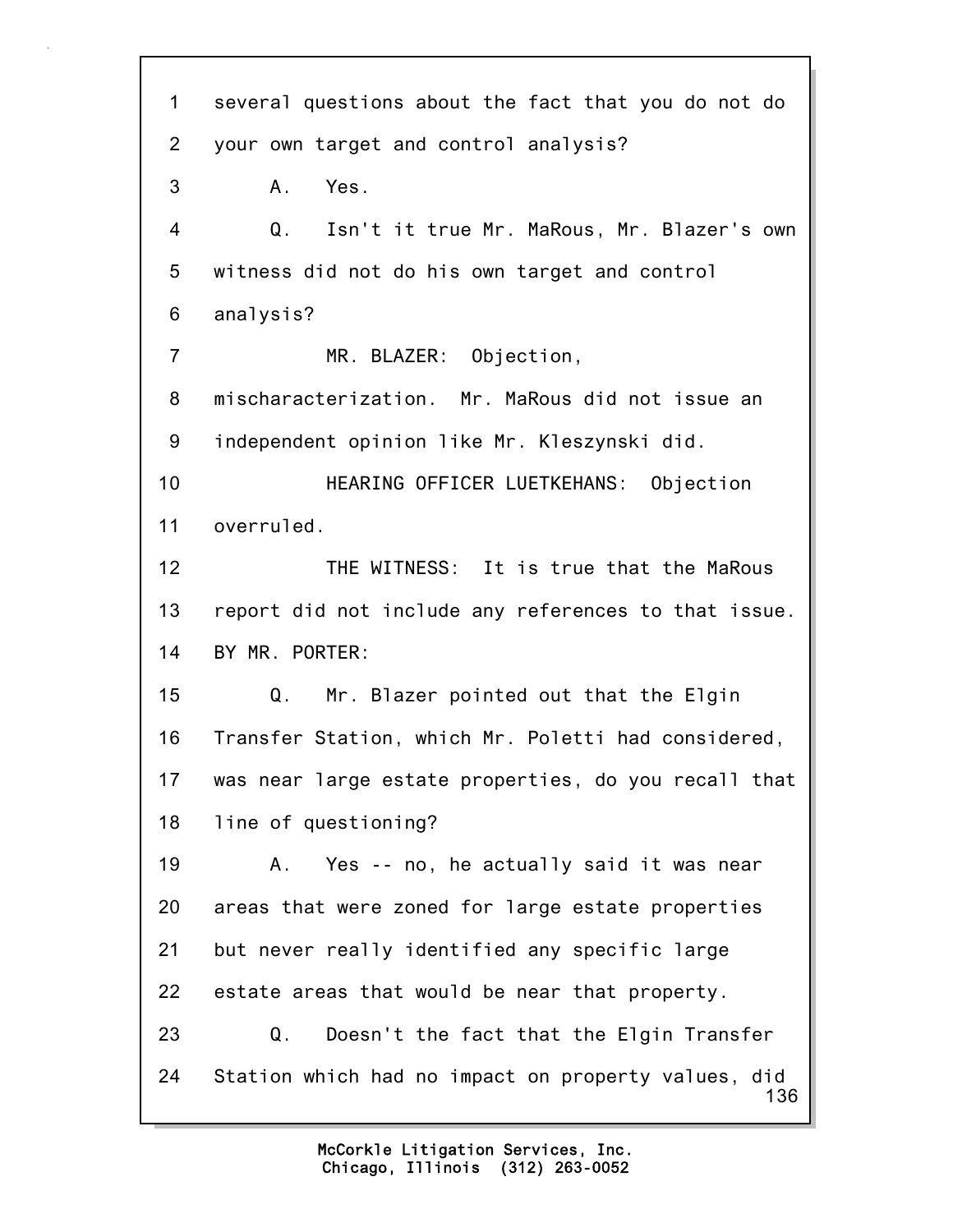1 several questions about the fact that you do not do
2 your own target and control analysis?
3 A. Yes.
4 Q. Isn't it true Mr. MaRous, Mr. Blazer's own
5 witness did not do his own target and control
6 analysis?
7 MR. BLAZER: Objection,
8 mischaracterization. Mr. MaRous did not issue an
9 independent opinion like Mr. Kleszynski did.
10 HEARING OFFICER LUETKEHANS: Objection
11 overruled.
12 THE WITNESS: It is true that the MaRous
13 report did not include any references to that issue.
14 BY MR. PORTER:
15 Q. Mr. Blazer pointed out that the Elgin
16 Transfer Station, which Mr. Poletti had considered,
17 was near large estate properties, do you recall that
18 line of questioning?
19 A. Yes -- no, he actually said it was near
20 areas that were zoned for large estate properties
21 but never really identified any specific large
22 estate areas that would be near that property.
23 Q. Doesn't the fact that the Elgin Transfer
24 Station which had no impact on property values, did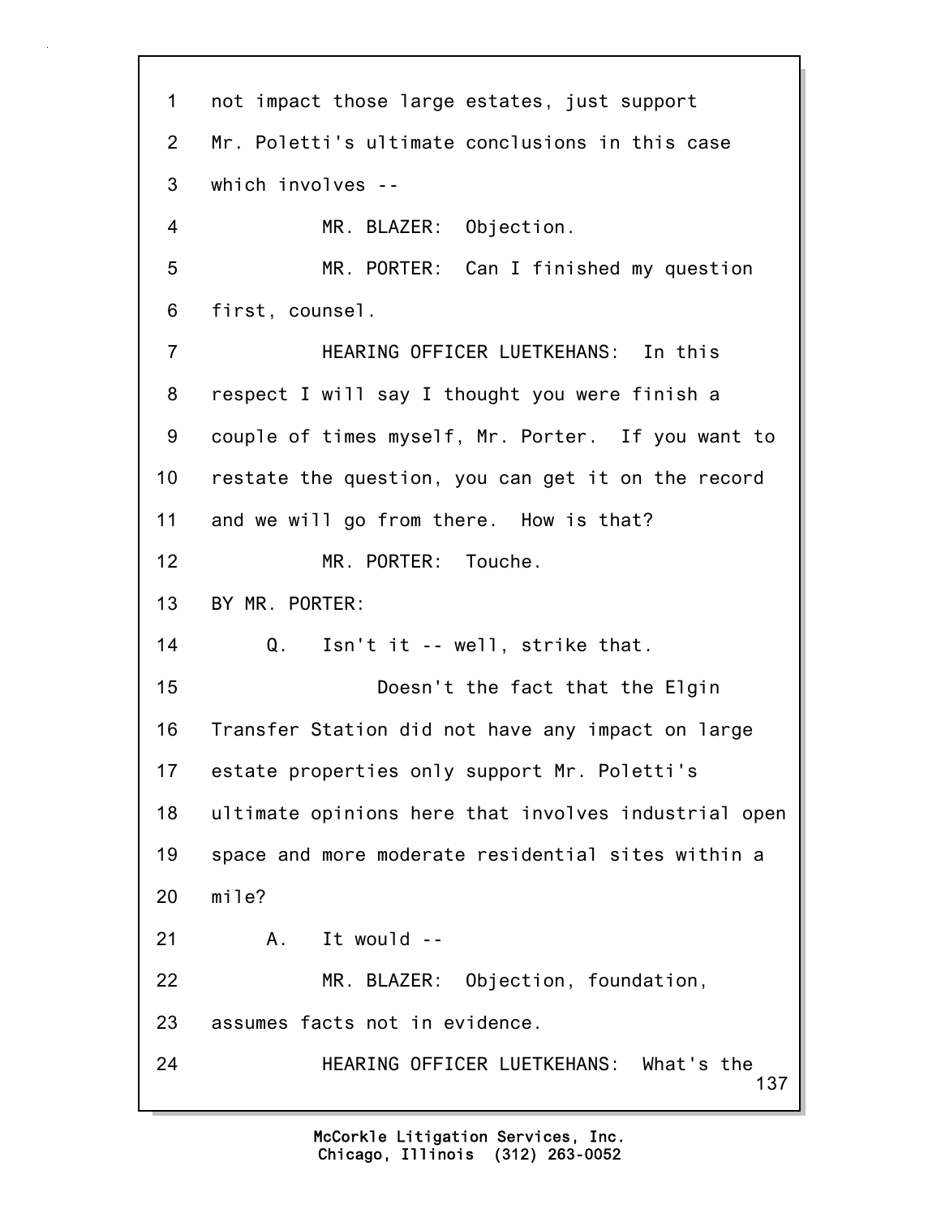1 not impact those large estates, just support

2 Mr. Poletti's ultimate conclusions in this case

3 which involves --

4 MR. BLAZER: Objection.

5 MR. PORTER: Can I finished my question

6 first, counsel.

7 HEARING OFFICER LUETKEHANS: In this

8 respect I will say I thought you were finish a

9 couple of times myself, Mr. Porter. If you want to

10 restate the question, you can get it on the record

11 and we will go from there. How is that?

12 MR. PORTER: Touche.

13 BY MR. PORTER:

14 Q. Isn't it -- well, strike that.

15 Doesn't the fact that the Elgin

16 Transfer Station did not have any impact on large

17 estate properties only support Mr. Poletti's

18 ultimate opinions here that involves industrial open

19 space and more moderate residential sites within a

20 mile?

21 A. It would --

22 MR. BLAZER: Objection, foundation,

23 assumes facts not in evidence.

24 HEARING OFFICER LUETKEHANS: What's the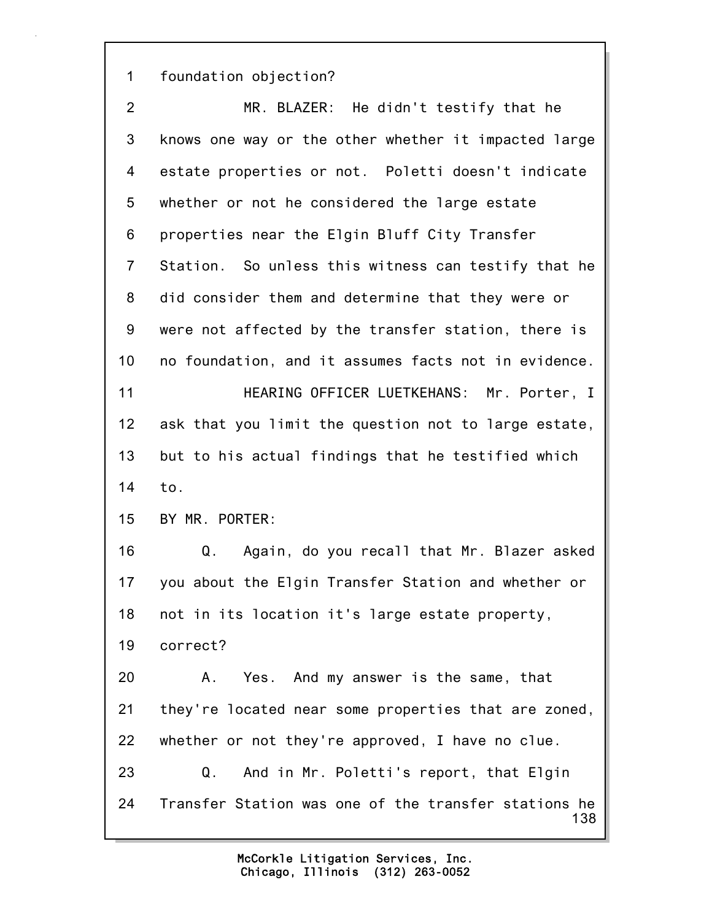1 foundation objection?

2 MR. BLAZER: He didn't testify that he

3 knows one way or the other whether it impacted large

4 estate properties or not. Poletti doesn't indicate

5 whether or not he considered the large estate

6 properties near the Elgin Bluff City Transfer

7 Station. So unless this witness can testify that he

8 did consider them and determine that they were or

9 were not affected by the transfer station, there is

10 no foundation, and it assumes facts not in evidence.

11 HEARING OFFICER LUETKEHANS: Mr. Porter, I

12 ask that you limit the question not to large estate,

13 but to his actual findings that he testified which

14 to.

15 BY MR. PORTER:

16 Q. Again, do you recall that Mr. Blazer asked

17 you about the Elgin Transfer Station and whether or

18 not in its location it's large estate property,

19 correct?

20 A. Yes. And my answer is the same, that

21 they're located near some properties that are zoned,

22 whether or not they're approved, I have no clue.

23 Q. And in Mr. Poletti's report, that Elgin

24 Transfer Station was one of the transfer stations he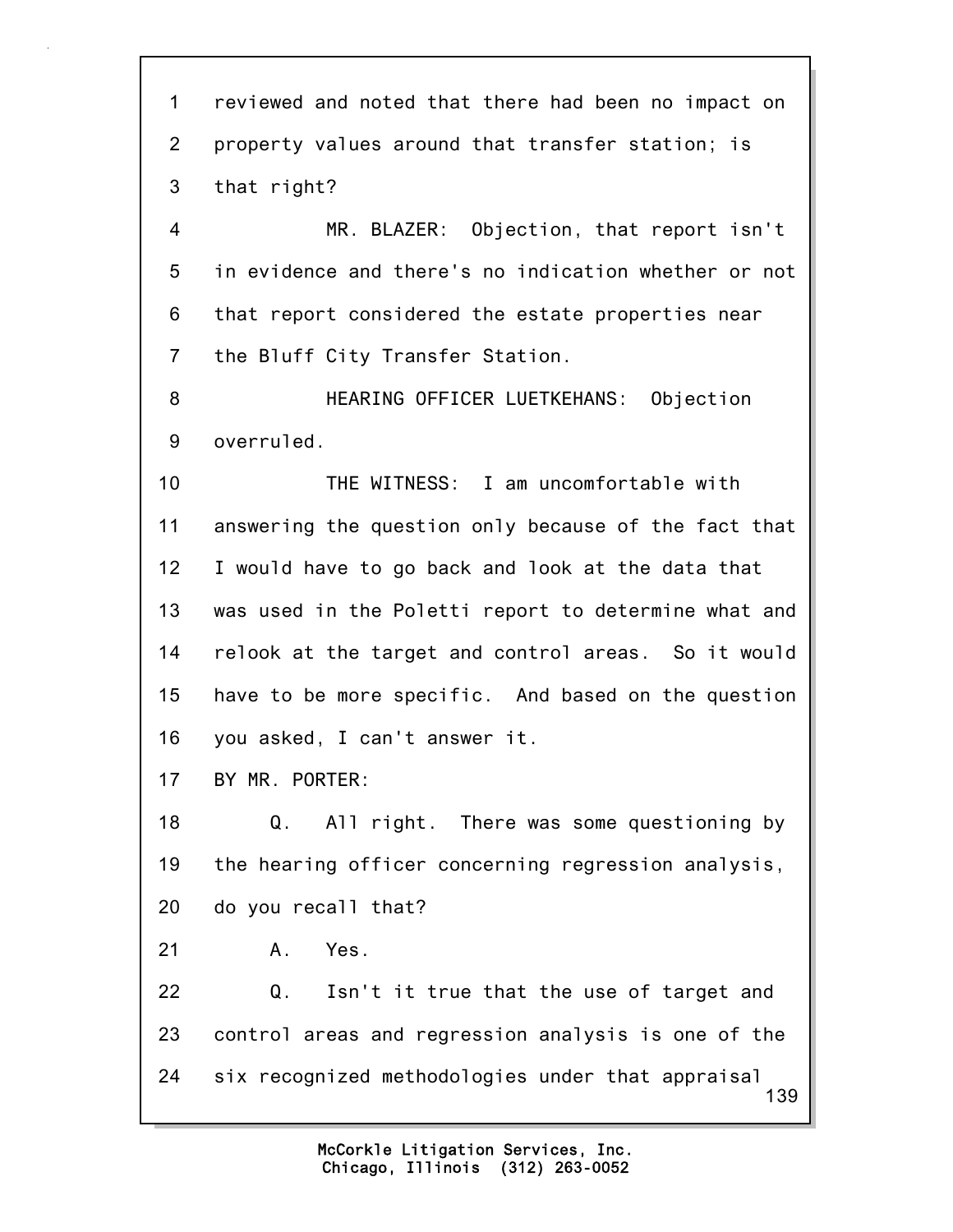1 reviewed and noted that there had been no impact on
2 property values around that transfer station; is
3 that right?
4 MR. BLAZER: Objection, that report isn't
5 in evidence and there's no indication whether or not
6 that report considered the estate properties near
7 the Bluff City Transfer Station.
8 HEARING OFFICER LUETKEHANS: Objection
9 overruled.
10 THE WITNESS: I am uncomfortable with
11 answering the question only because of the fact that
12 I would have to go back and look at the data that
13 was used in the Poletti report to determine what and
14 relook at the target and control areas. So it would
15 have to be more specific. And based on the question
16 you asked, I can't answer it.
17 BY MR. PORTER:
18 Q. All right. There was some questioning by
19 the hearing officer concerning regression analysis,
20 do you recall that?
21 A. Yes.
22 Q. Isn't it true that the use of target and
23 control areas and regression analysis is one of the
24 six recognized methodologies under that appraisal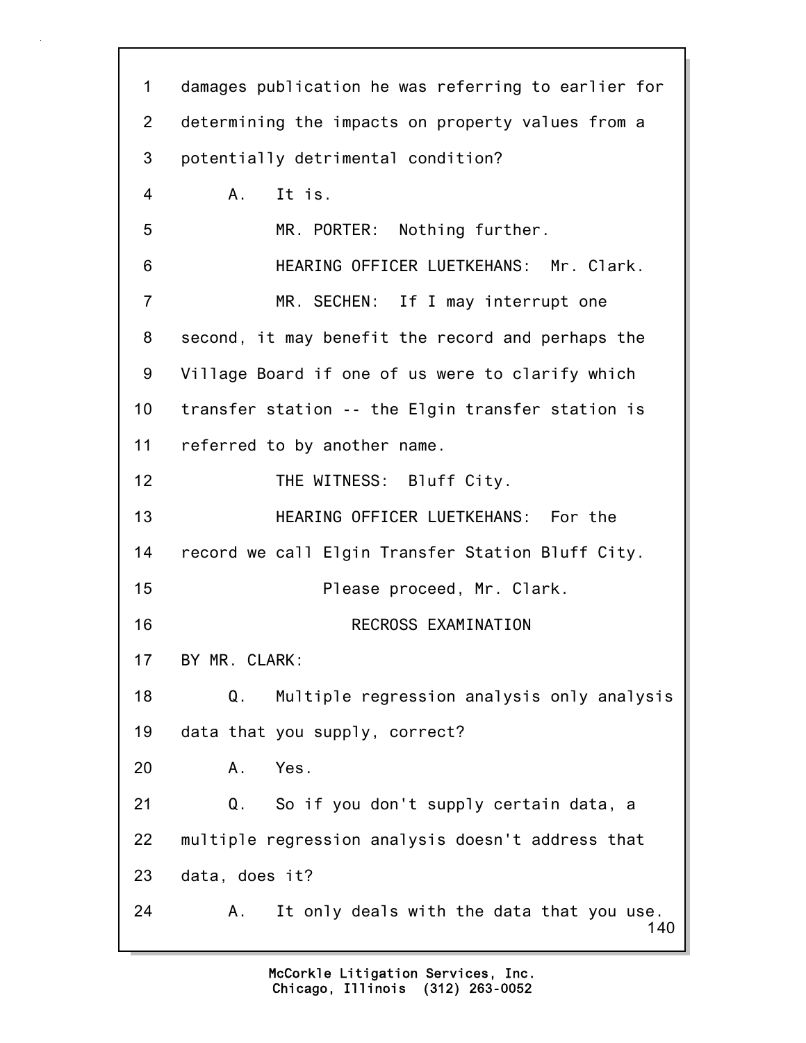1 damages publication he was referring to earlier for
2 determining the impacts on property values from a
3 potentially detrimental condition?

4 A. It is.

5 MR. PORTER: Nothing further.

6 HEARING OFFICER LUETKEHANS: Mr. Clark.

7 MR. SECHEN: If I may interrupt one
8 second, it may benefit the record and perhaps the
9 Village Board if one of us were to clarify which
10 transfer station -- the Elgin transfer station is
11 referred to by another name.

12 THE WITNESS: Bluff City.

13 HEARING OFFICER LUETKEHANS: For the
14 record we call Elgin Transfer Station Bluff City.

15 Please proceed, Mr. Clark.

16 RECROSS EXAMINATION

17 BY MR. CLARK:

18 Q. Multiple regression analysis only analysis
19 data that you supply, correct?

20 A. Yes.

21 Q. So if you don't supply certain data, a
22 multiple regression analysis doesn't address that
23 data, does it?

24 A. It only deals with the data that you use.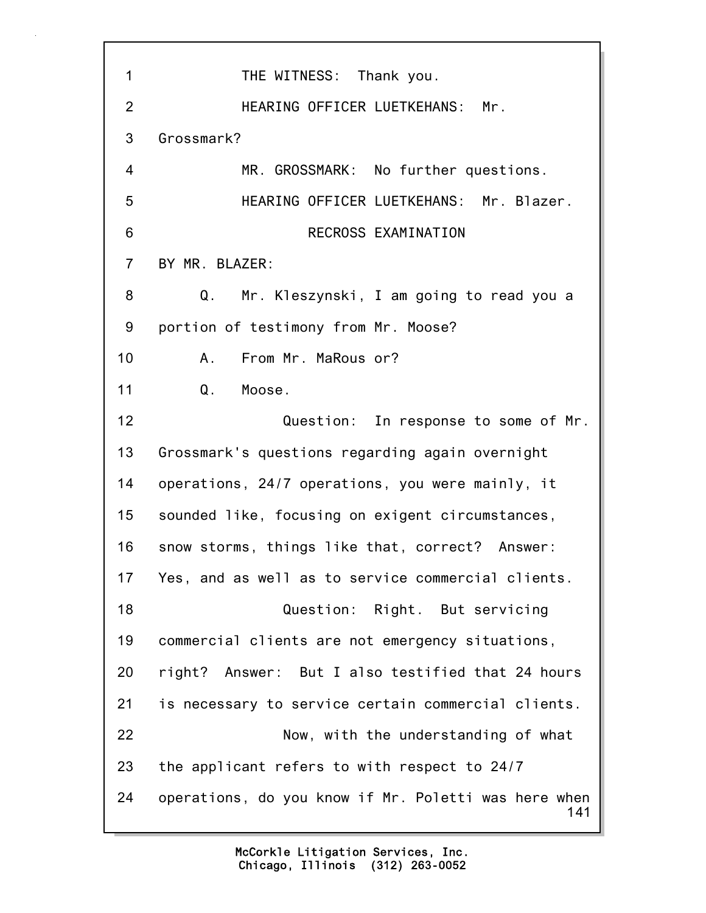THE WITNESS: Thank you.

HEARING OFFICER LUETKEHANS: Mr. Grossmark?

MR. GROSSMARK: No further questions.

HEARING OFFICER LUETKEHANS: Mr. Blazer.

RECROSS EXAMINATION

BY MR. BLAZER:

Q. Mr. Kleszynski, I am going to read you a portion of testimony from Mr. Moose?

A. From Mr. MaRous or?

Q. Moose.

Question: In response to some of Mr. Grossmark's questions regarding again overnight operations, 24/7 operations, you were mainly, it sounded like, focusing on exigent circumstances, snow storms, things like that, correct? Answer: Yes, and as well as to service commercial clients.

Question: Right. But servicing commercial clients are not emergency situations, right? Answer: But I also testified that 24 hours is necessary to service certain commercial clients.

Now, with the understanding of what the applicant refers to with respect to 24/7 operations, do you know if Mr. Poletti was here when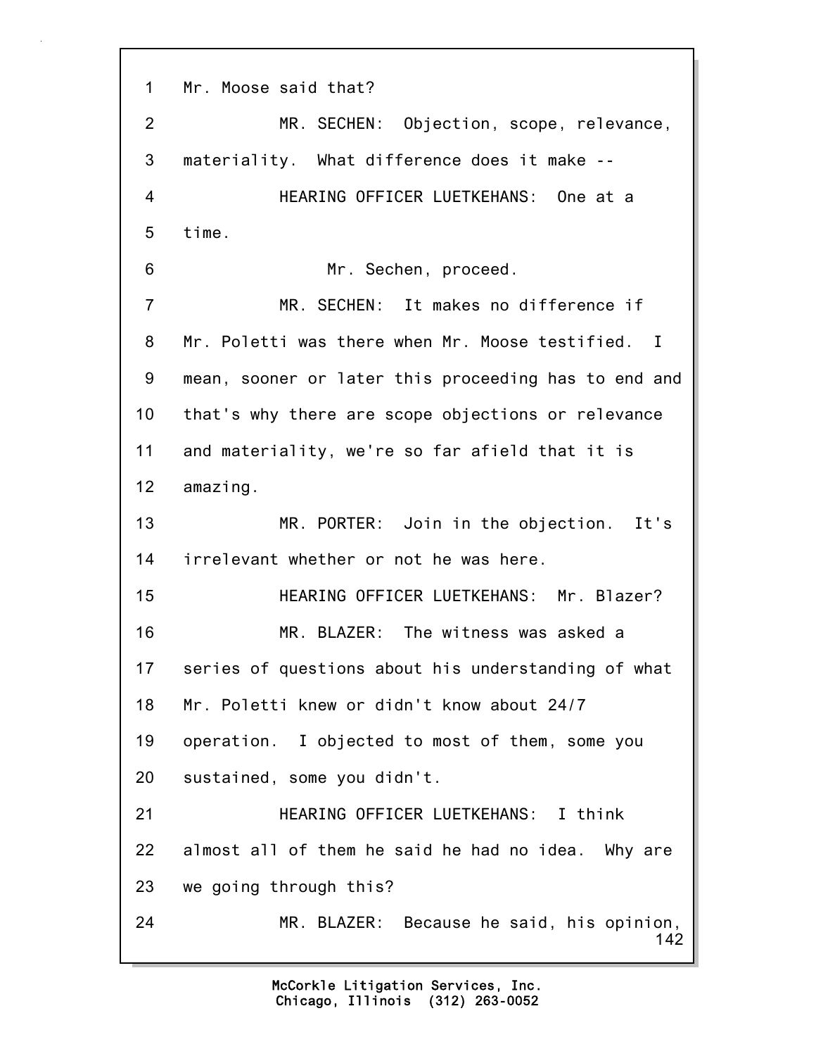Mr. Moose said that?

MR. SECHEN: Objection, scope, relevance, materiality. What difference does it make --

HEARING OFFICER LUETKEHANS: One at a time.

Mr. Sechen, proceed.

MR. SECHEN: It makes no difference if Mr. Poletti was there when Mr. Moose testified. I mean, sooner or later this proceeding has to end and that's why there are scope objections or relevance and materiality, we're so far afield that it is amazing.

MR. PORTER: Join in the objection. It's irrelevant whether or not he was here.

HEARING OFFICER LUETKEHANS: Mr. Blazer?

MR. BLAZER: The witness was asked a series of questions about his understanding of what Mr. Poletti knew or didn't know about 24/7 operation. I objected to most of them, some you sustained, some you didn't.

HEARING OFFICER LUETKEHANS: I think almost all of them he said he had no idea. Why are we going through this?

MR. BLAZER: Because he said, his opinion,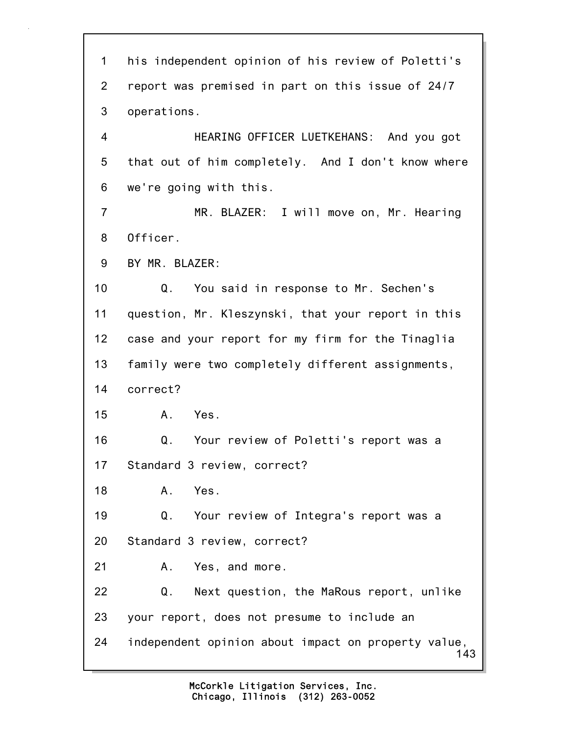1 his independent opinion of his review of Poletti's
2 report was premised in part on this issue of 24/7
3 operations.
4 HEARING OFFICER LUETKEHANS: And you got
5 that out of him completely. And I don't know where
6 we're going with this.
7 MR. BLAZER: I will move on, Mr. Hearing
8 Officer.
9 BY MR. BLAZER:
10 Q. You said in response to Mr. Sechen's
11 question, Mr. Kleszynski, that your report in this
12 case and your report for my firm for the Tinaglia
13 family were two completely different assignments,
14 correct?
15 A. Yes.
16 Q. Your review of Poletti's report was a
17 Standard 3 review, correct?
18 A. Yes.
19 Q. Your review of Integra's report was a
20 Standard 3 review, correct?
21 A. Yes, and more.
22 Q. Next question, the MaRous report, unlike
23 your report, does not presume to include an
24 independent opinion about impact on property value,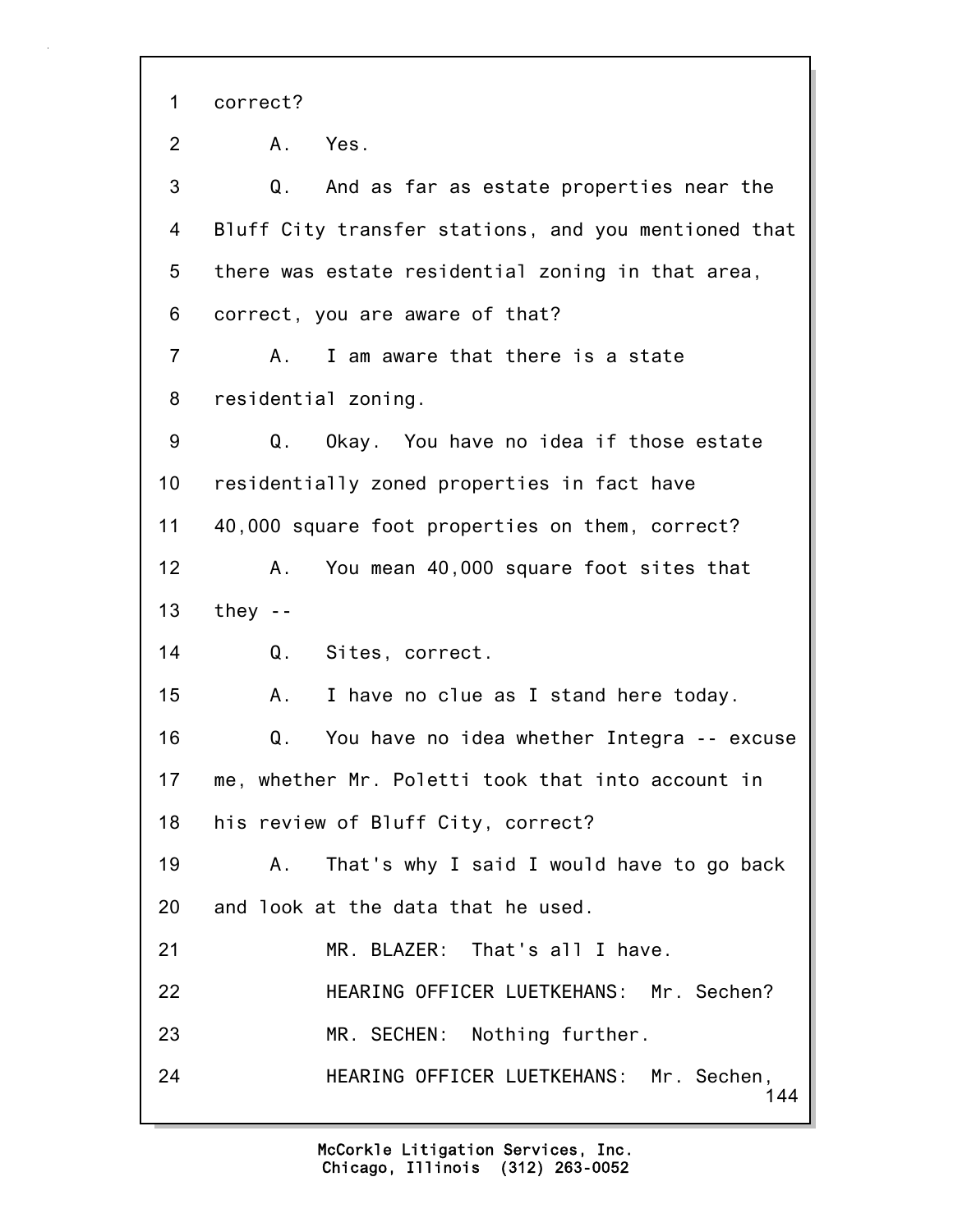1 correct?

2 A. Yes.

3 Q. And as far as estate properties near the

4 Bluff City transfer stations, and you mentioned that

5 there was estate residential zoning in that area,

6 correct, you are aware of that?

7 A. I am aware that there is a state

8 residential zoning.

9 Q. Okay. You have no idea if those estate

10 residentially zoned properties in fact have

11 40,000 square foot properties on them, correct?

12 A. You mean 40,000 square foot sites that

13 they --

14 Q. Sites, correct.

15 A. I have no clue as I stand here today.

16 Q. You have no idea whether Integra -- excuse

17 me, whether Mr. Poletti took that into account in

18 his review of Bluff City, correct?

19 A. That's why I said I would have to go back

20 and look at the data that he used.

21 MR. BLAZER: That's all I have.

22 HEARING OFFICER LUETKEHANS: Mr. Sechen?

23 MR. SECHEN: Nothing further.

24 HEARING OFFICER LUETKEHANS: Mr. Sechen,

McCorkle Litigation Services, Inc.
Chicago, Illinois (312) 263-0052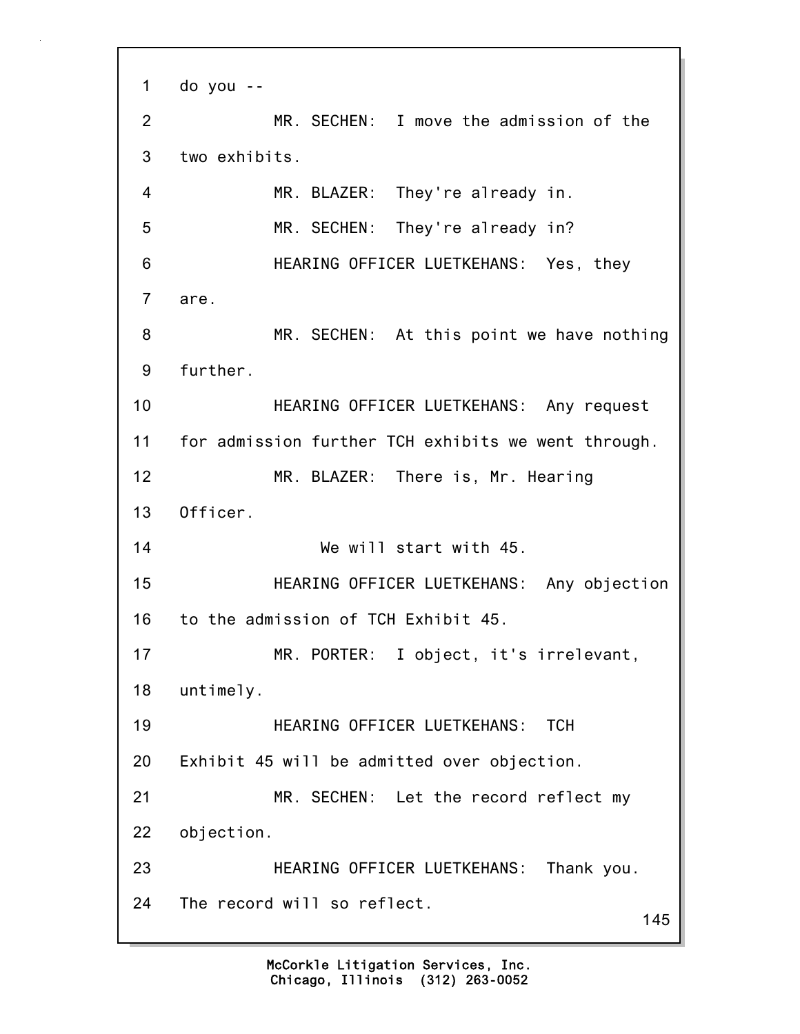1 do you --

2 MR. SECHEN: I move the admission of the

3 two exhibits.

4 MR. BLAZER: They're already in.

5 MR. SECHEN: They're already in?

6 HEARING OFFICER LUETKEHANS: Yes, they

7 are.

8 MR. SECHEN: At this point we have nothing

9 further.

10 HEARING OFFICER LUETKEHANS: Any request

11 for admission further TCH exhibits we went through.

12 MR. BLAZER: There is, Mr. Hearing

13 Officer.

14 We will start with 45.

15 HEARING OFFICER LUETKEHANS: Any objection

16 to the admission of TCH Exhibit 45.

17 MR. PORTER: I object, it's irrelevant,

18 untimely.

19 HEARING OFFICER LUETKEHANS: TCH

20 Exhibit 45 will be admitted over objection.

21 MR. SECHEN: Let the record reflect my

22 objection.

23 HEARING OFFICER LUETKEHANS: Thank you.

24 The record will so reflect.

McCorkle Litigation Services, Inc.
Chicago, Illinois (312) 263-0052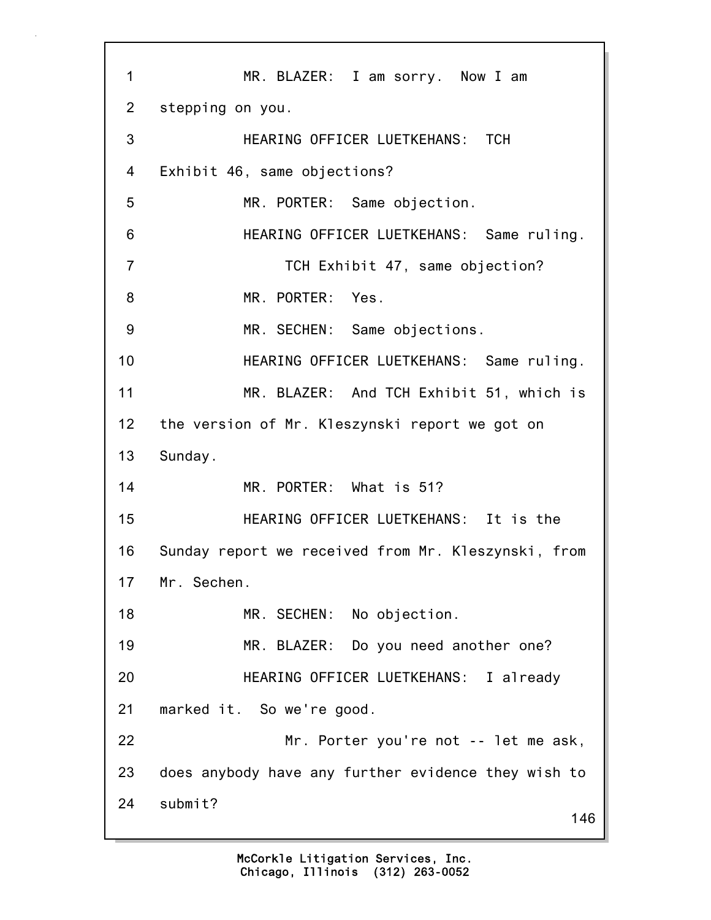1 MR. BLAZER: I am sorry. Now I am
2 stepping on you.
3 HEARING OFFICER LUETKEHANS: TCH
4 Exhibit 46, same objections?
5 MR. PORTER: Same objection.
6 HEARING OFFICER LUETKEHANS: Same ruling.
7 TCH Exhibit 47, same objection?
8 MR. PORTER: Yes.
9 MR. SECHEN: Same objections.
10 HEARING OFFICER LUETKEHANS: Same ruling.
11 MR. BLAZER: And TCH Exhibit 51, which is
12 the version of Mr. Kleszynski report we got on
13 Sunday.
14 MR. PORTER: What is 51?
15 HEARING OFFICER LUETKEHANS: It is the
16 Sunday report we received from Mr. Kleszynski, from
17 Mr. Sechen.
18 MR. SECHEN: No objection.
19 MR. BLAZER: Do you need another one?
20 HEARING OFFICER LUETKEHANS: I already
21 marked it. So we're good.
22 Mr. Porter you're not -- let me ask,
23 does anybody have any further evidence they wish to
24 submit?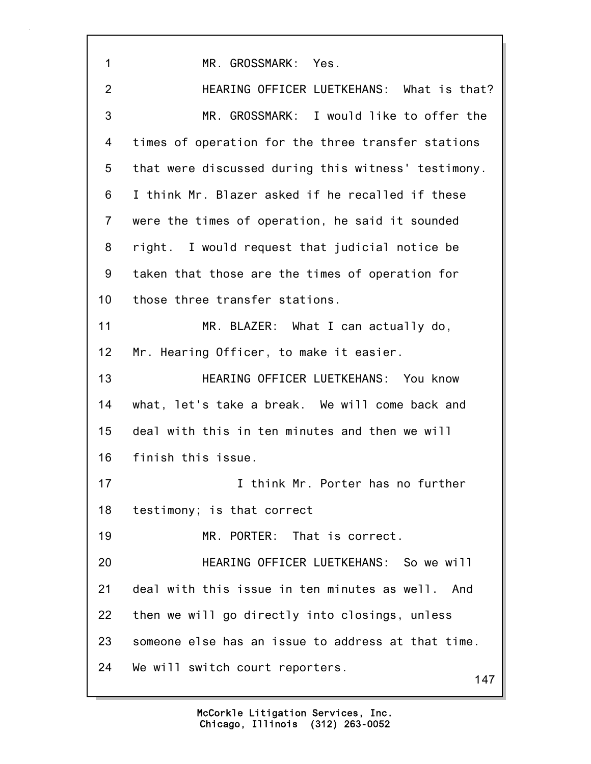1 MR. GROSSMARK: Yes.

2 HEARING OFFICER LUETKEHANS: What is that?

3 MR. GROSSMARK: I would like to offer the
4 times of operation for the three transfer stations
5 that were discussed during this witness' testimony.
6 I think Mr. Blazer asked if he recalled if these
7 were the times of operation, he said it sounded
8 right. I would request that judicial notice be
9 taken that those are the times of operation for
10 those three transfer stations.

11 MR. BLAZER: What I can actually do,
12 Mr. Hearing Officer, to make it easier.

13 HEARING OFFICER LUETKEHANS: You know
14 what, let's take a break. We will come back and
15 deal with this in ten minutes and then we will
16 finish this issue.

17 I think Mr. Porter has no further
18 testimony; is that correct

19 MR. PORTER: That is correct.

20 HEARING OFFICER LUETKEHANS: So we will
21 deal with this issue in ten minutes as well. And
22 then we will go directly into closings, unless
23 someone else has an issue to address at that time.
24 We will switch court reporters.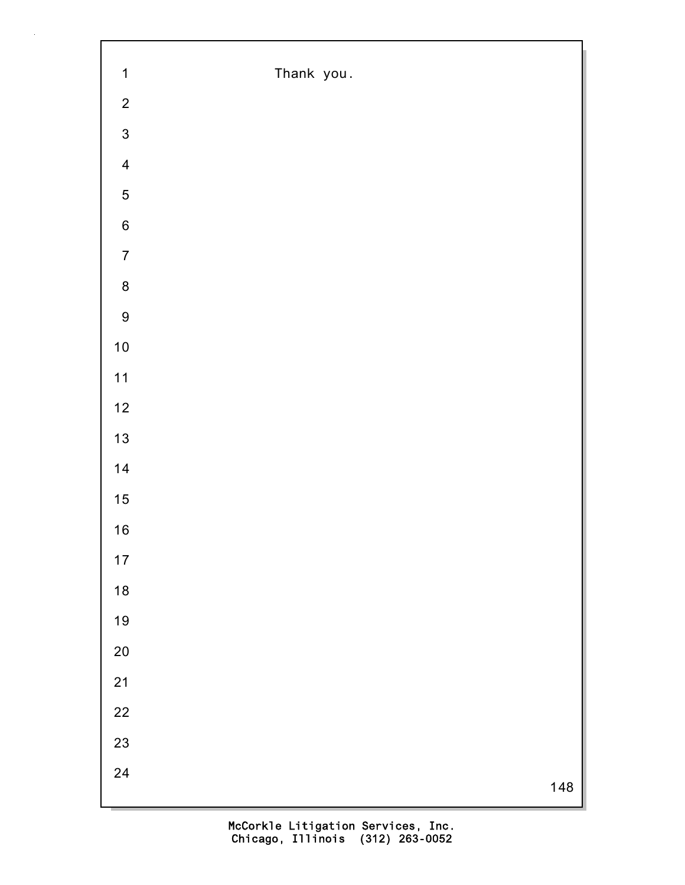Thank you.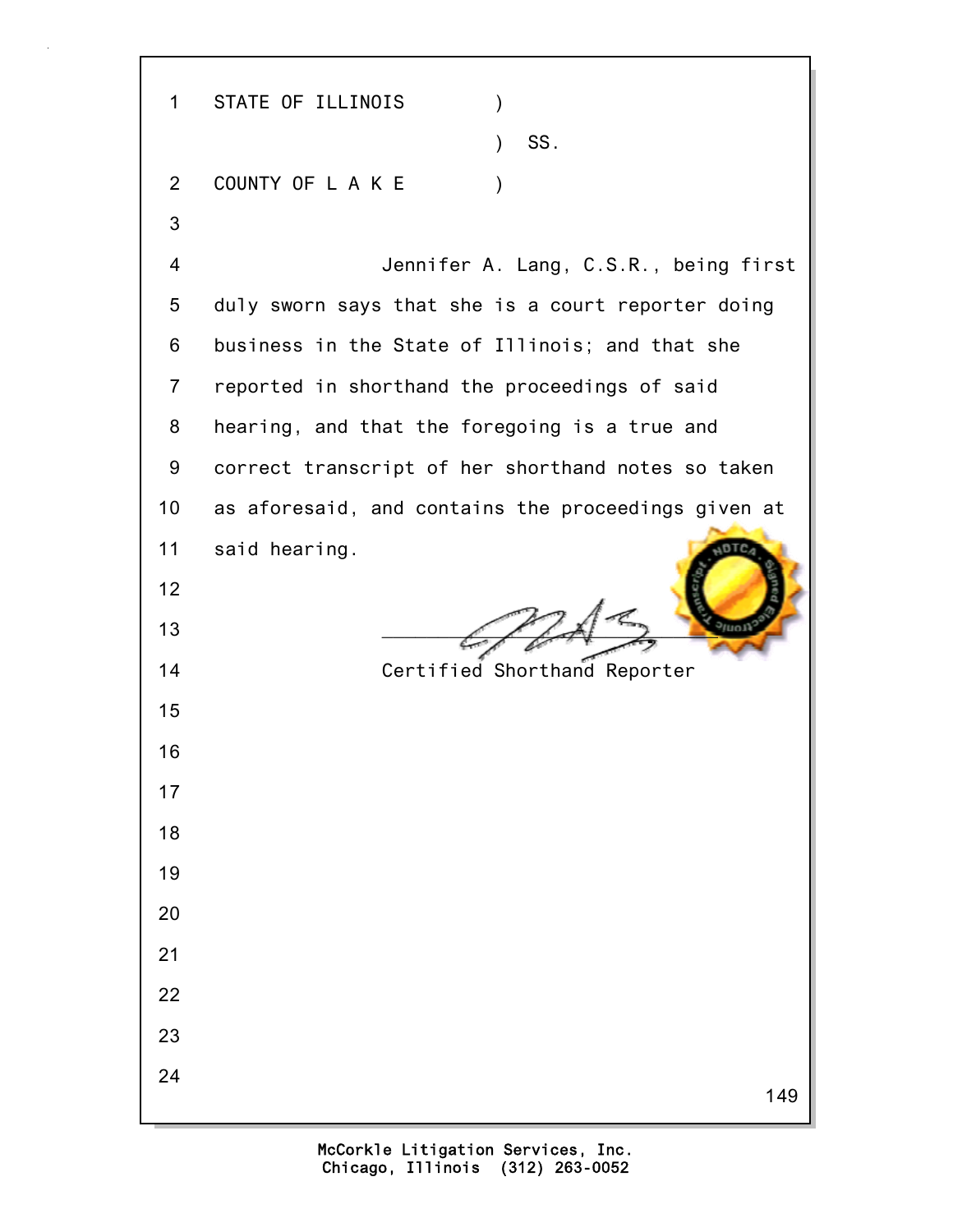STATE OF ILLINOIS )
) SS.
COUNTY OF L A K E )

Jennifer A. Lang, C.S.R., being first duly sworn says that she is a court reporter doing business in the State of Illinois; and that she reported in shorthand the proceedings of said hearing, and that the foregoing is a true and correct transcript of her shorthand notes so taken as aforesaid, and contains the proceedings given at said hearing.

\_\_\_\_\_\_\_\_\_\_\_\_\_\_\_\_\_\_\_\_\_\_\_\_\_\_\_\_\_\_

Certified Shorthand Reporter

McCorkle Litigation Services, Inc.
Chicago, Illinois (312) 263-0052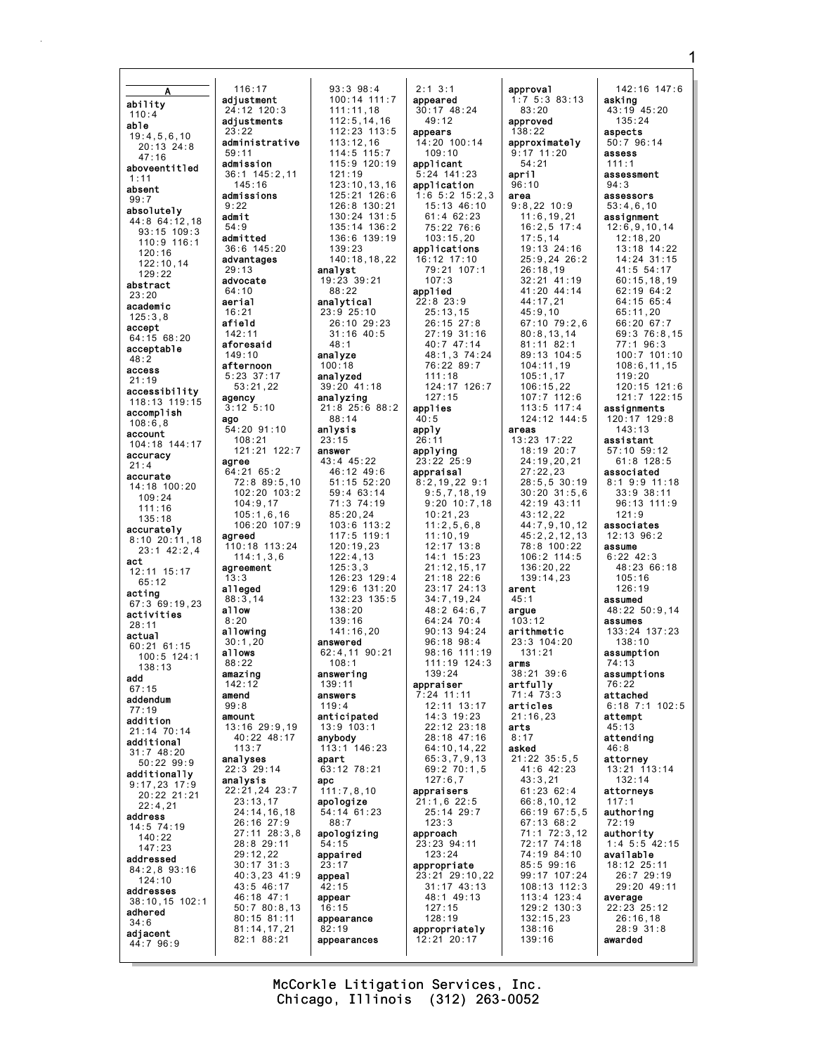## A

**ability**
110:4

**able**
19:4,5,6,10
20:13 24:8
47:16

**aboveentitled**
1:11

**absent**
99:7

**absolutely**
44:8 64:12,18
93:15 109:3
110:9 116:1
120:16
122:10,14
129:22

**abstract**
23:20

**academic**
125:3,8

**accept**
64:15 68:20

**acceptable**
48:2

**access**
21:19

**accessibility**
118:13 119:15

**accomplish**
108:6,8

**account**
104:18 144:17

**accuracy**
21:4

**accurate**
14:18 100:20
109:24
111:16
135:18

**accurately**
8:10 20:11,18
23:1 42:2,4

**act**
12:11 15:17
65:12

**acting**
67:3 69:19,23

**activities**
28:11

**actual**
60:21 61:15
100:5 124:1
138:13

**add**
67:15

**addendum**
77:19

**addition**
21:14 70:14

**additional**
31:7 48:20
50:22 99:9

**additionally**
9:17,23 17:9
20:22 21:21
22:4,21

**address**
14:5 74:19
140:22
147:23

**addressed**
84:2,8 93:16
124:10

**addresses**
38:10,15 102:1

**adhered**
34:6

**adjacent**
44:7 96:9
116:17

**adjustment**
24:12 120:3

**adjustments**
23:22

**administrative**
59:11

**admission**
36:1 145:2,11
145:16

**admissions**
9:22

**admit**
54:9

**admitted**
36:6 145:20

**advantages**
29:13

**advocate**
64:10

**aerial**
16:21

**afield**
142:11

**aforesaid**
149:10

**afternoon**
5:23 37:17
53:21,22

**agency**
3:12 5:10

**ago**
54:20 91:10
108:21
121:21 122:7

**agree**
64:21 65:2
72:8 89:5,10
102:20 103:2
104:9,17
105:1,6,16
106:20 107:9

**agreed**
110:18 113:24
114:1,3,6

**agreement**
13:3

**alleged**
88:3,14

**allow**
8:20

**allowing**
30:1,20

**allows**
88:22

**amazing**
142:12

**amend**
99:8

**amount**
13:16 29:9,19
40:22 48:17
113:7

**analyses**
22:3 29:14

**analysis**
22:21,24 23:7
23:13,17
24:14,16,18
26:16 27:9
27:11 28:3,8
28:8 29:11
29:12,22
30:17 31:3
40:3,23 41:9
43:5 46:17
46:18 47:1
50:7 80:8,13
80:15 81:11
81:14,17,21
82:1 88:21
93:3 98:4
100:14 111:7
111:11,18
112:5,14,16
112:23 113:5
113:12,16
114:5 115:7
115:9 120:19
121:19
123:10,13,16
125:21 126:6
126:8 130:21
130:24 131:5
135:14 136:2
136:6 139:19
139:23
140:18,18,22

**analyst**
19:23 39:21
88:22

**analytical**
23:9 25:10
26:10 29:23
31:16 40:5
48:1

**analyze**
100:18

**analyzed**
39:20 41:18

**analyzing**
21:8 25:6 88:2
88:14

**anlysis**
23:15

**answer**
43:4 45:22
46:12 49:6
51:15 52:20
59:4 63:14
71:3 74:19
85:20,24
103:6 113:2
117:5 119:1
120:19,23
122:4,13
125:3,3
126:23 129:4
129:6 131:20
132:23 135:5
138:20
139:16
141:16,20

**answered**
62:4,11 90:21
108:1

**answering**
139:11

**answers**
119:4

**anticipated**
13:9 103:1

**anybody**
113:1 146:23

**apart**
63:12 78:21

**apc**
111:7,8,10

**apologize**
54:14 61:23
88:7

**apologizing**
54:15

**appaired**
23:17

**appeal**
42:15

**appear**
16:15

**appearance**
82:19

**appearances**
2:1 3:1

**appeared**
30:17 48:24
49:12

**appears**
14:20 100:14
109:10

**applicant**
5:24 141:23

**application**
1:6 5:2 15:2,3
15:13 46:10
61:4 62:23
75:22 76:6
103:15,20

**applications**
16:12 17:10
79:21 107:1
107:3

**applied**
22:8 23:9
25:13,15
26:15 27:8
27:19 31:16
40:7 47:14
48:1,3 74:24
76:22 89:7
111:18
124:17 126:7
127:15

**applies**
40:5

**apply**
26:11

**applying**
23:22 25:9

**appraisal**
8:2,19,22 9:1
9:5,7,18,19
9:20 10:7,18
10:21,23
11:2,5,6,8
11:10,19
12:17 13:8
14:1 15:23
21:12,15,17
21:18 22:6
23:17 24:13
34:7,19,24
48:2 64:6,7
64:24 70:4
90:13 94:24
96:18 98:4
98:16 111:19
111:19 124:3
139:24

**appraiser**
7:24 11:11
12:11 13:17
14:3 19:23
22:12 23:18
28:18 47:16
64:10,14,22
65:3,7,9,13
69:2 70:1,5
127:6,7

**appraisers**
21:1,6 22:5
25:14 29:7
123:3

**approach**
23:23 94:11
123:24

**appropriate**
23:21 29:10,22
31:17 43:13
48:1 49:13
127:15
128:19

**appropriately**
12:21 20:17

**approval**
1:7 5:3 83:13
83:20

**approved**
138:22

**approximately**
9:17 11:20
54:21

**april**
96:10

**area**
9:8,22 10:9
11:6,19,21
16:2,5 17:4
17:5,14
19:13 24:16
25:9,24 26:2
26:18,19
32:21 41:19
41:20 44:14
44:17,21
45:9,10
67:10 79:2,6
80:8,13,14
81:11 82:1
89:13 104:5
104:11,19
105:1,17
106:15,22
107:7 112:6
113:5 117:4
124:12 144:5

**areas**
13:23 17:22
18:19 20:7
24:19,20,21
27:22,23
28:5,5 30:19
30:20 31:5,6
42:19 43:11
43:12,22
44:7,9,10,12
45:2,2,12,13
78:8 100:22
106:2 114:5
136:20,22
139:14,23

**arent**
45:1

**argue**
103:12

**arithmetic**
23:3 104:20
131:21

**arms**
38:21 39:6

**artfully**
71:4 73:3

**articles**
21:16,23

**arts**
8:17

**asked**
21:22 35:5,5
41:6 42:23
43:3,21
61:23 62:4
66:8,10,12
66:19 67:5,5
67:13 68:2
71:1 72:3,12
72:17 74:18
74:19 84:10
85:5 99:16
99:17 107:24
108:13 112:3
113:4 123:4
129:2 130:3
132:15,23
138:16
139:16
142:16 147:6

**asking**
43:19 45:20
135:24

**aspects**
50:7 96:14

**assess**
111:1

**assessment**
94:3

**assessors**
53:4,6,10

**assignment**
12:6,9,10,14
12:18,20
13:18 14:22
14:24 31:15
41:5 54:17
60:15,18,19
62:19 64:2
64:15 65:4
65:11,20
66:20 67:7
69:3 76:8,15
77:1 96:3
100:7 101:10
108:6,11,15
119:20
120:15 121:6
121:7 122:15

**assignments**
120:17 129:8
143:13

**assistant**
57:10 59:12
61:8 128:5

**associated**
8:1 9:9 11:18
33:9 38:11
96:13 111:9
121:9

**associates**
12:13 96:2

**assume**
6:22 42:3
48:23 66:18
105:16
126:19

**assumed**
48:22 50:9,14

**assumes**
133:24 137:23
138:10

**assumption**
74:13

**assumptions**
76:22

**attached**
6:18 7:1 102:5

**attempt**
45:13

**attending**
46:8

**attorney**
13:21 113:14
132:14

**attorneys**
117:1

**authoring**
72:19

**authority**
1:4 5:5 42:15

**available**
18:12 25:11
26:7 29:19
29:20 49:11

**average**
22:23 25:12
26:16,18
28:9 31:8

**awarded**

McCorkle Litigation Services, Inc.
Chicago, Illinois (312) 263-0052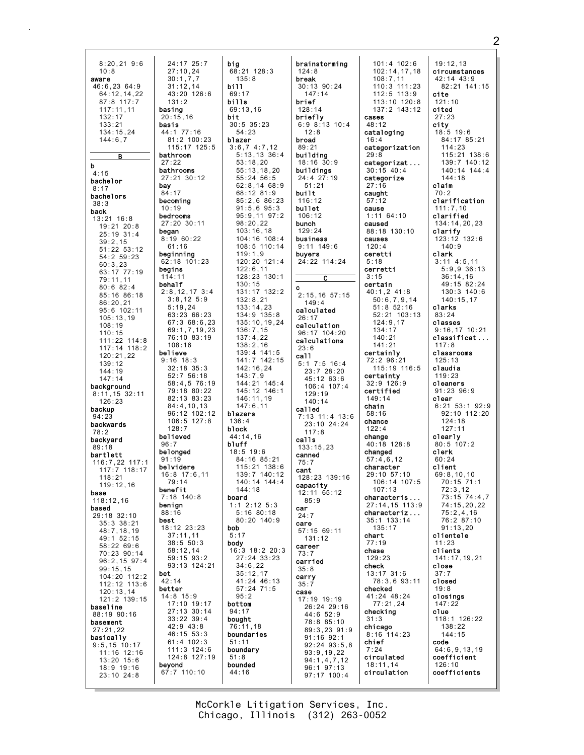8:20,21 9:6
10:8
**aware**
46:6,23 64:9
64:12,14,22
87:8 117:7
117:11,11
132:17
133:21
134:15,24
144:6,7

**B**

**b**
4:15
**bachelor**
8:17
**bachelors**
38:3
**back**
13:21 16:8
19:21 20:8
25:19 31:4
39:2,15
51:22 53:12
54:2 59:23
60:3,23
63:17 77:19
79:11,11
80:6 82:4
85:16 86:18
86:20,21
95:6 102:11
105:13,19
108:19
110:15
111:22 114:8
117:14 118:2
120:21,22
139:12
144:19
147:14
**background**
8:11,15 32:11
126:23
**backup**
94:23
**backwards**
78:2
**backyard**
89:18
**bartlett**
116:7,22 117:1
117:7 118:17
118:21
119:12,16
**base**
118:12,16
**based**
29:18 32:10
35:3 38:21
48:7,18,19
49:1 52:15
58:22 69:6
70:23 90:14
96:2,15 97:4
99:15,15
104:20 112:2
112:12 113:6
120:13,14
121:2 139:15
**baseline**
88:19 90:16
**basement**
27:21,22
**basically**
9:5,15 10:17
11:16 12:16
13:20 15:6
18:9 19:16
23:10 24:8
24:17 25:7
27:10,24
30:1,7,7
31:12,14
43:20 126:6
131:2
**basing**
20:15,16
**basis**
44:1 77:16
81:2 100:23
115:17 125:5
**bathroom**
27:22
**bathrooms**
27:21 30:12
**bay**
84:17
**becoming**
10:19
**bedrooms**
27:20 30:11
**began**
8:19 60:22
61:16
**beginning**
62:18 101:23
**begins**
114:11
**behalf**
2:8,12,17 3:4
3:8,12 5:9
5:19,24
63:23 66:23
67:3 68:6,23
69:1,7,19,23
76:10 83:19
108:16
**believe**
9:16 18:3
32:18 35:3
52:7 56:18
58:4,5 76:19
79:18 80:22
82:13 83:23
84:4,10,13
96:12 102:12
106:5 127:8
128:7
**believed**
96:7
**belonged**
91:19
**belvidere**
16:8 17:6,11
79:14
**benefit**
7:18 140:8
**benign**
88:16
**best**
18:12 23:23
37:11,11
38:5 50:3
58:12,14
59:15 93:2
93:13 124:21
**bet**
42:14
**better**
14:8 15:9
17:10 19:17
27:13 30:14
33:22 39:4
42:9 43:8
46:15 53:3
61:4 102:3
111:3 124:6
124:8 127:19
**beyond**
67:7 110:10
**big**
68:21 128:3
135:8
**bill**
69:17
**bills**
69:13,16
**bit**
30:5 35:23
54:23
**blazer**
3:6,7 4:7,12
5:13,13 36:4
53:18,20
55:13,18,20
55:24 56:5
62:8,14 68:9
68:12 81:9
85:2,6 86:23
91:5,6 95:3
95:9,11 97:2
98:20,22
103:16,18
104:16 108:4
108:5 110:14
119:1,9
120:20 121:4
122:6,11
128:23 130:1
130:15
131:17 132:2
132:8,21
133:14,23
134:9 135:8
135:10,19,24
136:7,15
137:4,22
138:2,16
139:4 141:5
141:7 142:15
142:16,24
143:7,9
144:21 145:4
145:12 146:1
146:11,19
147:6,11
**blazers**
136:4
**block**
44:14,16
**bluff**
18:5 19:6
84:16 85:21
115:21 138:6
139:7 140:12
140:14 144:4
144:18
**board**
1:1 2:12 5:3
5:16 80:18
80:20 140:9
**bob**
5:17
**body**
16:3 18:2 20:3
27:24 33:23
34:6,22
35:12,17
41:24 46:13
57:24 71:5
95:2
**bottom**
94:17
**bought**
76:11,18
**boundaries**
51:11
**boundary**
51:8
**bounded**
44:16
**brainstorming**
124:8
**break**
30:13 90:24
147:14
**brief**
128:14
**briefly**
6:9 8:13 10:4
12:8
**broad**
89:21
**building**
18:16 30:9
**buildings**
24:4 27:19
51:21
**built**
116:12
**bullet**
106:12
**bunch**
129:24
**business**
9:11 149:6
**buyers**
24:22 114:24

**C**

**c**
2:15,16 57:15
149:4
**calculated**
26:17
**calculation**
96:17 104:20
**calculations**
23:6
**call**
5:1 7:5 16:4
23:7 28:20
45:12 63:6
106:4 107:4
129:19
140:14
**called**
7:13 11:4 13:6
23:10 24:24
117:8
**calls**
133:15,23
**canned**
75:7
**cant**
128:23 139:16
**capacity**
12:11 65:12
85:9
**car**
24:7
**care**
57:15 69:11
131:12
**career**
73:7
**carried**
35:8
**carry**
35:7
**case**
17:19 19:19
26:24 29:16
44:6 52:9
78:8 85:10
89:3,23 91:9
91:16 92:1
92:24 93:5,8
93:9,19,22
94:1,4,7,12
96:1 97:13
97:17 100:4
101:4 102:6
102:14,17,18
108:7,11
110:3 111:23
112:5 113:9
113:10 120:8
137:2 143:12
**cases**
48:12
**cataloging**
16:4
**categorization**
29:8
**categorizat...**
30:15 40:4
**categorize**
27:16
**caught**
57:12
**cause**
1:11 64:10
**caused**
88:18 130:10
**causes**
120:4
**ceretti**
5:18
**cerretti**
3:15
**certain**
40:1,2 41:8
50:6,7,9,14
51:8 52:16
52:21 103:13
124:9,17
134:17
140:21
141:21
**certainly**
72:2 96:21
115:19 116:5
**certainty**
32:9 126:9
**certified**
149:14
**chain**
58:16
**chance**
122:4
**change**
40:18 128:8
**changed**
57:4,6,12
**character**
29:10 57:10
106:14 107:5
107:13
**characteris...**
27:14,15 113:9
**characteriz...**
35:1 133:14
135:17
**chart**
77:19
**chase**
129:23
**check**
13:17 31:6
78:3,6 93:11
**checked**
41:24 48:24
77:21,24
**checking**
31:3
**chicago**
8:16 114:23
**chief**
7:24
**circulated**
18:11,14
**circulation**
19:12,13
**circumstances**
42:14 43:9
82:21 141:15
**cite**
121:10
**cited**
27:23
**city**
18:5 19:6
84:17 85:21
114:23
115:21 138:6
139:7 140:12
140:14 144:4
144:18
**claim**
70:2
**clarification**
111:7,10
**clarified**
134:14,20,23
**clarify**
123:12 132:6
140:9
**clark**
3:11 4:5,11
5:9,9 36:13
36:14,16
49:15 82:24
130:3 140:6
140:15,17
**clarks**
83:24
**classes**
9:16,17 10:21
**classificat...**
117:8
**classrooms**
125:13
**claudia**
119:23
**cleaners**
91:23 96:9
**clear**
6:21 53:1 92:9
92:10 112:20
124:18
127:11
**clearly**
80:5 107:2
**clerk**
60:24
**client**
69:8,10,10
70:15 71:1
72:3,12
73:15 74:4,7
74:15,20,22
75:2,4,16
76:2 87:10
91:13,20
**clientele**
11:23
**clients**
141:17,19,21
**close**
37:7
**closed**
19:8
**closings**
147:22
**clue**
118:1 126:22
138:22
144:15
**code**
64:6,9,13,19
**coefficient**
126:10
**coefficients**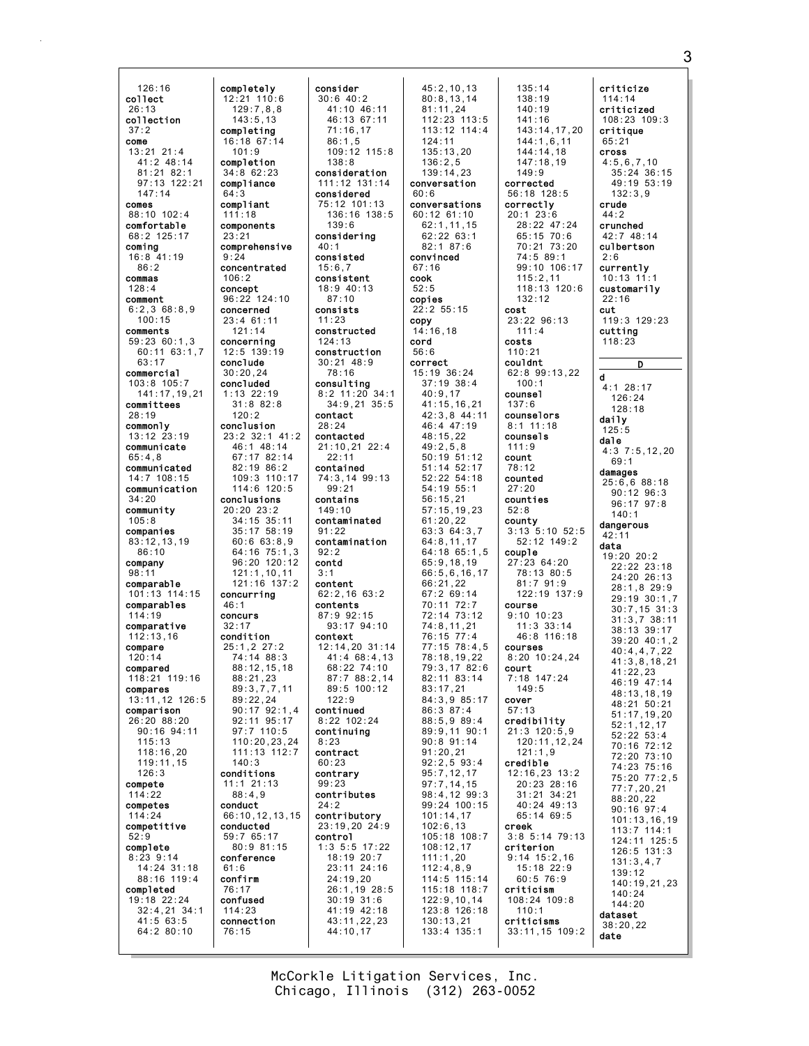126:16
**collect**
26:13
**collection**
37:2
**come**
13:21 21:4
41:2 48:14
81:21 82:1
97:13 122:21
147:14
**comes**
88:10 102:4
**comfortable**
68:2 125:17
**coming**
16:8 41:19
86:2
**commas**
128:4
**comment**
6:2,3 68:8,9
100:15
**comments**
59:23 60:1,3
60:11 63:1,7
63:17
**commercial**
103:8 105:7
141:17,19,21
**committees**
28:19
**commonly**
13:12 23:19
**communicate**
65:4,8
**communicated**
14:7 108:15
**communication**
34:20
**community**
105:8
**companies**
83:12,13,19
86:10
**company**
98:11
**comparable**
101:13 114:15
**comparables**
114:19
**comparative**
112:13,16
**compare**
120:14
**compared**
118:21 119:16
**compares**
13:11,12 126:5
**comparison**
26:20 88:20
90:16 94:11
115:13
118:16,20
119:11,15
126:3
**compete**
114:22
**competes**
114:24
**competitive**
52:9
**complete**
8:23 9:14
14:24 31:18
88:16 119:4
**completed**
19:18 22:24
32:4,21 34:1
41:5 63:5
64:2 80:10

**completely**
12:21 110:6
129:7,8,8
143:5,13
**completing**
16:18 67:14
101:9
**completion**
34:8 62:23
**compliance**
64:3
**compliant**
111:18
**components**
23:21
**comprehensive**
9:24
**concentrated**
106:2
**concept**
96:22 124:10
**concerned**
23:4 61:11
121:14
**concerning**
12:5 139:19
**conclude**
30:20,24
**concluded**
1:13 22:19
31:8 82:8
120:2
**conclusion**
23:2 32:1 41:2
46:1 48:14
67:17 82:14
82:19 86:2
109:3 110:17
114:6 120:5
**conclusions**
20:20 23:2
34:15 35:11
35:17 58:19
60:6 63:8,9
64:16 75:1,3
96:20 120:12
121:1,10,11
121:16 137:2
**concurring**
46:1
**concurs**
32:17
**condition**
25:1,2 27:2
74:14 88:3
88:12,15,18
88:21,23
89:3,7,7,11
89:22,24
90:17 92:1,4
92:11 95:17
97:7 110:5
110:20,23,24
111:13 112:7
140:3
**conditions**
11:1 21:13
88:4,9
**conduct**
66:10,12,13,15
**conducted**
59:7 65:17
80:9 81:15
**conference**
61:6
**confirm**
76:17
**confused**
114:23
**connection**
76:15

**consider**
30:6 40:2
41:10 46:11
46:13 67:11
71:16,17
86:1,5
109:12 115:8
138:8
**consideration**
111:12 131:14
**considered**
75:12 101:13
136:16 138:5
139:6
**considering**
40:1
**consisted**
15:6,7
**consistent**
18:9 40:13
87:10
**consists**
11:23
**constructed**
124:13
**construction**
30:21 48:9
78:16
**consulting**
8:2 11:20 34:1
34:9,21 35:5
**contact**
28:24
**contacted**
21:10,21 22:4
22:11
**contained**
74:3,14 99:13
99:21
**contains**
149:10
**contaminated**
91:22
**contamination**
92:2
**contd**
3:1
**content**
62:2,16 63:2
**contents**
87:9 92:15
93:17 94:10
**context**
12:14,20 31:14
41:4 68:4,13
68:22 74:10
87:7 88:2,14
89:5 100:12
122:9
**continued**
8:22 102:24
**continuing**
8:23
**contract**
60:23
**contrary**
99:23
**contributes**
24:2
**contributory**
23:19,20 24:9
**control**
1:3 5:5 17:22
18:19 20:7
23:11 24:16
24:19,20
26:1,19 28:5
30:19 31:6
41:19 42:18
43:11,22,23
44:10,17

45:2,10,13
80:8,13,14
81:11,24
112:23 113:5
113:12 114:4
124:11
135:13,20
136:2,5
139:14,23
**conversation**
60:6
**conversations**
60:12 61:10
62:1,11,15
62:22 63:1
82:1 87:6
**convinced**
67:16
**cook**
52:5
**copies**
22:2 55:15
**copy**
14:16,18
**cord**
56:6
**correct**
15:19 36:24
37:19 38:4
40:9,17
41:15,16,21
42:3,8 44:11
46:4 47:19
48:15,22
49:2,5,8
50:19 51:12
51:14 52:17
52:22 54:18
54:19 55:1
56:15,21
57:15,19,23
61:20,22
63:3 64:3,7
64:8,11,17
64:18 65:1,5
65:9,18,19
66:5,6,16,17
66:21,22
67:2 69:14
70:11 72:7
72:14 73:12
74:8,11,21
76:15 77:4
77:15 78:4,5
78:18,19,22
79:3,17 82:6
82:11 83:14
83:17,21
84:3,9 85:17
86:3 87:4
88:5,9 89:4
89:9,11 90:1
90:8 91:14
91:20,21
92:2,5 93:4
95:7,12,17
97:7,14,15
98:4,12 99:3
99:24 100:15
101:14,17
102:6,13
105:18 108:7
108:12,17
111:1,20
112:4,8,9
114:5 115:14
115:18 118:7
122:9,10,14
123:8 126:18
130:13,21
133:4 135:1

135:14
138:19
140:19
141:16
143:14,17,20
144:1,6,11
144:14,18
147:18,19
149:9
**corrected**
56:18 128:5
**correctly**
20:1 23:6
28:22 47:24
65:15 70:6
70:21 73:20
74:5 89:1
99:10 106:17
115:2,11
118:13 120:6
132:12
**cost**
23:22 96:13
111:4
**costs**
110:21
**couldnt**
62:8 99:13,22
100:1
**counsel**
137:6
**counselors**
8:1 11:18
**counsels**
111:9
**count**
78:12
**counted**
27:20
**counties**
52:8
**county**
3:13 5:10 52:5
52:12 149:2
**couple**
27:23 64:20
78:13 80:5
81:7 91:9
122:19 137:9
**course**
9:10 10:23
11:3 33:14
46:8 116:18
**courses**
8:20 10:24,24
**court**
7:18 147:24
149:5
**cover**
57:13
**credibility**
21:3 120:5,9
120:11,12,24
121:1,9
**credible**
12:16,23 13:2
20:23 28:16
31:21 34:21
40:24 49:13
65:14 69:5
**creek**
3:8 5:14 79:13
**criterion**
9:14 15:2,16
15:18 22:9
60:5 76:9
**criticism**
108:24 109:8
110:1
**criticisms**
33:11,15 109:2

**criticize**
114:14
**criticized**
108:23 109:3
**critique**
65:21
**cross**
4:5,6,7,10
35:24 36:15
49:19 53:19
132:3,9
**crude**
44:2
**crunched**
42:7 48:14
**culbertson**
2:6
**currently**
10:13 11:1
**customarily**
22:16
**cut**
119:3 129:23
**cutting**
118:23

## D

**d**
4:1 28:17
126:24
128:18
**daily**
125:5
**dale**
4:3 7:5,12,20
69:1
**damages**
25:6,6 88:18
90:12 96:3
96:17 97:8
140:1
**dangerous**
42:11
**data**
19:20 20:2
22:22 23:18
24:20 26:13
28:1,8 29:9
29:19 30:1,7
30:7,15 31:3
31:3,7 38:11
38:13 39:17
39:20 40:1,2
40:4,4,7,22
41:3,8,18,21
41:22,23
46:19 47:14
48:13,18,19
48:21 50:21
51:17,19,20
52:1,12,17
52:22 53:4
70:16 72:12
72:20 73:10
74:23 75:16
75:20 77:2,5
77:7,20,21
88:20,22
90:16 97:4
101:13,16,19
113:7 114:1
124:11 125:5
126:5 131:3
131:3,4,7
139:12
140:19,21,23
140:24
144:20
**dataset**
38:20,22
**date**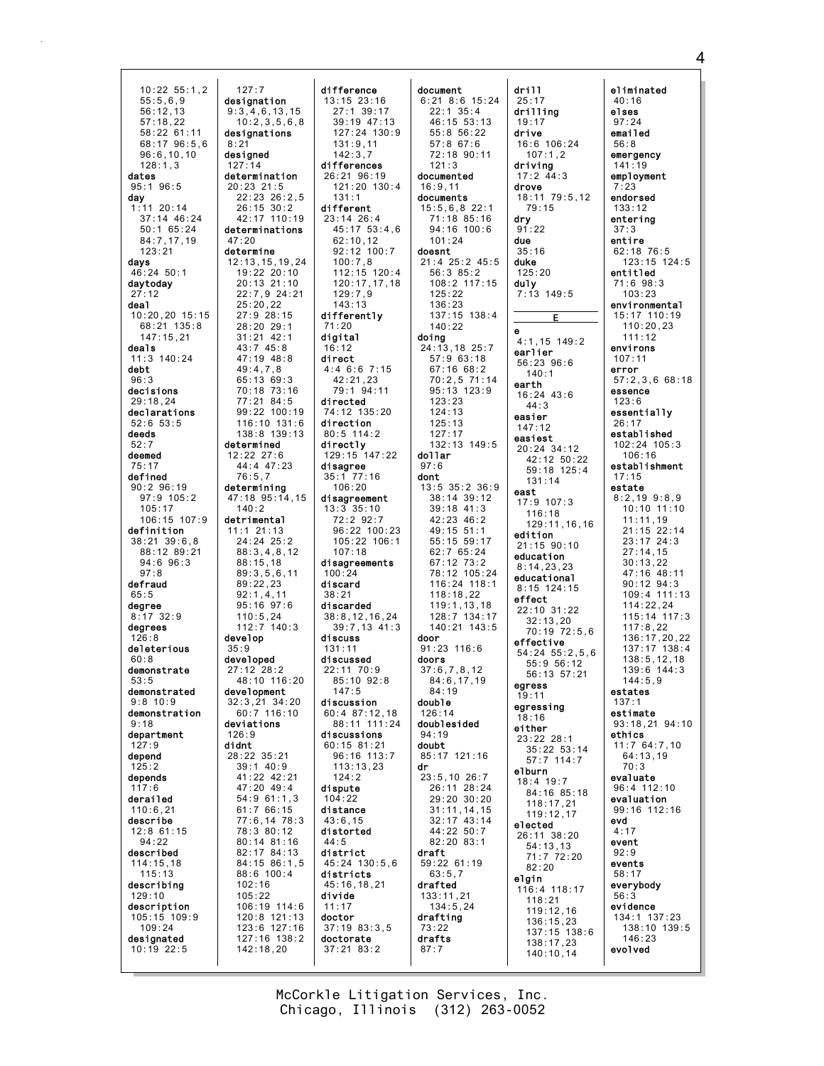10:22 55:1,2
55:5,6,9
56:12,13
57:18,22
58:22 61:11
68:17 96:5,6
96:6,10,10
128:1,3

**dates**
95:1 96:5

**day**
1:11 20:14
37:14 46:24
50:1 65:24
84:7,17,19
123:21

**days**
46:24 50:1

**daytoday**
27:12

**deal**
10:20,20 15:15
68:21 135:8
147:15,21

**deals**
11:3 140:24

**debt**
96:3

**decisions**
29:18,24

**declarations**
52:6 53:5

**deeds**
52:7

**deemed**
75:17

**defined**
90:2 96:19
97:9 105:2
105:17
106:15 107:9

**definition**
38:21 39:6,8
88:12 89:21
94:6 96:3
97:8

**defraud**
65:5

**degree**
8:17 32:9

**degrees**
126:8

**deleterious**
60:8

**demonstrate**
53:5

**demonstrated**
9:8 10:9

**demonstration**
9:18

**department**
127:9

**depend**
125:2

**depends**
117:6

**derailed**
110:6,21

**describe**
12:8 61:15
94:22

**described**
114:15,18
115:13

**describing**
129:10

**description**
105:15 109:9
109:24

**designated**
10:19 22:5
127:7

**designation**
9:3,4,6,13,15
10:2,3,5,6,8

**designations**
8:21

**designed**
127:14

**determination**
20:23 21:5
22:23 26:2,5
26:15 30:2
42:17 110:19

**determinations**
47:20

**determine**
12:13,15,19,24
19:22 20:10
20:13 21:10
22:7,9 24:21
25:20,22
27:9 28:15
28:20 29:1
31:21 42:1
43:7 45:8
47:19 48:8
49:4,7,8
65:13 69:3
70:18 73:16
77:21 84:5
99:22 100:19
116:10 131:6
138:8 139:13

**determined**
12:22 27:6
44:4 47:23
76:5,7

**determining**
47:18 95:14,15
140:2

**detrimental**
11:1 21:13
24:24 25:2
88:3,4,8,12
88:15,18
89:3,5,6,11
89:22,23
92:1,4,11
95:16 97:6
110:5,24
112:7 140:3

**develop**
35:9

**developed**
27:12 28:2
48:10 116:20

**development**
32:3,21 34:20
60:7 116:10

**deviations**
126:9

**didnt**
28:22 35:21
39:1 40:9
41:22 42:21
47:20 49:4
54:9 61:1,3
61:7 66:15
77:6,14 78:3
78:3 80:12
80:14 81:16
82:17 84:13
84:15 86:1,5
88:6 100:4
102:16
105:22
106:19 114:6
120:8 121:13
123:6 127:16
127:16 138:2
142:18,20

**difference**
13:15 23:16
27:1 39:17
39:19 47:13
127:24 130:9
131:9,11
142:3,7

**differences**
26:21 96:19
121:20 130:4
131:1

**different**
23:14 26:4
45:17 53:4,6
62:10,12
92:12 100:7
100:7,8
112:15 120:4
120:17,17,18
129:7,9
143:13

**differently**
71:20

**digital**
16:12

**direct**
4:4 6:6 7:15
42:21,23
79:1 94:11

**directed**
74:12 135:20

**direction**
80:5 114:2

**directly**
129:15 147:22

**disagree**
35:1 77:16
106:20

**disagreement**
13:3 35:10
72:2 92:7
96:22 100:23
105:22 106:1
107:18

**disagreements**
100:24

**discard**
38:21

**discarded**
38:8,12,16,24
39:7,13 41:3

**discuss**
131:11

**discussed**
22:11 70:9
85:10 92:8
147:5

**discussion**
60:4 87:12,18
88:11 111:24

**discussions**
60:15 81:21
96:16 113:7
113:13,23
124:2

**dispute**
104:22

**distance**
43:6,15

**distorted**
44:5

**district**
45:24 130:5,6

**districts**
45:16,18,21

**divide**
11:17

**doctor**
37:19 83:3,5

**doctorate**
37:21 83:2

**document**
6:21 8:6 15:24
22:1 35:4
46:15 53:13
55:8 56:22
57:8 67:6
72:18 90:11
121:3

**documented**
16:9,11

**documents**
15:5,6,8 22:1
71:18 85:16
94:16 100:6
101:24

**doesnt**
21:4 25:2 45:5
56:3 85:2
108:2 117:15
125:22
136:23
137:15 138:4
140:22

**doing**
24:13,18 25:7
57:9 63:18
67:16 68:2
70:2,5 71:14
95:13 123:9
123:23
124:13
125:13
127:17
132:13 149:5

**dollar**
97:6

**dont**
13:5 35:2 36:9
38:14 39:12
39:18 41:3
42:23 46:2
49:15 51:1
55:15 59:17
62:7 65:24
67:12 73:2
78:12 105:24
116:24 118:1
118:18,22
119:1,13,18
128:7 134:17
140:21 143:5

**door**
91:23 116:6

**doors**
37:6,7,8,12
84:6,17,19
84:19

**double**
126:14

**doublesided**
94:19

**doubt**
85:17 121:16

**dr**
23:5,10 26:7
26:11 28:24
29:20 30:20
31:11,14,15
32:17 43:14
44:22 50:7
82:20 83:1

**draft**
59:22 61:19
63:5,7

**drafted**
133:11,21
134:5,24

**drafting**
73:22

**drafts**
87:7

**drill**
25:17

**drilling**
19:17

**drive**
16:6 106:24
107:1,2

**driving**
17:2 44:3

**drove**
18:11 79:5,12
79:15

**dry**
91:22

**due**
35:16

**duke**
125:20

**duly**
7:13 149:5

## E

**e**
4:1,15 149:2

**earlier**
56:23 96:6
140:1

**earth**
16:24 43:6
44:3

**easier**
147:12

**easiest**
20:24 34:12
42:12 50:22
59:18 125:4
131:14

**east**
17:9 107:3
116:18
129:11,16,16

**edition**
21:15 90:10

**education**
8:14,23,23

**educational**
8:15 124:15

**effect**
22:10 31:22
32:13,20
70:19 72:5,6

**effective**
54:24 55:2,5,6
55:9 56:12
56:13 57:21

**egress**
19:11

**egressing**
18:16

**either**
23:22 28:1
35:22 53:14
57:7 114:7

**elburn**
18:4 19:7
84:16 85:18
118:17,21
119:12,17

**elected**
26:11 38:20
54:13,13
71:7 72:20
82:20

**elgin**
116:4 118:17
118:21
119:12,16
136:15,23
137:15 138:6
138:17,23
140:10,14

**eliminated**
40:16

**elses**
97:24

**emailed**
56:8

**emergency**
141:19

**employment**
7:23

**endorsed**
133:12

**entering**
37:3

**entire**
62:18 76:5
123:15 124:5

**entitled**
71:6 98:3
103:23

**environmental**
15:17 110:19
110:20,23
111:12

**environs**
107:11

**error**
57:2,3,6 68:18

**essence**
123:6

**essentially**
26:17

**established**
102:24 105:3
106:16

**establishment**
17:15

**estate**
8:2,19 9:8,9
10:10 11:10
11:11,19
21:15 22:14
23:17 24:3
27:14,15
30:13,22
47:16 48:11
90:12 94:3
109:4 111:13
114:22,24
115:14 117:3
117:8,22
136:17,20,22
137:17 138:4
138:5,12,18
139:6 144:3
144:5,9

**estates**
137:1

**estimate**
93:18,21 94:10

**ethics**
11:7 64:7,10
64:13,19
70:3

**evaluate**
96:4 112:10

**evaluation**
99:16 112:16

**evd**
4:17

**event**
92:9

**events**
58:17

**everybody**
56:3

**evidence**
134:1 137:23
138:10 139:5
146:23

**evolved**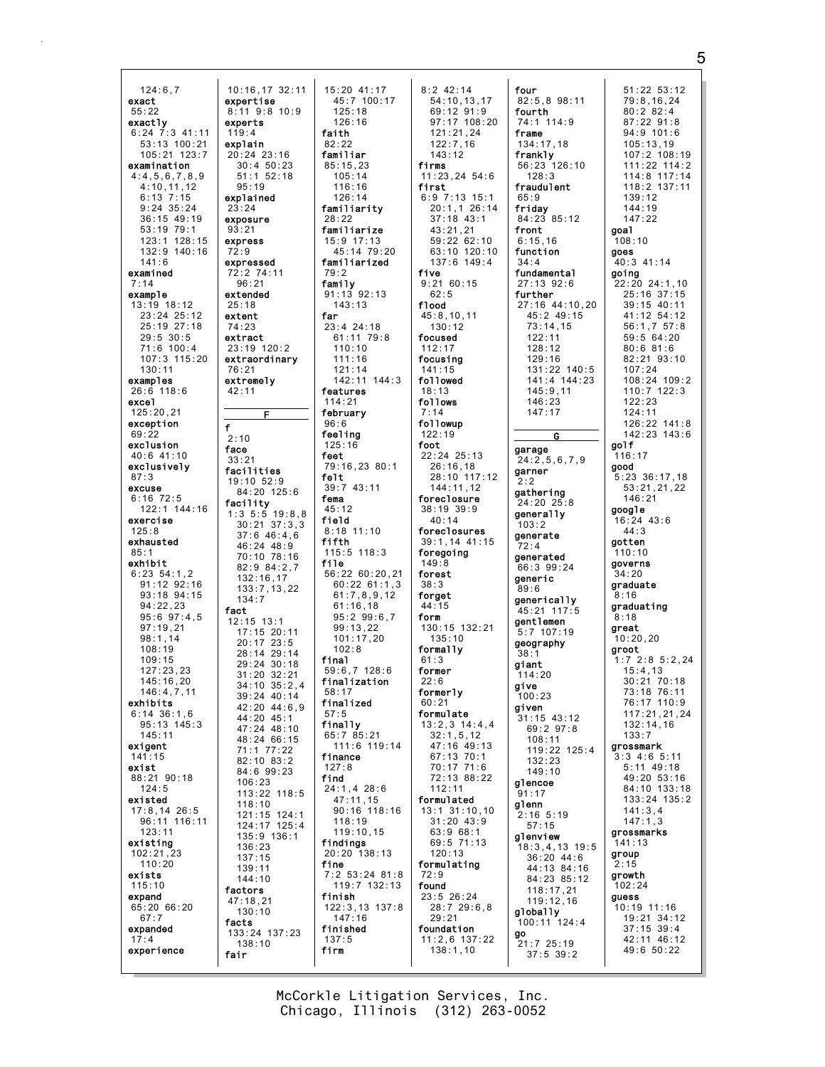124:6,7
**exact**
55:22
**exactly**
6:24 7:3 41:11
53:13 100:21
105:21 123:7
**examination**
4:4,5,6,7,8,9
4:10,11,12
6:13 7:15
9:24 35:24
36:15 49:19
53:19 79:1
123:1 128:15
132:9 140:16
141:6
**examined**
7:14
**example**
13:19 18:12
23:24 25:12
25:19 27:18
29:5 30:5
71:6 100:4
107:3 115:20
130:11
**examples**
26:6 118:6
**excel**
125:20,21
**exception**
69:22
**exclusion**
40:6 41:10
**exclusively**
87:3
**excuse**
6:16 72:5
122:1 144:16
**exercise**
125:8
**exhausted**
85:1
**exhibit**
6:23 54:1,2
91:12 92:16
93:18 94:15
94:22,23
95:6 97:4,5
97:19,21
98:1,14
108:19
109:15
127:23,23
145:16,20
146:4,7,11
**exhibits**
6:14 36:1,6
95:13 145:3
145:11
**exigent**
141:15
**exist**
88:21 90:18
124:5
**existed**
17:8,14 26:5
96:11 116:11
123:11
**existing**
102:21,23
110:20
**exists**
115:10
**expand**
65:20 66:20
67:7
**expanded**
17:4
**experience**
10:16,17 32:11
**expertise**
8:11 9:8 10:9
**experts**
119:4
**explain**
20:24 23:16
30:4 50:23
51:1 52:18
95:19
**explained**
23:24
**exposure**
93:21
**express**
72:9
**expressed**
72:2 74:11
96:21
**extended**
25:18
**extent**
74:23
**extract**
23:19 120:2
**extraordinary**
76:21
**extremely**
42:11

## F

**f**
2:10
**face**
33:21
**facilities**
19:10 52:9
84:20 125:6
**facility**
1:3 5:5 19:8,8
30:21 37:3,3
37:6 46:4,6
46:24 48:9
70:10 78:16
82:9 84:2,7
132:16,17
133:7,13,22
134:7
**fact**
12:15 13:1
17:15 20:11
20:17 23:5
28:14 29:14
29:24 30:18
31:20 32:21
34:10 35:2,4
39:24 40:14
42:20 44:6,9
44:20 45:1
47:24 48:10
48:24 66:15
71:1 77:22
82:10 83:2
84:6 99:23
106:23
113:22 118:5
118:10
121:15 124:1
124:17 125:4
135:9 136:1
136:23
137:15
139:11
144:10
**factors**
47:18,21
130:10
**facts**
133:24 137:23
138:10
**fair**
15:20 41:17
45:7 100:17
125:18
126:16
**faith**
82:22
**familiar**
85:15,23
105:14
116:16
126:14
**familiarity**
28:22
**familiarize**
15:9 17:13
45:14 79:20
**familiarized**
79:2
**family**
91:13 92:13
143:13
**far**
23:4 24:18
61:11 79:8
110:10
111:16
121:14
142:11 144:3
**features**
114:21
**february**
96:6
**feeling**
125:16
**feet**
79:16,23 80:1
**felt**
39:7 43:11
**fema**
45:12
**field**
8:18 11:10
**fifth**
115:5 118:3
**file**
56:22 60:20,21
60:22 61:1,3
61:7,8,9,12
61:16,18
95:2 99:6,7
99:13,22
101:17,20
102:8
**final**
59:6,7 128:6
**finalization**
58:17
**finalized**
57:5
**finally**
65:7 85:21
111:6 119:14
**finance**
127:8
**find**
24:1,4 28:6
47:11,15
90:16 118:16
118:19
119:10,15
**findings**
20:20 138:13
**fine**
7:2 53:24 81:8
119:7 132:13
**finish**
122:3,13 137:8
147:16
**finished**
137:5
**firm**
8:2 42:14
54:10,13,17
69:12 91:9
97:17 108:20
121:21,24
122:7,16
143:12
**firms**
11:23,24 54:6
**first**
6:9 7:13 15:1
20:1,1 26:14
37:18 43:1
43:21,21
59:22 62:10
63:10 120:10
137:6 149:4
**five**
9:21 60:15
62:5
**flood**
45:8,10,11
130:12
**focused**
112:17
**focusing**
141:15
**followed**
18:13
**follows**
7:14
**followup**
122:19
**foot**
22:24 25:13
26:16,18
28:10 117:12
144:11,12
**foreclosure**
38:19 39:9
40:14
**foreclosures**
39:1,14 41:15
**foregoing**
149:8
**forest**
38:3
**forget**
44:15
**form**
130:15 132:21
135:10
**formally**
61:3
**former**
22:6
**formerly**
60:21
**formulate**
13:2,3 14:4,4
32:1,5,12
47:16 49:13
67:13 70:1
70:17 71:6
72:13 88:22
112:11
**formulated**
13:1 31:10,10
31:20 43:9
63:9 68:1
69:5 71:13
120:13
**formulating**
72:9
**found**
23:5 26:24
28:7 29:6,8
29:21
**foundation**
11:2,6 137:22
138:1,10
**four**
82:5,8 98:11
**fourth**
74:1 114:9
**frame**
134:17,18
**frankly**
56:23 126:10
128:3
**fraudulent**
65:9
**friday**
84:23 85:12
**front**
6:15,16
**function**
34:4
**fundamental**
27:13 92:6
**further**
27:16 44:10,20
45:2 49:15
73:14,15
122:11
128:12
129:16
131:22 140:5
141:4 144:23
145:9,11
146:23
147:17

## G

**garage**
24:2,5,6,7,9
**garner**
2:2
**gathering**
24:20 25:8
**generally**
103:2
**generate**
72:4
**generated**
66:3 99:24
**generic**
89:6
**generically**
45:21 117:5
**gentlemen**
5:7 107:19
**geography**
38:1
**giant**
114:20
**give**
100:23
**given**
31:15 43:12
69:2 97:8
108:11
119:22 125:4
132:23
149:10
**glencoe**
91:17
**glenn**
2:16 5:19
57:15
**glenview**
18:3,4,13 19:5
36:20 44:6
44:13 84:16
84:23 85:12
118:17,21
119:12,16
**globally**
100:11 124:4
**go**
21:7 25:19
37:5 39:2
51:22 53:12
79:8,16,24
80:2 82:4
87:22 91:8
94:9 101:6
105:13,19
107:2 108:19
111:22 114:2
114:8 117:14
118:2 137:11
139:12
144:19
147:22
**goal**
108:10
**goes**
40:3 41:14
**going**
22:20 24:1,10
25:16 37:15
39:15 40:11
41:12 54:12
56:1,7 57:8
59:5 64:20
80:6 81:6
82:21 93:10
107:24
108:24 109:2
110:7 122:3
122:23
124:11
126:22 141:8
142:23 143:6
**golf**
116:17
**good**
5:23 36:17,18
53:21,21,22
146:21
**google**
16:24 43:6
44:3
**gotten**
110:10
**governs**
34:20
**graduate**
8:16
**graduating**
8:18
**great**
10:20,20
**groot**
1:7 2:8 5:2,24
15:4,13
30:21 70:18
73:18 76:11
76:17 110:9
117:21,21,24
132:14,16
133:7
**grossmark**
3:3 4:6 5:11
5:11 49:18
49:20 53:16
84:10 133:18
133:24 135:2
141:3,4
147:1,3
**grossmarks**
141:13
**group**
2:15
**growth**
102:24
**guess**
10:19 11:16
19:21 34:12
37:15 39:4
42:11 46:12
49:6 50:22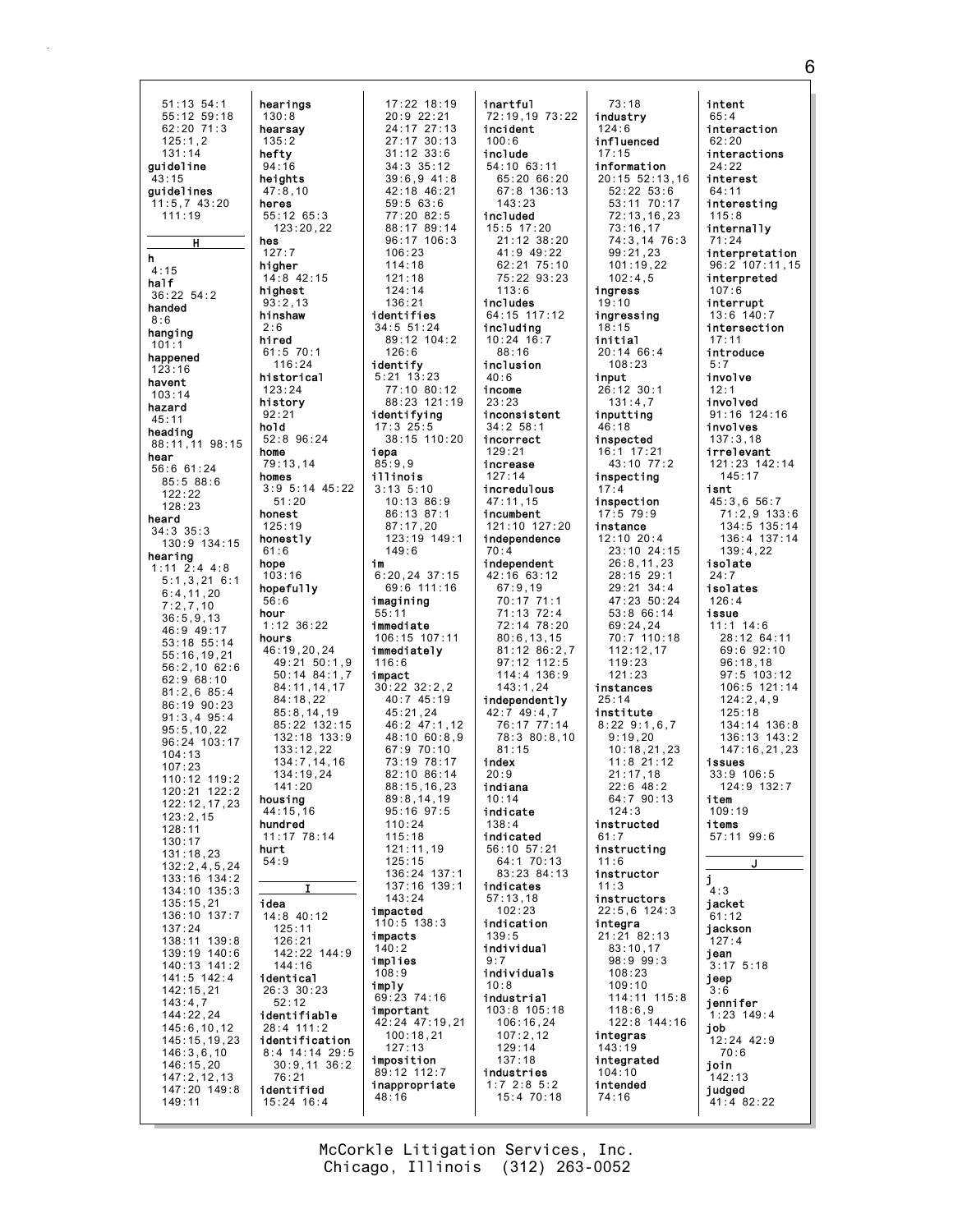51:13 54:1
55:12 59:18
62:20 71:3
125:1,2
131:14

**guideline**
43:15

**guidelines**
11:5,7 43:20
111:19

## H

**h**
4:15

**half**
36:22 54:2

**handed**
8:6

**hanging**
101:1

**happened**
123:16

**havent**
103:14

**hazard**
45:11

**heading**
88:11,11 98:15

**hear**
56:6 61:24
85:5 88:6
122:22
128:23

**heard**
34:3 35:3
130:9 134:15

**hearing**
1:11 2:4 4:8
5:1,3,21 6:1
6:4,11,20
7:2,7,10
36:5,9,13
46:9 49:17
53:18 55:14
55:16,19,21
56:2,10 62:6
62:9 68:10
81:2,6 85:4
86:19 90:23
91:3,4 95:4
95:5,10,22
96:24 103:17
104:13
107:23
110:12 119:2
120:21 122:2
122:12,17,23
123:2,15
128:11
130:17
131:18,23
132:2,4,5,24
133:16 134:2
134:10 135:3
135:15,21
136:10 137:7
137:24
138:11 139:8
139:19 140:6
140:13 141:2
141:5 142:4
142:15,21
143:4,7
144:22,24
145:6,10,12
145:15,19,23
146:3,6,10
146:15,20
147:2,12,13
147:20 149:8
149:11

**hearings**
130:8

**hearsay**
135:2

**hefty**
94:16

**heights**
47:8,10

**heres**
55:12 65:3
123:20,22

**hes**
127:7

**higher**
14:8 42:15

**highest**
93:2,13

**hinshaw**
2:6

**hired**
61:5 70:1
116:24

**historical**
123:24

**history**
92:21

**hold**
52:8 96:24

**home**
79:13,14

**homes**
3:9 5:14 45:22
51:20

**honest**
125:19

**honestly**
61:6

**hope**
103:16

**hopefully**
56:6

**hour**
1:12 36:22

**hours**
46:19,20,24
49:21 50:1,9
50:14 84:1,7
84:11,14,17
84:18,22
85:8,14,19
85:22 132:15
132:18 133:9
133:12,22
134:7,14,16
134:19,24
141:20

**housing**
44:15,16

**hundred**
11:17 78:14

**hurt**
54:9

## I

**idea**
14:8 40:12
125:11
126:21
142:22 144:9
144:16

**identical**
26:3 30:23
52:12

**identifiable**
28:4 111:2

**identification**
8:4 14:14 29:5
30:9,11 36:2
76:21

**identified**
15:24 16:4
17:22 18:19
20:9 22:21
24:17 27:13
27:17 30:13
31:12 33:6
34:3 35:12
39:6,9 41:8
42:18 46:21
59:5 63:6
77:20 82:5
88:17 89:14
96:17 106:3
106:23
114:18
121:18
124:14
136:21

**identifies**
34:5 51:24
89:12 104:2
126:6

**identify**
5:21 13:23
77:10 80:12
88:23 121:19

**identifying**
17:3 25:5
38:15 110:20

**iepa**
85:9,9

**illinois**
3:13 5:10
10:13 86:9
86:13 87:1
87:17,20
123:19 149:1
149:6

**im**
6:20,24 37:15
69:6 111:16

**imagining**
55:11

**immediate**
106:15 107:11

**immediately**
116:6

**impact**
30:22 32:2,2
40:7 45:19
45:21,24
46:2 47:1,12
48:10 60:8,9
67:9 70:10
73:19 78:17
82:10 86:14
88:15,16,23
89:8,14,19
95:16 97:5
110:24
115:18
121:11,19
125:15
136:24 137:1
137:16 139:1
143:24

**impacted**
110:5 138:3

**impacts**
140:2

**implies**
108:9

**imply**
69:23 74:16

**important**
42:24 47:19,21
100:18,21
127:13

**imposition**
89:12 112:7

**inappropriate**
48:16

**inartful**
72:19,19 73:22

**incident**
100:6

**include**
54:10 63:11
65:20 66:20
67:8 136:13
143:23

**included**
15:5 17:20
21:12 38:20
41:9 49:22
62:21 75:10
75:22 93:23
113:6

**includes**
64:15 117:12

**including**
10:24 16:7
88:16

**inclusion**
40:6

**income**
23:23

**inconsistent**
34:2 58:1

**incorrect**
129:21

**increase**
127:14

**incredulous**
47:11,15

**incumbent**
121:10 127:20

**independence**
70:4

**independent**
42:16 63:12
67:9,19
70:17 71:1
71:13 72:4
72:14 78:20
80:6,13,15
81:12 86:2,7
97:12 112:5
114:4 136:9
143:1,24

**independently**
42:7 49:4,7
76:17 77:14
78:3 80:8,10
81:15

**index**
20:9

**indiana**
10:14

**indicate**
138:4

**indicated**
56:10 57:21
64:1 70:13
83:23 84:13

**indicates**
57:13,18
102:23

**indication**
139:5

**individual**
9:7

**individuals**
10:8

**industrial**
103:8 105:18
106:16,24
107:2,12
129:14
137:18

**industries**
1:7 2:8 5:2
15:4 70:18
73:18

**industry**
124:6

**influenced**
17:15

**information**
20:15 52:13,16
52:22 53:6
53:11 70:17
72:13,16,23
73:16,17
74:3,14 76:3
99:21,23
101:19,22
102:4,5

**ingress**
19:10

**ingressing**
18:15

**initial**
20:14 66:4
108:23

**input**
26:12 30:1
131:4,7

**inputting**
46:18

**inspected**
16:1 17:21
43:10 77:2

**inspecting**
17:4

**inspection**
17:5 79:9

**instance**
12:10 20:4
23:10 24:15
26:8,11,23
28:15 29:1
29:21 34:4
47:23 50:24
53:8 66:14
69:24,24
70:7 110:18
112:12,17
119:23
121:23

**instances**
25:14

**institute**
8:22 9:1,6,7
9:19,20
10:18,21,23
11:8 21:12
21:17,18
22:6 48:2
64:7 90:13
124:3

**instructed**
61:7

**instructing**
11:6

**instructor**
11:3

**instructors**
22:5,6 124:3

**integra**
21:21 82:13
83:10,17
98:9 99:3
108:23
109:10
114:11 115:8
118:6,9
122:8 144:16

**integras**
143:19

**integrated**
104:10

**intended**
74:16

**intent**
65:4

**interaction**
62:20

**interactions**
24:22

**interest**
64:11

**interesting**
115:8

**internally**
71:24

**interpretation**
96:2 107:11,15

**interpreted**
107:6

**interrupt**
13:6 140:7

**intersection**
17:11

**introduce**
5:7

**involve**
12:1

**involved**
91:16 124:16

**involves**
137:3,18

**irrelevant**
121:23 142:14
145:17

**isnt**
45:3,6 56:7
71:2,9 133:6
134:5 135:14
136:4 137:14
139:4,22

**isolate**
24:7

**isolates**
126:4

**issue**
11:1 14:6
28:12 64:11
69:6 92:10
96:18,18
97:5 103:12
106:5 121:14
124:2,4,9
125:18
134:14 136:8
136:13 143:2
147:16,21,23

**issues**
33:9 106:5
124:9 132:7

**item**
109:19

**items**
57:11 99:6

## J

**j**
4:3

**jacket**
61:12

**jackson**
127:4

**jean**
3:17 5:18

**jeep**
3:6

**jennifer**
1:23 149:4

**job**
12:24 42:9
70:6

**join**
142:13

**judged**
41:4 82:22

McCorkle Litigation Services, Inc.
Chicago, Illinois (312) 263-0052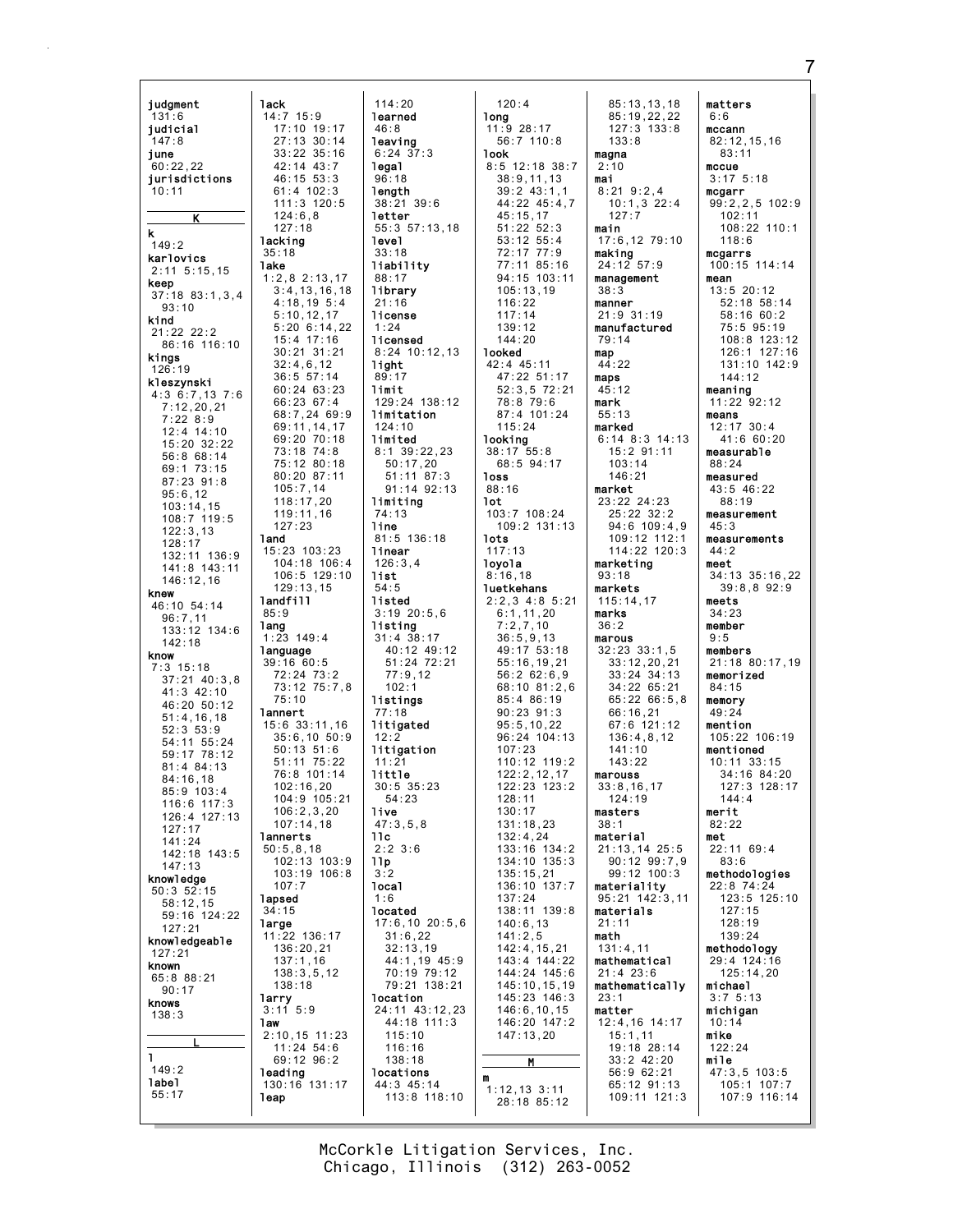judgment
131:6
judicial
147:8
june
60:22,22
jurisdictions
10:11

**K**

k
149:2
karlovics
2:11 5:15,15
keep
37:18 83:1,3,4
93:10
kind
21:22 22:2
86:16 116:10
kings
126:19
kleszynski
4:3 6:7,13 7:6
7:12,20,21
7:22 8:9
12:4 14:10
15:20 32:22
56:8 68:14
69:1 73:15
87:23 91:8
95:6,12
103:14,15
108:7 119:5
122:3,13
128:17
132:11 136:9
141:8 143:11
146:12,16
knew
46:10 54:14
96:7,11
133:12 134:6
142:18
know
7:3 15:18
37:21 40:3,8
41:3 42:10
46:20 50:12
51:4,16,18
52:3 53:9
54:11 55:24
59:17 78:12
81:4 84:13
84:16,18
85:9 103:4
116:6 117:3
126:4 127:13
127:17
141:24
142:18 143:5
147:13
knowledge
50:3 52:15
58:12,15
59:16 124:22
127:21
knowledgeable
127:21
known
65:8 88:21
90:17
knows
138:3

**L**

l
149:2
label
55:17

lack
14:7 15:9
17:10 19:17
27:13 30:14
33:22 35:16
42:14 43:7
46:15 53:3
61:4 102:3
111:3 120:5
124:6,8
127:18
lacking
35:18
lake
1:2,8 2:13,17
3:4,13,16,18
4:18,19 5:4
5:10,12,17
5:20 6:14,22
15:4 17:16
30:21 31:21
32:4,6,12
36:5 57:14
60:24 63:23
66:23 67:4
68:7,24 69:9
69:11,14,17
69:20 70:18
73:18 74:8
75:12 80:18
80:20 87:11
105:7,14
118:17,20
119:11,16
127:23
land
15:23 103:23
104:18 106:4
106:5 129:10
129:13,15
landfill
85:9
lang
1:23 149:4
language
39:16 60:5
72:24 73:2
73:12 75:7,8
75:10
lannert
15:6 33:11,16
35:6,10 50:9
50:13 51:6
51:11 75:22
76:8 101:14
102:16,20
104:9 105:21
106:2,3,20
107:14,18
lannerts
50:5,8,18
102:13 103:9
103:19 106:8
107:7
lapsed
34:15
large
11:22 136:17
136:20,21
137:1,16
138:3,5,12
138:18
larry
3:11 5:9
law
2:10,15 11:23
11:24 54:6
69:12 96:2
leading
130:16 131:17
leap

114:20
learned
46:8
leaving
6:24 37:3
legal
96:18
length
38:21 39:6
letter
55:3 57:13,18
level
33:18
liability
88:17
library
21:16
license
1:24
licensed
8:24 10:12,13
light
89:17
limit
129:24 138:12
limitation
124:10
limited
8:1 39:22,23
50:17,20
51:11 87:3
91:14 92:13
limiting
74:13
line
81:5 136:18
linear
126:3,4
list
54:5
listed
3:19 20:5,6
listing
31:4 38:17
40:12 49:12
51:24 72:21
77:9,12
102:1
listings
77:18
litigated
12:2
litigation
11:21
little
30:5 35:23
54:23
live
47:3,5,8
llc
2:2 3:6
llp
3:2
local
1:6
located
17:6,10 20:5,6
31:6,22
32:13,19
44:1,19 45:9
70:19 79:12
79:21 138:21
location
24:11 43:12,23
44:18 111:3
115:10
116:16
138:18
locations
44:3 45:14
113:8 118:10

120:4
long
11:9 28:17
56:7 110:8
look
8:5 12:18 38:7
38:9,11,13
39:2 43:1,1
44:22 45:4,7
45:15,17
51:22 52:3
53:12 55:4
72:17 77:9
77:11 85:16
94:15 103:11
105:13,19
116:22
117:14
139:12
144:20
looked
42:4 45:11
47:22 51:17
52:3,5 72:21
78:8 79:6
87:4 101:24
115:24
looking
38:17 55:8
68:5 94:17
loss
88:16
lot
103:7 108:24
109:2 131:13
lots
117:13
loyola
8:16,18
luetkehans
2:2,3 4:8 5:21
6:1,11,20
7:2,7,10
36:5,9,13
49:17 53:18
55:16,19,21
56:2 62:6,9
68:10 81:2,6
85:4 86:19
90:23 91:3
95:5,10,22
96:24 104:13
107:23
110:12 119:2
122:2,12,17
122:23 123:2
128:11
130:17
131:18,23
132:4,24
133:16 134:2
134:10 135:3
135:15,21
136:10 137:7
137:24
138:11 139:8
140:6,13
141:2,5
142:4,15,21
143:4 144:22
144:24 145:6
145:10,15,19
145:23 146:3
146:6,10,15
146:20 147:2
147:13,20

**M**

m
1:12,13 3:11
28:18 85:12

85:13,13,18
85:19,22,22
127:3 133:8
133:8
magna
2:10
mai
8:21 9:2,4
10:1,3 22:4
127:7
main
17:6,12 79:10
making
24:12 57:9
management
38:3
manner
21:9 31:19
manufactured
79:14
map
44:22
maps
45:12
mark
55:13
marked
6:14 8:3 14:13
15:2 91:11
103:14
146:21
market
23:22 24:23
25:22 32:2
94:6 109:4,9
109:12 112:1
114:22 120:3
marketing
93:18
markets
115:14,17
marks
36:2
marous
32:23 33:1,5
33:12,20,21
33:24 34:13
34:22 65:21
65:22 66:5,8
66:16,21
67:6 121:12
136:4,8,12
141:10
143:22
marouss
33:8,16,17
124:19
masters
38:1
material
21:13,14 25:5
90:12 99:7,9
99:12 100:3
materiality
95:21 142:3,11
materials
21:11
math
131:4,11
mathematical
21:4 23:6
mathematically
23:1
matter
12:4,16 14:17
15:1,11
19:18 28:14
33:2 42:20
56:9 62:21
65:12 91:13
109:11 121:3

matters
6:6
mccann
82:12,15,16
83:11
mccue
3:17 5:18
mcgarr
99:2,2,5 102:9
102:11
108:22 110:1
118:6
mcgarrs
100:15 114:14
mean
13:5 20:12
52:18 58:14
58:16 60:2
75:5 95:19
108:8 123:12
126:1 127:16
131:10 142:9
144:12
meaning
11:22 92:12
means
12:17 30:4
41:6 60:20
measurable
88:24
measured
43:5 46:22
88:19
measurement
45:3
measurements
44:2
meet
34:13 35:16,22
39:8,8 92:9
meets
34:23
member
9:5
members
21:18 80:17,19
memorized
84:15
memory
49:24
mention
105:22 106:19
mentioned
10:11 33:15
34:16 84:20
127:3 128:17
144:4
merit
82:22
met
22:11 69:4
83:6
methodologies
22:8 74:24
123:5 125:10
127:15
128:19
139:24
methodology
29:4 124:16
125:14,20
michael
3:7 5:13
michigan
10:14
mike
122:24
mile
47:3,5 103:5
105:1 107:7
107:9 116:14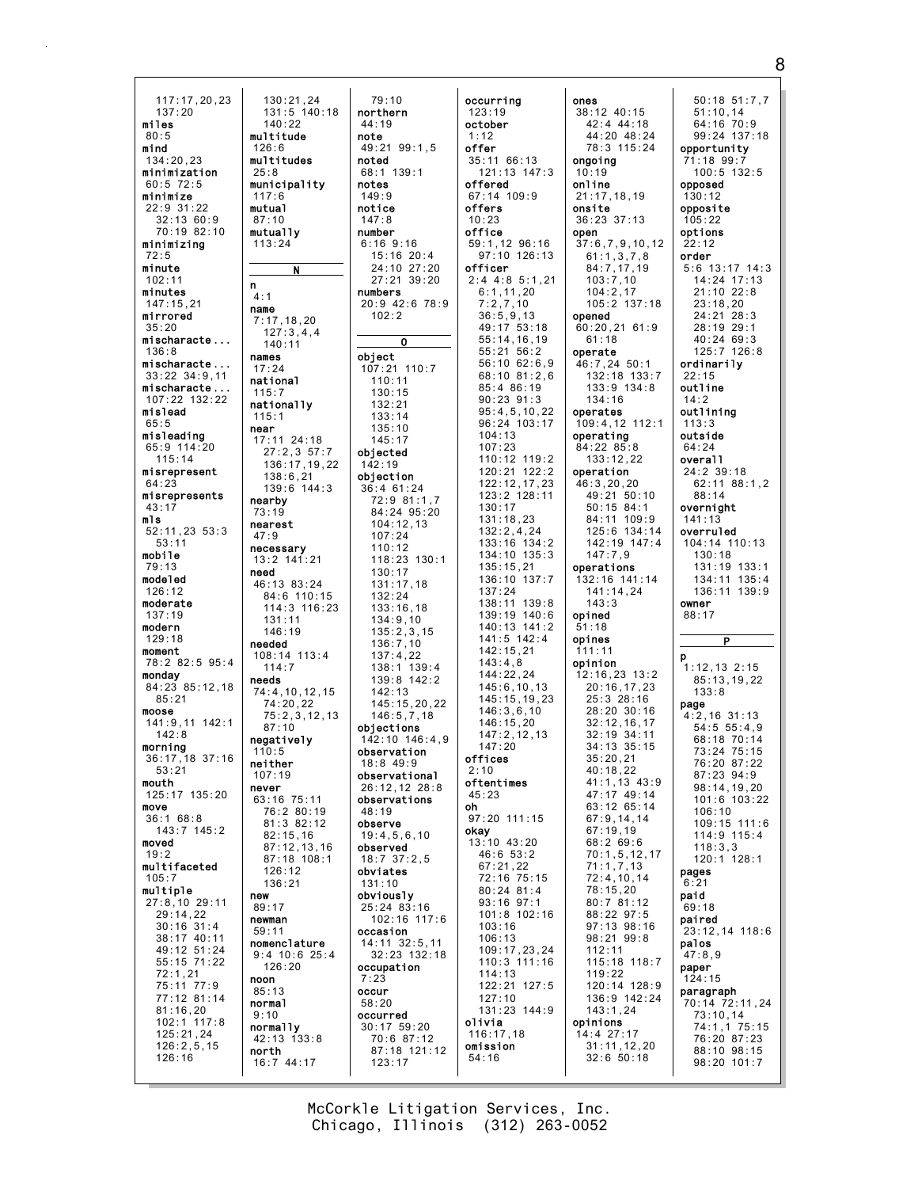117:17,20,23
137:20
**miles**
80:5
**mind**
134:20,23
**minimization**
60:5 72:5
**minimize**
22:9 31:22
32:13 60:9
70:19 82:10
**minimizing**
72:5
**minute**
102:11
**minutes**
147:15,21
**mirrored**
35:20
**mischaracte...**
136:8
**mischaracte...**
33:22 34:9,11
**mischaracte...**
107:22 132:22
**mislead**
65:5
**misleading**
65:9 114:20
115:14
**misrepresent**
64:23
**misrepresents**
43:17
**mls**
52:11,23 53:3
53:11
**mobile**
79:13
**modeled**
126:12
**moderate**
137:19
**modern**
129:18
**moment**
78:2 82:5 95:4
**monday**
84:23 85:12,18
85:21
**moose**
141:9,11 142:1
142:8
**morning**
36:17,18 37:16
53:21
**mouth**
125:17 135:20
**move**
36:1 68:8
143:7 145:2
**moved**
19:2
**multifaceted**
105:7
**multiple**
27:8,10 29:11
29:14,22
30:16 31:4
38:17 40:11
49:12 51:24
55:15 71:22
72:1,21
75:11 77:9
77:12 81:14
81:16,20
102:1 117:8
125:21,24
126:2,5,15
126:16
130:21,24
131:5 140:18
140:22
**multitude**
126:6
**multitudes**
25:8
**municipality**
117:6
**mutual**
87:10
**mutually**
113:24

## N

**n**
4:1
**name**
7:17,18,20
127:3,4,4
140:11
**names**
17:24
**national**
115:7
**nationally**
115:1
**near**
17:11 24:18
27:2,3 57:7
136:17,19,22
138:6,21
139:6 144:3
**nearby**
73:19
**nearest**
47:9
**necessary**
13:2 141:21
**need**
46:13 83:24
84:6 110:15
114:3 116:23
131:11
146:19
**needed**
108:14 113:4
114:7
**needs**
74:4,10,12,15
74:20,22
75:2,3,12,13
87:10
**negatively**
110:5
**neither**
107:19
**never**
63:16 75:11
76:2 80:19
81:3 82:12
82:15,16
87:12,13,16
87:18 108:1
126:12
136:21
**new**
89:17
**newman**
59:11
**nomenclature**
9:4 10:6 25:4
126:20
**noon**
85:13
**normal**
9:10
**normally**
42:13 133:8
**north**
16:7 44:17
79:10
**northern**
44:19
**note**
49:21 99:1,5
**noted**
68:1 139:1
**notes**
149:9
**notice**
147:8
**number**
6:16 9:16
15:16 20:4
24:10 27:20
27:21 39:20
**numbers**
20:9 42:6 78:9
102:2

## O

**object**
107:21 110:7
110:11
130:15
132:21
133:14
135:10
145:17
**objected**
142:19
**objection**
36:4 61:24
72:9 81:1,7
84:24 95:20
104:12,13
107:24
110:12
118:23 130:1
130:17
131:17,18
132:24
133:16,18
134:9,10
135:2,3,15
136:7,10
137:4,22
138:1 139:4
139:8 142:2
142:13
145:15,20,22
146:5,7,18
**objections**
142:10 146:4,9
**observation**
18:8 49:9
**observational**
26:12,12 28:8
**observations**
48:19
**observe**
19:4,5,6,10
**observed**
18:7 37:2,5
**obviates**
131:10
**obviously**
25:24 83:16
102:16 117:6
**occasion**
14:11 32:5,11
32:23 132:18
**occupation**
7:23
**occur**
58:20
**occurred**
30:17 59:20
70:6 87:12
87:18 121:12
123:17
**occurring**
123:19
**october**
1:12
**offer**
35:11 66:13
121:13 147:3
**offered**
67:14 109:9
**offers**
10:23
**office**
59:1,12 96:16
97:10 126:13
**officer**
2:4 4:8 5:1,21
6:1,11,20
7:2,7,10
36:5,9,13
49:17 53:18
55:14,16,19
55:21 56:2
56:10 62:6,9
68:10 81:2,6
85:4 86:19
90:23 91:3
95:4,5,10,22
96:24 103:17
104:13
107:23
110:12 119:2
120:21 122:2
122:12,17,23
123:2 128:11
130:17
131:18,23
132:2,4,24
133:16 134:2
134:10 135:3
135:15,21
136:10 137:7
137:24
138:11 139:8
139:19 140:6
140:13 141:2
141:5 142:4
142:15,21
143:4,8
144:22,24
145:6,10,13
145:15,19,23
146:3,6,10
146:15,20
147:2,12,13
147:20
**offices**
2:10
**oftentimes**
45:23
**oh**
97:20 111:15
**okay**
13:10 43:20
46:6 53:2
67:21,22
72:16 75:15
80:24 81:4
93:16 97:1
101:8 102:16
103:16
106:13
109:17,23,24
110:3 111:16
114:13
122:21 127:5
127:10
131:23 144:9
**olivia**
116:17,18
**omission**
54:16
**ones**
38:12 40:15
42:4 44:18
44:20 48:24
78:3 115:24
**ongoing**
10:19
**online**
21:17,18,19
**onsite**
36:23 37:13
**open**
37:6,7,9,10,12
61:1,3,7,8
84:7,17,19
103:7,10
104:2,17
105:2 137:18
**opened**
60:20,21 61:9
61:18
**operate**
46:7,24 50:1
132:18 133:7
133:9 134:8
134:16
**operates**
109:4,12 112:1
**operating**
84:22 85:8
133:12,22
**operation**
46:3,20,20
49:21 50:10
50:15 84:1
84:11 109:9
125:6 134:14
142:19 147:4
147:7,9
**operations**
132:16 141:14
141:14,24
143:3
**opined**
51:18
**opines**
111:11
**opinion**
12:16,23 13:2
20:16,17,23
25:3 28:16
28:20 30:16
32:12,16,17
32:19 34:11
34:13 35:15
35:20,21
40:18,22
41:1,13 43:9
47:17 49:14
63:12 65:14
67:9,14,14
67:19,19
68:2 69:6
70:1,5,12,17
71:1,7,13
72:4,10,14
78:15,20
80:7 81:12
88:22 97:5
97:13 98:16
98:21 99:8
112:11
115:18 118:7
119:22
120:14 128:9
136:9 142:24
143:1,24
**opinions**
14:4 27:17
31:11,12,20
32:6 50:18
50:18 51:7,7
51:10,14
64:16 70:9
99:24 137:18
**opportunity**
71:18 99:7
100:5 132:5
**opposed**
130:12
**opposite**
105:22
**options**
22:12
**order**
5:6 13:17 14:3
14:24 17:13
21:10 22:8
23:18,20
24:21 28:3
28:19 29:1
40:24 69:3
125:7 126:8
**ordinarily**
22:15
**outline**
14:2
**outlining**
113:3
**outside**
64:24
**overall**
24:2 39:18
62:11 88:1,2
88:14
**overnight**
141:13
**overruled**
104:14 110:13
130:18
131:19 133:1
134:11 135:4
136:11 139:9
**owner**
88:17

## P

**p**
1:12,13 2:15
85:13,19,22
133:8
**page**
4:2,16 31:13
54:5 55:4,9
68:18 70:14
73:24 75:15
76:20 87:22
87:23 94:9
98:14,19,20
101:6 103:22
106:10
109:15 111:6
114:9 115:4
118:3,3
120:1 128:1
**pages**
6:21
**paid**
69:18
**paired**
23:12,14 118:6
**palos**
47:8,9
**paper**
124:15
**paragraph**
70:14 72:11,24
73:10,14
74:1,1 75:15
76:20 87:23
88:10 98:15
98:20 101:7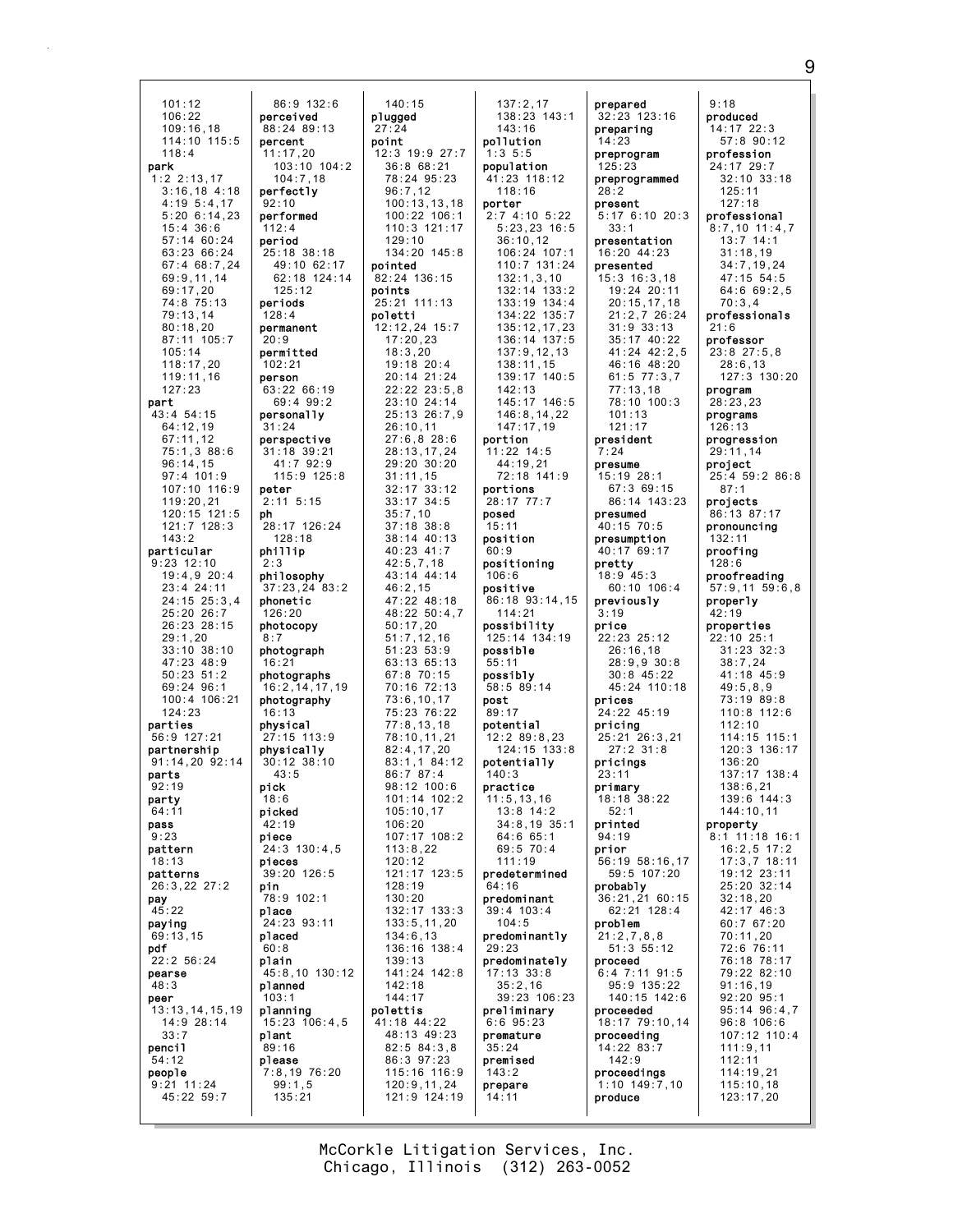101:12
106:22
109:16,18
114:10 115:5
118:4

**park**
1:2 2:13,17
3:16,18 4:18
4:19 5:4,17
5:20 6:14,23
15:4 36:6
57:14 60:24
63:23 66:24
67:4 68:7,24
69:9,11,14
69:17,20
74:8 75:13
79:13,14
80:18,20
87:11 105:7
105:14
118:17,20
119:11,16
127:23

**part**
43:4 54:15
64:12,19
67:11,12
75:1,3 88:6
96:14,15
97:4 101:9
107:10 116:9
119:20,21
120:15 121:5
121:7 128:3
143:2

**particular**
9:23 12:10
19:4,9 20:4
23:4 24:11
24:15 25:3,4
25:20 26:7
26:23 28:15
29:1,20
33:10 38:10
47:23 48:9
50:23 51:2
69:24 96:1
100:4 106:21
124:23

**parties**
56:9 127:21

**partnership**
91:14,20 92:14

**parts**
92:19

**party**
64:11

**pass**
9:23

**pattern**
18:13

**patterns**
26:3,22 27:2

**pay**
45:22

**paying**
69:13,15

**pdf**
22:2 56:24

**pearse**
48:3

**peer**
13:13,14,15,19
14:9 28:14
33:7

**pencil**
54:12

**people**
9:21 11:24
45:22 59:7
86:9 132:6

**perceived**
88:24 89:13

**percent**
11:17,20
103:10 104:2
104:7,18

**perfectly**
92:10

**performed**
112:4

**period**
25:18 38:18
49:10 62:17
62:18 124:14
125:12

**periods**
128:4

**permanent**
20:9

**permitted**
102:21

**person**
63:22 66:19
69:4 99:2

**personally**
31:24

**perspective**
31:18 39:21
41:7 92:9
115:9 125:8

**peter**
2:11 5:15

**ph**
28:17 126:24
128:18

**phillip**
2:3

**philosophy**
37:23,24 83:2

**phonetic**
126:20

**photocopy**
8:7

**photograph**
16:21

**photographs**
16:2,14,17,19

**photography**
16:13

**physical**
27:15 113:9

**physically**
30:12 38:10
43:5

**pick**
18:6

**picked**
42:19

**piece**
24:3 130:4,5

**pieces**
39:20 126:5

**pin**
78:9 102:1

**place**
24:23 93:11

**placed**
60:8

**plain**
45:8,10 130:12

**planned**
103:1

**planning**
15:23 106:4,5

**plant**
89:16

**please**
7:8,19 76:20
99:1,5
135:21
140:15

**plugged**
27:24

**point**
12:3 19:9 27:7
36:8 68:21
78:24 95:23
96:7,12
100:13,13,18
100:22 106:1
110:3 121:17
129:10
134:20 145:8

**pointed**
82:24 136:15

**points**
25:21 111:13

**poletti**
12:12,24 15:7
17:20,23
18:3,20
19:18 20:4
20:14 21:24
22:22 23:5,8
23:10 24:14
25:13 26:7,9
26:10,11
27:6,8 28:6
28:13,17,24
29:20 30:20
31:11,15
32:17 33:12
33:17 34:5
35:7,10
37:18 38:8
38:14 40:13
40:23 41:7
42:5,7,18
43:14 44:14
46:2,15
47:22 48:18
48:22 50:4,7
50:17,20
51:7,12,16
51:23 53:9
63:13 65:13
67:8 70:15
70:16 72:13
73:6,10,17
75:23 76:22
77:8,13,18
78:10,11,21
82:4,17,20
83:1,1 84:12
86:7 87:4
98:12 100:6
101:14 102:2
105:10,17
106:20
107:17 108:2
113:8,22
120:12
121:17 123:5
128:19
130:20
132:17 133:3
133:5,11,20
134:6,13
136:16 138:4
139:13
141:24 142:8
142:18
144:17

**polettis**
41:18 44:22
48:13 49:23
82:5 84:3,8
86:3 97:23
115:16 116:9
120:9,11,24
121:9 124:19
137:2,17
138:23 143:1
143:16

**pollution**
1:3 5:5

**population**
41:23 118:12
118:16

**porter**
2:7 4:10 5:22
5:23,23 16:5
36:10,12
106:24 107:1
110:7 131:24
132:1,3,10
132:14 133:2
133:19 134:4
134:22 135:7
135:12,17,23
136:14 137:5
137:9,12,13
138:11,15
139:17 140:5
142:13
145:17 146:5
146:8,14,22
147:17,19

**portion**
11:22 14:5
44:19,21
72:18 141:9

**portions**
28:17 77:7

**posed**
15:11

**position**
60:9

**positioning**
106:6

**positive**
86:18 93:14,15
114:21

**possibility**
125:14 134:19

**possible**
55:11

**possibly**
58:5 89:14

**post**
89:17

**potential**
12:2 89:8,23
124:15 133:8

**potentially**
140:3

**practice**
11:5,13,16
13:8 14:2
34:8,19 35:1
64:6 65:1
69:5 70:4
111:19

**predetermined**
64:16

**predominant**
39:4 103:4
104:5

**predominantly**
29:23

**predominately**
17:13 33:8
35:2,16
39:23 106:23

**preliminary**
6:6 95:23

**premature**
35:24

**premised**
143:2

**prepare**
14:11

**prepared**
32:23 123:16

**preparing**
14:23

**preprogram**
125:23

**preprogrammed**
28:2

**present**
5:17 6:10 20:3
33:1

**presentation**
16:20 44:23

**presented**
15:3 16:3,18
19:24 20:11
20:15,17,18
21:2,7 26:24
31:9 33:13
35:17 40:22
41:24 42:2,5
46:16 48:20
61:5 77:3,7
77:13,18
78:10 100:3
101:13
121:17

**president**
7:24

**presume**
15:19 28:1
67:3 69:15
86:14 143:23

**presumed**
40:15 70:5

**presumption**
40:17 69:17

**pretty**
18:9 45:3
60:10 106:4

**previously**
3:19

**price**
22:23 25:12
26:16,18
28:9,9 30:8
30:8 45:22
45:24 110:18

**prices**
24:22 45:19

**pricing**
25:21 26:3,21
27:2 31:8

**pricings**
23:11

**primary**
18:18 38:22
52:1

**printed**
94:19

**prior**
56:19 58:16,17
59:5 107:20

**probably**
36:21,21 60:15
62:21 128:4

**problem**
21:2,7,8,8
51:3 55:12

**proceed**
6:4 7:11 91:5
95:9 135:22
140:15 142:6

**proceeded**
18:17 79:10,14

**proceeding**
14:22 83:7
142:9

**proceedings**
1:10 149:7,10

**produce**
9:18

**produced**
14:17 22:3
57:8 90:12

**profession**
24:17 29:7
32:10 33:18
125:11
127:18

**professional**
8:7,10 11:4,7
13:7 14:1
31:18,19
34:7,19,24
47:15 54:5
64:6 69:2,5
70:3,4

**professionals**
21:6

**professor**
23:8 27:5,8
28:6,13
127:3 130:20

**program**
28:23,23

**programs**
126:13

**progression**
29:11,14

**project**
25:4 59:2 86:8
87:1

**projects**
86:13 87:17

**pronouncing**
132:11

**proofing**
128:6

**proofreading**
57:9,11 59:6,8

**properly**
42:19

**properties**
22:10 25:1
31:23 32:3
38:7,24
41:18 45:9
49:5,8,9
73:19 89:8
110:8 112:6
112:10
114:15 115:1
120:3 136:17
136:20
137:17 138:4
138:6,21
139:6 144:3
144:10,11

**property**
8:1 11:18 16:1
16:2,5 17:2
17:3,7 18:11
19:12 23:11
25:20 32:14
32:18,20
42:17 46:3
60:7 67:20
70:11,20
72:6 76:11
76:18 78:17
79:22 82:10
91:16,19
92:20 95:1
95:14 96:4,7
96:8 106:6
107:12 110:4
111:9,11
112:11
114:19,21
115:10,18
123:17,20

McCorkle Litigation Services, Inc.
Chicago, Illinois (312) 263-0052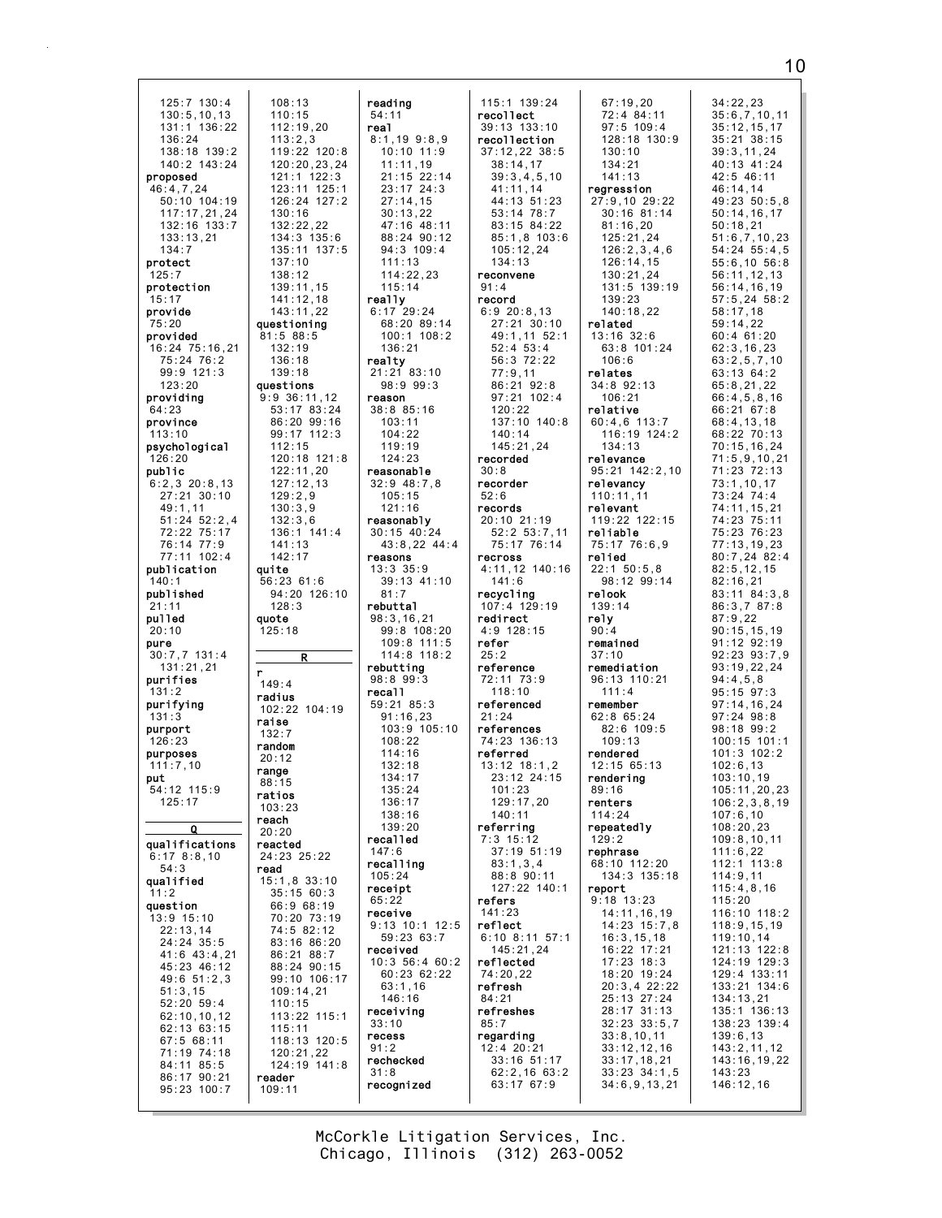125:7 130:4
130:5,10,13
131:1 136:22
136:24
138:18 139:2
140:2 143:24

**proposed**
46:4,7,24
50:10 104:19
117:17,21,24
132:16 133:7
133:13,21
134:7

**protect**
125:7

**protection**
15:17

**provide**
75:20

**provided**
16:24 75:16,21
75:24 76:2
99:9 121:3
123:20

**providing**
64:23

**province**
113:10

**psychological**
126:20

**public**
6:2,3 20:8,13
27:21 30:10
49:1,11
51:24 52:2,4
72:22 75:17
76:14 77:9
77:11 102:4

**publication**
140:1

**published**
21:11

**pulled**
20:10

**pure**
30:7,7 131:4
131:21,21

**purifies**
131:2

**purifying**
131:3

**purport**
126:23

**purposes**
111:7,10

**put**
54:12 115:9
125:17

## Q

**qualifications**
6:17 8:8,10
54:3

**qualified**
11:2

**question**
13:9 15:10
22:13,14
24:24 35:5
41:6 43:4,21
45:23 46:12
49:6 51:2,3
51:3,15
52:20 59:4
62:10,10,12
62:13 63:15
67:5 68:11
71:19 74:18
84:11 85:5
86:17 90:21
95:23 100:7
108:13
110:15
112:19,20
113:2,3
119:22 120:8
120:20,23,24
121:1 122:3
123:11 125:1
126:24 127:2
130:16
132:22,22
134:3 135:6
135:11 137:5
137:10
138:12
139:11,15
141:12,18
143:11,22

**questioning**
81:5 88:5
132:19
136:18
139:18

**questions**
9:9 36:11,12
53:17 83:24
86:20 99:16
99:17 112:3
112:15
120:18 121:8
122:11,20
127:12,13
129:2,9
130:3,9
132:3,6
136:1 141:4
141:13
142:17

**quite**
56:23 61:6
94:20 126:10
128:3

**quote**
125:18

## R

**r**
149:4

**radius**
102:22 104:19

**raise**
132:7

**random**
20:12

**range**
88:15

**ratios**
103:23

**reach**
20:20

**reacted**
24:23 25:22

**read**
15:1,8 33:10
35:15 60:3
66:9 68:19
70:20 73:19
74:5 82:12
83:16 86:20
86:21 88:7
88:24 90:15
99:10 106:17
109:14,21
110:15
113:22 115:1
115:11
118:13 120:5
120:21,22
124:19 141:8

**reader**
109:11

**reading**
54:11

**real**
8:1,19 9:8,9
10:10 11:9
11:11,19
21:15 22:14
23:17 24:3
27:14,15
30:13,22
47:16 48:11
88:24 90:12
94:3 109:4
111:13
114:22,23
115:14

**really**
6:17 29:24
68:20 89:14
100:1 108:2
136:21

**realty**
21:21 83:10
98:9 99:3

**reason**
38:8 85:16
103:11
104:22
119:19
124:23

**reasonable**
32:9 48:7,8
105:15
121:16

**reasonably**
30:15 40:24
43:8,22 44:4

**reasons**
13:3 35:9
39:13 41:10
81:7

**rebuttal**
98:3,16,21
99:8 108:20
109:8 111:5
114:8 118:2

**rebutting**
98:8 99:3

**recall**
59:21 85:3
91:16,23
103:9 105:10
108:22
114:16
132:18
134:17
135:24
136:17
138:16
139:20

**recalled**
147:6

**recalling**
105:24

**receipt**
65:22

**receive**
9:13 10:1 12:5
59:23 63:7

**received**
10:3 56:4 60:2
60:23 62:22
63:1,16
146:16

**receiving**
33:10

**recess**
91:2

**rechecked**
31:8

**recognized**
115:1 139:24

**recollect**
39:13 133:10

**recollection**
37:12,22 38:5
38:14,17
39:3,4,5,10
41:11,14
44:13 51:23
53:14 78:7
83:15 84:22
85:1,8 103:6
105:12,24
134:13

**reconvene**
91:4

**record**
6:9 20:8,13
27:21 30:10
49:1,11 52:1
52:4 53:4
56:3 72:22
77:9,11
86:21 92:8
97:21 102:4
120:22
137:10 140:8
140:14
145:21,24

**recorded**
30:8

**recorder**
52:6

**records**
20:10 21:19
52:2 53:7,11
75:17 76:14

**recross**
4:11,12 140:16
141:6

**recycling**
107:4 129:19

**redirect**
4:9 128:15

**refer**
25:2

**reference**
72:11 73:9
118:10

**referenced**
21:24

**references**
74:23 136:13

**referred**
13:12 18:1,2
23:12 24:15
101:23
129:17,20
140:11

**referring**
7:3 15:12
37:19 51:19
83:1,3,4
88:8 90:11
127:22 140:1

**refers**
141:23

**reflect**
6:10 8:11 57:1
145:21,24

**reflected**
74:20,22

**refresh**
84:21

**refreshes**
85:7

**regarding**
12:4 20:21
33:16 51:17
62:2,16 63:2
63:17 67:9
67:19,20
72:4 84:11
97:5 109:4
128:18 130:9
130:10
134:21
141:13

**regression**
27:9,10 29:22
30:16 81:14
81:16,20
125:21,24
126:2,3,4,6
126:14,15
130:21,24
131:5 139:19
139:23
140:18,22

**related**
13:16 32:6
63:8 101:24
106:6

**relates**
34:8 92:13
106:21

**relative**
60:4,6 113:7
116:19 124:2
134:13

**relevance**
95:21 142:2,10

**relevancy**
110:11,11

**relevant**
119:22 122:15

**reliable**
75:17 76:6,9

**relied**
22:1 50:5,8
98:12 99:14

**relook**
139:14

**rely**
90:4

**remained**
37:10

**remediation**
96:13 110:21
111:4

**remember**
62:8 65:24
82:6 109:5
109:13

**rendered**
12:15 65:13

**rendering**
89:16

**renters**
114:24

**repeatedly**
129:2

**rephrase**
68:10 112:20
134:3 135:18

**report**
9:18 13:23
14:11,16,19
14:23 15:7,8
16:3,15,18
16:22 17:21
17:23 18:3
18:20 19:24
20:3,4 22:22
25:13 27:24
28:17 31:13
32:23 33:5,7
33:8,10,11
33:12,12,16
33:17,18,21
33:23 34:1,5
34:6,9,13,21
34:22,23
35:6,7,10,11
35:12,15,17
35:21 38:15
39:3,11,24
40:13 41:24
42:5 46:11
46:14,14
49:23 50:5,8
50:14,16,17
50:18,21
51:6,7,10,23
54:24 55:4,5
55:6,10 56:8
56:11,12,13
56:14,16,19
57:5,24 58:2
58:17,18
59:14,22
60:4 61:20
62:3,16,23
63:2,5,7,10
63:13 64:2
65:8,21,22
66:4,5,8,16
66:21 67:8
68:4,13,18
68:22 70:13
70:15,16,24
71:5,9,10,21
71:23 72:13
73:1,10,17
73:24 74:4
74:11,15,21
74:23 75:11
75:23 76:23
77:13,19,23
80:7,24 82:4
82:5,12,15
82:16,21
83:11 84:3,8
86:3,7 87:8
87:9,22
90:15,15,19
91:12 92:19
92:23 93:7,9
93:19,22,24
94:4,5,8
95:15 97:3
97:14,16,24
97:24 98:8
98:18 99:2
100:15 101:1
101:3 102:2
102:6,13
103:10,19
105:11,20,23
106:2,3,8,19
107:6,10
108:20,23
109:8,10,11
111:6,22
112:1 113:8
114:9,11
115:4,8,16
115:20
116:10 118:2
118:9,15,19
119:10,14
121:13 122:8
124:19 129:3
129:4 133:11
133:21 134:6
134:13,21
135:1 136:13
138:23 139:4
139:6,13
143:2,11,12
143:16,19,22
143:23
146:12,16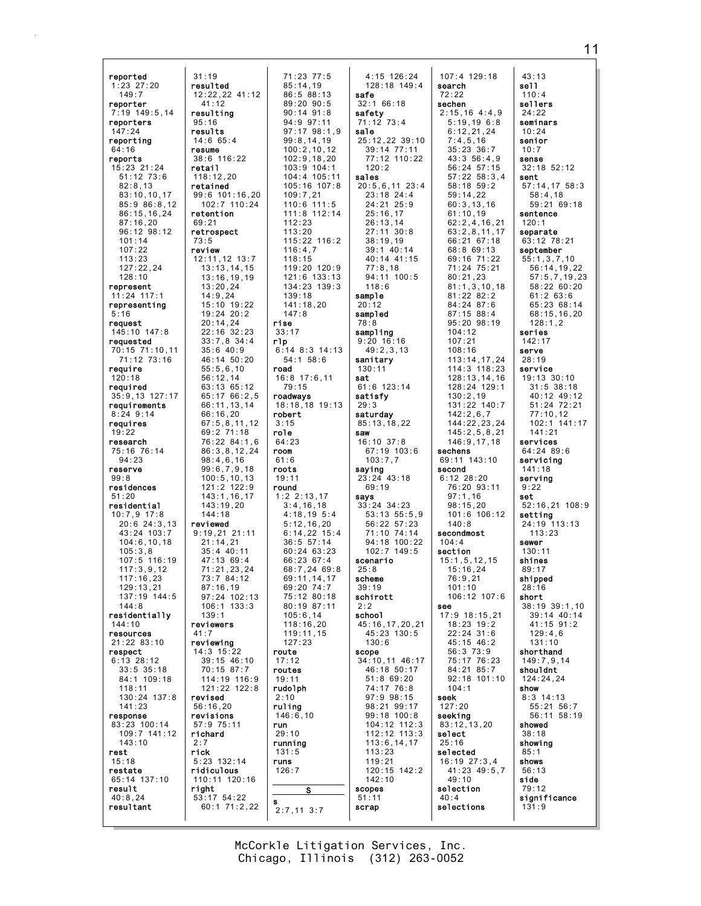**reported**
1:23 27:20
149:7
**reporter**
7:19 149:5,14
**reporters**
147:24
**reporting**
64:16
**reports**
15:23 21:24
51:12 73:6
82:8,13
83:10,10,17
85:9 86:8,12
86:15,16,24
87:16,20
96:12 98:12
101:14
107:22
113:23
127:22,24
128:10
**represent**
11:24 117:1
**representing**
5:16
**request**
145:10 147:8
**requested**
70:15 71:10,11
71:12 73:16
**require**
120:18
**required**
35:9,13 127:17
**requirements**
8:24 9:14
**requires**
19:22
**research**
75:16 76:14
94:23
**reserve**
99:8
**residences**
51:20
**residential**
10:7,9 17:8
20:6 24:3,13
43:24 103:7
104:6,10,18
105:3,8
107:5 116:19
117:3,9,12
117:16,23
129:13,21
137:19 144:5
144:8
**residentially**
144:10
**resources**
21:22 83:10
**respect**
6:13 28:12
33:5 35:18
84:1 109:18
118:11
130:24 137:8
141:23
**response**
83:23 100:14
109:7 141:12
143:10
**rest**
15:18
**restate**
65:14 137:10
**result**
40:8,24
**resultant**
31:19
**resulted**
12:22,22 41:12
41:12
**resulting**
95:16
**results**
14:6 65:4
**resume**
38:6 116:22
**retail**
118:12,20
**retained**
99:6 101:16,20
102:7 110:24
**retention**
69:21
**retrospect**
73:5
**review**
12:11,12 13:7
13:13,14,15
13:16,19,19
13:20,24
14:9,24
15:10 19:22
19:24 20:2
20:14,24
22:16 32:23
33:7,8 34:4
35:6 40:9
46:14 50:20
55:5,6,10
56:12,14
63:13 65:12
65:17 66:2,5
66:11,13,14
66:16,20
67:5,8,11,12
69:2 71:18
76:22 84:1,6
86:3,8,12,24
98:4,6,16
99:6,7,9,18
100:5,10,13
121:2 122:9
143:1,16,17
143:19,20
144:18
**reviewed**
9:19,21 21:11
21:14,21
35:4 40:11
47:13 69:4
71:21,23,24
73:7 84:12
87:16,19
97:24 102:13
106:1 133:3
139:1
**reviewers**
41:7
**reviewing**
14:3 15:22
39:15 46:10
70:15 87:7
114:19 116:9
121:22 122:8
**revised**
56:16,20
**revisions**
57:9 75:11
**richard**
2:7
**rick**
5:23 132:14
**ridiculous**
110:11 120:16
**right**
53:17 54:22
60:1 71:2,22
71:23 77:5
85:14,19
86:5 88:13
89:20 90:5
90:14 91:8
94:9 97:11
97:17 98:1,9
99:8,14,19
100:2,10,12
102:9,18,20
103:9 104:1
104:4 105:11
105:16 107:8
109:7,21
110:6 111:5
111:8 112:14
112:23
113:20
115:22 116:2
116:4,7
118:15
119:20 120:9
121:6 133:13
134:23 139:3
139:18
141:18,20
147:8
**rise**
33:17
**rlp**
6:14 8:3 14:13
54:1 58:6
**road**
16:8 17:6,11
79:15
**roadways**
18:18,18 19:13
**robert**
3:15
**role**
64:23
**room**
61:6
**roots**
19:11
**round**
1:2 2:13,17
3:4,16,18
4:18,19 5:4
5:12,16,20
6:14,22 15:4
36:5 57:14
60:24 63:23
66:23 67:4
68:7,24 69:8
69:11,14,17
69:20 74:7
75:12 80:18
80:19 87:11
105:6,14
118:16,20
119:11,15
127:23
**route**
17:12
**routes**
19:11
**rudolph**
2:10
**ruling**
146:6,10
**run**
29:10
**running**
131:5
**runs**
126:7

**S**

**s**
2:7,11 3:7
4:15 126:24
128:18 149:4
**safe**
32:1 66:18
**safety**
71:12 73:4
**sale**
25:12,22 39:10
39:14 77:11
77:12 110:22
120:2
**sales**
20:5,6,11 23:4
23:18 24:4
24:21 25:9
25:16,17
26:13,14
27:11 30:8
38:19,19
39:1 40:14
40:14 41:15
77:8,18
94:11 100:5
118:6
**sample**
20:12
**sampled**
78:8
**sampling**
9:20 16:16
49:2,3,13
**sanitary**
130:11
**sat**
61:6 123:14
**satisfy**
29:3
**saturday**
85:13,18,22
**saw**
16:10 37:8
67:19 103:6
103:7,7
**saying**
23:24 43:18
69:19
**says**
33:24 34:23
53:13 55:5,9
56:22 57:23
71:10 74:14
94:18 100:22
102:7 149:5
**scenario**
25:8
**scheme**
39:19
**schirott**
2:2
**school**
45:16,17,20,21
45:23 130:5
130:6
**scope**
34:10,11 46:17
46:18 50:17
51:8 69:20
74:17 76:8
97:9 98:15
98:21 99:17
99:18 100:8
104:12 112:3
112:12 113:3
113:6,14,17
113:23
119:21
120:15 142:2
142:10
**scopes**
51:11
**scrap**
107:4 129:18
**search**
72:22
**sechen**
2:15,16 4:4,9
5:19,19 6:8
6:12,21,24
7:4,5,16
35:23 36:7
43:3 56:4,9
56:24 57:15
57:22 58:3,4
58:18 59:2
59:14,22
60:3,13,16
61:10,19
62:2,4,16,21
63:2,8,11,17
66:21 67:18
68:8 69:13
69:16 71:22
71:24 75:21
80:21,23
81:1,3,10,18
81:22 82:2
84:24 87:6
87:15 88:4
95:20 98:19
104:12
107:21
108:16
113:14,17,24
114:3 118:23
128:13,14,16
128:24 129:1
130:2,19
131:22 140:7
142:2,6,7
144:22,23,24
145:2,5,8,21
146:9,17,18
**sechens**
69:11 143:10
**second**
6:12 28:20
76:20 93:11
97:1,16
98:15,20
101:6 106:12
140:8
**secondmost**
104:4
**section**
15:1,5,12,15
15:16,24
76:9,21
101:10
106:12 107:6
**see**
17:9 18:15,21
18:23 19:2
22:24 31:6
45:15 46:2
56:3 73:9
75:17 76:23
84:21 85:7
92:18 101:10
104:1
**seek**
127:20
**seeking**
83:12,13,20
**select**
25:16
**selected**
16:19 27:3,4
41:23 49:5,7
49:10
**selection**
40:4
**selections**
43:13
**sell**
110:4
**sellers**
24:22
**seminars**
10:24
**senior**
10:7
**sense**
32:18 52:12
**sent**
57:14,17 58:3
58:4,18
59:21 69:18
**sentence**
120:1
**separate**
63:12 78:21
**september**
55:1,3,7,10
56:14,19,22
57:5,7,19,23
58:22 60:20
61:2 63:6
65:23 68:14
68:15,16,20
128:1,2
**series**
142:17
**serve**
28:19
**service**
19:13 30:10
31:5 38:18
40:12 49:12
51:24 72:21
77:10,12
102:1 141:17
141:21
**services**
64:24 89:6
**servicing**
141:18
**serving**
9:22
**set**
52:16,21 108:9
**setting**
24:19 113:13
113:23
**sewer**
130:11
**shines**
89:17
**shipped**
28:16
**short**
38:19 39:1,10
39:14 40:14
41:15 91:2
129:4,6
131:10
**shorthand**
149:7,9,14
**shouldnt**
124:24,24
**show**
8:3 14:13
55:21 56:7
56:11 58:19
**showed**
38:18
**showing**
85:1
**shows**
56:13
**side**
79:12
**significance**
131:9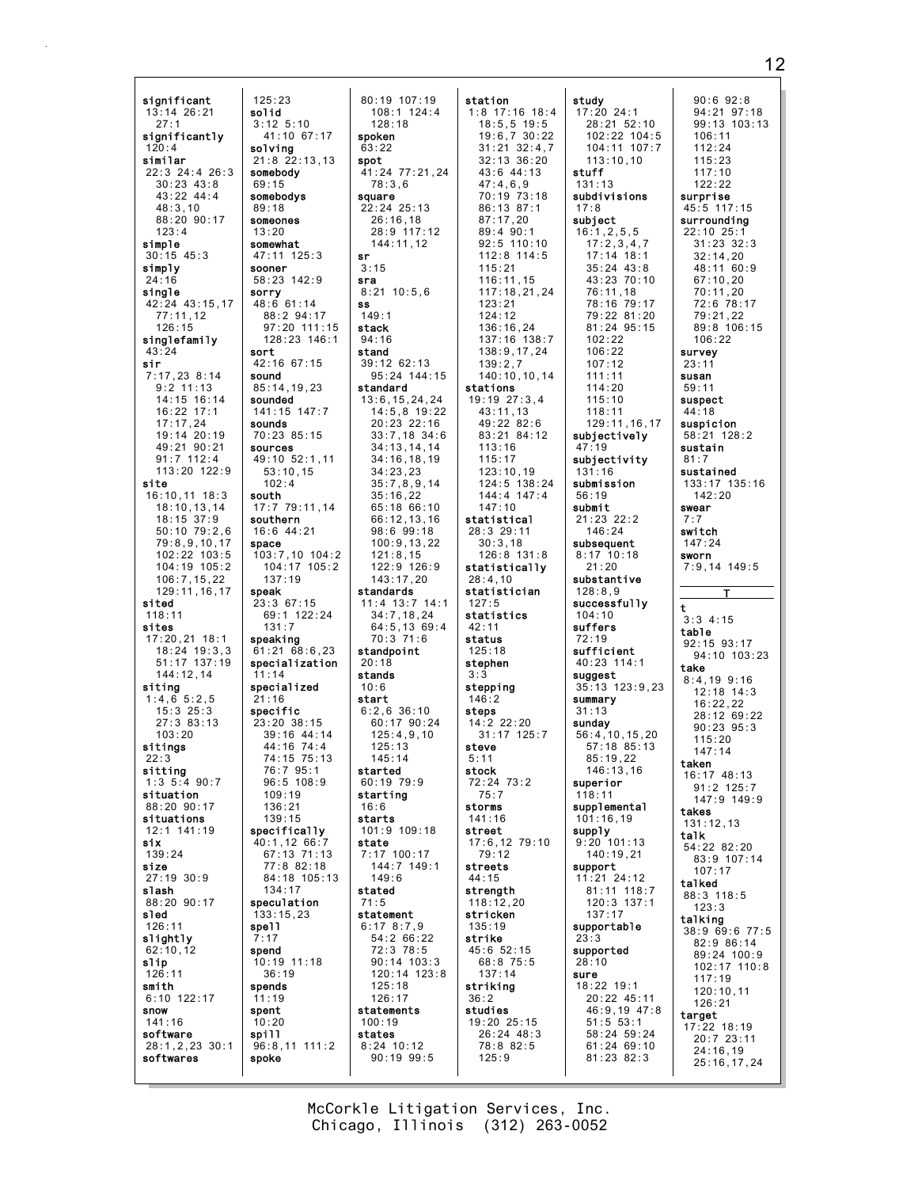**significant**
13:14 26:21 27:1
**significantly**
120:4
**similar**
22:3 24:4 26:3 30:23 43:8 43:22 44:4 48:3,10 88:20 90:17 123:4
**simple**
30:15 45:3
**simply**
24:16
**single**
42:24 43:15,17 77:11,12 126:15
**singlefamily**
43:24
**sir**
7:17,23 8:14 9:2 11:13 14:15 16:14 16:22 17:1 17:17,24 19:14 20:19 49:21 90:21 91:7 112:4 113:20 122:9
**site**
16:10,11 18:3 18:10,13,14 18:15 37:9 50:10 79:2,6 79:8,9,10,17 102:22 103:5 104:19 105:2 106:7,15,22 129:11,16,17
**sited**
118:11
**sites**
17:20,21 18:1 18:24 19:3,3 51:17 137:19 144:12,14
**siting**
1:4,6 5:2,5 15:3 25:3 27:3 83:13 103:20
**sitings**
22:3
**sitting**
1:3 5:4 90:7
**situation**
88:20 90:17
**situations**
12:1 141:19
**six**
139:24
**size**
27:19 30:9
**slash**
88:20 90:17
**sled**
126:11
**slightly**
62:10,12
**slip**
126:11
**smith**
6:10 122:17
**snow**
141:16
**software**
28:1,2,23 30:1
**softwares**
125:23
**solid**
3:12 5:10 41:10 67:17
**solving**
21:8 22:13,13
**somebody**
69:15
**somebodys**
89:18
**someones**
13:20
**somewhat**
47:11 125:3
**sooner**
58:23 142:9
**sorry**
48:6 61:14 88:2 94:17 97:20 111:15 128:23 146:1
**sort**
42:16 67:15
**sound**
85:14,19,23
**sounded**
141:15 147:7
**sounds**
70:23 85:15
**sources**
49:10 52:1,11 53:10,15 102:4
**south**
17:7 79:11,14
**southern**
16:6 44:21
**space**
103:7,10 104:2 104:17 105:2 137:19
**speak**
23:3 67:15 69:1 122:24 131:7
**speaking**
61:21 68:6,23
**specialization**
11:14
**specialized**
21:16
**specific**
23:20 38:15 39:16 44:14 44:16 74:4 74:15 75:13 76:7 95:1 96:5 108:9 109:19 136:21 139:15
**specifically**
40:1,12 66:7 67:13 71:13 77:8 82:18 84:18 105:13 134:17
**speculation**
133:15,23
**spell**
7:17
**spend**
10:19 11:18 36:19
**spends**
11:19
**spent**
10:20
**spill**
96:8,11 111:2
**spoke**
80:19 107:19 108:1 124:4 128:18
**spoken**
63:22
**spot**
41:24 77:21,24 78:3,6
**square**
22:24 25:13 26:16,18 28:9 117:12 144:11,12
**sr**
3:15
**sra**
8:21 10:5,6
**ss**
149:1
**stack**
94:16
**stand**
39:12 62:13 95:24 144:15
**standard**
13:6,15,24,24 14:5,8 19:22 20:23 22:16 33:7,18 34:6 34:13,14,14 34:16,18,19 34:23,23 35:7,8,9,14 35:16,22 65:18 66:10 66:12,13,16 98:6 99:18 100:9,13,22 121:8,15 122:9 126:9 143:17,20
**standards**
11:4 13:7 14:1 34:7,18,24 64:5,13 69:4 70:3 71:6
**standpoint**
20:18
**stands**
10:6
**start**
6:2,6 36:10 60:17 90:24 125:4,9,10 125:13 145:14
**started**
60:19 79:9
**starting**
16:6
**starts**
101:9 109:18
**state**
7:17 100:17 144:7 149:1 149:6
**stated**
71:5
**statement**
6:17 8:7,9 54:2 66:22 72:3 78:5 90:14 103:3 120:14 123:8 125:18 126:17
**statements**
100:19
**states**
8:24 10:12 90:19 99:5
**station**
1:8 17:16 18:4 18:5,5 19:5 19:6,7 30:22 31:21 32:4,7 32:13 36:20 43:6 44:13 47:4,6,9 70:19 73:18 86:13 87:1 87:17,20 89:4 90:1 92:5 110:10 112:8 114:5 115:21 116:11,15 117:18,21,24 123:21 124:12 136:16,24 137:16 138:7 138:9,17,24 139:2,7 140:10,10,14
**stations**
19:19 27:3,4 43:11,13 49:22 82:6 83:21 84:12 113:16 115:17 123:10,19 124:5 138:24 144:4 147:4 147:10
**statistical**
28:3 29:11 30:3,18 126:8 131:8
**statistically**
28:4,10
**statistician**
127:5
**statistics**
42:11
**status**
125:18
**stephen**
3:3
**stepping**
146:2
**steps**
14:2 22:20 31:17 125:7
**steve**
5:11
**stock**
72:24 73:2 75:7
**storms**
141:16
**street**
17:6,12 79:10 79:12
**streets**
44:15
**strength**
118:12,20
**stricken**
135:19
**strike**
45:6 52:15 68:8 75:5 137:14
**striking**
36:2
**studies**
19:20 25:15 26:24 48:3 78:8 82:5 125:9
**study**
17:20 24:1 28:21 52:10 102:22 104:5 104:11 107:7 113:10,10
**stuff**
131:13
**subdivisions**
17:8
**subject**
16:1,2,5,5 17:2,3,4,7 17:14 18:1 35:24 43:8 43:23 70:10 76:11,18 78:16 79:17 79:22 81:20 81:24 95:15 102:22 106:22 107:12 111:11 114:20 115:10 118:11 129:11,16,17
**subjectively**
47:19
**subjectivity**
131:16
**submission**
56:19
**submit**
21:23 22:2 146:24
**subsequent**
8:17 10:18 21:20
**substantive**
128:8,9
**successfully**
104:10
**suffers**
72:19
**sufficient**
40:23 114:1
**suggest**
35:13 123:9,23
**summary**
31:13
**sunday**
56:4,10,15,20 57:18 85:13 85:19,22 146:13,16
**superior**
118:11
**supplemental**
101:16,19
**supply**
9:20 101:13 140:19,21
**support**
11:21 24:12 81:11 118:7 120:3 137:1 137:17
**supportable**
23:3
**supported**
28:10
**sure**
18:22 19:1 20:22 45:11 46:9,19 47:8 51:5 53:1 58:24 59:24 61:24 69:10 81:23 82:3 90:6 92:8 94:21 97:18 99:13 103:13 106:11 112:24 115:23 117:10 122:22
**surprise**
45:5 117:15
**surrounding**
22:10 25:1 31:23 32:3 32:14,20 48:11 60:9 67:10,20 70:11,20 72:6 78:17 79:21,22 89:8 106:15 106:22
**survey**
23:11
**susan**
59:11
**suspect**
44:18
**suspicion**
58:21 128:2
**sustain**
81:7
**sustained**
133:17 135:16 142:20
**swear**
7:7
**switch**
147:24
**sworn**
7:9,14 149:5

## T

**t**
3:3 4:15
**table**
92:15 93:17 94:10 103:23
**take**
8:4,19 9:16 12:18 14:3 16:22,22 28:12 69:22 90:23 95:3 115:20 147:14
**taken**
16:17 48:13 91:2 125:7 147:9 149:9
**takes**
131:12,13
**talk**
54:22 82:20 83:9 107:14 107:17
**talked**
88:3 118:5 123:3
**talking**
38:9 69:6 77:5 82:9 86:14 89:24 100:9 102:17 110:8 117:19 120:10,11 126:21
**target**
17:22 18:19 20:7 23:11 24:16,19 25:16,17,24

McCorkle Litigation Services, Inc.
Chicago, Illinois (312) 263-0052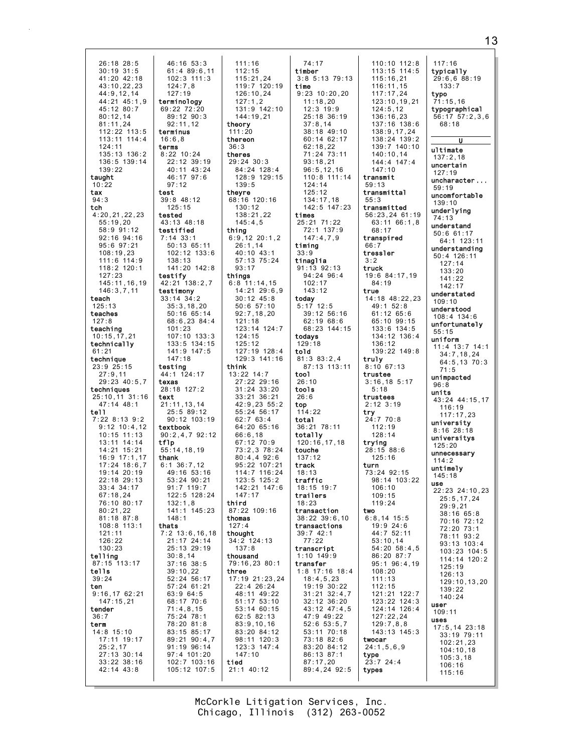26:18 28:5
30:19 31:5
41:20 42:18
43:10,22,23
44:9,12,14
44:21 45:1,9
45:12 80:7
80:12,14
81:11,24
112:22 113:5
113:11 114:4
124:11
135:13 136:2
136:5 139:14
139:22

**taught**
10:22

**tax**
94:3

**tch**
4:20,21,22,23
55:19,20
58:9 91:12
92:16 94:16
95:6 97:21
108:19,23
111:6 114:9
118:2 120:1
127:23
145:11,16,19
146:3,7,11

**teach**
125:13

**teaches**
127:8

**teaching**
10:15,17,21

**technically**
61:21

**technique**
23:9 25:15
27:9,11
29:23 40:5,7

**techniques**
25:10,11 31:16
47:14 48:1

**tell**
7:22 8:13 9:2
9:12 10:4,12
10:15 11:13
13:11 14:14
14:21 15:21
16:9 17:1,17
17:24 18:6,7
19:14 20:19
22:18 29:13
33:4 34:17
67:18,24
76:10 80:17
80:21,22
81:18 87:8
108:8 113:1
121:11
126:22
130:23

**telling**
87:15 113:17

**tells**
39:24

**ten**
9:16,17 62:21
147:15,21

**tender**
36:7

**term**
14:8 15:10
17:11 19:17
25:2,17
27:13 30:14
33:22 38:16
42:14 43:8

46:16 53:3
61:4 89:6,11
102:3 111:3
124:7,8
127:19

**terminology**
69:22 72:20
89:12 90:3
92:11,12

**terminus**
16:6,8

**terms**
8:22 10:24
22:12 39:19
40:11 43:24
46:17 97:6
97:12

**test**
39:8 48:12
125:15

**tested**
43:13 48:18

**testified**
7:14 33:1
50:13 65:11
102:12 133:6
138:13
141:20 142:8

**testify**
42:21 138:2,7

**testimony**
33:14 34:2
35:3,18,20
50:16 65:14
68:6,23 84:4
101:23
107:10 133:3
133:5 134:15
141:9 147:5
147:18

**testing**
44:1 124:17

**texas**
28:18 127:2

**text**
21:11,13,14
25:5 89:12
90:12 103:19

**textbook**
90:2,4,7 92:12

**tflp**
55:14,18,19

**thank**
6:1 36:7,12
49:16 53:16
53:24 90:21
91:7 119:7
122:5 128:24
132:1,8
141:1 145:23
148:1

**thats**
7:2 13:6,16,18
21:17 24:14
25:13 29:19
30:8,14
37:16 38:5
39:10,22
52:24 56:17
57:24 61:21
63:9 64:5
68:17 70:6
71:4,8,15
75:24 78:1
78:20 81:8
83:15 85:17
89:21 90:4,7
91:19 96:14
97:4 101:20
102:7 103:16
105:12 107:5

111:16
112:15
115:21,24
119:7 120:19
126:10,24
127:1,2
131:9 142:10
144:19,21

**theory**
111:20

**thereon**
36:3

**theres**
29:24 30:3
84:24 128:4
128:9 129:15
139:5

**theyre**
68:16 120:16
130:12
138:21,22
145:4,5

**thing**
6:9,12 20:1,2
26:1,14
40:10 43:1
57:13 75:24
93:17

**things**
6:8 11:14,15
14:21 29:6,9
30:12 45:8
50:6 57:10
92:7,18,20
121:18
123:14 124:7
124:15
125:12
127:19 128:4
129:3 141:16

**think**
13:22 14:7
27:22 29:16
31:24 33:20
33:21 36:21
42:9,23 55:2
55:24 56:17
62:7 63:4
64:20 65:16
66:6,18
67:12 70:9
73:2,3 78:24
80:4,4 92:6
95:22 107:21
114:7 116:24
123:5 125:2
142:21 147:6
147:17

**third**
87:22 109:16

**thomas**
127:4

**thought**
34:2 124:13
137:8

**thousand**
79:16,23 80:1

**three**
17:19 21:23,24
22:4 26:24
48:11 49:22
51:17 53:10
53:14 60:15
62:5 82:13
83:9,10,16
83:20 84:12
98:11 120:3
123:3 147:4
147:10

**tied**
21:1 40:12

74:17

**timber**
3:8 5:13 79:13

**time**
9:23 10:20,20
11:18,20
12:3 19:9
25:18 36:19
37:8,14
38:18 49:10
60:14 62:17
62:18,22
71:24 73:11
93:18,21
96:5,12,16
110:8 111:14
124:14
125:12
134:17,18
142:5 147:23

**times**
25:21 71:22
72:1 137:9
147:4,7,9

**timing**
33:9

**tinaglia**
91:13 92:13
94:24 96:4
102:17
143:12

**today**
5:17 12:5
39:12 56:16
62:19 68:6
68:23 144:15

**todays**
129:18

**told**
81:3 83:2,4
87:13 113:11

**tool**
26:10

**tools**
26:6

**top**
114:22

**total**
36:21 78:11

**totally**
120:16,17,18

**touche**
137:12

**track**
18:13

**traffic**
18:15 19:7

**trailers**
18:23

**transaction**
38:22 39:6,10

**transactions**
39:7 42:1
77:22

**transcript**
1:10 149:9

**transfer**
1:8 17:16 18:4
18:4,5,23
19:19 30:22
31:21 32:4,7
32:12 36:20
43:12 47:4,5
47:9 49:22
52:6 53:5,7
53:11 70:18
73:18 82:6
83:20 84:12
86:13 87:1
87:17,20
89:4,24 92:5

110:10 112:8
113:15 114:5
115:16,21
116:11,15
117:17,24
123:10,19,21
124:5,12
136:16,23
137:16 138:6
138:9,17,24
138:24 139:2
139:7 140:10
140:10,14
144:4 147:4
147:10

**transmit**
59:13

**transmittal**
55:3

**transmitted**
56:23,24 61:19
63:11 66:1,8
68:17

**transpired**
66:7

**tressler**
3:2

**truck**
19:6 84:17,19
84:19

**true**
14:18 48:22,23
49:1 52:8
61:12 65:6
65:10 99:15
133:6 134:5
134:12 136:4
136:12
139:22 149:8

**truly**
8:10 67:13

**trustee**
3:16,18 5:17
5:18

**trustees**
2:12 3:19

**try**
24:7 70:8
112:19
128:14

**trying**
28:15 88:6
125:16

**turn**
73:24 92:15
98:14 103:22
106:10
109:15
119:24

**two**
6:8,14 15:5
19:9 24:6
44:7 52:11
53:10,14
54:20 58:4,5
86:20 87:7
95:1 96:4,19
108:20
111:13
112:15
121:21 122:7
123:22 124:3
124:14 126:4
127:22,24
129:7,8,8
143:13 145:3

**twocar**
24:1,5,6,9

**type**
23:7 24:4

**types**

117:16

**typically**
29:6,6 88:19
133:7

**typo**
71:15,16

**typographical**
56:17 57:2,3,6
68:18

## U

**ultimate**
137:2,18

**uncertain**
127:19

**uncharacter...**
59:19

**uncomfortable**
139:10

**underlying**
74:13

**understand**
50:6 61:17
64:1 123:11

**understanding**
50:4 126:11
127:14
133:20
141:22
142:17

**understated**
109:10

**understood**
108:4 134:6

**unfortunately**
55:15

**uniform**
11:4 13:7 14:1
34:7,18,24
64:5,13 70:3
71:5

**unimpacted**
96:8

**units**
43:24 44:15,17
116:19
117:17,23

**university**
8:16 28:18

**universitys**
125:20

**unnecessary**
114:2

**untimely**
145:18

**use**
22:23 24:10,23
25:5,17,24
29:9,21
38:16 65:8
70:16 72:12
72:20 73:1
78:11 93:2
93:13 103:4
103:23 104:5
114:14 120:2
125:19
126:13
129:10,13,20
139:22
140:24

**user**
109:11

**uses**
17:5,14 23:18
33:19 79:11
102:21,23
104:10,18
105:3,18
106:16
115:16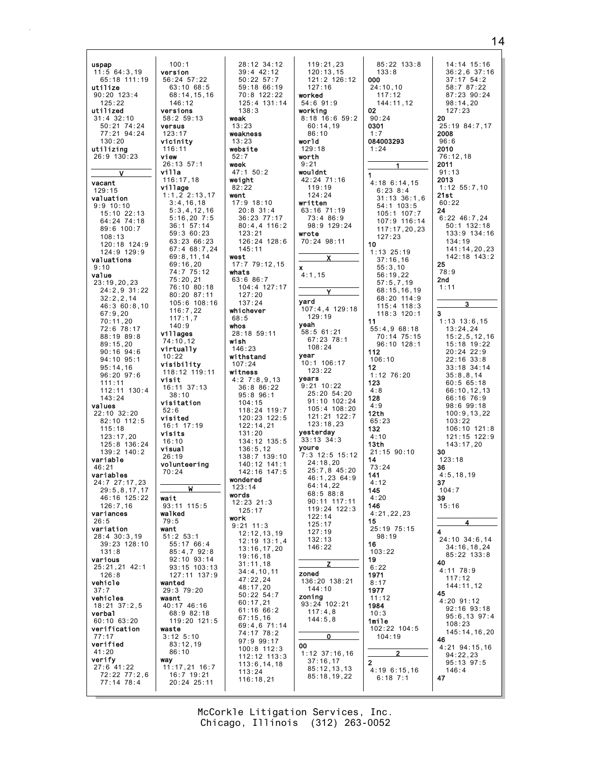**uspap**
11:5 64:3,19
65:18 111:19
**utilize**
90:20 123:4
125:22
**utilized**
31:4 32:10
50:21 74:24
77:21 94:24
130:20
**utilizing**
26:9 130:23

**V**

**vacant**
129:15
**valuation**
9:9 10:10
15:10 22:13
64:24 74:18
89:6 100:7
108:13
120:18 124:9
124:9 129:9
**valuations**
9:10
**value**
23:19,20,23
24:2,9 31:22
32:2,2,14
46:3 60:8,10
67:9,20
70:11,20
72:6 78:17
88:19 89:8
89:15,20
90:16 94:6
94:10 95:1
95:14,16
96:20 97:6
111:11
112:11 130:4
143:24
**values**
22:10 32:20
82:10 112:5
115:18
123:17,20
125:8 136:24
139:2 140:2
**variable**
46:21
**variables**
24:7 27:17,23
29:5,8,17,17
46:16 125:22
126:7,16
**variances**
26:5
**variation**
28:4 30:3,19
39:23 128:10
131:8
**various**
25:21,21 42:1
126:8
**vehicle**
37:7
**vehicles**
18:21 37:2,5
**verbal**
60:10 63:20
**verification**
77:17
**verified**
41:20
**verify**
27:6 41:22
72:22 77:2,6
77:14 78:4
100:1
**version**
56:24 57:22
63:10 68:5
68:14,15,16
146:12
**versions**
58:2 59:13
**versus**
123:17
**vicinity**
116:11
**view**
26:13 57:1
**villa**
116:17,18
**village**
1:1,2 2:13,17
3:4,16,18
5:3,4,12,16
5:16,20 7:5
36:1 57:14
59:3 60:23
63:23 66:23
67:4 68:7,24
69:8,11,14
69:16,20
74:7 75:12
75:20,21
76:10 80:18
80:20 87:11
105:6 108:16
116:7,22
117:1,7
140:9
**villages**
74:10,12
**virtually**
10:22
**visibility**
118:12 119:11
**visit**
16:11 37:13
38:10
**visitation**
52:6
**visited**
16:1 17:19
**visits**
16:10
**visual**
26:19
**volunteering**
70:24

**W**

**wait**
93:11 115:5
**walked**
79:5
**want**
51:2 53:1
55:17 66:4
85:4,7 92:8
92:10 93:14
93:15 103:13
127:11 137:9
**wanted**
29:3 79:20
**wasnt**
40:17 46:16
68:9 82:18
119:20 121:5
**waste**
3:12 5:10
83:12,19
86:10
**way**
11:17,21 16:7
16:7 19:21
20:24 25:11
28:12 34:12
39:4 42:12
50:22 57:7
59:18 66:19
70:8 122:22
125:4 131:14
138:3
**weak**
13:23
**weakness**
13:23
**website**
52:7
**week**
47:1 50:2
**weight**
82:22
**went**
17:9 18:10
20:8 31:4
36:23 77:17
80:4,4 116:2
123:21
126:24 128:6
145:11
**west**
17:7 79:12,15
**whats**
63:6 86:7
104:4 127:17
127:20
137:24
**whichever**
68:5
**whos**
28:18 59:11
**wish**
146:23
**withstand**
107:24
**witness**
4:2 7:8,9,13
36:8 86:22
95:8 96:1
104:15
118:24 119:7
120:23 122:5
122:14,21
131:20
134:12 135:5
136:5,12
138:7 139:10
140:12 141:1
142:16 147:5
**wondered**
123:14
**words**
12:23 21:3
125:17
**work**
9:21 11:3
12:12,13,19
12:19 13:1,4
13:16,17,20
19:16,18
31:11,18
34:4,10,11
47:22,24
48:17,20
50:22 54:7
60:17,21
61:16 66:2
67:15,16
69:4,6 71:14
74:17 78:2
97:9 99:17
100:8 112:3
112:12 113:3
113:6,14,18
113:24
116:18,21
119:21,23
120:13,15
121:2 126:12
127:16
**worked**
54:6 91:9
**working**
8:18 16:6 59:2
60:14,19
86:10
**world**
129:18
**worth**
9:21
**wouldnt**
42:24 71:16
119:19
124:24
**written**
63:16 71:19
73:4 86:9
98:9 129:24
**wrote**
70:24 98:11

**X**

**x**
4:1,15

**Y**

**yard**
107:4,4 129:18
129:19
**yeah**
58:5 61:21
67:23 78:1
108:24
**year**
10:1 106:17
123:22
**years**
9:21 10:22
25:20 54:20
91:10 102:24
105:4 108:20
121:21 122:7
123:18,23
**yesterday**
33:13 34:3
**youre**
7:3 12:5 15:12
24:18,20
25:7,8 45:20
46:1,23 64:9
64:14,22
68:5 88:8
90:11 117:11
119:24 122:3
122:14
125:17
127:19
132:13
146:22

**Z**

**zoned**
136:20 138:21
144:10
**zoning**
93:24 102:21
117:4,8
144:5,8

**0**

**00**
1:12 37:16,16
37:16,17
85:12,13,13
85:18,19,22
85:22 133:8
133:8
**000**
24:10,10
117:12
144:11,12
**02**
90:24
**0301**
1:7
**084003293**
1:24

**1**

**1**
4:18 6:14,15
6:23 8:4
31:13 36:1,6
54:1 103:5
105:1 107:7
107:9 116:14
117:17,20,23
127:23
**10**
1:13 25:19
37:16,16
55:3,10
56:19,22
57:5,7,19
68:15,16,19
68:20 114:9
115:4 118:3
118:3 120:1
**11**
55:4,9 68:18
70:14 75:15
96:10 128:1
**112**
106:10
**12**
1:12 76:20
**123**
4:8
**128**
4:9
**12th**
65:23
**132**
4:10
**13th**
21:15 90:10
**14**
73:24
**141**
4:12
**145**
4:20
**146**
4:21,22,23
**15**
25:19 75:15
98:19
**16**
103:22
**19**
6:22
**1971**
8:17
**1977**
11:12
**1984**
10:3
**1mile**
102:22 104:5
104:19

**2**

**2**
4:19 6:15,16
6:18 7:1
14:14 15:16
36:2,6 37:16
37:17 54:2
58:7 87:22
87:23 90:24
98:14,20
127:23
**20**
25:19 84:7,17
**2008**
96:6
**2010**
76:12,18
**2011**
91:13
**2013**
1:12 55:7,10
**21st**
60:22
**24**
6:22 46:7,24
50:1 132:18
133:9 134:16
134:19
141:14,20,23
142:18 143:2
**25**
78:9
**2nd**
1:11

**3**

**3**
1:13 13:6,15
13:24,24
15:2,5,12,16
15:18 19:22
20:24 22:9
22:16 33:8
33:18 34:14
35:8,8,14
60:5 65:18
66:10,12,13
66:16 76:9
98:6 99:18
100:9,13,22
103:22
106:10 121:8
121:15 122:9
143:17,20
**30**
123:18
**36**
4:5,18,19
**37**
104:7
**39**
15:16

**4**

**4**
24:10 34:6,14
34:16,18,24
85:22 133:8
**40**
4:11 78:9
117:12
144:11,12
**45**
4:20 91:12
92:16 93:18
95:6,13 97:4
108:23
145:14,16,20
**46**
4:21 94:15,16
94:22,23
95:13 97:5
146:4
**47**

McCorkle Litigation Services, Inc.
Chicago, Illinois (312) 263-0052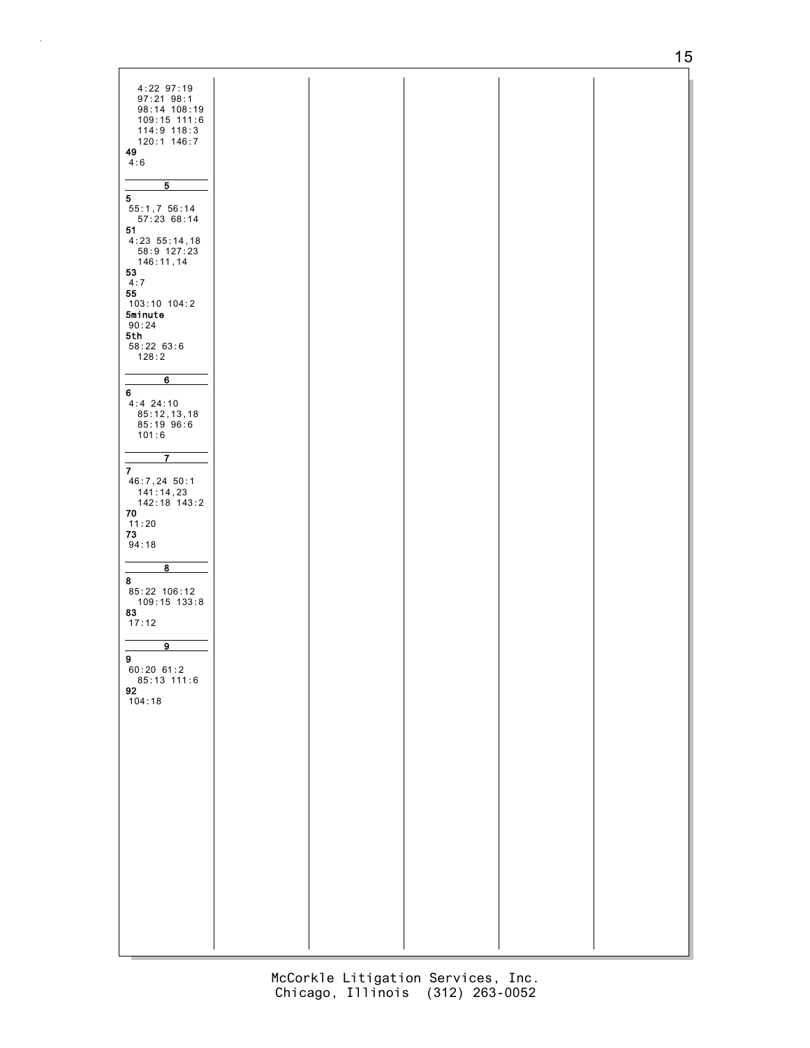4:22 97:19
97:21 98:1
98:14 108:19
109:15 111:6
114:9 118:3
120:1 146:7

**49**
4:6

**5**

**5**
55:1,7 56:14
57:23 68:14

**51**
4:23 55:14,18
58:9 127:23
146:11,14

**53**
4:7

**55**
103:10 104:2

**5minute**
90:24

**5th**
58:22 63:6
128:2

**6**

**6**
4:4 24:10
85:12,13,18
85:19 96:6
101:6

**7**

**7**
46:7,24 50:1
141:14,23
142:18 143:2

**70**
11:20

**73**
94:18

**8**

**8**
85:22 106:12
109:15 133:8

**83**
17:12

**9**

**9**
60:20 61:2
85:13 111:6

**92**
104:18

McCorkle Litigation Services, Inc.
Chicago, Illinois (312) 263-0052